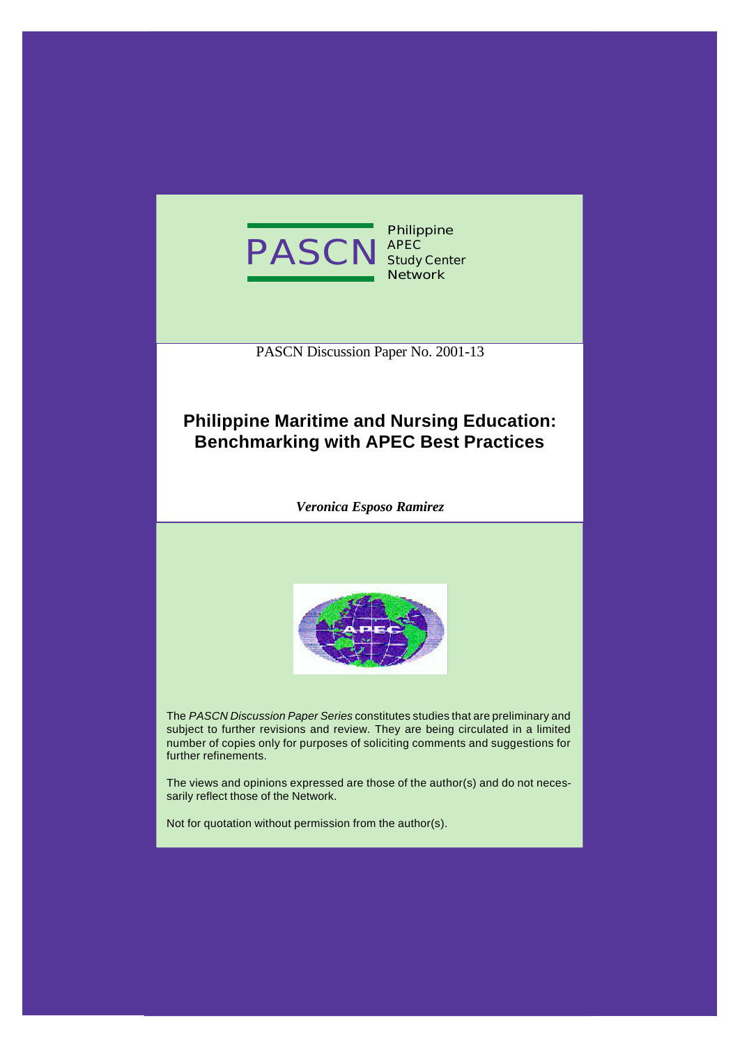PASCN Philippine APEC Study Center Network

PASCN Discussion Paper No. 2001-13

# Philippine Maritime and Nursing Education: Benchmarking with APEC Best Practices

***Veronica Esposo Ramirez***

The *PASCN Discussion Paper Series* constitutes studies that are preliminary and subject to further revisions and review. They are being circulated in a limited number of copies only for purposes of soliciting comments and suggestions for further refinements.

The views and opinions expressed are those of the author(s) and do not necessarily reflect those of the Network.

Not for quotation without permission from the author(s).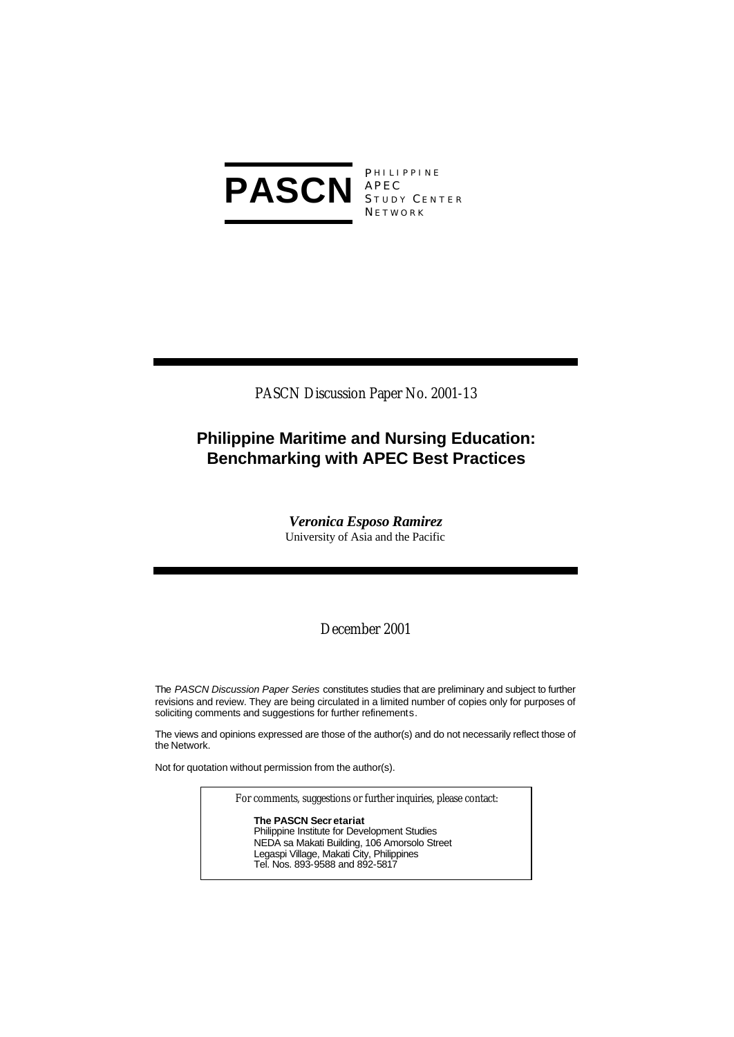**PASCN** PHILIPPINE APEC STUDY CENTER NETWORK

PASCN Discussion Paper No. 2001-13

# Philippine Maritime and Nursing Education: Benchmarking with APEC Best Practices

***Veronica Esposo Ramirez***
University of Asia and the Pacific

December 2001

The *PASCN Discussion Paper Series* constitutes studies that are preliminary and subject to further revisions and review. They are being circulated in a limited number of copies only for purposes of soliciting comments and suggestions for further refinements.

The views and opinions expressed are those of the author(s) and do not necessarily reflect those of the Network.

Not for quotation without permission from the author(s).

For comments, suggestions or further inquiries, please contact:

**The PASCN Secretariat**
Philippine Institute for Development Studies
NEDA sa Makati Building, 106 Amorsolo Street
Legaspi Village, Makati City, Philippines
Tel. Nos. 893-9588 and 892-5817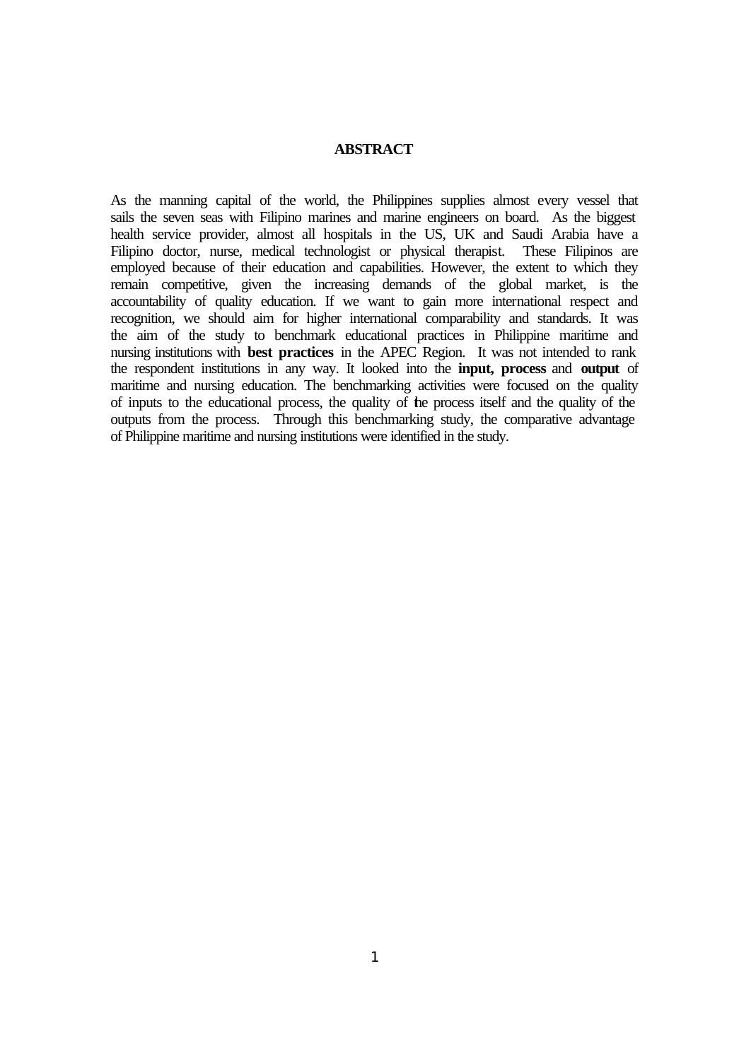# ABSTRACT

As the manning capital of the world, the Philippines supplies almost every vessel that sails the seven seas with Filipino marines and marine engineers on board. As the biggest health service provider, almost all hospitals in the US, UK and Saudi Arabia have a Filipino doctor, nurse, medical technologist or physical therapist. These Filipinos are employed because of their education and capabilities. However, the extent to which they remain competitive, given the increasing demands of the global market, is the accountability of quality education. If we want to gain more international respect and recognition, we should aim for higher international comparability and standards. It was the aim of the study to benchmark educational practices in Philippine maritime and nursing institutions with **best practices** in the APEC Region. It was not intended to rank the respondent institutions in any way. It looked into the **input, process** and **output** of maritime and nursing education. The benchmarking activities were focused on the quality of inputs to the educational process, the quality of the process itself and the quality of the outputs from the process. Through this benchmarking study, the comparative advantage of Philippine maritime and nursing institutions were identified in the study.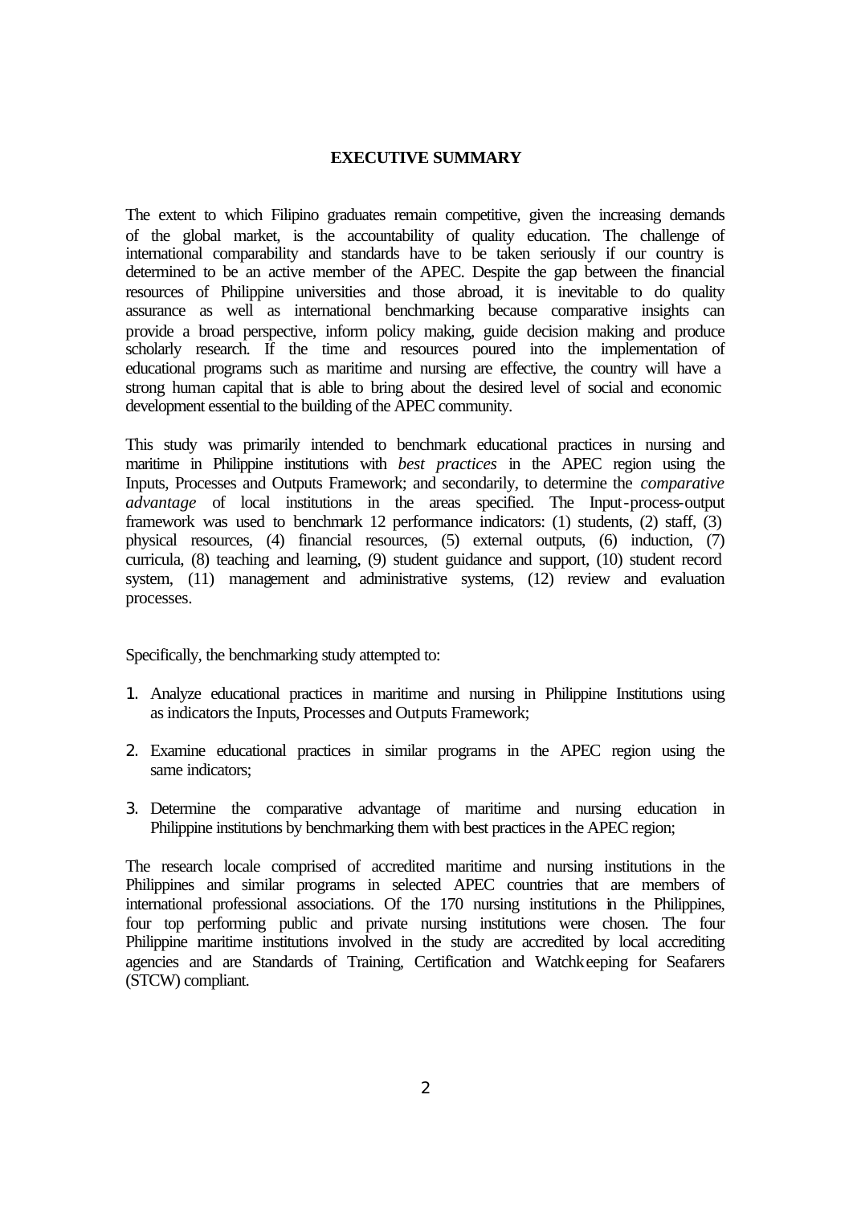## EXECUTIVE SUMMARY

The extent to which Filipino graduates remain competitive, given the increasing demands of the global market, is the accountability of quality education. The challenge of international comparability and standards have to be taken seriously if our country is determined to be an active member of the APEC. Despite the gap between the financial resources of Philippine universities and those abroad, it is inevitable to do quality assurance as well as international benchmarking because comparative insights can provide a broad perspective, inform policy making, guide decision making and produce scholarly research. If the time and resources poured into the implementation of educational programs such as maritime and nursing are effective, the country will have a strong human capital that is able to bring about the desired level of social and economic development essential to the building of the APEC community.

This study was primarily intended to benchmark educational practices in nursing and maritime in Philippine institutions with *best practices* in the APEC region using the Inputs, Processes and Outputs Framework; and secondarily, to determine the *comparative advantage* of local institutions in the areas specified. The Input-process-output framework was used to benchmark 12 performance indicators: (1) students, (2) staff, (3) physical resources, (4) financial resources, (5) external outputs, (6) induction, (7) curricula, (8) teaching and learning, (9) student guidance and support, (10) student record system, (11) management and administrative systems, (12) review and evaluation processes.

Specifically, the benchmarking study attempted to:

1. Analyze educational practices in maritime and nursing in Philippine Institutions using as indicators the Inputs, Processes and Outputs Framework;
2. Examine educational practices in similar programs in the APEC region using the same indicators;
3. Determine the comparative advantage of maritime and nursing education in Philippine institutions by benchmarking them with best practices in the APEC region;

The research locale comprised of accredited maritime and nursing institutions in the Philippines and similar programs in selected APEC countries that are members of international professional associations. Of the 170 nursing institutions in the Philippines, four top performing public and private nursing institutions were chosen. The four Philippine maritime institutions involved in the study are accredited by local accrediting agencies and are Standards of Training, Certification and Watchkeeping for Seafarers (STCW) compliant.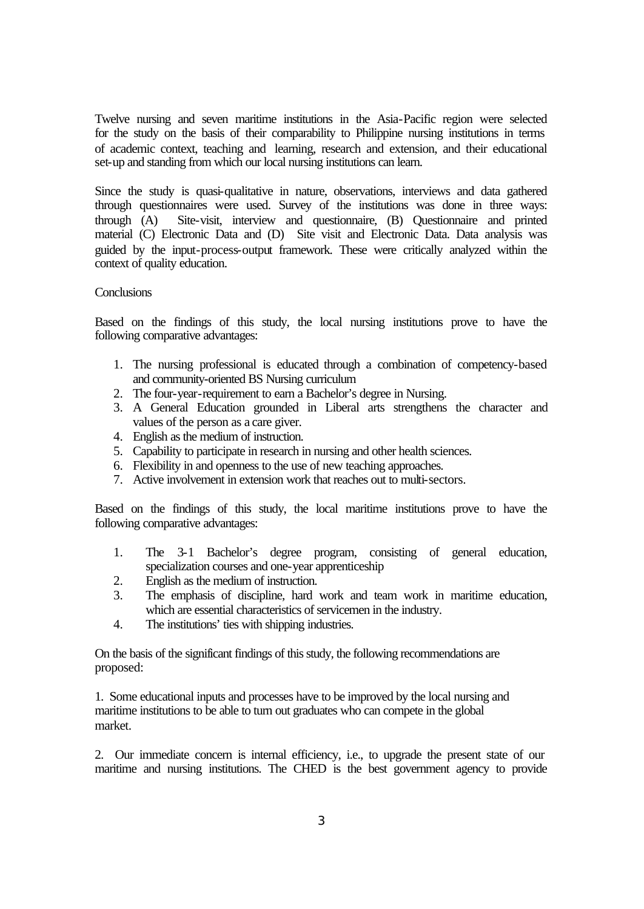Twelve nursing and seven maritime institutions in the Asia-Pacific region were selected for the study on the basis of their comparability to Philippine nursing institutions in terms of academic context, teaching and learning, research and extension, and their educational set-up and standing from which our local nursing institutions can learn.

Since the study is quasi-qualitative in nature, observations, interviews and data gathered through questionnaires were used. Survey of the institutions was done in three ways: through (A) Site-visit, interview and questionnaire, (B) Questionnaire and printed material (C) Electronic Data and (D) Site visit and Electronic Data. Data analysis was guided by the input-process-output framework. These were critically analyzed within the context of quality education.

Conclusions

Based on the findings of this study, the local nursing institutions prove to have the following comparative advantages:

1. The nursing professional is educated through a combination of competency-based and community-oriented BS Nursing curriculum
2. The four-year-requirement to earn a Bachelor's degree in Nursing.
3. A General Education grounded in Liberal arts strengthens the character and values of the person as a care giver.
4. English as the medium of instruction.
5. Capability to participate in research in nursing and other health sciences.
6. Flexibility in and openness to the use of new teaching approaches.
7. Active involvement in extension work that reaches out to multi-sectors.

Based on the findings of this study, the local maritime institutions prove to have the following comparative advantages:

1. The 3-1 Bachelor's degree program, consisting of general education, specialization courses and one-year apprenticeship
2. English as the medium of instruction.
3. The emphasis of discipline, hard work and team work in maritime education, which are essential characteristics of servicemen in the industry.
4. The institutions' ties with shipping industries.

On the basis of the significant findings of this study, the following recommendations are proposed:

1. Some educational inputs and processes have to be improved by the local nursing and maritime institutions to be able to turn out graduates who can compete in the global market.

2. Our immediate concern is internal efficiency, i.e., to upgrade the present state of our maritime and nursing institutions. The CHED is the best government agency to provide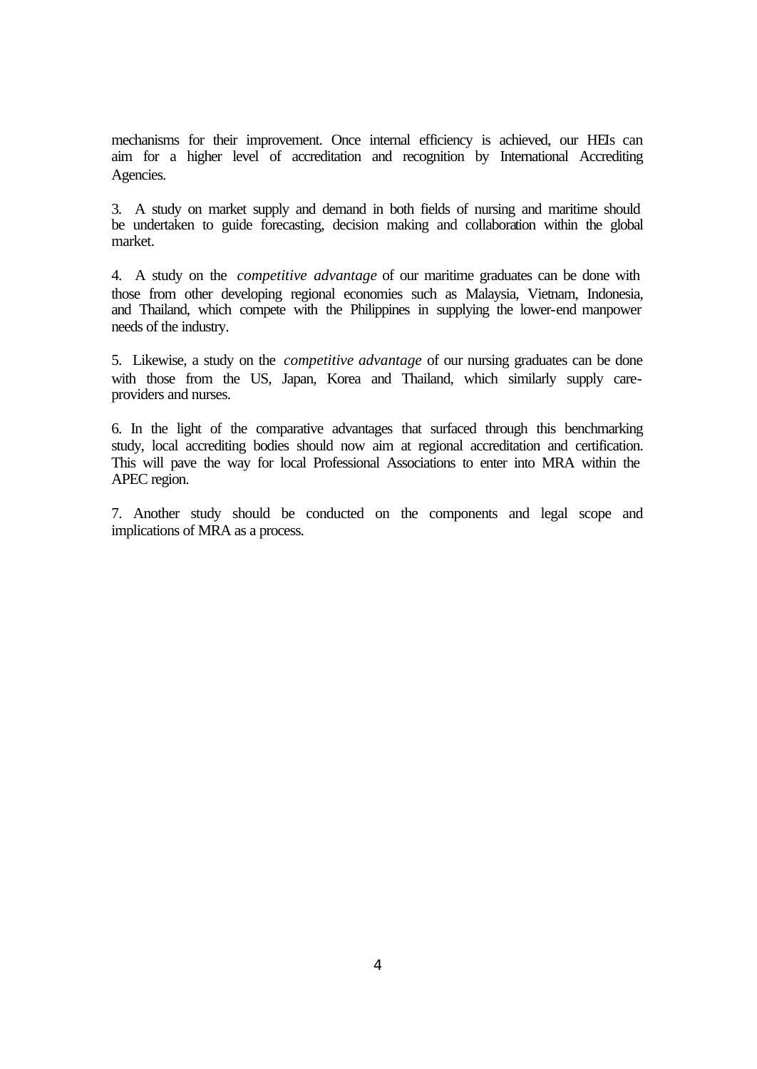mechanisms for their improvement. Once internal efficiency is achieved, our HEIs can aim for a higher level of accreditation and recognition by International Accrediting Agencies.

3. A study on market supply and demand in both fields of nursing and maritime should be undertaken to guide forecasting, decision making and collaboration within the global market.

4. A study on the *competitive advantage* of our maritime graduates can be done with those from other developing regional economies such as Malaysia, Vietnam, Indonesia, and Thailand, which compete with the Philippines in supplying the lower-end manpower needs of the industry.

5. Likewise, a study on the *competitive advantage* of our nursing graduates can be done with those from the US, Japan, Korea and Thailand, which similarly supply care-providers and nurses.

6. In the light of the comparative advantages that surfaced through this benchmarking study, local accrediting bodies should now aim at regional accreditation and certification. This will pave the way for local Professional Associations to enter into MRA within the APEC region.

7. Another study should be conducted on the components and legal scope and implications of MRA as a process.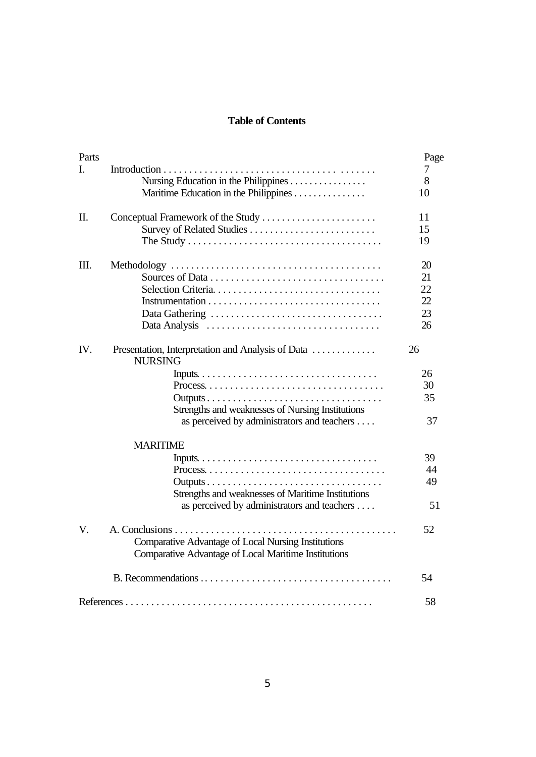# Table of Contents

| Parts | | Page |
|---|---|---|
| I. | Introduction | 7 |
| | Nursing Education in the Philippines | 8 |
| | Maritime Education in the Philippines | 10 |
| II. | Conceptual Framework of the Study | 11 |
| | Survey of Related Studies | 15 |
| | The Study | 19 |
| III. | Methodology | 20 |
| | Sources of Data | 21 |
| | Selection Criteria | 22 |
| | Instrumentation | 22 |
| | Data Gathering | 23 |
| | Data Analysis | 26 |
| IV. | Presentation, Interpretation and Analysis of Data | 26 |
| | NURSING | |
| | Inputs | 26 |
| | Process | 30 |
| | Outputs | 35 |
| | Strengths and weaknesses of Nursing Institutions as perceived by administrators and teachers | 37 |
| | MARITIME | |
| | Inputs | 39 |
| | Process | 44 |
| | Outputs | 49 |
| | Strengths and weaknesses of Maritime Institutions as perceived by administrators and teachers | 51 |
| V. | A. Conclusions | 52 |
| | Comparative Advantage of Local Nursing Institutions | |
| | Comparative Advantage of Local Maritime Institutions | |
| | B. Recommendations | 54 |
| References | | 58 |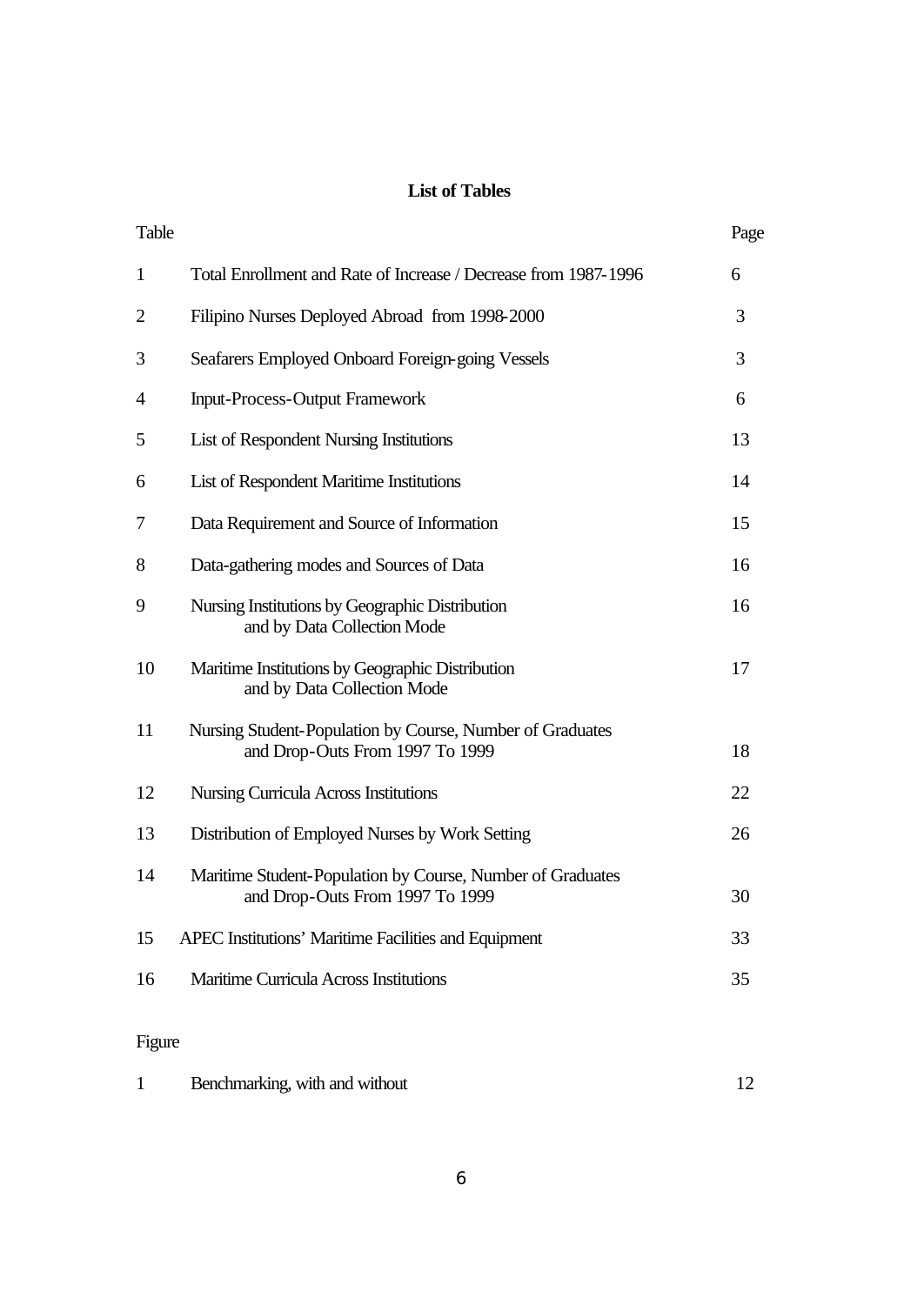## List of Tables

| Table | | Page |
|---|---|---|
| 1 | Total Enrollment and Rate of Increase / Decrease from 1987-1996 | 6 |
| 2 | Filipino Nurses Deployed Abroad from 1998-2000 | 3 |
| 3 | Seafarers Employed Onboard Foreign-going Vessels | 3 |
| 4 | Input-Process-Output Framework | 6 |
| 5 | List of Respondent Nursing Institutions | 13 |
| 6 | List of Respondent Maritime Institutions | 14 |
| 7 | Data Requirement and Source of Information | 15 |
| 8 | Data-gathering modes and Sources of Data | 16 |
| 9 | Nursing Institutions by Geographic Distribution and by Data Collection Mode | 16 |
| 10 | Maritime Institutions by Geographic Distribution and by Data Collection Mode | 17 |
| 11 | Nursing Student-Population by Course, Number of Graduates and Drop-Outs From 1997 To 1999 | 18 |
| 12 | Nursing Curricula Across Institutions | 22 |
| 13 | Distribution of Employed Nurses by Work Setting | 26 |
| 14 | Maritime Student-Population by Course, Number of Graduates and Drop-Outs From 1997 To 1999 | 30 |
| 15 | APEC Institutions' Maritime Facilities and Equipment | 33 |
| 16 | Maritime Curricula Across Institutions | 35 |

| Figure | | |
|---|---|---|
| 1 | Benchmarking, with and without | 12 |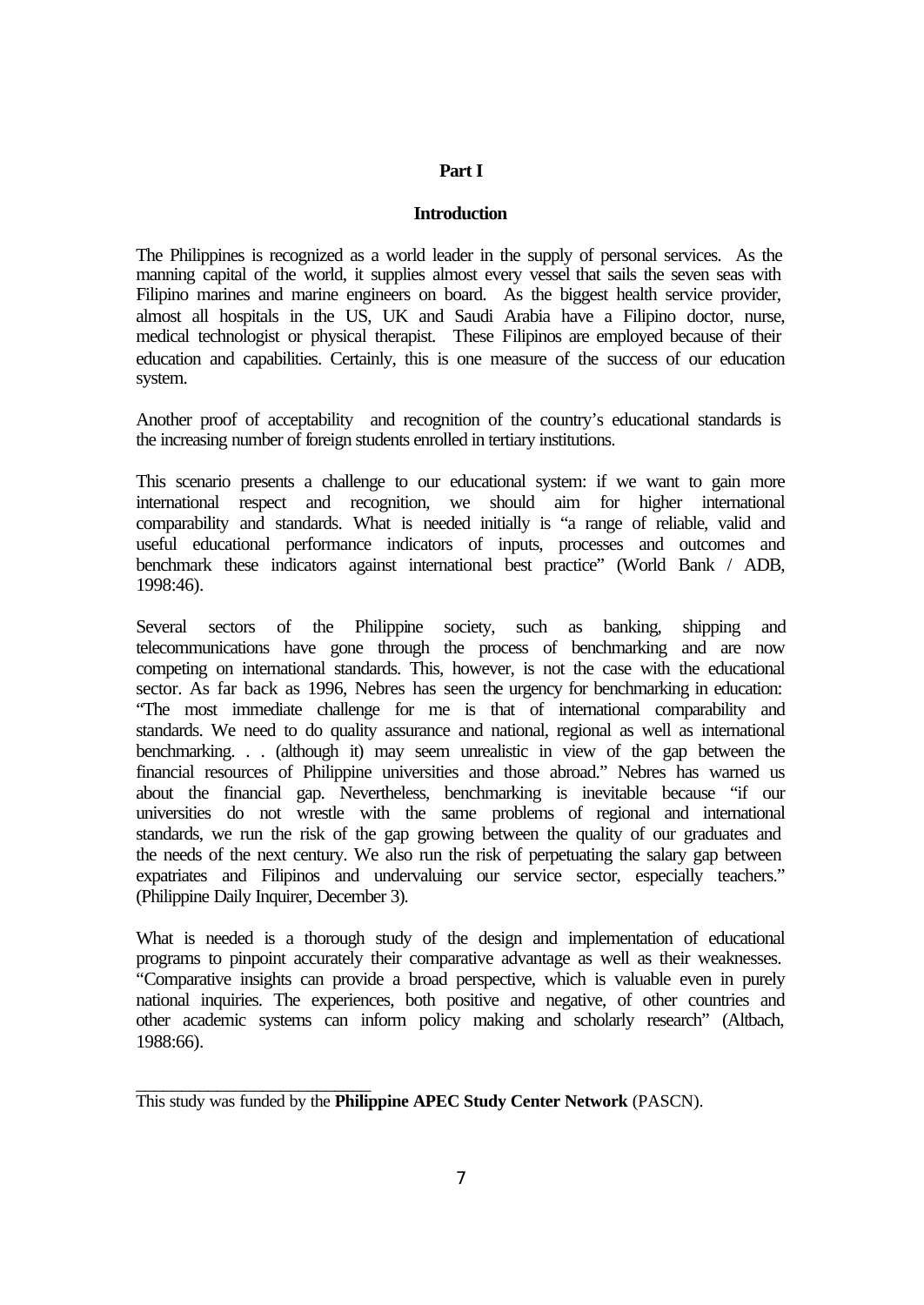# Part I

## Introduction

The Philippines is recognized as a world leader in the supply of personal services. As the manning capital of the world, it supplies almost every vessel that sails the seven seas with Filipino marines and marine engineers on board. As the biggest health service provider, almost all hospitals in the US, UK and Saudi Arabia have a Filipino doctor, nurse, medical technologist or physical therapist. These Filipinos are employed because of their education and capabilities. Certainly, this is one measure of the success of our education system.

Another proof of acceptability and recognition of the country's educational standards is the increasing number of foreign students enrolled in tertiary institutions.

This scenario presents a challenge to our educational system: if we want to gain more international respect and recognition, we should aim for higher international comparability and standards. What is needed initially is "a range of reliable, valid and useful educational performance indicators of inputs, processes and outcomes and benchmark these indicators against international best practice" (World Bank / ADB, 1998:46).

Several sectors of the Philippine society, such as banking, shipping and telecommunications have gone through the process of benchmarking and are now competing on international standards. This, however, is not the case with the educational sector. As far back as 1996, Nebres has seen the urgency for benchmarking in education: "The most immediate challenge for me is that of international comparability and standards. We need to do quality assurance and national, regional as well as international benchmarking. . . (although it) may seem unrealistic in view of the gap between the financial resources of Philippine universities and those abroad." Nebres has warned us about the financial gap. Nevertheless, benchmarking is inevitable because "if our universities do not wrestle with the same problems of regional and international standards, we run the risk of the gap growing between the quality of our graduates and the needs of the next century. We also run the risk of perpetuating the salary gap between expatriates and Filipinos and undervaluing our service sector, especially teachers." (Philippine Daily Inquirer, December 3).

What is needed is a thorough study of the design and implementation of educational programs to pinpoint accurately their comparative advantage as well as their weaknesses. "Comparative insights can provide a broad perspective, which is valuable even in purely national inquiries. The experiences, both positive and negative, of other countries and other academic systems can inform policy making and scholarly research" (Altbach, 1988:66).

---

This study was funded by the **Philippine APEC Study Center Network** (PASCN).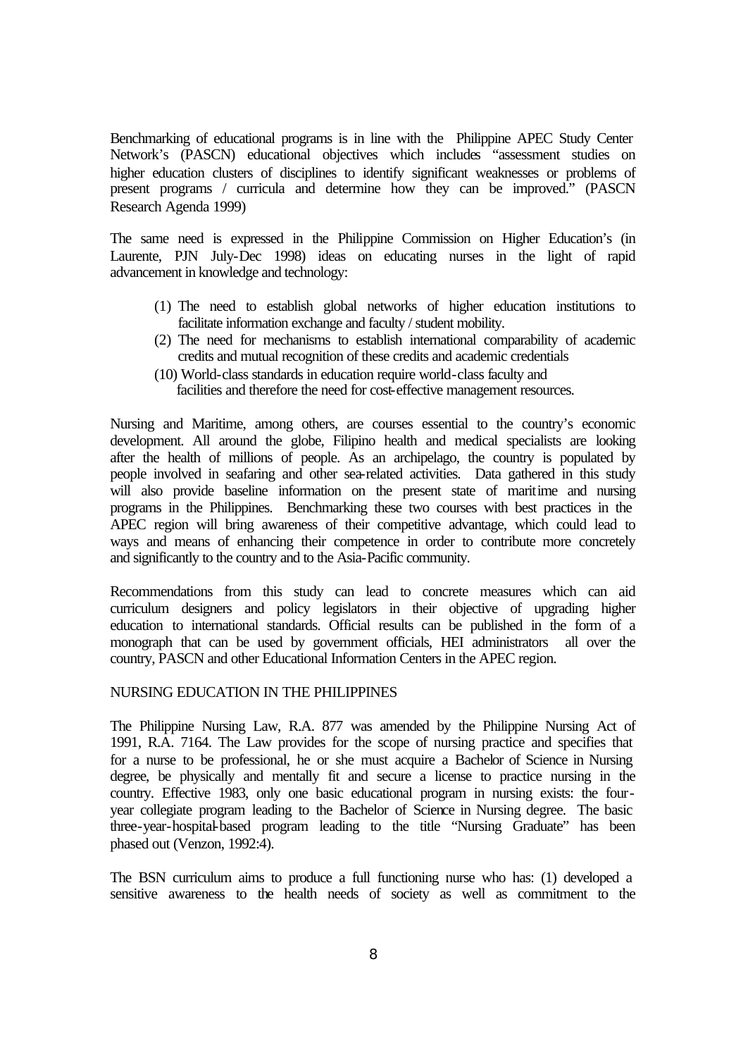Benchmarking of educational programs is in line with the Philippine APEC Study Center Network's (PASCN) educational objectives which includes "assessment studies on higher education clusters of disciplines to identify significant weaknesses or problems of present programs / curricula and determine how they can be improved." (PASCN Research Agenda 1999)

The same need is expressed in the Philippine Commission on Higher Education's (in Laurente, PJN July-Dec 1998) ideas on educating nurses in the light of rapid advancement in knowledge and technology:

(1) The need to establish global networks of higher education institutions to facilitate information exchange and faculty / student mobility.
(2) The need for mechanisms to establish international comparability of academic credits and mutual recognition of these credits and academic credentials
(10) World-class standards in education require world-class faculty and facilities and therefore the need for cost-effective management resources.

Nursing and Maritime, among others, are courses essential to the country's economic development. All around the globe, Filipino health and medical specialists are looking after the health of millions of people. As an archipelago, the country is populated by people involved in seafaring and other sea-related activities. Data gathered in this study will also provide baseline information on the present state of maritime and nursing programs in the Philippines. Benchmarking these two courses with best practices in the APEC region will bring awareness of their competitive advantage, which could lead to ways and means of enhancing their competence in order to contribute more concretely and significantly to the country and to the Asia-Pacific community.

Recommendations from this study can lead to concrete measures which can aid curriculum designers and policy legislators in their objective of upgrading higher education to international standards. Official results can be published in the form of a monograph that can be used by government officials, HEI administrators all over the country, PASCN and other Educational Information Centers in the APEC region.

## NURSING EDUCATION IN THE PHILIPPINES

The Philippine Nursing Law, R.A. 877 was amended by the Philippine Nursing Act of 1991, R.A. 7164. The Law provides for the scope of nursing practice and specifies that for a nurse to be professional, he or she must acquire a Bachelor of Science in Nursing degree, be physically and mentally fit and secure a license to practice nursing in the country. Effective 1983, only one basic educational program in nursing exists: the four-year collegiate program leading to the Bachelor of Science in Nursing degree. The basic three-year-hospital-based program leading to the title "Nursing Graduate" has been phased out (Venzon, 1992:4).

The BSN curriculum aims to produce a full functioning nurse who has: (1) developed a sensitive awareness to the health needs of society as well as commitment to the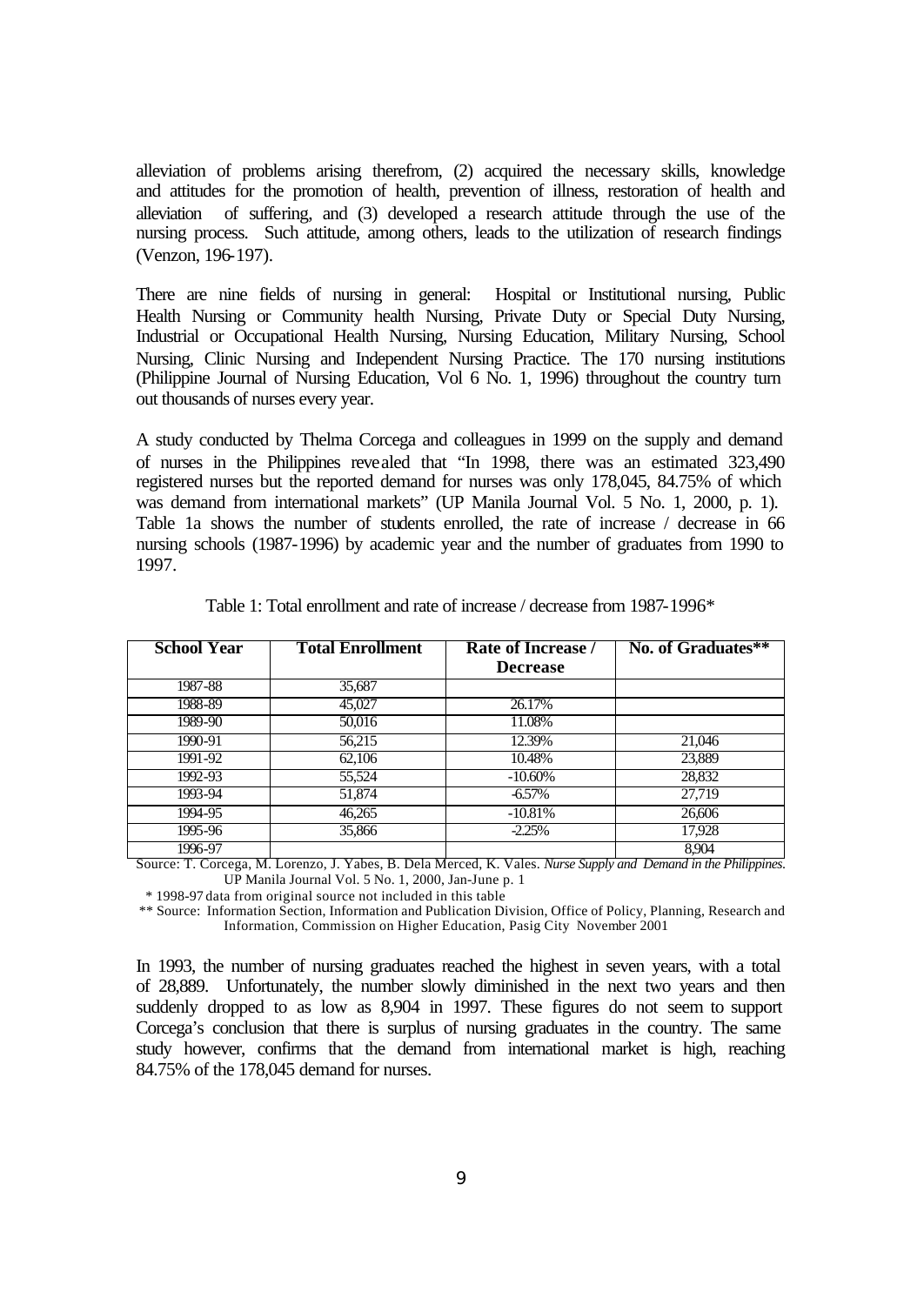alleviation of problems arising therefrom, (2) acquired the necessary skills, knowledge and attitudes for the promotion of health, prevention of illness, restoration of health and alleviation of suffering, and (3) developed a research attitude through the use of the nursing process. Such attitude, among others, leads to the utilization of research findings (Venzon, 196-197).

There are nine fields of nursing in general: Hospital or Institutional nursing, Public Health Nursing or Community health Nursing, Private Duty or Special Duty Nursing, Industrial or Occupational Health Nursing, Nursing Education, Military Nursing, School Nursing, Clinic Nursing and Independent Nursing Practice. The 170 nursing institutions (Philippine Journal of Nursing Education, Vol 6 No. 1, 1996) throughout the country turn out thousands of nurses every year.

A study conducted by Thelma Corcega and colleagues in 1999 on the supply and demand of nurses in the Philippines revealed that "In 1998, there was an estimated 323,490 registered nurses but the reported demand for nurses was only 178,045, 84.75% of which was demand from international markets" (UP Manila Journal Vol. 5 No. 1, 2000, p. 1). Table 1a shows the number of students enrolled, the rate of increase / decrease in 66 nursing schools (1987-1996) by academic year and the number of graduates from 1990 to 1997.

Table 1: Total enrollment and rate of increase / decrease from 1987-1996*

| School Year | Total Enrollment | Rate of Increase / Decrease | No. of Graduates** |
|---|---|---|---|
| 1987-88 | 35,687 | | |
| 1988-89 | 45,027 | 26.17% | |
| 1989-90 | 50,016 | 11.08% | |
| 1990-91 | 56,215 | 12.39% | 21,046 |
| 1991-92 | 62,106 | 10.48% | 23,889 |
| 1992-93 | 55,524 | -10.60% | 28,832 |
| 1993-94 | 51,874 | -6.57% | 27,719 |
| 1994-95 | 46,265 | -10.81% | 26,606 |
| 1995-96 | 35,866 | -2.25% | 17,928 |
| 1996-97 | | | 8,904 |

Source: T. Corcega, M. Lorenzo, J. Yabes, B. Dela Merced, K. Vales. *Nurse Supply and Demand in the Philippines.* UP Manila Journal Vol. 5 No. 1, 2000, Jan-June p. 1

\* 1998-97 data from original source not included in this table

\*\* Source: Information Section, Information and Publication Division, Office of Policy, Planning, Research and Information, Commission on Higher Education, Pasig City November 2001

In 1993, the number of nursing graduates reached the highest in seven years, with a total of 28,889. Unfortunately, the number slowly diminished in the next two years and then suddenly dropped to as low as 8,904 in 1997. These figures do not seem to support Corcega's conclusion that there is surplus of nursing graduates in the country. The same study however, confirms that the demand from international market is high, reaching 84.75% of the 178,045 demand for nurses.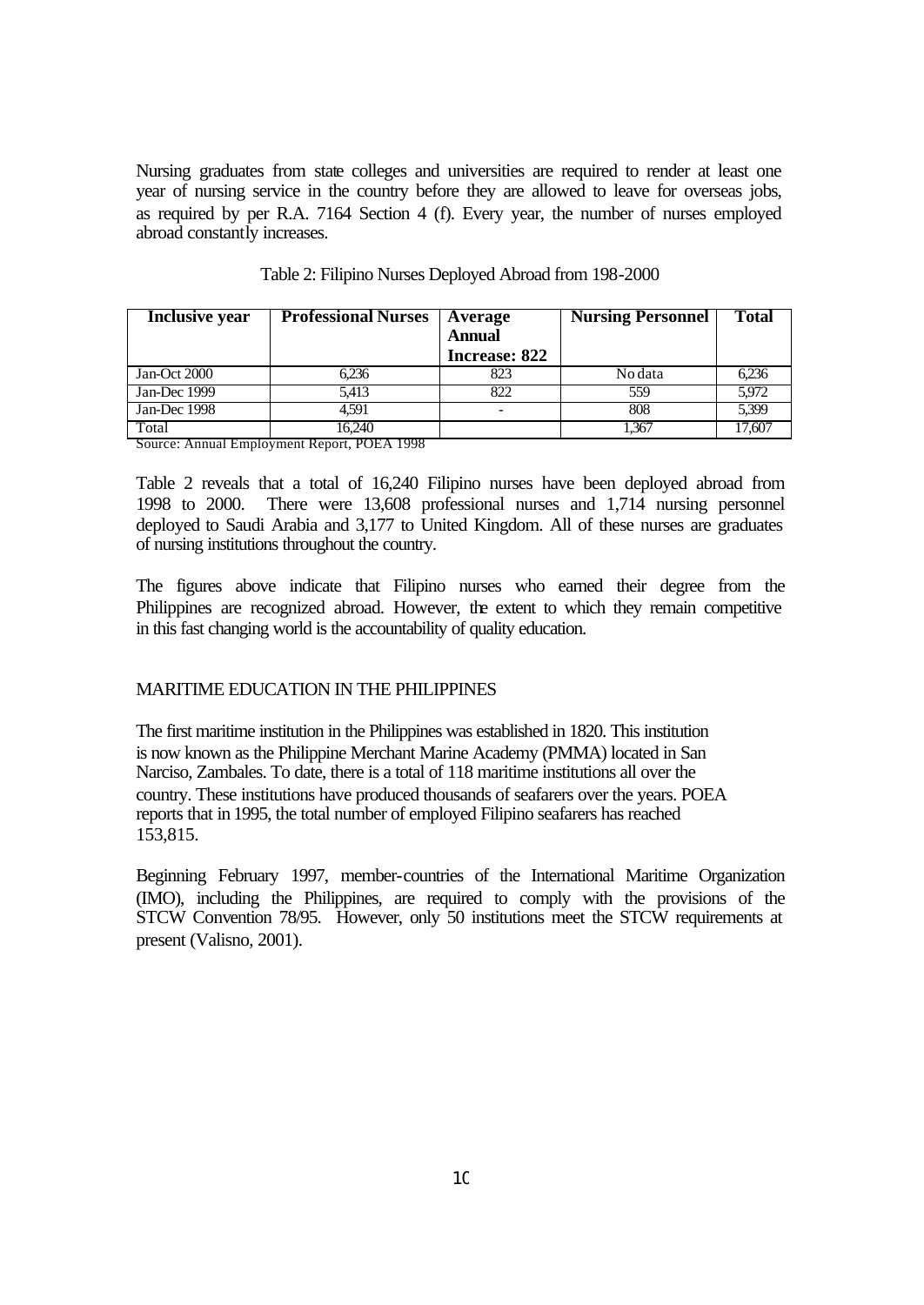Nursing graduates from state colleges and universities are required to render at least one year of nursing service in the country before they are allowed to leave for overseas jobs, as required by per R.A. 7164 Section 4 (f). Every year, the number of nurses employed abroad constantly increases.

Table 2: Filipino Nurses Deployed Abroad from 198-2000

| Inclusive year | Professional Nurses | Average Annual Increase: 822 | Nursing Personnel | Total |
|---|---|---|---|---|
| Jan-Oct 2000 | 6,236 | 823 | No data | 6,236 |
| Jan-Dec 1999 | 5,413 | 822 | 559 | 5,972 |
| Jan-Dec 1998 | 4,591 | - | 808 | 5,399 |
| Total | 16,240 | | 1,367 | 17,607 |

Source: Annual Employment Report, POEA 1998

Table 2 reveals that a total of 16,240 Filipino nurses have been deployed abroad from 1998 to 2000. There were 13,608 professional nurses and 1,714 nursing personnel deployed to Saudi Arabia and 3,177 to United Kingdom. All of these nurses are graduates of nursing institutions throughout the country.

The figures above indicate that Filipino nurses who earned their degree from the Philippines are recognized abroad. However, the extent to which they remain competitive in this fast changing world is the accountability of quality education.

## MARITIME EDUCATION IN THE PHILIPPINES

The first maritime institution in the Philippines was established in 1820. This institution is now known as the Philippine Merchant Marine Academy (PMMA) located in San Narciso, Zambales. To date, there is a total of 118 maritime institutions all over the country. These institutions have produced thousands of seafarers over the years. POEA reports that in 1995, the total number of employed Filipino seafarers has reached 153,815.

Beginning February 1997, member-countries of the International Maritime Organization (IMO), including the Philippines, are required to comply with the provisions of the STCW Convention 78/95. However, only 50 institutions meet the STCW requirements at present (Valisno, 2001).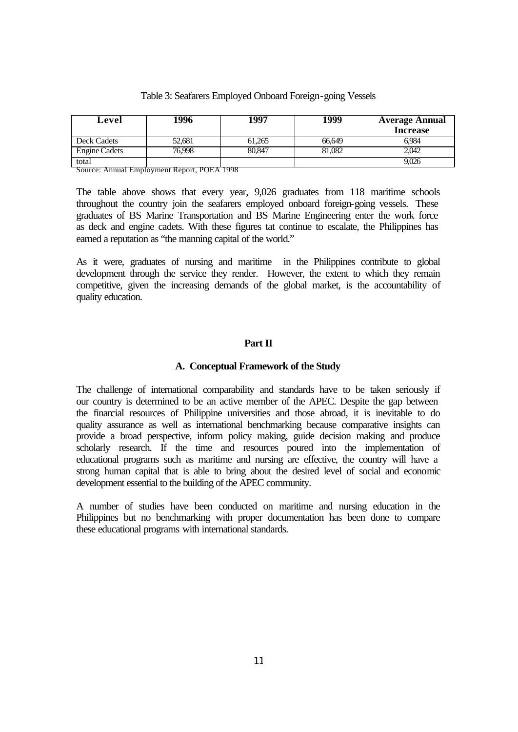Table 3: Seafarers Employed Onboard Foreign-going Vessels

| Level | 1996 | 1997 | 1999 | Average Annual Increase |
|---|---|---|---|---|
| Deck Cadets | 52,681 | 61,265 | 66,649 | 6,984 |
| Engine Cadets | 76,998 | 80,847 | 81,082 | 2,042 |
| total | | | | 9,026 |

Source: Annual Employment Report, POEA 1998

The table above shows that every year, 9,026 graduates from 118 maritime schools throughout the country join the seafarers employed onboard foreign-going vessels. These graduates of BS Marine Transportation and BS Marine Engineering enter the work force as deck and engine cadets. With these figures tat continue to escalate, the Philippines has earned a reputation as "the manning capital of the world."

As it were, graduates of nursing and maritime in the Philippines contribute to global development through the service they render. However, the extent to which they remain competitive, given the increasing demands of the global market, is the accountability of quality education.

## Part II

### A. Conceptual Framework of the Study

The challenge of international comparability and standards have to be taken seriously if our country is determined to be an active member of the APEC. Despite the gap between the financial resources of Philippine universities and those abroad, it is inevitable to do quality assurance as well as international benchmarking because comparative insights can provide a broad perspective, inform policy making, guide decision making and produce scholarly research. If the time and resources poured into the implementation of educational programs such as maritime and nursing are effective, the country will have a strong human capital that is able to bring about the desired level of social and economic development essential to the building of the APEC community.

A number of studies have been conducted on maritime and nursing education in the Philippines but no benchmarking with proper documentation has been done to compare these educational programs with international standards.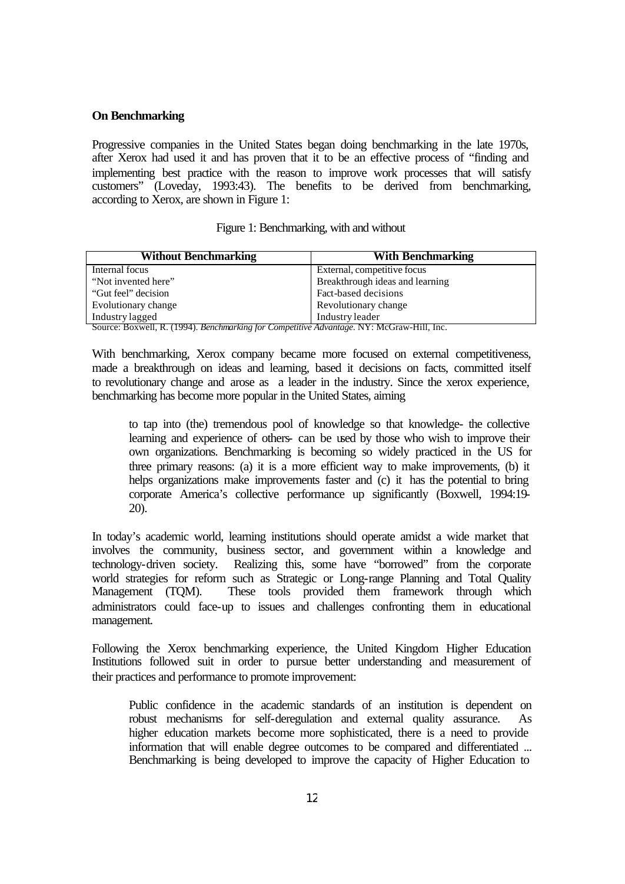**On Benchmarking**

Progressive companies in the United States began doing benchmarking in the late 1970s, after Xerox had used it and has proven that it to be an effective process of "finding and implementing best practice with the reason to improve work processes that will satisfy customers" (Loveday, 1993:43). The benefits to be derived from benchmarking, according to Xerox, are shown in Figure 1:

Figure 1: Benchmarking, with and without

| Without Benchmarking | With Benchmarking |
|---|---|
| Internal focus | External, competitive focus |
| "Not invented here" | Breakthrough ideas and learning |
| "Gut feel" decision | Fact-based decisions |
| Evolutionary change | Revolutionary change |
| Industry lagged | Industry leader |

Source: Boxwell, R. (1994). *Benchmarking for Competitive Advantage.* NY: McGraw-Hill, Inc.

With benchmarking, Xerox company became more focused on external competitiveness, made a breakthrough on ideas and learning, based it decisions on facts, committed itself to revolutionary change and arose as a leader in the industry. Since the xerox experience, benchmarking has become more popular in the United States, aiming

> to tap into (the) tremendous pool of knowledge so that knowledge- the collective learning and experience of others- can be used by those who wish to improve their own organizations. Benchmarking is becoming so widely practiced in the US for three primary reasons: (a) it is a more efficient way to make improvements, (b) it helps organizations make improvements faster and (c) it has the potential to bring corporate America's collective performance up significantly (Boxwell, 1994:19-20).

In today's academic world, learning institutions should operate amidst a wide market that involves the community, business sector, and government within a knowledge and technology-driven society. Realizing this, some have "borrowed" from the corporate world strategies for reform such as Strategic or Long-range Planning and Total Quality Management (TQM). These tools provided them framework through which administrators could face-up to issues and challenges confronting them in educational management.

Following the Xerox benchmarking experience, the United Kingdom Higher Education Institutions followed suit in order to pursue better understanding and measurement of their practices and performance to promote improvement:

> Public confidence in the academic standards of an institution is dependent on robust mechanisms for self-deregulation and external quality assurance. As higher education markets become more sophisticated, there is a need to provide information that will enable degree outcomes to be compared and differentiated ... Benchmarking is being developed to improve the capacity of Higher Education to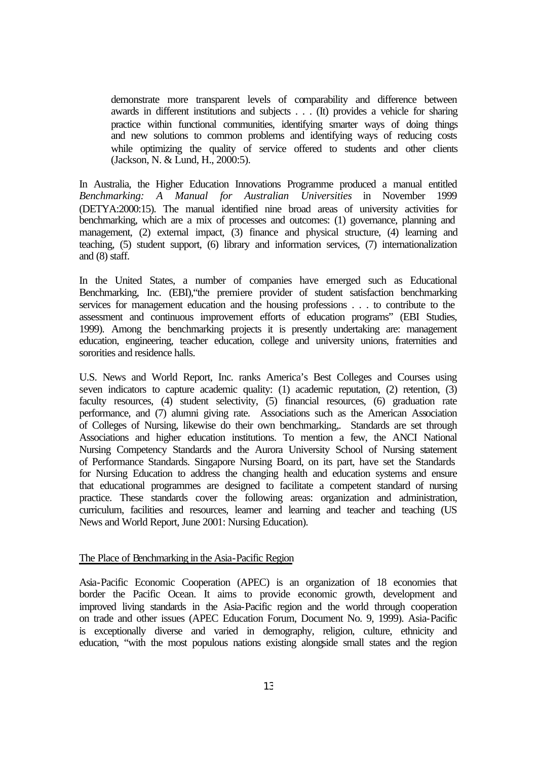> demonstrate more transparent levels of comparability and difference between awards in different institutions and subjects . . . (It) provides a vehicle for sharing practice within functional communities, identifying smarter ways of doing things and new solutions to common problems and identifying ways of reducing costs while optimizing the quality of service offered to students and other clients (Jackson, N. & Lund, H., 2000:5).

In Australia, the Higher Education Innovations Programme produced a manual entitled *Benchmarking: A Manual for Australian Universities* in November 1999 (DETYA:2000:15). The manual identified nine broad areas of university activities for benchmarking, which are a mix of processes and outcomes: (1) governance, planning and management, (2) external impact, (3) finance and physical structure, (4) learning and teaching, (5) student support, (6) library and information services, (7) internationalization and (8) staff.

In the United States, a number of companies have emerged such as Educational Benchmarking, Inc. (EBI),"the premiere provider of student satisfaction benchmarking services for management education and the housing professions . . . to contribute to the assessment and continuous improvement efforts of education programs" (EBI Studies, 1999). Among the benchmarking projects it is presently undertaking are: management education, engineering, teacher education, college and university unions, fraternities and sororities and residence halls.

U.S. News and World Report, Inc. ranks America's Best Colleges and Courses using seven indicators to capture academic quality: (1) academic reputation, (2) retention, (3) faculty resources, (4) student selectivity, (5) financial resources, (6) graduation rate performance, and (7) alumni giving rate. Associations such as the American Association of Colleges of Nursing, likewise do their own benchmarking,. Standards are set through Associations and higher education institutions. To mention a few, the ANCI National Nursing Competency Standards and the Aurora University School of Nursing statement of Performance Standards. Singapore Nursing Board, on its part, have set the Standards for Nursing Education to address the changing health and education systems and ensure that educational programmes are designed to facilitate a competent standard of nursing practice. These standards cover the following areas: organization and administration, curriculum, facilities and resources, learner and learning and teacher and teaching (US News and World Report, June 2001: Nursing Education).

<u>The Place of Benchmarking in the Asia-Pacific Region</u>

Asia-Pacific Economic Cooperation (APEC) is an organization of 18 economies that border the Pacific Ocean. It aims to provide economic growth, development and improved living standards in the Asia-Pacific region and the world through cooperation on trade and other issues (APEC Education Forum, Document No. 9, 1999). Asia-Pacific is exceptionally diverse and varied in demography, religion, culture, ethnicity and education, "with the most populous nations existing alongside small states and the region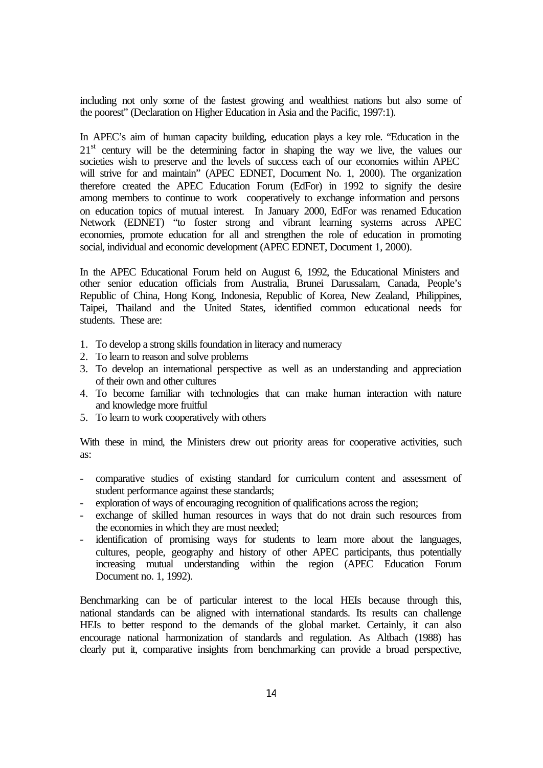including not only some of the fastest growing and wealthiest nations but also some of the poorest" (Declaration on Higher Education in Asia and the Pacific, 1997:1).

In APEC's aim of human capacity building, education plays a key role. "Education in the 21st century will be the determining factor in shaping the way we live, the values our societies wish to preserve and the levels of success each of our economies within APEC will strive for and maintain" (APEC EDNET, Document No. 1, 2000). The organization therefore created the APEC Education Forum (EdFor) in 1992 to signify the desire among members to continue to work cooperatively to exchange information and persons on education topics of mutual interest. In January 2000, EdFor was renamed Education Network (EDNET) "to foster strong and vibrant learning systems across APEC economies, promote education for all and strengthen the role of education in promoting social, individual and economic development (APEC EDNET, Document 1, 2000).

In the APEC Educational Forum held on August 6, 1992, the Educational Ministers and other senior education officials from Australia, Brunei Darussalam, Canada, People's Republic of China, Hong Kong, Indonesia, Republic of Korea, New Zealand, Philippines, Taipei, Thailand and the United States, identified common educational needs for students. These are:

1. To develop a strong skills foundation in literacy and numeracy
2. To learn to reason and solve problems
3. To develop an international perspective as well as an understanding and appreciation of their own and other cultures
4. To become familiar with technologies that can make human interaction with nature and knowledge more fruitful
5. To learn to work cooperatively with others

With these in mind, the Ministers drew out priority areas for cooperative activities, such as:

- comparative studies of existing standard for curriculum content and assessment of student performance against these standards;
- exploration of ways of encouraging recognition of qualifications across the region;
- exchange of skilled human resources in ways that do not drain such resources from the economies in which they are most needed;
- identification of promising ways for students to learn more about the languages, cultures, people, geography and history of other APEC participants, thus potentially increasing mutual understanding within the region (APEC Education Forum Document no. 1, 1992).

Benchmarking can be of particular interest to the local HEIs because through this, national standards can be aligned with international standards. Its results can challenge HEIs to better respond to the demands of the global market. Certainly, it can also encourage national harmonization of standards and regulation. As Altbach (1988) has clearly put it, comparative insights from benchmarking can provide a broad perspective,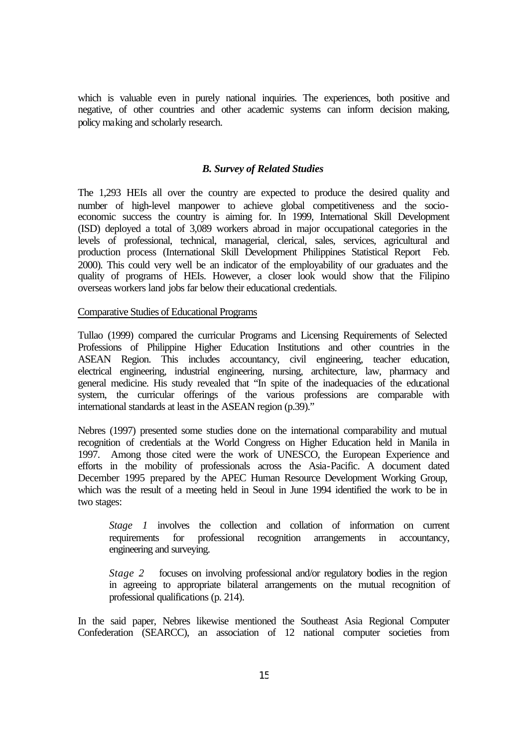which is valuable even in purely national inquiries. The experiences, both positive and negative, of other countries and other academic systems can inform decision making, policy making and scholarly research.

### *B. Survey of Related Studies*

The 1,293 HEIs all over the country are expected to produce the desired quality and number of high-level manpower to achieve global competitiveness and the socio-economic success the country is aiming for. In 1999, International Skill Development (ISD) deployed a total of 3,089 workers abroad in major occupational categories in the levels of professional, technical, managerial, clerical, sales, services, agricultural and production process (International Skill Development Philippines Statistical Report Feb. 2000). This could very well be an indicator of the employability of our graduates and the quality of programs of HEIs. However, a closer look would show that the Filipino overseas workers land jobs far below their educational credentials.

Comparative Studies of Educational Programs

Tullao (1999) compared the curricular Programs and Licensing Requirements of Selected Professions of Philippine Higher Education Institutions and other countries in the ASEAN Region. This includes accountancy, civil engineering, teacher education, electrical engineering, industrial engineering, nursing, architecture, law, pharmacy and general medicine. His study revealed that "In spite of the inadequacies of the educational system, the curricular offerings of the various professions are comparable with international standards at least in the ASEAN region (p.39)."

Nebres (1997) presented some studies done on the international comparability and mutual recognition of credentials at the World Congress on Higher Education held in Manila in 1997. Among those cited were the work of UNESCO, the European Experience and efforts in the mobility of professionals across the Asia-Pacific. A document dated December 1995 prepared by the APEC Human Resource Development Working Group, which was the result of a meeting held in Seoul in June 1994 identified the work to be in two stages:

> *Stage 1* involves the collection and collation of information on current requirements for professional recognition arrangements in accountancy, engineering and surveying.
>
> *Stage 2* focuses on involving professional and/or regulatory bodies in the region in agreeing to appropriate bilateral arrangements on the mutual recognition of professional qualifications (p. 214).

In the said paper, Nebres likewise mentioned the Southeast Asia Regional Computer Confederation (SEARCC), an association of 12 national computer societies from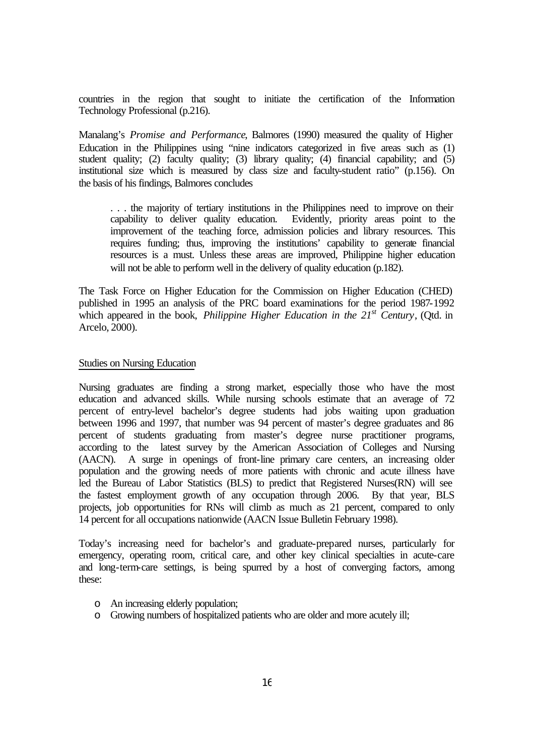countries in the region that sought to initiate the certification of the Information Technology Professional (p.216).

Manalang's *Promise and Performance*, Balmores (1990) measured the quality of Higher Education in the Philippines using "nine indicators categorized in five areas such as (1) student quality; (2) faculty quality; (3) library quality; (4) financial capability; and (5) institutional size which is measured by class size and faculty-student ratio" (p.156). On the basis of his findings, Balmores concludes

> . . . the majority of tertiary institutions in the Philippines need to improve on their capability to deliver quality education. Evidently, priority areas point to the improvement of the teaching force, admission policies and library resources. This requires funding; thus, improving the institutions' capability to generate financial resources is a must. Unless these areas are improved, Philippine higher education will not be able to perform well in the delivery of quality education (p.182).

The Task Force on Higher Education for the Commission on Higher Education (CHED) published in 1995 an analysis of the PRC board examinations for the period 1987-1992 which appeared in the book, *Philippine Higher Education in the 21st Century*, (Qtd. in Arcelo, 2000).

Studies on Nursing Education

Nursing graduates are finding a strong market, especially those who have the most education and advanced skills. While nursing schools estimate that an average of 72 percent of entry-level bachelor's degree students had jobs waiting upon graduation between 1996 and 1997, that number was 94 percent of master's degree graduates and 86 percent of students graduating from master's degree nurse practitioner programs, according to the latest survey by the American Association of Colleges and Nursing (AACN). A surge in openings of front-line primary care centers, an increasing older population and the growing needs of more patients with chronic and acute illness have led the Bureau of Labor Statistics (BLS) to predict that Registered Nurses(RN) will see the fastest employment growth of any occupation through 2006. By that year, BLS projects, job opportunities for RNs will climb as much as 21 percent, compared to only 14 percent for all occupations nationwide (AACN Issue Bulletin February 1998).

Today's increasing need for bachelor's and graduate-prepared nurses, particularly for emergency, operating room, critical care, and other key clinical specialties in acute-care and long-term-care settings, is being spurred by a host of converging factors, among these:

- An increasing elderly population;
- Growing numbers of hospitalized patients who are older and more acutely ill;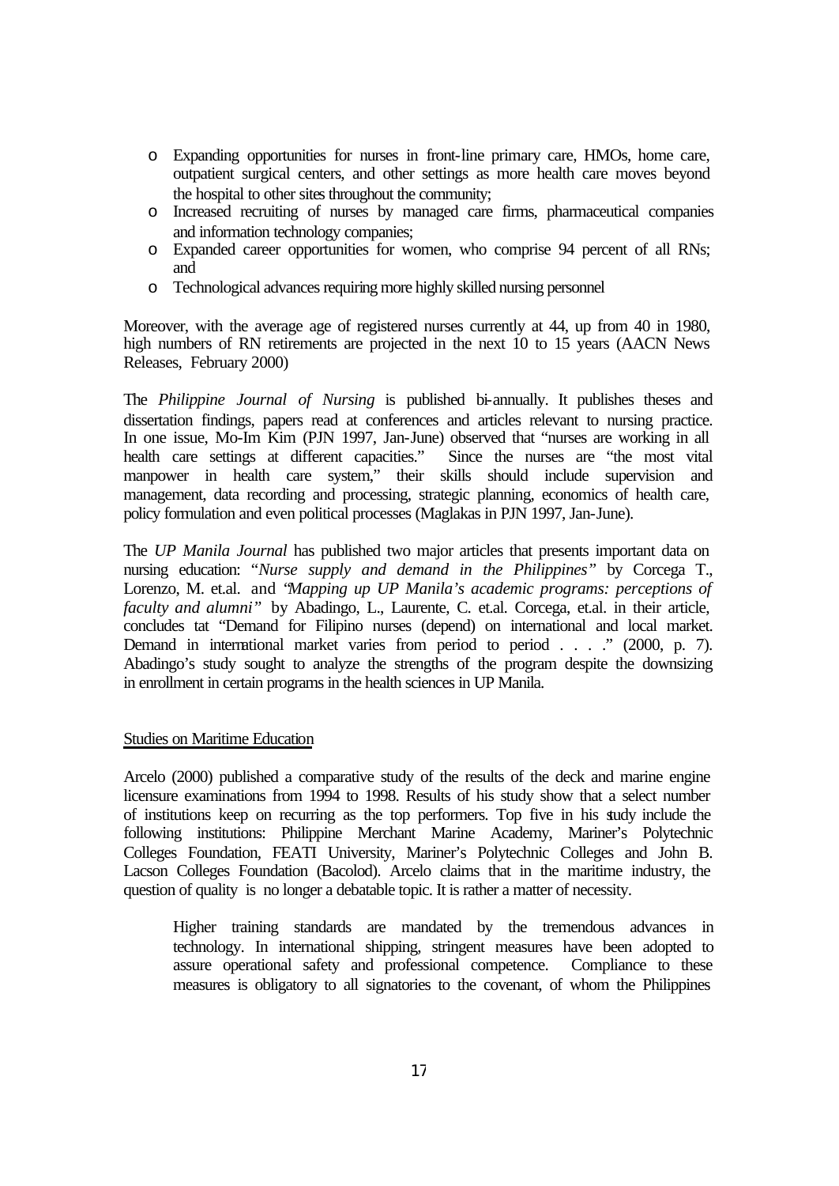- Expanding opportunities for nurses in front-line primary care, HMOs, home care, outpatient surgical centers, and other settings as more health care moves beyond the hospital to other sites throughout the community;
- Increased recruiting of nurses by managed care firms, pharmaceutical companies and information technology companies;
- Expanded career opportunities for women, who comprise 94 percent of all RNs; and
- Technological advances requiring more highly skilled nursing personnel

Moreover, with the average age of registered nurses currently at 44, up from 40 in 1980, high numbers of RN retirements are projected in the next 10 to 15 years (AACN News Releases, February 2000)

The *Philippine Journal of Nursing* is published bi-annually. It publishes theses and dissertation findings, papers read at conferences and articles relevant to nursing practice. In one issue, Mo-Im Kim (PJN 1997, Jan-June) observed that "nurses are working in all health care settings at different capacities." Since the nurses are "the most vital manpower in health care system," their skills should include supervision and management, data recording and processing, strategic planning, economics of health care, policy formulation and even political processes (Maglakas in PJN 1997, Jan-June).

The *UP Manila Journal* has published two major articles that presents important data on nursing education: "*Nurse supply and demand in the Philippines"* by Corcega T., Lorenzo, M. et.al. and "*Mapping up UP Manila's academic programs: perceptions of faculty and alumni"* by Abadingo, L., Laurente, C. et.al. Corcega, et.al. in their article, concludes tat "Demand for Filipino nurses (depend) on international and local market. Demand in international market varies from period to period . . . ." (2000, p. 7). Abadingo's study sought to analyze the strengths of the program despite the downsizing in enrollment in certain programs in the health sciences in UP Manila.

Studies on Maritime Education

Arcelo (2000) published a comparative study of the results of the deck and marine engine licensure examinations from 1994 to 1998. Results of his study show that a select number of institutions keep on recurring as the top performers. Top five in his study include the following institutions: Philippine Merchant Marine Academy, Mariner's Polytechnic Colleges Foundation, FEATI University, Mariner's Polytechnic Colleges and John B. Lacson Colleges Foundation (Bacolod). Arcelo claims that in the maritime industry, the question of quality is no longer a debatable topic. It is rather a matter of necessity.

> Higher training standards are mandated by the tremendous advances in technology. In international shipping, stringent measures have been adopted to assure operational safety and professional competence. Compliance to these measures is obligatory to all signatories to the covenant, of whom the Philippines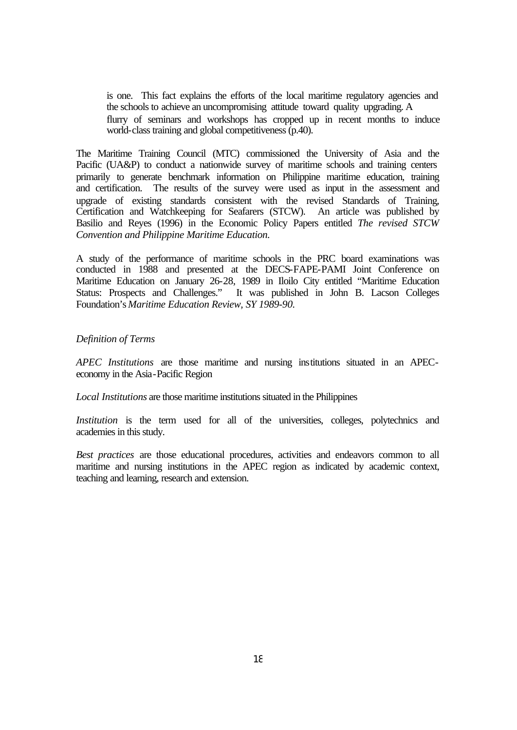> is one. This fact explains the efforts of the local maritime regulatory agencies and the schools to achieve an uncompromising attitude toward quality upgrading. A flurry of seminars and workshops has cropped up in recent months to induce world-class training and global competitiveness (p.40).

The Maritime Training Council (MTC) commissioned the University of Asia and the Pacific (UA&P) to conduct a nationwide survey of maritime schools and training centers primarily to generate benchmark information on Philippine maritime education, training and certification. The results of the survey were used as input in the assessment and upgrade of existing standards consistent with the revised Standards of Training, Certification and Watchkeeping for Seafarers (STCW). An article was published by Basilio and Reyes (1996) in the Economic Policy Papers entitled *The revised STCW Convention and Philippine Maritime Education.*

A study of the performance of maritime schools in the PRC board examinations was conducted in 1988 and presented at the DECS-FAPE-PAMI Joint Conference on Maritime Education on January 26-28, 1989 in Iloilo City entitled "Maritime Education Status: Prospects and Challenges." It was published in John B. Lacson Colleges Foundation's *Maritime Education Review, SY 1989-90.*

*Definition of Terms*

*APEC Institutions* are those maritime and nursing institutions situated in an APEC-economy in the Asia-Pacific Region

*Local Institutions* are those maritime institutions situated in the Philippines

*Institution* is the term used for all of the universities, colleges, polytechnics and academies in this study.

*Best practices* are those educational procedures, activities and endeavors common to all maritime and nursing institutions in the APEC region as indicated by academic context, teaching and learning, research and extension.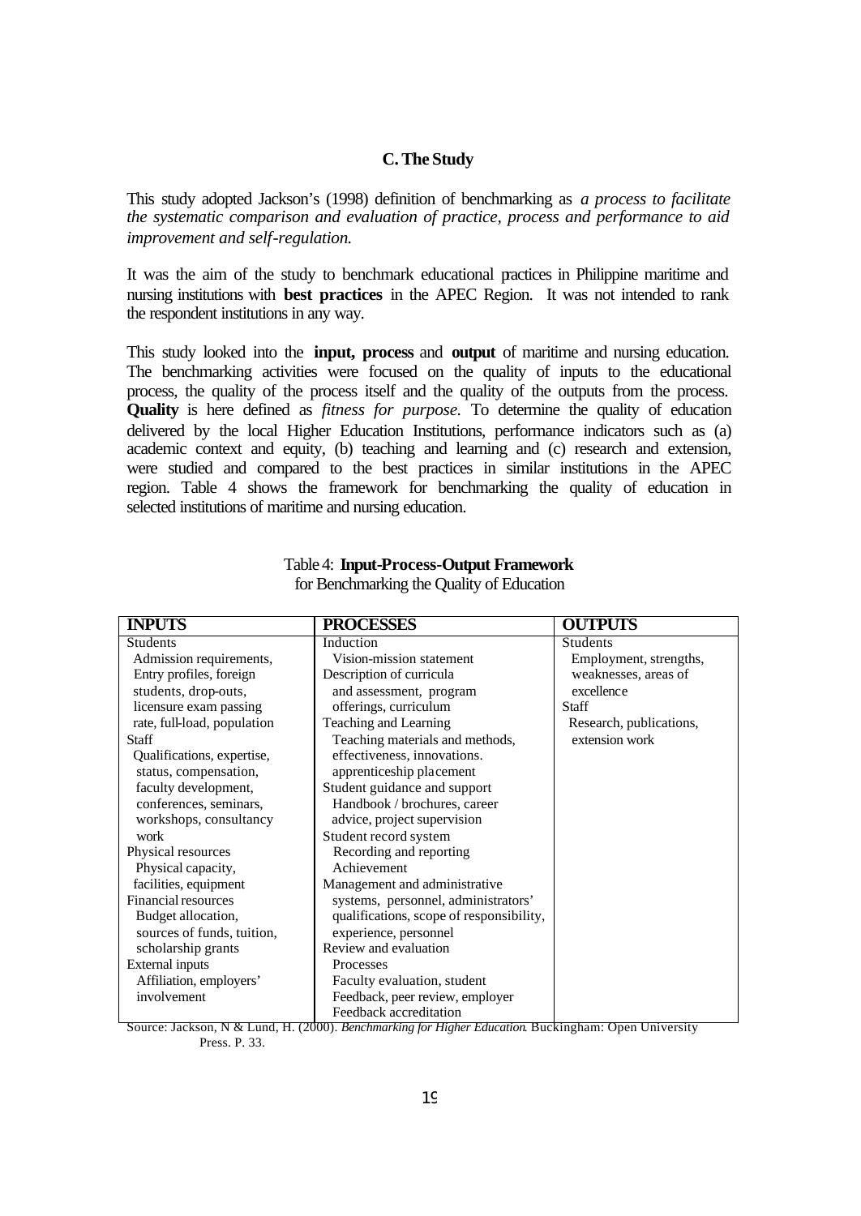### C. The Study

This study adopted Jackson's (1998) definition of benchmarking as *a process to facilitate the systematic comparison and evaluation of practice, process and performance to aid improvement and self-regulation.*

It was the aim of the study to benchmark educational practices in Philippine maritime and nursing institutions with **best practices** in the APEC Region. It was not intended to rank the respondent institutions in any way.

This study looked into the **input, process** and **output** of maritime and nursing education. The benchmarking activities were focused on the quality of inputs to the educational process, the quality of the process itself and the quality of the outputs from the process. **Quality** is here defined as *fitness for purpose*. To determine the quality of education delivered by the local Higher Education Institutions, performance indicators such as (a) academic context and equity, (b) teaching and learning and (c) research and extension, were studied and compared to the best practices in similar institutions in the APEC region. Table 4 shows the framework for benchmarking the quality of education in selected institutions of maritime and nursing education.

Table 4: **Input-Process-Output Framework**
for Benchmarking the Quality of Education

| INPUTS | PROCESSES | OUTPUTS |
|---|---|---|
| Students<br>Admission requirements, Entry profiles, foreign students, drop-outs, licensure exam passing rate, full-load, population<br>Staff<br>Qualifications, expertise, status, compensation, faculty development, conferences, seminars, workshops, consultancy work<br>Physical resources<br>Physical capacity, facilities, equipment<br>Financial resources<br>Budget allocation, sources of funds, tuition, scholarship grants<br>External inputs<br>Affiliation, employers' involvement | Induction<br>Vision-mission statement<br>Description of curricula and assessment, program offerings, curriculum<br>Teaching and Learning<br>Teaching materials and methods, effectiveness, innovations. apprenticeship placement<br>Student guidance and support<br>Handbook / brochures, career advice, project supervision<br>Student record system<br>Recording and reporting<br>Achievement<br>Management and administrative systems, personnel, administrators' qualifications, scope of responsibility, experience, personnel<br>Review and evaluation<br>Processes<br>Faculty evaluation, student Feedback, peer review, employer Feedback accreditation | Students<br>Employment, strengths, weaknesses, areas of excellence<br>Staff<br>Research, publications, extension work |

Source: Jackson, N & Lund, H. (2000). *Benchmarking for Higher Education*. Buckingham: Open University Press. P. 33.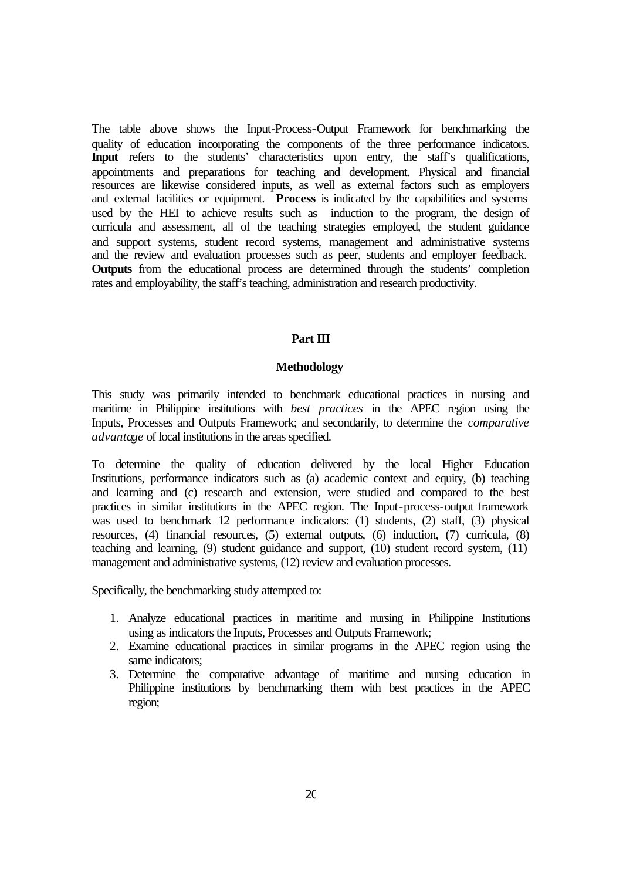The table above shows the Input-Process-Output Framework for benchmarking the quality of education incorporating the components of the three performance indicators. **Input** refers to the students' characteristics upon entry, the staff's qualifications, appointments and preparations for teaching and development. Physical and financial resources are likewise considered inputs, as well as external factors such as employers and external facilities or equipment. **Process** is indicated by the capabilities and systems used by the HEI to achieve results such as induction to the program, the design of curricula and assessment, all of the teaching strategies employed, the student guidance and support systems, student record systems, management and administrative systems and the review and evaluation processes such as peer, students and employer feedback. **Outputs** from the educational process are determined through the students' completion rates and employability, the staff's teaching, administration and research productivity.

## Part III

## Methodology

This study was primarily intended to benchmark educational practices in nursing and maritime in Philippine institutions with *best practices* in the APEC region using the Inputs, Processes and Outputs Framework; and secondarily, to determine the *comparative advantage* of local institutions in the areas specified.

To determine the quality of education delivered by the local Higher Education Institutions, performance indicators such as (a) academic context and equity, (b) teaching and learning and (c) research and extension, were studied and compared to the best practices in similar institutions in the APEC region. The Input-process-output framework was used to benchmark 12 performance indicators: (1) students, (2) staff, (3) physical resources, (4) financial resources, (5) external outputs, (6) induction, (7) curricula, (8) teaching and learning, (9) student guidance and support, (10) student record system, (11) management and administrative systems, (12) review and evaluation processes.

Specifically, the benchmarking study attempted to:

1. Analyze educational practices in maritime and nursing in Philippine Institutions using as indicators the Inputs, Processes and Outputs Framework;
2. Examine educational practices in similar programs in the APEC region using the same indicators;
3. Determine the comparative advantage of maritime and nursing education in Philippine institutions by benchmarking them with best practices in the APEC region;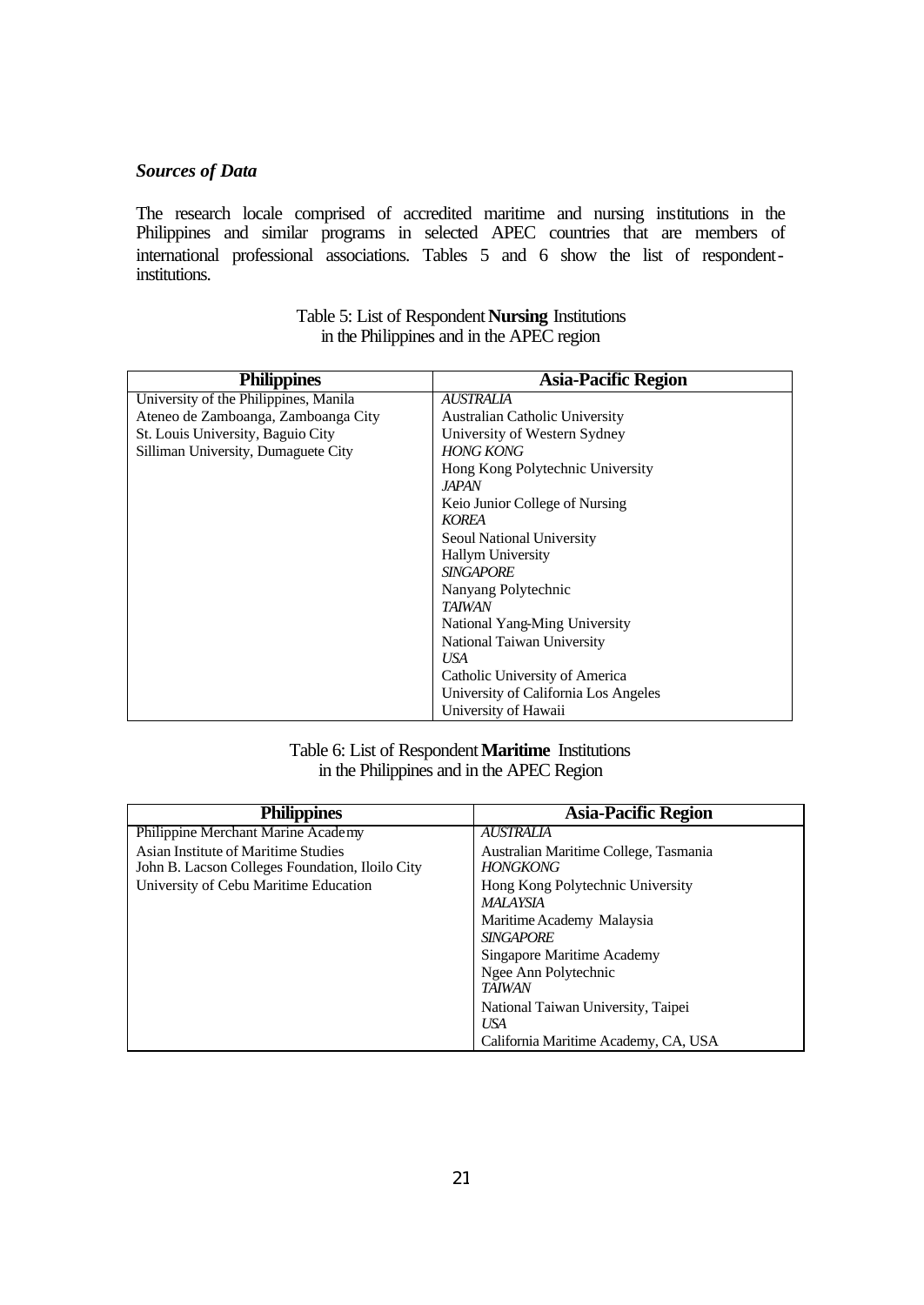### *Sources of Data*

The research locale comprised of accredited maritime and nursing institutions in the Philippines and similar programs in selected APEC countries that are members of international professional associations. Tables 5 and 6 show the list of respondent-institutions.

Table 5: List of Respondent **Nursing** Institutions in the Philippines and in the APEC region

| Philippines | Asia-Pacific Region |
|---|---|
| University of the Philippines, Manila | *AUSTRALIA* |
| Ateneo de Zamboanga, Zamboanga City | Australian Catholic University |
| St. Louis University, Baguio City | University of Western Sydney |
| Silliman University, Dumaguete City | *HONG KONG* |
| | Hong Kong Polytechnic University |
| | *JAPAN* |
| | Keio Junior College of Nursing |
| | *KOREA* |
| | Seoul National University |
| | Hallym University |
| | *SINGAPORE* |
| | Nanyang Polytechnic |
| | *TAIWAN* |
| | National Yang-Ming University |
| | National Taiwan University |
| | *USA* |
| | Catholic University of America |
| | University of California Los Angeles |
| | University of Hawaii |

Table 6: List of Respondent **Maritime** Institutions in the Philippines and in the APEC Region

| Philippines | Asia-Pacific Region |
|---|---|
| Philippine Merchant Marine Academy | *AUSTRALIA* |
| Asian Institute of Maritime Studies | Australian Maritime College, Tasmania |
| John B. Lacson Colleges Foundation, Iloilo City | *HONGKONG* |
| University of Cebu Maritime Education | Hong Kong Polytechnic University |
| | *MALAYSIA* |
| | Maritime Academy Malaysia |
| | *SINGAPORE* |
| | Singapore Maritime Academy |
| | Ngee Ann Polytechnic |
| | *TAIWAN* |
| | National Taiwan University, Taipei |
| | *USA* |
| | California Maritime Academy, CA, USA |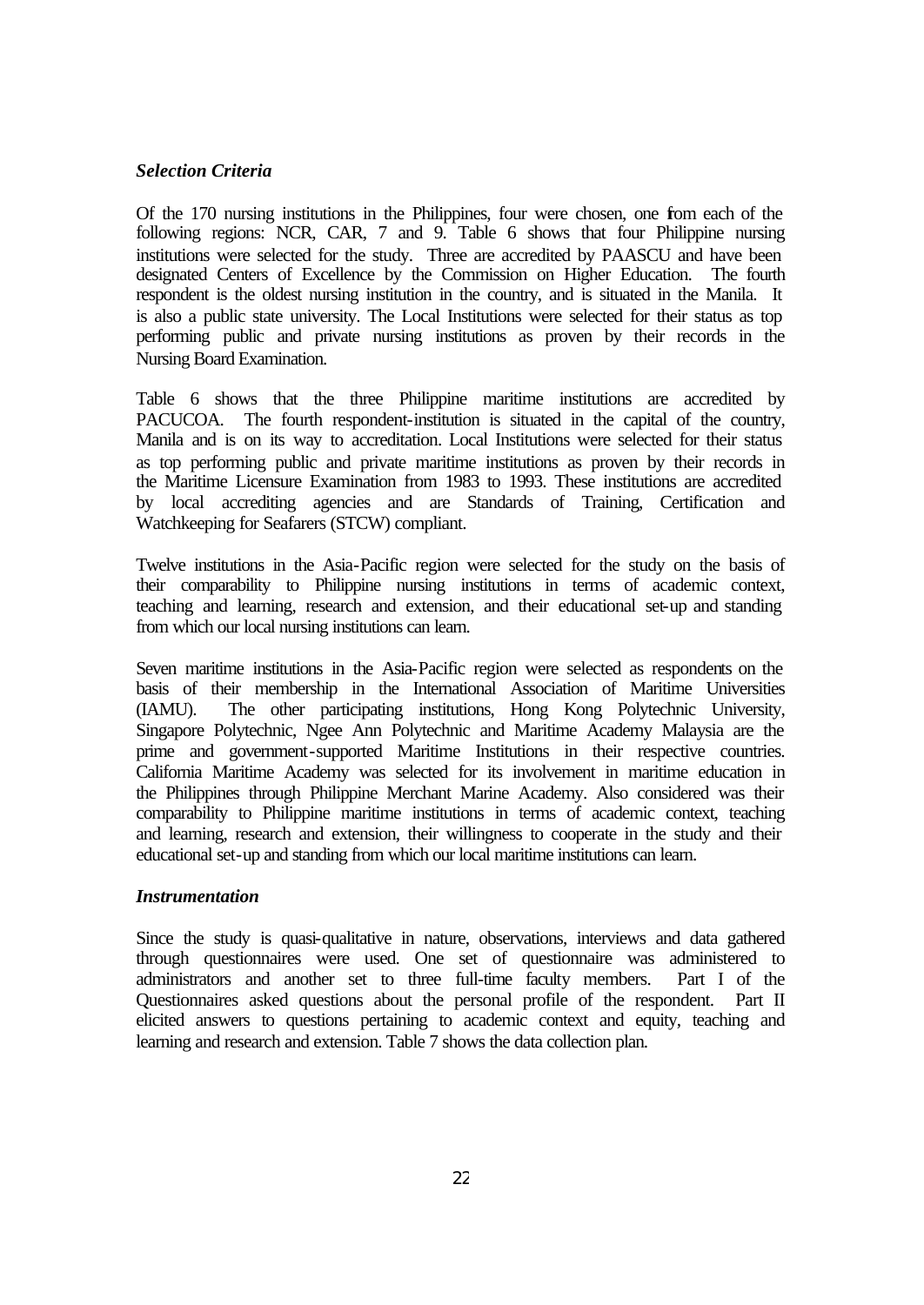***Selection Criteria***

Of the 170 nursing institutions in the Philippines, four were chosen, one from each of the following regions: NCR, CAR, 7 and 9. Table 6 shows that four Philippine nursing institutions were selected for the study. Three are accredited by PAASCU and have been designated Centers of Excellence by the Commission on Higher Education. The fourth respondent is the oldest nursing institution in the country, and is situated in the Manila. It is also a public state university. The Local Institutions were selected for their status as top performing public and private nursing institutions as proven by their records in the Nursing Board Examination.

Table 6 shows that the three Philippine maritime institutions are accredited by PACUCOA. The fourth respondent-institution is situated in the capital of the country, Manila and is on its way to accreditation. Local Institutions were selected for their status as top performing public and private maritime institutions as proven by their records in the Maritime Licensure Examination from 1983 to 1993. These institutions are accredited by local accrediting agencies and are Standards of Training, Certification and Watchkeeping for Seafarers (STCW) compliant.

Twelve institutions in the Asia-Pacific region were selected for the study on the basis of their comparability to Philippine nursing institutions in terms of academic context, teaching and learning, research and extension, and their educational set-up and standing from which our local nursing institutions can learn.

Seven maritime institutions in the Asia-Pacific region were selected as respondents on the basis of their membership in the International Association of Maritime Universities (IAMU). The other participating institutions, Hong Kong Polytechnic University, Singapore Polytechnic, Ngee Ann Polytechnic and Maritime Academy Malaysia are the prime and government-supported Maritime Institutions in their respective countries. California Maritime Academy was selected for its involvement in maritime education in the Philippines through Philippine Merchant Marine Academy. Also considered was their comparability to Philippine maritime institutions in terms of academic context, teaching and learning, research and extension, their willingness to cooperate in the study and their educational set-up and standing from which our local maritime institutions can learn.

***Instrumentation***

Since the study is quasi-qualitative in nature, observations, interviews and data gathered through questionnaires were used. One set of questionnaire was administered to administrators and another set to three full-time faculty members. Part I of the Questionnaires asked questions about the personal profile of the respondent. Part II elicited answers to questions pertaining to academic context and equity, teaching and learning and research and extension. Table 7 shows the data collection plan.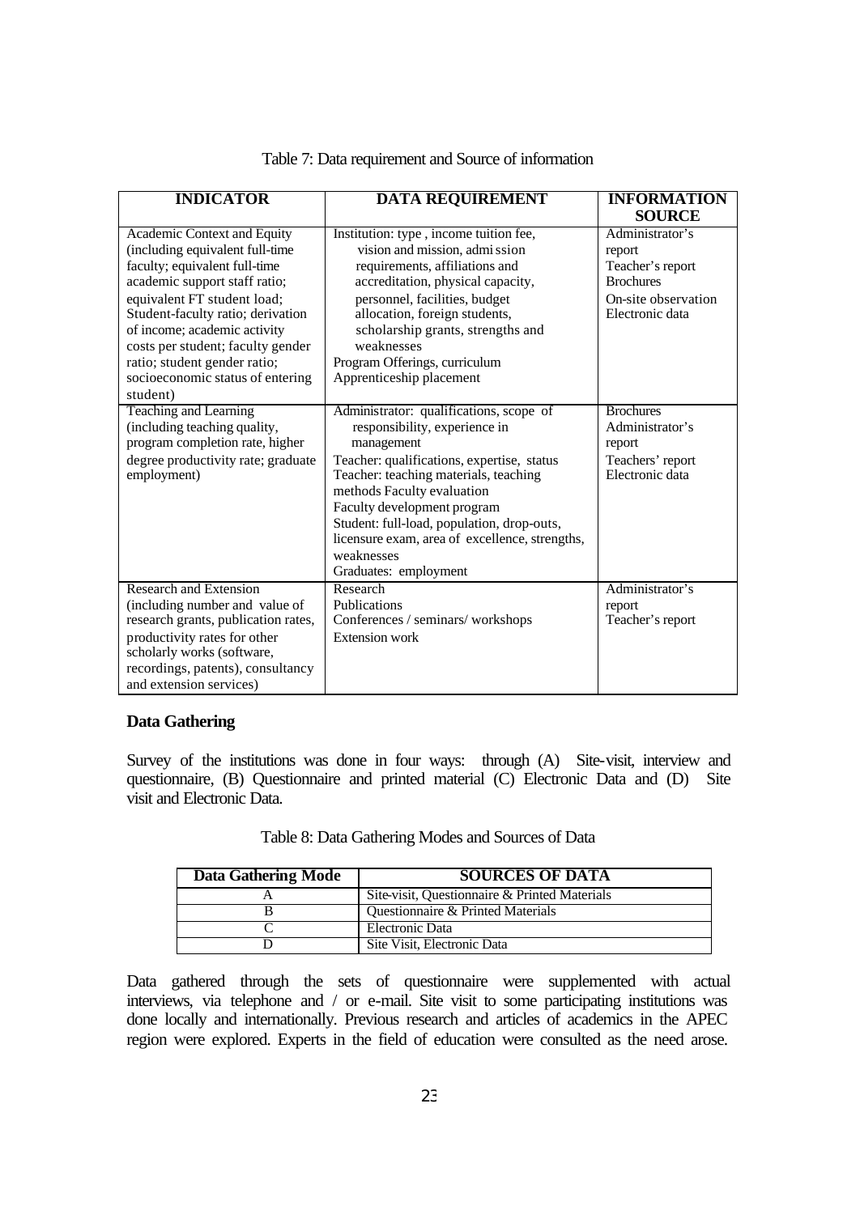Table 7: Data requirement and Source of information

| INDICATOR | DATA REQUIREMENT | INFORMATION SOURCE |
|---|---|---|
| Academic Context and Equity (including equivalent full-time faculty; equivalent full-time academic support staff ratio; equivalent FT student load; Student-faculty ratio; derivation of income; academic activity costs per student; faculty gender ratio; student gender ratio; socioeconomic status of entering student) | Institution: type , income tuition fee, vision and mission, admi ssion requirements, affiliations and accreditation, physical capacity, personnel, facilities, budget allocation, foreign students, scholarship grants, strengths and weaknesses<br>Program Offerings, curriculum<br>Apprenticeship placement | Administrator's report<br>Teacher's report<br>Brochures<br>On-site observation<br>Electronic data |
| Teaching and Learning (including teaching quality, program completion rate, higher degree productivity rate; graduate employment) | Administrator: qualifications, scope of responsibility, experience in management<br>Teacher: qualifications, expertise, status<br>Teacher: teaching materials, teaching methods Faculty evaluation<br>Faculty development program<br>Student: full-load, population, drop-outs, licensure exam, area of excellence, strengths, weaknesses<br>Graduates: employment | Brochures<br>Administrator's report<br>Teachers' report<br>Electronic data |
| Research and Extension (including number and value of research grants, publication rates, productivity rates for other scholarly works (software, recordings, patents), consultancy and extension services) | Research<br>Publications<br>Conferences / seminars/ workshops<br>Extension work | Administrator's report<br>Teacher's report |

### Data Gathering

Survey of the institutions was done in four ways: through (A) Site-visit, interview and questionnaire, (B) Questionnaire and printed material (C) Electronic Data and (D) Site visit and Electronic Data.

Table 8: Data Gathering Modes and Sources of Data

| Data Gathering Mode | SOURCES OF DATA |
|---|---|
| A | Site-visit, Questionnaire & Printed Materials |
| B | Questionnaire & Printed Materials |
| C | Electronic Data |
| D | Site Visit, Electronic Data |

Data gathered through the sets of questionnaire were supplemented with actual interviews, via telephone and / or e-mail. Site visit to some participating institutions was done locally and internationally. Previous research and articles of academics in the APEC region were explored. Experts in the field of education were consulted as the need arose.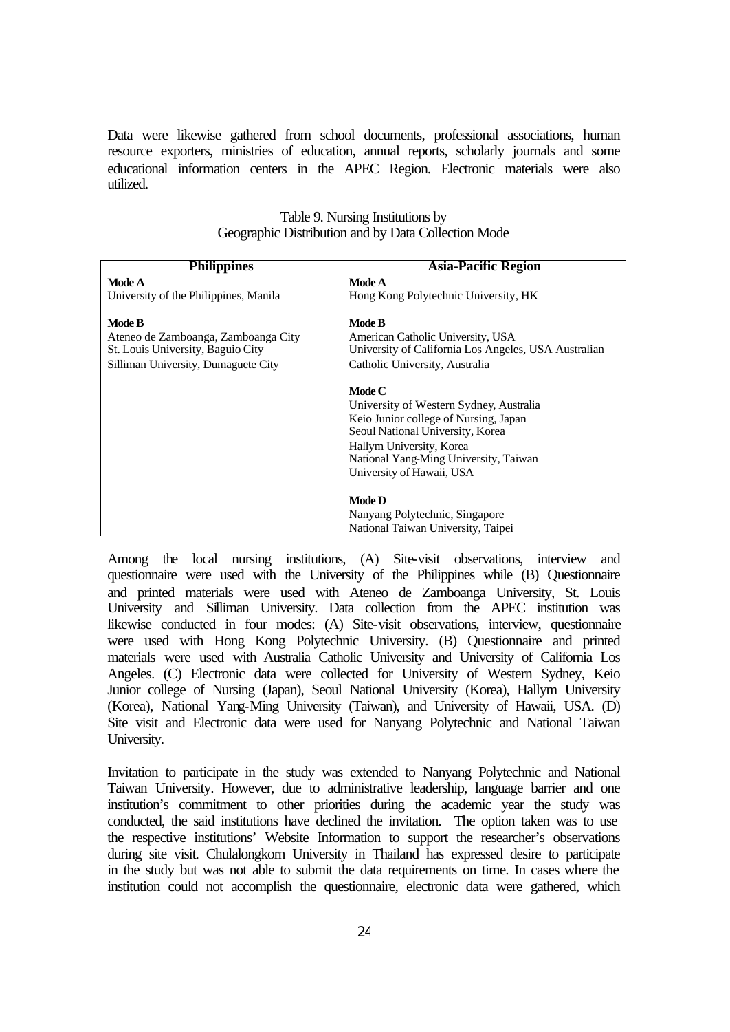Data were likewise gathered from school documents, professional associations, human resource exporters, ministries of education, annual reports, scholarly journals and some educational information centers in the APEC Region. Electronic materials were also utilized.

Table 9. Nursing Institutions by
Geographic Distribution and by Data Collection Mode

| Philippines | Asia-Pacific Region |
|---|---|
| **Mode A**<br>University of the Philippines, Manila | **Mode A**<br>Hong Kong Polytechnic University, HK |
| **Mode B**<br>Ateneo de Zamboanga, Zamboanga City<br>St. Louis University, Baguio City<br>Silliman University, Dumaguete City | **Mode B**<br>American Catholic University, USA<br>University of California Los Angeles, USA Australian Catholic University, Australia |
| | **Mode C**<br>University of Western Sydney, Australia<br>Keio Junior college of Nursing, Japan<br>Seoul National University, Korea<br>Hallym University, Korea<br>National Yang-Ming University, Taiwan<br>University of Hawaii, USA |
| | **Mode D**<br>Nanyang Polytechnic, Singapore<br>National Taiwan University, Taipei |

Among the local nursing institutions, (A) Site-visit observations, interview and questionnaire were used with the University of the Philippines while (B) Questionnaire and printed materials were used with Ateneo de Zamboanga University, St. Louis University and Silliman University. Data collection from the APEC institution was likewise conducted in four modes: (A) Site-visit observations, interview, questionnaire were used with Hong Kong Polytechnic University. (B) Questionnaire and printed materials were used with Australia Catholic University and University of California Los Angeles. (C) Electronic data were collected for University of Western Sydney, Keio Junior college of Nursing (Japan), Seoul National University (Korea), Hallym University (Korea), National Yang-Ming University (Taiwan), and University of Hawaii, USA. (D) Site visit and Electronic data were used for Nanyang Polytechnic and National Taiwan University.

Invitation to participate in the study was extended to Nanyang Polytechnic and National Taiwan University. However, due to administrative leadership, language barrier and one institution's commitment to other priorities during the academic year the study was conducted, the said institutions have declined the invitation. The option taken was to use the respective institutions' Website Information to support the researcher's observations during site visit. Chulalongkorn University in Thailand has expressed desire to participate in the study but was not able to submit the data requirements on time. In cases where the institution could not accomplish the questionnaire, electronic data were gathered, which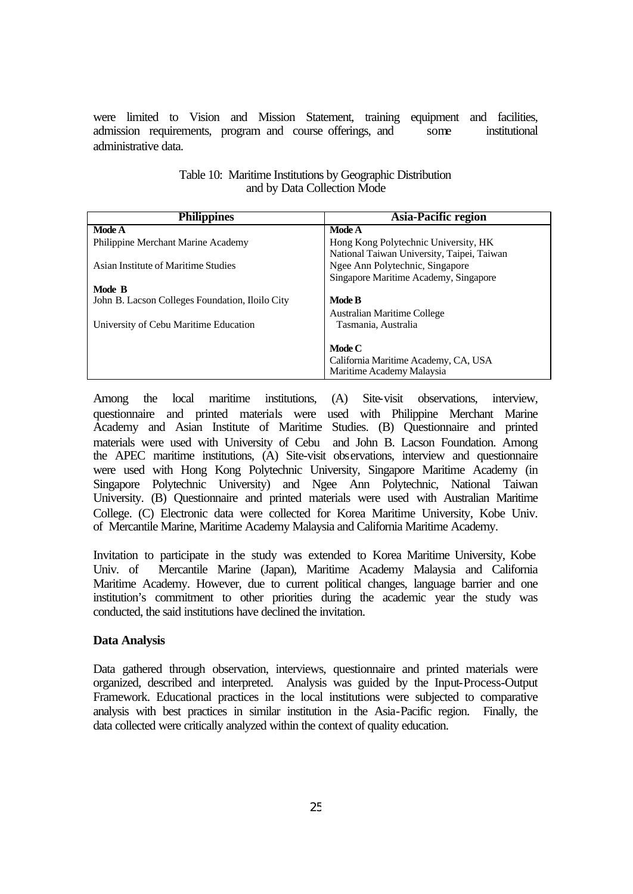were limited to Vision and Mission Statement, training equipment and facilities, admission requirements, program and course offerings, and some institutional administrative data.

Table 10: Maritime Institutions by Geographic Distribution and by Data Collection Mode

| Philippines | Asia-Pacific region |
|---|---|
| **Mode A** | **Mode A** |
| Philippine Merchant Marine Academy | Hong Kong Polytechnic University, HK<br>National Taiwan University, Taipei, Taiwan |
| Asian Institute of Maritime Studies | Ngee Ann Polytechnic, Singapore<br>Singapore Maritime Academy, Singapore |
| **Mode B** | |
| John B. Lacson Colleges Foundation, Iloilo City | **Mode B** |
| University of Cebu Maritime Education | Australian Maritime College<br>Tasmania, Australia |
| | **Mode C** |
| | California Maritime Academy, CA, USA<br>Maritime Academy Malaysia |

Among the local maritime institutions, (A) Site-visit observations, interview, questionnaire and printed materials were used with Philippine Merchant Marine Academy and Asian Institute of Maritime Studies. (B) Questionnaire and printed materials were used with University of Cebu and John B. Lacson Foundation. Among the APEC maritime institutions, (A) Site-visit observations, interview and questionnaire were used with Hong Kong Polytechnic University, Singapore Maritime Academy (in Singapore Polytechnic University) and Ngee Ann Polytechnic, National Taiwan University. (B) Questionnaire and printed materials were used with Australian Maritime College. (C) Electronic data were collected for Korea Maritime University, Kobe Univ. of Mercantile Marine, Maritime Academy Malaysia and California Maritime Academy.

Invitation to participate in the study was extended to Korea Maritime University, Kobe Univ. of Mercantile Marine (Japan), Maritime Academy Malaysia and California Maritime Academy. However, due to current political changes, language barrier and one institution's commitment to other priorities during the academic year the study was conducted, the said institutions have declined the invitation.

**Data Analysis**

Data gathered through observation, interviews, questionnaire and printed materials were organized, described and interpreted. Analysis was guided by the Input-Process-Output Framework. Educational practices in the local institutions were subjected to comparative analysis with best practices in similar institution in the Asia-Pacific region. Finally, the data collected were critically analyzed within the context of quality education.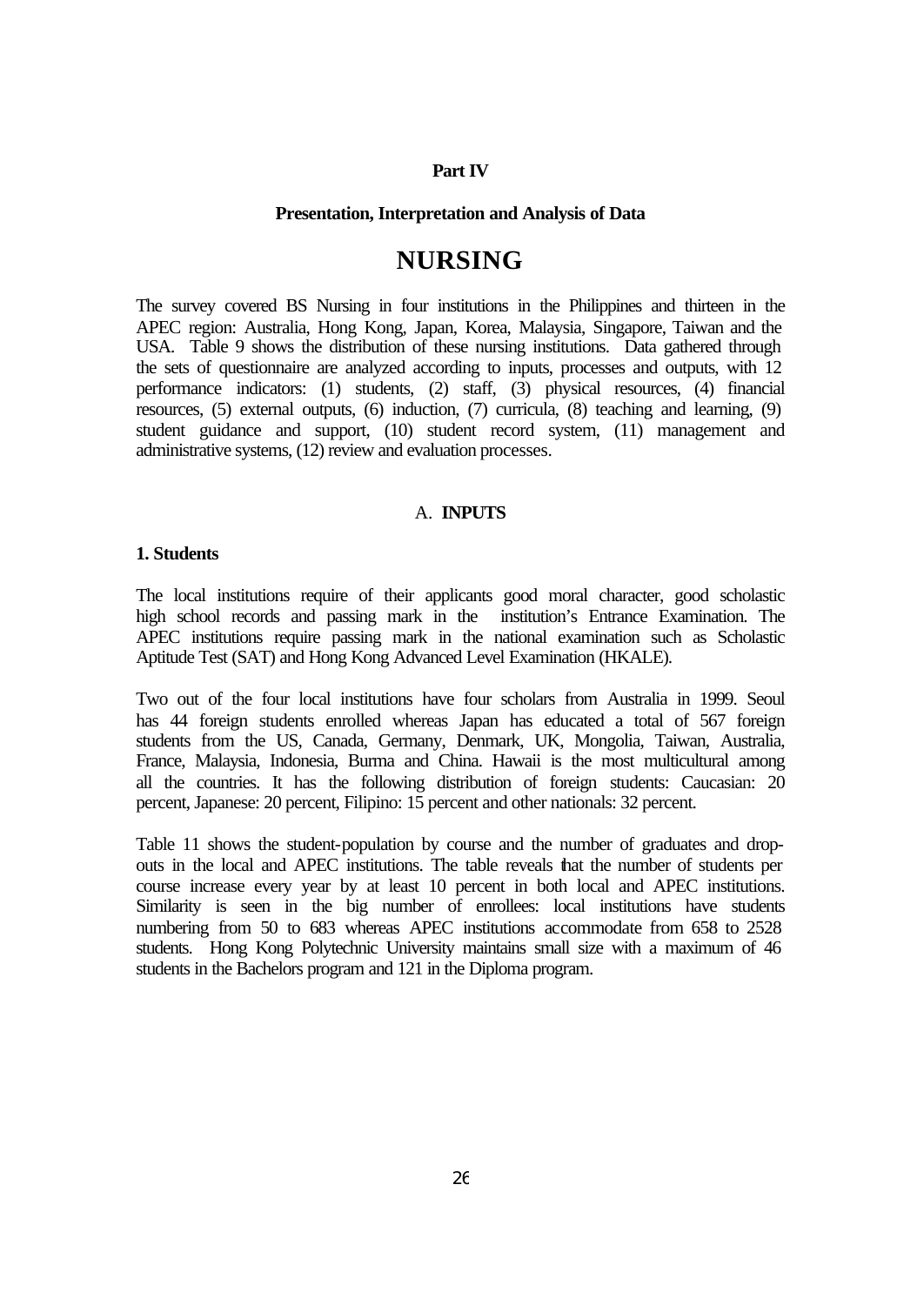**Part IV**

**Presentation, Interpretation and Analysis of Data**

# NURSING

The survey covered BS Nursing in four institutions in the Philippines and thirteen in the APEC region: Australia, Hong Kong, Japan, Korea, Malaysia, Singapore, Taiwan and the USA. Table 9 shows the distribution of these nursing institutions. Data gathered through the sets of questionnaire are analyzed according to inputs, processes and outputs, with 12 performance indicators: (1) students, (2) staff, (3) physical resources, (4) financial resources, (5) external outputs, (6) induction, (7) curricula, (8) teaching and learning, (9) student guidance and support, (10) student record system, (11) management and administrative systems, (12) review and evaluation processes.

## A. **INPUTS**

### 1. Students

The local institutions require of their applicants good moral character, good scholastic high school records and passing mark in the institution's Entrance Examination. The APEC institutions require passing mark in the national examination such as Scholastic Aptitude Test (SAT) and Hong Kong Advanced Level Examination (HKALE).

Two out of the four local institutions have four scholars from Australia in 1999. Seoul has 44 foreign students enrolled whereas Japan has educated a total of 567 foreign students from the US, Canada, Germany, Denmark, UK, Mongolia, Taiwan, Australia, France, Malaysia, Indonesia, Burma and China. Hawaii is the most multicultural among all the countries. It has the following distribution of foreign students: Caucasian: 20 percent, Japanese: 20 percent, Filipino: 15 percent and other nationals: 32 percent.

Table 11 shows the student-population by course and the number of graduates and drop-outs in the local and APEC institutions. The table reveals that the number of students per course increase every year by at least 10 percent in both local and APEC institutions. Similarity is seen in the big number of enrollees: local institutions have students numbering from 50 to 683 whereas APEC institutions accommodate from 658 to 2528 students. Hong Kong Polytechnic University maintains small size with a maximum of 46 students in the Bachelors program and 121 in the Diploma program.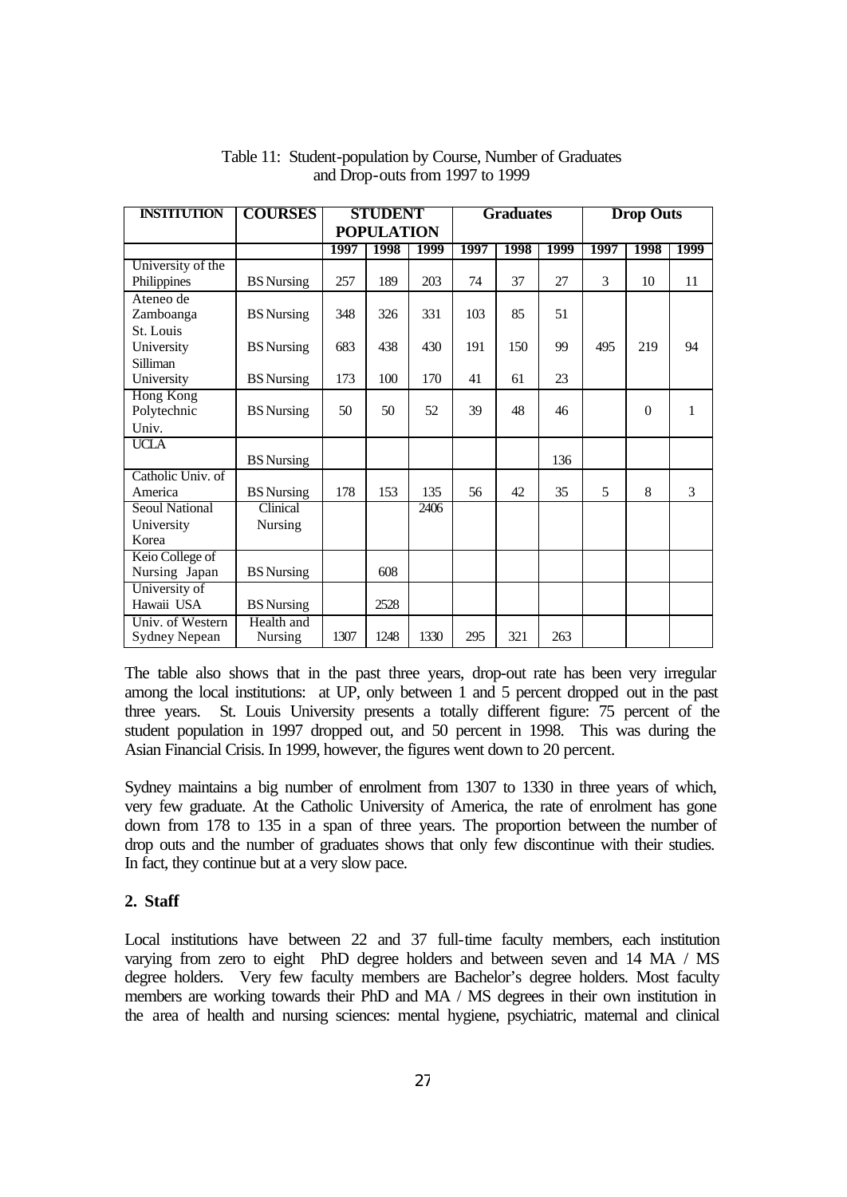Table 11: Student-population by Course, Number of Graduates and Drop-outs from 1997 to 1999

| INSTITUTION | COURSES | STUDENT POPULATION | | | Graduates | | | Drop Outs | | |
|---|---|---|---|---|---|---|---|---|---|---|
| | | 1997 | 1998 | 1999 | 1997 | 1998 | 1999 | 1997 | 1998 | 1999 |
| University of the Philippines | BS Nursing | 257 | 189 | 203 | 74 | 37 | 27 | 3 | 10 | 11 |
| Ateneo de Zamboanga | BS Nursing | 348 | 326 | 331 | 103 | 85 | 51 | | | |
| St. Louis University | BS Nursing | 683 | 438 | 430 | 191 | 150 | 99 | 495 | 219 | 94 |
| Silliman University | BS Nursing | 173 | 100 | 170 | 41 | 61 | 23 | | | |
| Hong Kong Polytechnic Univ. | BS Nursing | 50 | 50 | 52 | 39 | 48 | 46 | | 0 | 1 |
| UCLA | BS Nursing | | | | | | 136 | | | |
| Catholic Univ. of America | BS Nursing | 178 | 153 | 135 | 56 | 42 | 35 | 5 | 8 | 3 |
| Seoul National University Korea | Clinical Nursing | | | 2406 | | | | | | |
| Keio College of Nursing Japan | BS Nursing | | 608 | | | | | | | |
| University of Hawaii USA | BS Nursing | | 2528 | | | | | | | |
| Univ. of Western Sydney Nepean | Health and Nursing | 1307 | 1248 | 1330 | 295 | 321 | 263 | | | |

The table also shows that in the past three years, drop-out rate has been very irregular among the local institutions: at UP, only between 1 and 5 percent dropped out in the past three years. St. Louis University presents a totally different figure: 75 percent of the student population in 1997 dropped out, and 50 percent in 1998. This was during the Asian Financial Crisis. In 1999, however, the figures went down to 20 percent.

Sydney maintains a big number of enrolment from 1307 to 1330 in three years of which, very few graduate. At the Catholic University of America, the rate of enrolment has gone down from 178 to 135 in a span of three years. The proportion between the number of drop outs and the number of graduates shows that only few discontinue with their studies. In fact, they continue but at a very slow pace.

## 2. Staff

Local institutions have between 22 and 37 full-time faculty members, each institution varying from zero to eight PhD degree holders and between seven and 14 MA / MS degree holders. Very few faculty members are Bachelor's degree holders. Most faculty members are working towards their PhD and MA / MS degrees in their own institution in the area of health and nursing sciences: mental hygiene, psychiatric, maternal and clinical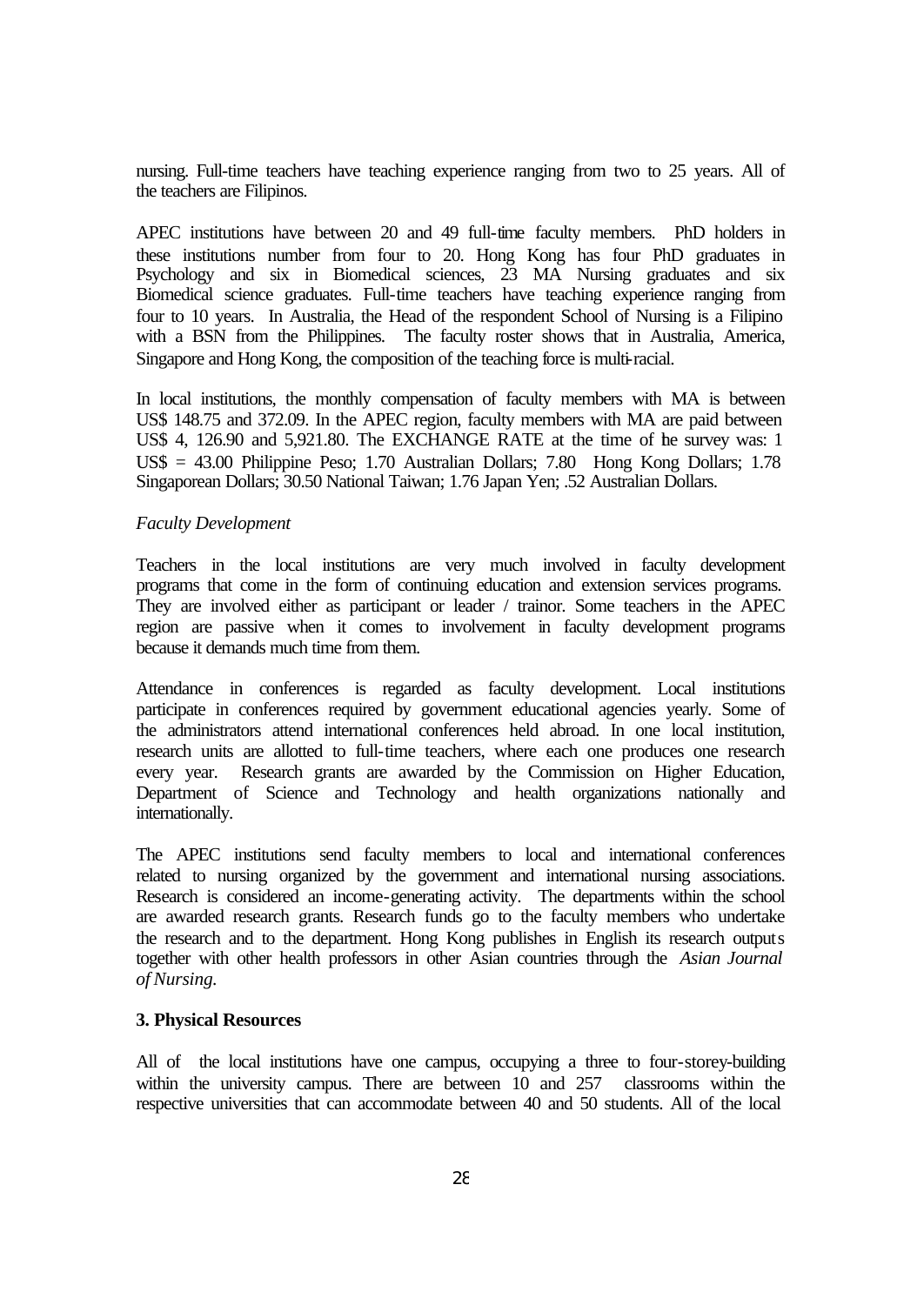nursing. Full-time teachers have teaching experience ranging from two to 25 years. All of the teachers are Filipinos.

APEC institutions have between 20 and 49 full-time faculty members. PhD holders in these institutions number from four to 20. Hong Kong has four PhD graduates in Psychology and six in Biomedical sciences, 23 MA Nursing graduates and six Biomedical science graduates. Full-time teachers have teaching experience ranging from four to 10 years. In Australia, the Head of the respondent School of Nursing is a Filipino with a BSN from the Philippines. The faculty roster shows that in Australia, America, Singapore and Hong Kong, the composition of the teaching force is multi-racial.

In local institutions, the monthly compensation of faculty members with MA is between US$ 148.75 and 372.09. In the APEC region, faculty members with MA are paid between US$ 4, 126.90 and 5,921.80. The EXCHANGE RATE at the time of the survey was: 1 US$ = 43.00 Philippine Peso; 1.70 Australian Dollars; 7.80 Hong Kong Dollars; 1.78 Singaporean Dollars; 30.50 National Taiwan; 1.76 Japan Yen; .52 Australian Dollars.

*Faculty Development*

Teachers in the local institutions are very much involved in faculty development programs that come in the form of continuing education and extension services programs. They are involved either as participant or leader / trainor. Some teachers in the APEC region are passive when it comes to involvement in faculty development programs because it demands much time from them.

Attendance in conferences is regarded as faculty development. Local institutions participate in conferences required by government educational agencies yearly. Some of the administrators attend international conferences held abroad. In one local institution, research units are allotted to full-time teachers, where each one produces one research every year. Research grants are awarded by the Commission on Higher Education, Department of Science and Technology and health organizations nationally and internationally.

The APEC institutions send faculty members to local and international conferences related to nursing organized by the government and international nursing associations. Research is considered an income-generating activity. The departments within the school are awarded research grants. Research funds go to the faculty members who undertake the research and to the department. Hong Kong publishes in English its research outputs together with other health professors in other Asian countries through the *Asian Journal of Nursing.*

**3. Physical Resources**

All of the local institutions have one campus, occupying a three to four-storey-building within the university campus. There are between 10 and 257 classrooms within the respective universities that can accommodate between 40 and 50 students. All of the local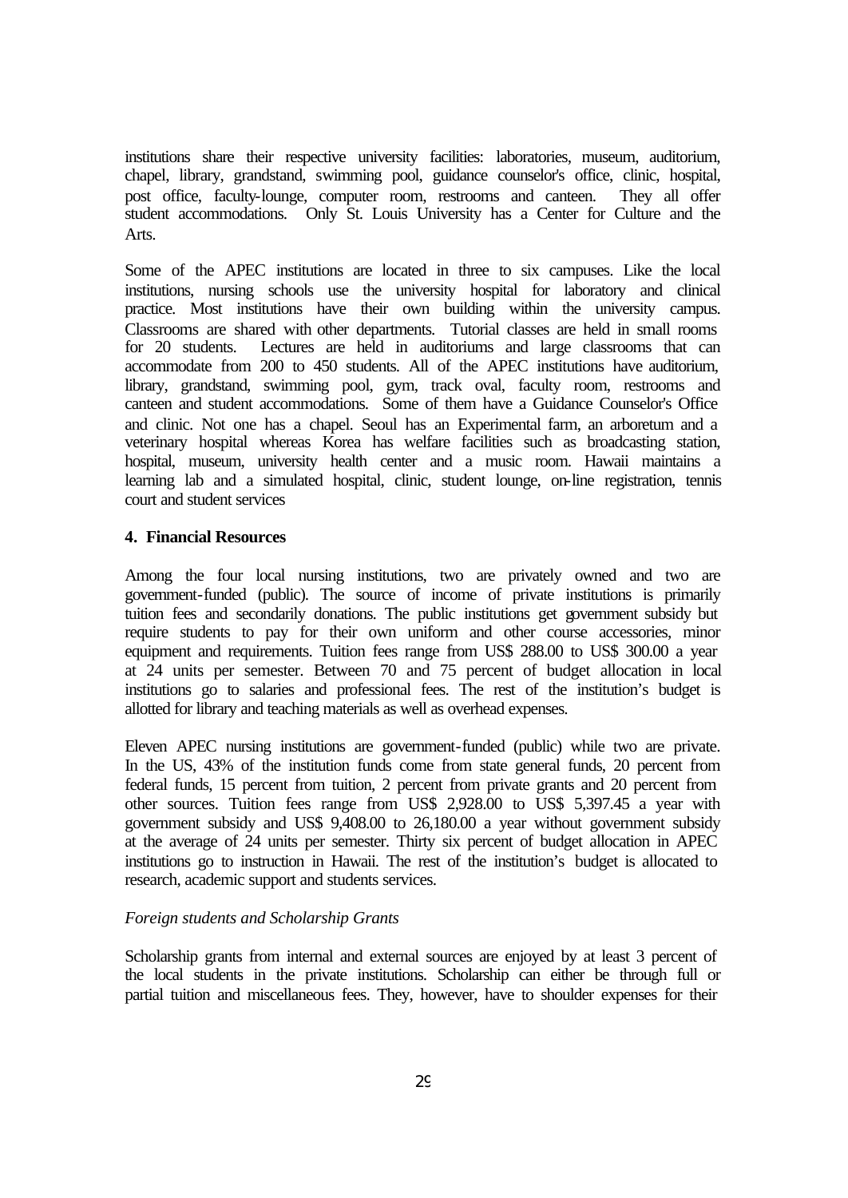institutions share their respective university facilities: laboratories, museum, auditorium, chapel, library, grandstand, swimming pool, guidance counselor's office, clinic, hospital, post office, faculty-lounge, computer room, restrooms and canteen. They all offer student accommodations. Only St. Louis University has a Center for Culture and the Arts.

Some of the APEC institutions are located in three to six campuses. Like the local institutions, nursing schools use the university hospital for laboratory and clinical practice. Most institutions have their own building within the university campus. Classrooms are shared with other departments. Tutorial classes are held in small rooms for 20 students. Lectures are held in auditoriums and large classrooms that can accommodate from 200 to 450 students. All of the APEC institutions have auditorium, library, grandstand, swimming pool, gym, track oval, faculty room, restrooms and canteen and student accommodations. Some of them have a Guidance Counselor's Office and clinic. Not one has a chapel. Seoul has an Experimental farm, an arboretum and a veterinary hospital whereas Korea has welfare facilities such as broadcasting station, hospital, museum, university health center and a music room. Hawaii maintains a learning lab and a simulated hospital, clinic, student lounge, on-line registration, tennis court and student services

#### 4. Financial Resources

Among the four local nursing institutions, two are privately owned and two are government-funded (public). The source of income of private institutions is primarily tuition fees and secondarily donations. The public institutions get government subsidy but require students to pay for their own uniform and other course accessories, minor equipment and requirements. Tuition fees range from US$ 288.00 to US$ 300.00 a year at 24 units per semester. Between 70 and 75 percent of budget allocation in local institutions go to salaries and professional fees. The rest of the institution's budget is allotted for library and teaching materials as well as overhead expenses.

Eleven APEC nursing institutions are government-funded (public) while two are private. In the US, 43% of the institution funds come from state general funds, 20 percent from federal funds, 15 percent from tuition, 2 percent from private grants and 20 percent from other sources. Tuition fees range from US$ 2,928.00 to US$ 5,397.45 a year with government subsidy and US$ 9,408.00 to 26,180.00 a year without government subsidy at the average of 24 units per semester. Thirty six percent of budget allocation in APEC institutions go to instruction in Hawaii. The rest of the institution's budget is allocated to research, academic support and students services.

*Foreign students and Scholarship Grants*

Scholarship grants from internal and external sources are enjoyed by at least 3 percent of the local students in the private institutions. Scholarship can either be through full or partial tuition and miscellaneous fees. They, however, have to shoulder expenses for their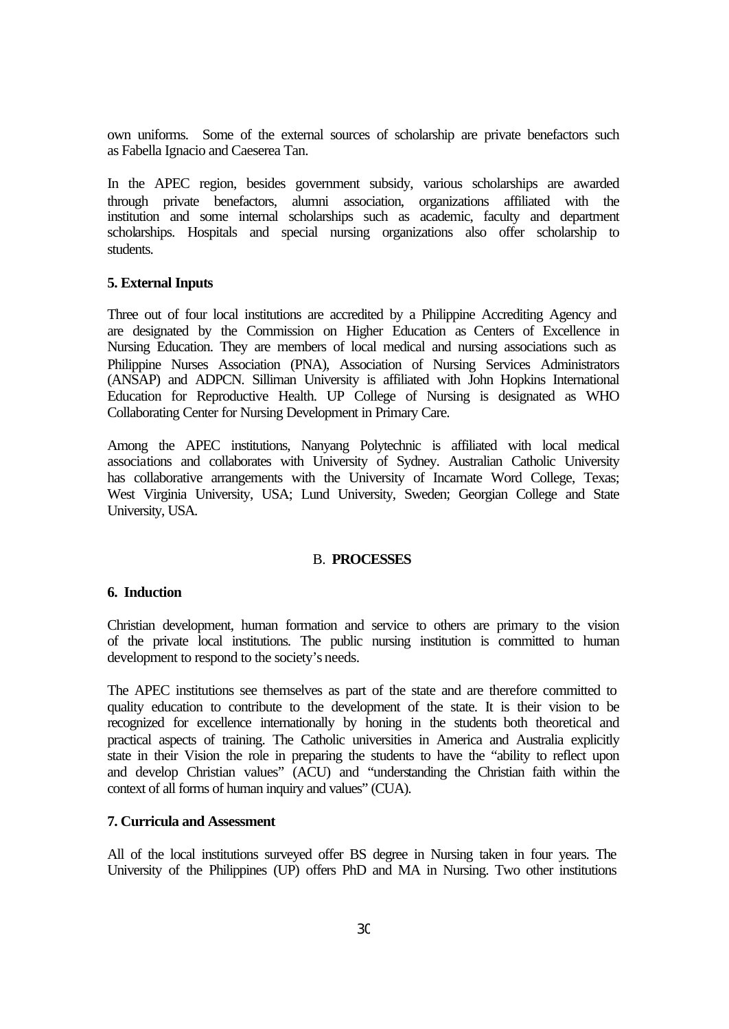own uniforms. Some of the external sources of scholarship are private benefactors such as Fabella Ignacio and Caeserea Tan.

In the APEC region, besides government subsidy, various scholarships are awarded through private benefactors, alumni association, organizations affiliated with the institution and some internal scholarships such as academic, faculty and department scholarships. Hospitals and special nursing organizations also offer scholarship to students.

### 5. External Inputs

Three out of four local institutions are accredited by a Philippine Accrediting Agency and are designated by the Commission on Higher Education as Centers of Excellence in Nursing Education. They are members of local medical and nursing associations such as Philippine Nurses Association (PNA), Association of Nursing Services Administrators (ANSAP) and ADPCN. Silliman University is affiliated with John Hopkins International Education for Reproductive Health. UP College of Nursing is designated as WHO Collaborating Center for Nursing Development in Primary Care.

Among the APEC institutions, Nanyang Polytechnic is affiliated with local medical associations and collaborates with University of Sydney. Australian Catholic University has collaborative arrangements with the University of Incarnate Word College, Texas; West Virginia University, USA; Lund University, Sweden; Georgian College and State University, USA.

## B. PROCESSES

### 6. Induction

Christian development, human formation and service to others are primary to the vision of the private local institutions. The public nursing institution is committed to human development to respond to the society's needs.

The APEC institutions see themselves as part of the state and are therefore committed to quality education to contribute to the development of the state. It is their vision to be recognized for excellence internationally by honing in the students both theoretical and practical aspects of training. The Catholic universities in America and Australia explicitly state in their Vision the role in preparing the students to have the "ability to reflect upon and develop Christian values" (ACU) and "understanding the Christian faith within the context of all forms of human inquiry and values" (CUA).

### 7. Curricula and Assessment

All of the local institutions surveyed offer BS degree in Nursing taken in four years. The University of the Philippines (UP) offers PhD and MA in Nursing. Two other institutions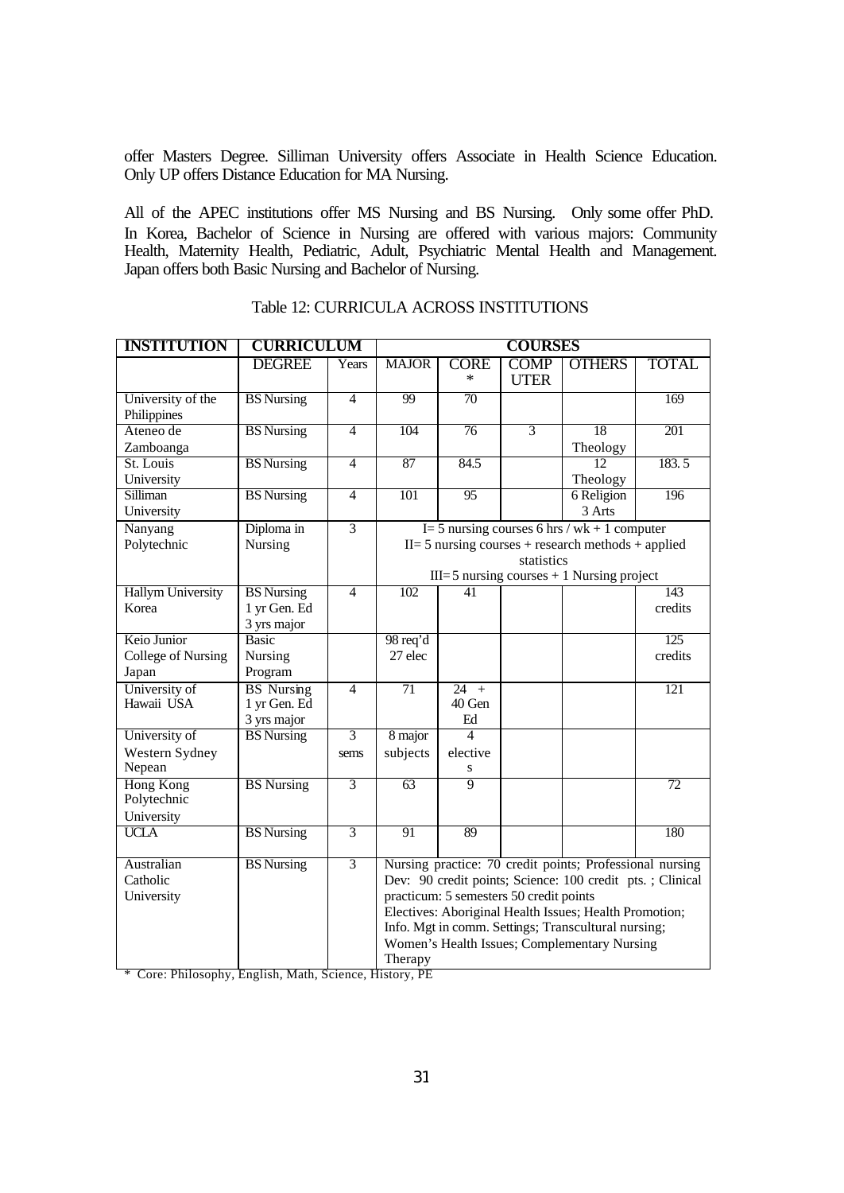offer Masters Degree. Silliman University offers Associate in Health Science Education. Only UP offers Distance Education for MA Nursing.

All of the APEC institutions offer MS Nursing and BS Nursing. Only some offer PhD. In Korea, Bachelor of Science in Nursing are offered with various majors: Community Health, Maternity Health, Pediatric, Adult, Psychiatric Mental Health and Management. Japan offers both Basic Nursing and Bachelor of Nursing.

Table 12: CURRICULA ACROSS INSTITUTIONS

| INSTITUTION | CURRICULUM | | COURSES | | | | |
|---|---|---|---|---|---|---|---|
| | DEGREE | Years | MAJOR | CORE * | COMPUTER | OTHERS | TOTAL |
| University of the Philippines | BS Nursing | 4 | 99 | 70 | | | 169 |
| Ateneo de Zamboanga | BS Nursing | 4 | 104 | 76 | 3 | 18 Theology | 201 |
| St. Louis University | BS Nursing | 4 | 87 | 84.5 | | 12 Theology | 183. 5 |
| Silliman University | BS Nursing | 4 | 101 | 95 | | 6 Religion 3 Arts | 196 |
| Nanyang Polytechnic | Diploma in Nursing | 3 | I= 5 nursing courses 6 hrs / wk + 1 computer; II= 5 nursing courses + research methods + applied statistics; III= 5 nursing courses + 1 Nursing project | | | | |
| Hallym University Korea | BS Nursing 1 yr Gen. Ed 3 yrs major | 4 | 102 | 41 | | | 143 credits |
| Keio Junior College of Nursing Japan | Basic Nursing Program | | 98 req'd 27 elec | | | | 125 credits |
| University of Hawaii USA | BS Nursing 1 yr Gen. Ed 3 yrs major | 4 | 71 | 24 + 40 Gen Ed | | | 121 |
| University of Western Sydney Nepean | BS Nursing | 3 sems | 8 major subjects | 4 electives | | | |
| Hong Kong Polytechnic University | BS Nursing | 3 | 63 | 9 | | | 72 |
| UCLA | BS Nursing | 3 | 91 | 89 | | | 180 |
| Australian Catholic University | BS Nursing | 3 | Nursing practice: 70 credit points; Professional nursing Dev: 90 credit points; Science: 100 credit pts. ; Clinical practicum: 5 semesters 50 credit points; Electives: Aboriginal Health Issues; Health Promotion; Info. Mgt in comm. Settings; Transcultural nursing; Women's Health Issues; Complementary Nursing Therapy | | | | |

\* Core: Philosophy, English, Math, Science, History, PE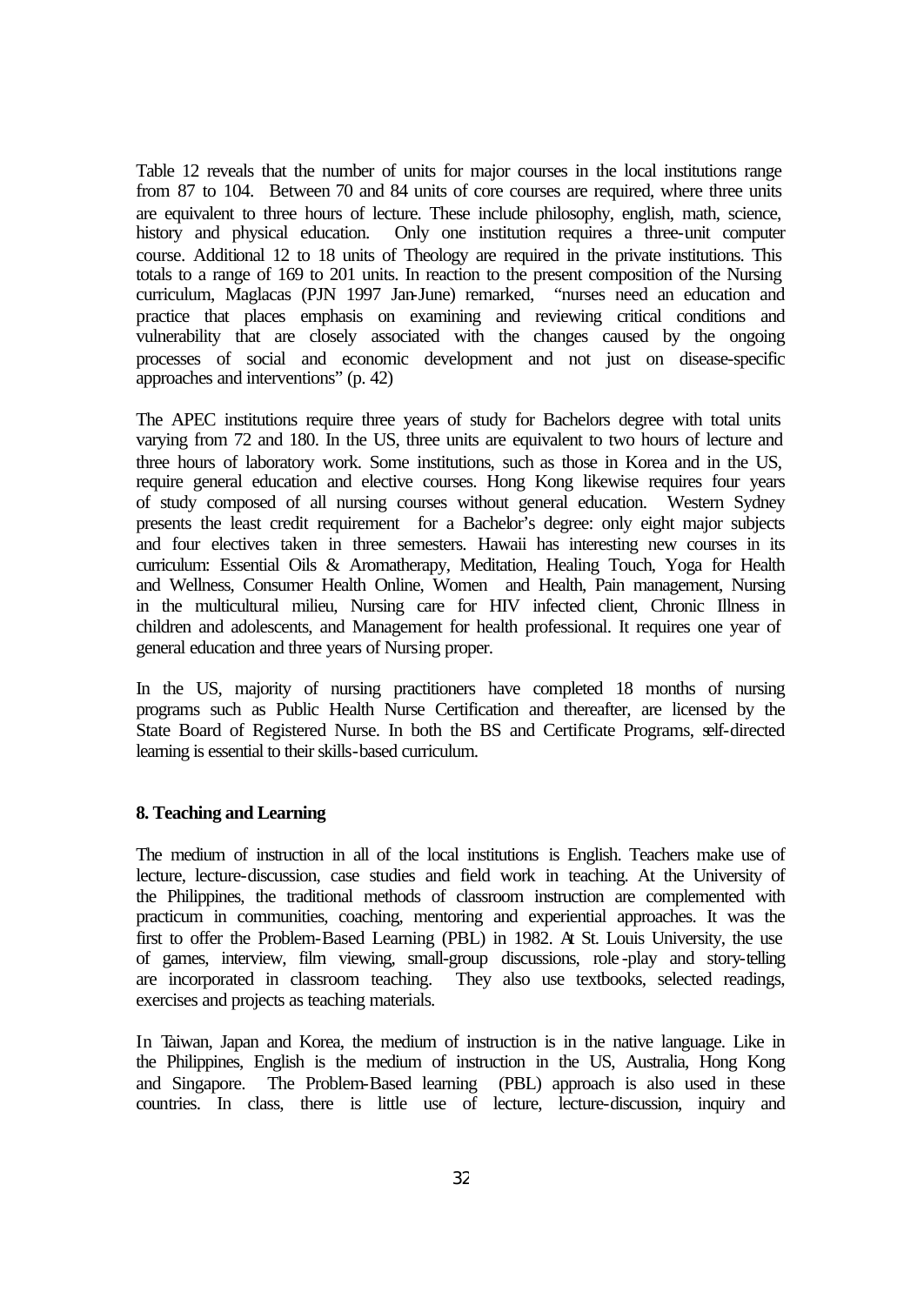Table 12 reveals that the number of units for major courses in the local institutions range from 87 to 104. Between 70 and 84 units of core courses are required, where three units are equivalent to three hours of lecture. These include philosophy, english, math, science, history and physical education. Only one institution requires a three-unit computer course. Additional 12 to 18 units of Theology are required in the private institutions. This totals to a range of 169 to 201 units. In reaction to the present composition of the Nursing curriculum, Maglacas (PJN 1997 Jan-June) remarked, "nurses need an education and practice that places emphasis on examining and reviewing critical conditions and vulnerability that are closely associated with the changes caused by the ongoing processes of social and economic development and not just on disease-specific approaches and interventions" (p. 42)

The APEC institutions require three years of study for Bachelors degree with total units varying from 72 and 180. In the US, three units are equivalent to two hours of lecture and three hours of laboratory work. Some institutions, such as those in Korea and in the US, require general education and elective courses. Hong Kong likewise requires four years of study composed of all nursing courses without general education. Western Sydney presents the least credit requirement for a Bachelor's degree: only eight major subjects and four electives taken in three semesters. Hawaii has interesting new courses in its curriculum: Essential Oils & Aromatherapy, Meditation, Healing Touch, Yoga for Health and Wellness, Consumer Health Online, Women and Health, Pain management, Nursing in the multicultural milieu, Nursing care for HIV infected client, Chronic Illness in children and adolescents, and Management for health professional. It requires one year of general education and three years of Nursing proper.

In the US, majority of nursing practitioners have completed 18 months of nursing programs such as Public Health Nurse Certification and thereafter, are licensed by the State Board of Registered Nurse. In both the BS and Certificate Programs, self-directed learning is essential to their skills-based curriculum.

### 8. Teaching and Learning

The medium of instruction in all of the local institutions is English. Teachers make use of lecture, lecture-discussion, case studies and field work in teaching. At the University of the Philippines, the traditional methods of classroom instruction are complemented with practicum in communities, coaching, mentoring and experiential approaches. It was the first to offer the Problem-Based Learning (PBL) in 1982. At St. Louis University, the use of games, interview, film viewing, small-group discussions, role-play and story-telling are incorporated in classroom teaching. They also use textbooks, selected readings, exercises and projects as teaching materials.

In Taiwan, Japan and Korea, the medium of instruction is in the native language. Like in the Philippines, English is the medium of instruction in the US, Australia, Hong Kong and Singapore. The Problem-Based learning (PBL) approach is also used in these countries. In class, there is little use of lecture, lecture-discussion, inquiry and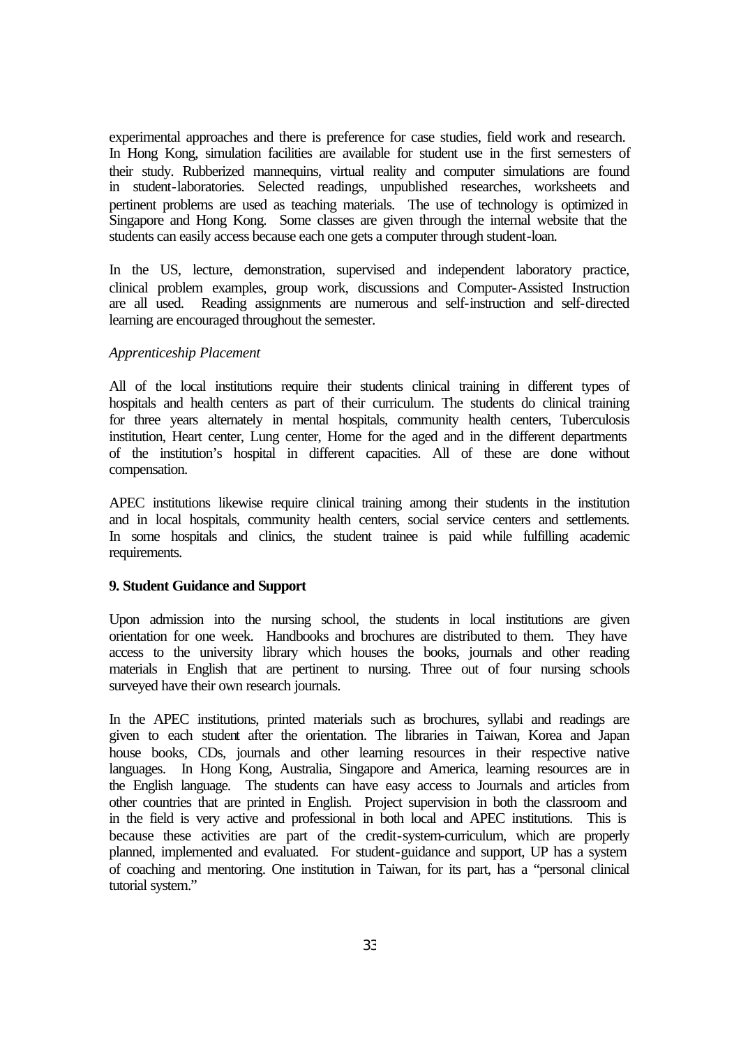experimental approaches and there is preference for case studies, field work and research. In Hong Kong, simulation facilities are available for student use in the first semesters of their study. Rubberized mannequins, virtual reality and computer simulations are found in student-laboratories. Selected readings, unpublished researches, worksheets and pertinent problems are used as teaching materials. The use of technology is optimized in Singapore and Hong Kong. Some classes are given through the internal website that the students can easily access because each one gets a computer through student-loan.

In the US, lecture, demonstration, supervised and independent laboratory practice, clinical problem examples, group work, discussions and Computer-Assisted Instruction are all used. Reading assignments are numerous and self-instruction and self-directed learning are encouraged throughout the semester.

*Apprenticeship Placement*

All of the local institutions require their students clinical training in different types of hospitals and health centers as part of their curriculum. The students do clinical training for three years alternately in mental hospitals, community health centers, Tuberculosis institution, Heart center, Lung center, Home for the aged and in the different departments of the institution's hospital in different capacities. All of these are done without compensation.

APEC institutions likewise require clinical training among their students in the institution and in local hospitals, community health centers, social service centers and settlements. In some hospitals and clinics, the student trainee is paid while fulfilling academic requirements.

**9. Student Guidance and Support**

Upon admission into the nursing school, the students in local institutions are given orientation for one week. Handbooks and brochures are distributed to them. They have access to the university library which houses the books, journals and other reading materials in English that are pertinent to nursing. Three out of four nursing schools surveyed have their own research journals.

In the APEC institutions, printed materials such as brochures, syllabi and readings are given to each student after the orientation. The libraries in Taiwan, Korea and Japan house books, CDs, journals and other learning resources in their respective native languages. In Hong Kong, Australia, Singapore and America, learning resources are in the English language. The students can have easy access to Journals and articles from other countries that are printed in English. Project supervision in both the classroom and in the field is very active and professional in both local and APEC institutions. This is because these activities are part of the credit-system-curriculum, which are properly planned, implemented and evaluated. For student-guidance and support, UP has a system of coaching and mentoring. One institution in Taiwan, for its part, has a "personal clinical tutorial system."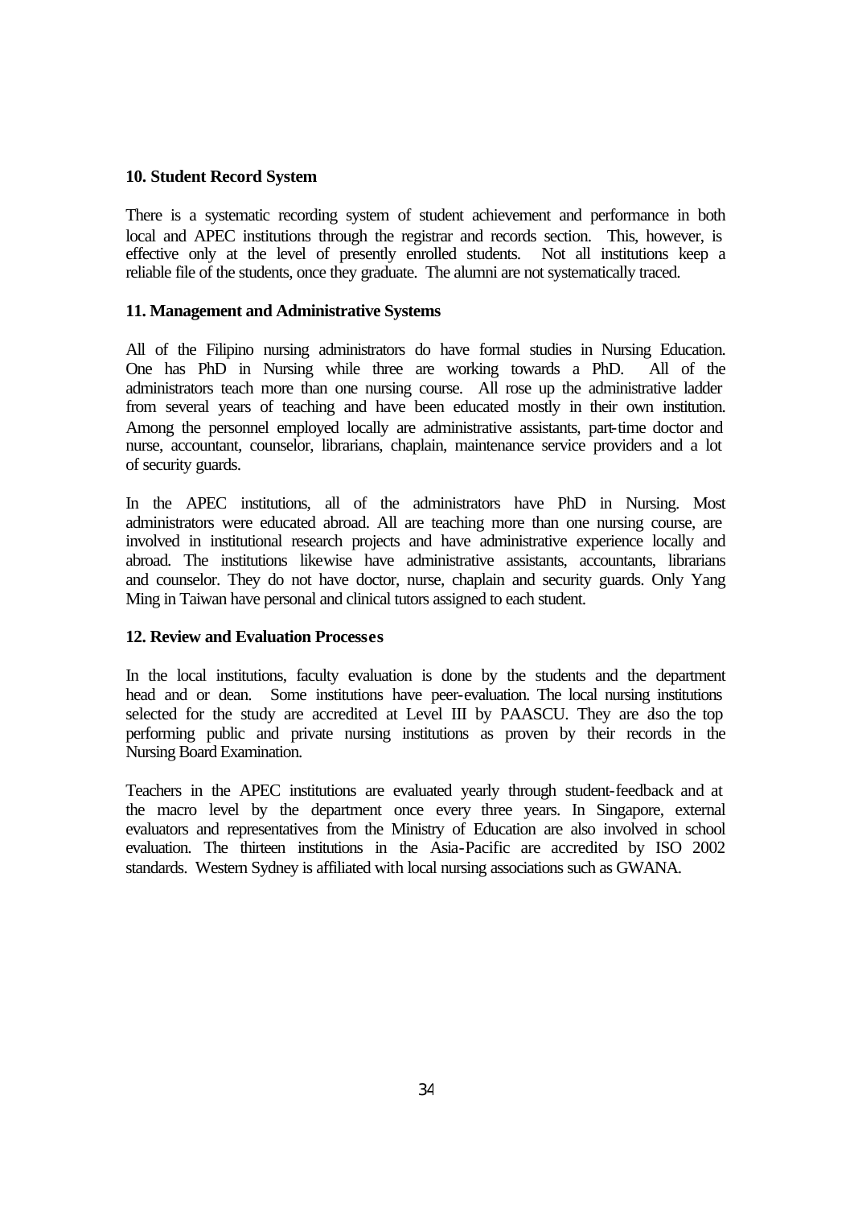**10. Student Record System**

There is a systematic recording system of student achievement and performance in both local and APEC institutions through the registrar and records section. This, however, is effective only at the level of presently enrolled students. Not all institutions keep a reliable file of the students, once they graduate. The alumni are not systematically traced.

**11. Management and Administrative Systems**

All of the Filipino nursing administrators do have formal studies in Nursing Education. One has PhD in Nursing while three are working towards a PhD. All of the administrators teach more than one nursing course. All rose up the administrative ladder from several years of teaching and have been educated mostly in their own institution. Among the personnel employed locally are administrative assistants, part-time doctor and nurse, accountant, counselor, librarians, chaplain, maintenance service providers and a lot of security guards.

In the APEC institutions, all of the administrators have PhD in Nursing. Most administrators were educated abroad. All are teaching more than one nursing course, are involved in institutional research projects and have administrative experience locally and abroad. The institutions likewise have administrative assistants, accountants, librarians and counselor. They do not have doctor, nurse, chaplain and security guards. Only Yang Ming in Taiwan have personal and clinical tutors assigned to each student.

**12. Review and Evaluation Processes**

In the local institutions, faculty evaluation is done by the students and the department head and or dean. Some institutions have peer-evaluation. The local nursing institutions selected for the study are accredited at Level III by PAASCU. They are also the top performing public and private nursing institutions as proven by their records in the Nursing Board Examination.

Teachers in the APEC institutions are evaluated yearly through student-feedback and at the macro level by the department once every three years. In Singapore, external evaluators and representatives from the Ministry of Education are also involved in school evaluation. The thirteen institutions in the Asia-Pacific are accredited by ISO 2002 standards. Western Sydney is affiliated with local nursing associations such as GWANA.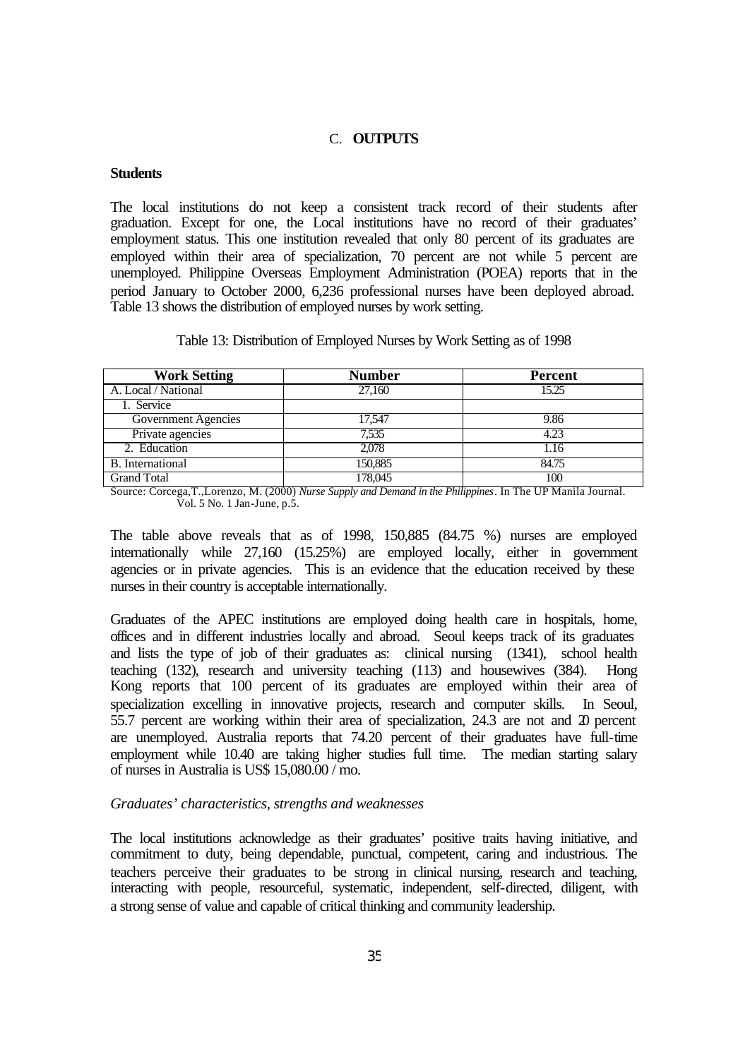## C. OUTPUTS

**Students**

The local institutions do not keep a consistent track record of their students after graduation. Except for one, the Local institutions have no record of their graduates' employment status. This one institution revealed that only 80 percent of its graduates are employed within their area of specialization, 70 percent are not while 5 percent are unemployed. Philippine Overseas Employment Administration (POEA) reports that in the period January to October 2000, 6,236 professional nurses have been deployed abroad. Table 13 shows the distribution of employed nurses by work setting.

Table 13: Distribution of Employed Nurses by Work Setting as of 1998

| Work Setting | Number | Percent |
|---|---|---|
| A. Local / National | 27,160 | 15.25 |
| 1. Service | | |
| Government Agencies | 17,547 | 9.86 |
| Private agencies | 7,535 | 4.23 |
| 2. Education | 2,078 | 1.16 |
| B. International | 150,885 | 84.75 |
| Grand Total | 178,045 | 100 |

Source: Corcega,T.,Lorenzo, M. (2000) *Nurse Supply and Demand in the Philippines*. In The UP Manila Journal. Vol. 5 No. 1 Jan-June, p.5.

The table above reveals that as of 1998, 150,885 (84.75 %) nurses are employed internationally while 27,160 (15.25%) are employed locally, either in government agencies or in private agencies. This is an evidence that the education received by these nurses in their country is acceptable internationally.

Graduates of the APEC institutions are employed doing health care in hospitals, home, offices and in different industries locally and abroad. Seoul keeps track of its graduates and lists the type of job of their graduates as: clinical nursing (1341), school health teaching (132), research and university teaching (113) and housewives (384). Hong Kong reports that 100 percent of its graduates are employed within their area of specialization excelling in innovative projects, research and computer skills. In Seoul, 55.7 percent are working within their area of specialization, 24.3 are not and 20 percent are unemployed. Australia reports that 74.20 percent of their graduates have full-time employment while 10.40 are taking higher studies full time. The median starting salary of nurses in Australia is US$ 15,080.00 / mo.

*Graduates' characteristics, strengths and weaknesses*

The local institutions acknowledge as their graduates' positive traits having initiative, and commitment to duty, being dependable, punctual, competent, caring and industrious. The teachers perceive their graduates to be strong in clinical nursing, research and teaching, interacting with people, resourceful, systematic, independent, self-directed, diligent, with a strong sense of value and capable of critical thinking and community leadership.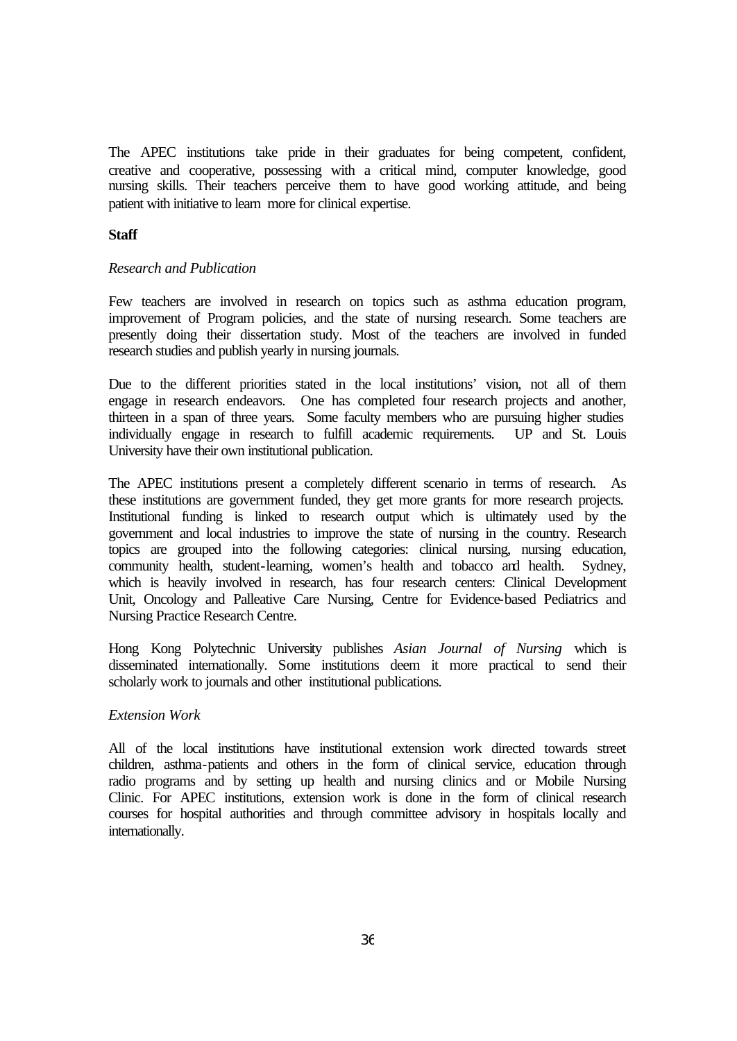The APEC institutions take pride in their graduates for being competent, confident, creative and cooperative, possessing with a critical mind, computer knowledge, good nursing skills. Their teachers perceive them to have good working attitude, and being patient with initiative to learn more for clinical expertise.

**Staff**

*Research and Publication*

Few teachers are involved in research on topics such as asthma education program, improvement of Program policies, and the state of nursing research. Some teachers are presently doing their dissertation study. Most of the teachers are involved in funded research studies and publish yearly in nursing journals.

Due to the different priorities stated in the local institutions' vision, not all of them engage in research endeavors. One has completed four research projects and another, thirteen in a span of three years. Some faculty members who are pursuing higher studies individually engage in research to fulfill academic requirements. UP and St. Louis University have their own institutional publication.

The APEC institutions present a completely different scenario in terms of research. As these institutions are government funded, they get more grants for more research projects. Institutional funding is linked to research output which is ultimately used by the government and local industries to improve the state of nursing in the country. Research topics are grouped into the following categories: clinical nursing, nursing education, community health, student-learning, women's health and tobacco and health. Sydney, which is heavily involved in research, has four research centers: Clinical Development Unit, Oncology and Palleative Care Nursing, Centre for Evidence-based Pediatrics and Nursing Practice Research Centre.

Hong Kong Polytechnic University publishes *Asian Journal of Nursing* which is disseminated internationally. Some institutions deem it more practical to send their scholarly work to journals and other institutional publications.

*Extension Work*

All of the local institutions have institutional extension work directed towards street children, asthma-patients and others in the form of clinical service, education through radio programs and by setting up health and nursing clinics and or Mobile Nursing Clinic. For APEC institutions, extension work is done in the form of clinical research courses for hospital authorities and through committee advisory in hospitals locally and internationally.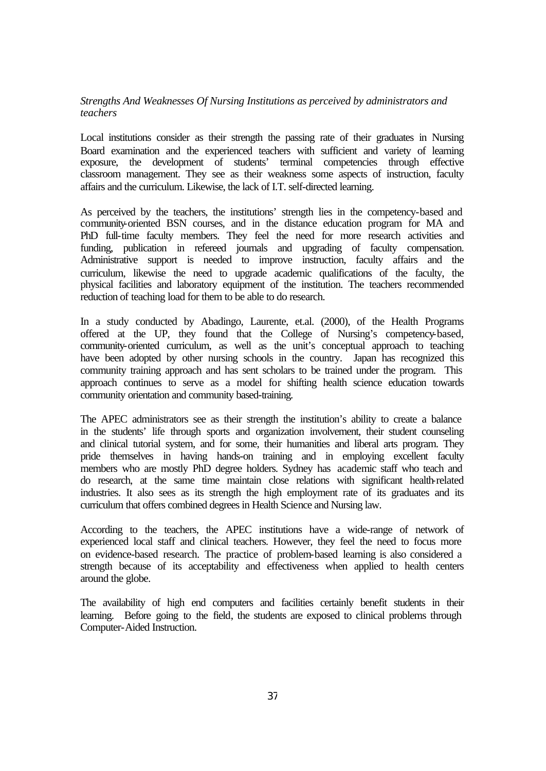*Strengths And Weaknesses Of Nursing Institutions as perceived by administrators and teachers*

Local institutions consider as their strength the passing rate of their graduates in Nursing Board examination and the experienced teachers with sufficient and variety of learning exposure, the development of students' terminal competencies through effective classroom management. They see as their weakness some aspects of instruction, faculty affairs and the curriculum. Likewise, the lack of I.T. self-directed learning.

As perceived by the teachers, the institutions' strength lies in the competency-based and community-oriented BSN courses, and in the distance education program for MA and PhD full-time faculty members. They feel the need for more research activities and funding, publication in refereed journals and upgrading of faculty compensation. Administrative support is needed to improve instruction, faculty affairs and the curriculum, likewise the need to upgrade academic qualifications of the faculty, the physical facilities and laboratory equipment of the institution. The teachers recommended reduction of teaching load for them to be able to do research.

In a study conducted by Abadingo, Laurente, et.al. (2000), of the Health Programs offered at the UP, they found that the College of Nursing's competency-based, community-oriented curriculum, as well as the unit's conceptual approach to teaching have been adopted by other nursing schools in the country. Japan has recognized this community training approach and has sent scholars to be trained under the program. This approach continues to serve as a model for shifting health science education towards community orientation and community based-training.

The APEC administrators see as their strength the institution's ability to create a balance in the students' life through sports and organization involvement, their student counseling and clinical tutorial system, and for some, their humanities and liberal arts program. They pride themselves in having hands-on training and in employing excellent faculty members who are mostly PhD degree holders. Sydney has academic staff who teach and do research, at the same time maintain close relations with significant health-related industries. It also sees as its strength the high employment rate of its graduates and its curriculum that offers combined degrees in Health Science and Nursing law.

According to the teachers, the APEC institutions have a wide-range of network of experienced local staff and clinical teachers. However, they feel the need to focus more on evidence-based research. The practice of problem-based learning is also considered a strength because of its acceptability and effectiveness when applied to health centers around the globe.

The availability of high end computers and facilities certainly benefit students in their learning. Before going to the field, the students are exposed to clinical problems through Computer-Aided Instruction.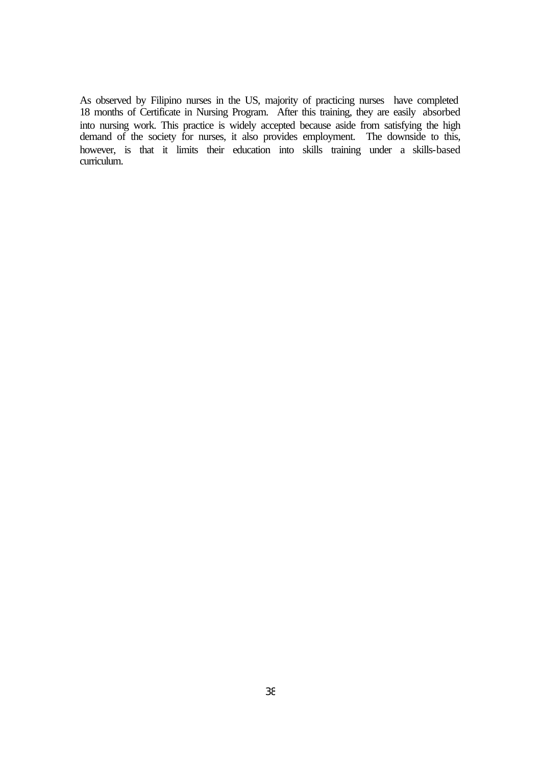As observed by Filipino nurses in the US, majority of practicing nurses have completed 18 months of Certificate in Nursing Program. After this training, they are easily absorbed into nursing work. This practice is widely accepted because aside from satisfying the high demand of the society for nurses, it also provides employment. The downside to this, however, is that it limits their education into skills training under a skills-based curriculum.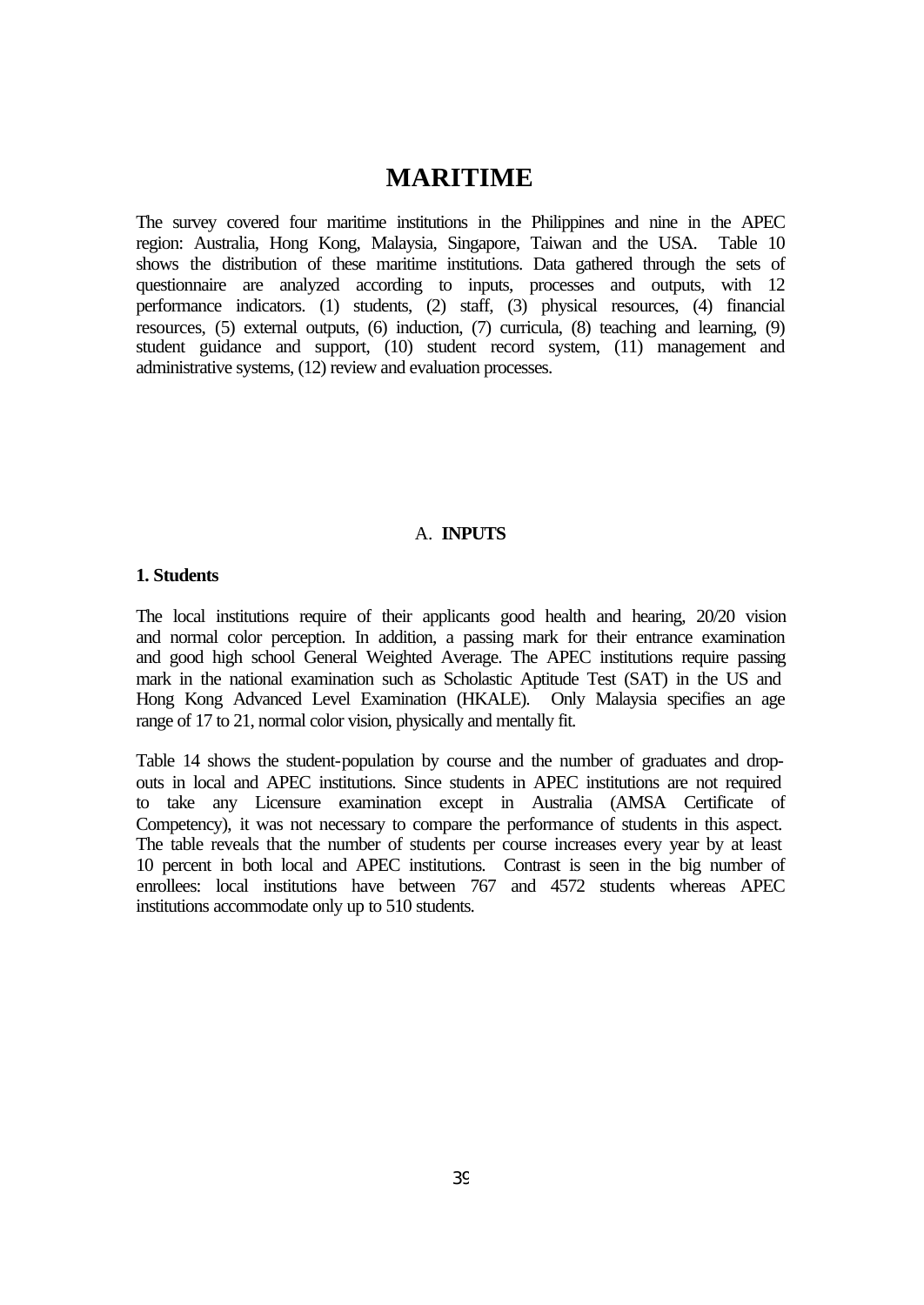# MARITIME

The survey covered four maritime institutions in the Philippines and nine in the APEC region: Australia, Hong Kong, Malaysia, Singapore, Taiwan and the USA. Table 10 shows the distribution of these maritime institutions. Data gathered through the sets of questionnaire are analyzed according to inputs, processes and outputs, with 12 performance indicators. (1) students, (2) staff, (3) physical resources, (4) financial resources, (5) external outputs, (6) induction, (7) curricula, (8) teaching and learning, (9) student guidance and support, (10) student record system, (11) management and administrative systems, (12) review and evaluation processes.

## A. INPUTS

### 1. Students

The local institutions require of their applicants good health and hearing, 20/20 vision and normal color perception. In addition, a passing mark for their entrance examination and good high school General Weighted Average. The APEC institutions require passing mark in the national examination such as Scholastic Aptitude Test (SAT) in the US and Hong Kong Advanced Level Examination (HKALE). Only Malaysia specifies an age range of 17 to 21, normal color vision, physically and mentally fit.

Table 14 shows the student-population by course and the number of graduates and drop-outs in local and APEC institutions. Since students in APEC institutions are not required to take any Licensure examination except in Australia (AMSA Certificate of Competency), it was not necessary to compare the performance of students in this aspect. The table reveals that the number of students per course increases every year by at least 10 percent in both local and APEC institutions. Contrast is seen in the big number of enrollees: local institutions have between 767 and 4572 students whereas APEC institutions accommodate only up to 510 students.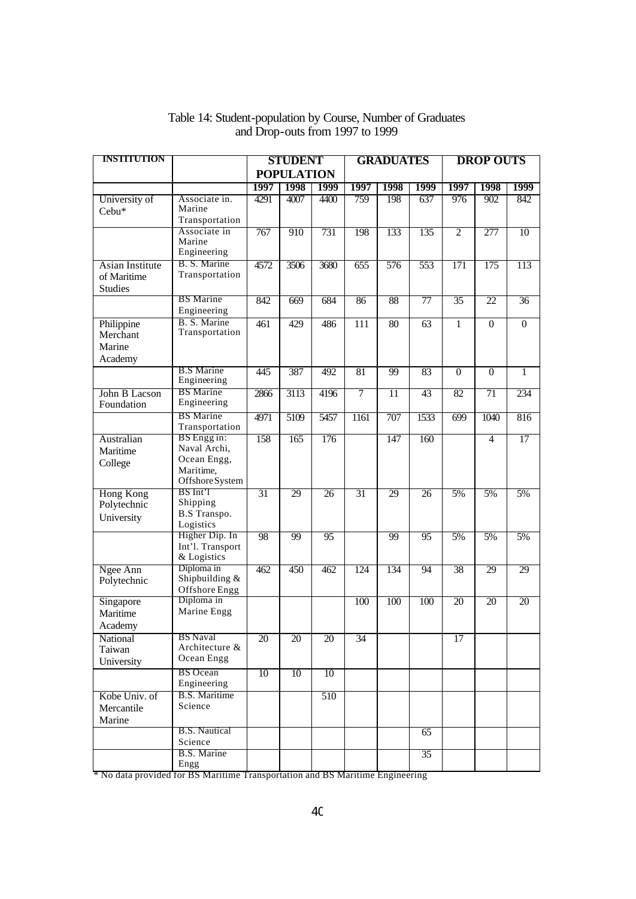Table 14: Student-population by Course, Number of Graduates and Drop-outs from 1997 to 1999

| INSTITUTION | | STUDENT POPULATION | | | GRADUATES | | | DROP OUTS | | |
|---|---|---|---|---|---|---|---|---|---|---|
| | | 1997 | 1998 | 1999 | 1997 | 1998 | 1999 | 1997 | 1998 | 1999 |
| University of Cebu* | Associate in. Marine Transportation | 4291 | 4007 | 4400 | 759 | 198 | 637 | 976 | 902 | 842 |
| | Associate in Marine Engineering | 767 | 910 | 731 | 198 | 133 | 135 | 2 | 277 | 10 |
| Asian Institute of Maritime Studies | B. S. Marine Transportation | 4572 | 3506 | 3680 | 655 | 576 | 553 | 171 | 175 | 113 |
| | BS Marine Engineering | 842 | 669 | 684 | 86 | 88 | 77 | 35 | 22 | 36 |
| Philippine Merchant Marine Academy | B. S. Marine Transportation | 461 | 429 | 486 | 111 | 80 | 63 | 1 | 0 | 0 |
| | B.S Marine Engineering | 445 | 387 | 492 | 81 | 99 | 83 | 0 | 0 | 1 |
| John B Lacson Foundation | BS Marine Engineering | 2866 | 3113 | 4196 | 7 | 11 | 43 | 82 | 71 | 234 |
| | BS Marine Transportation | 4971 | 5109 | 5457 | 1161 | 707 | 1533 | 699 | 1040 | 816 |
| Australian Maritime College | BS Engg in: Naval Archi, Ocean Engg, Maritime, Offshore System | 158 | 165 | 176 | | 147 | 160 | | 4 | 17 |
| Hong Kong Polytechnic University | BS Int'l Shipping B.S Transpo. Logistics | 31 | 29 | 26 | 31 | 29 | 26 | 5% | 5% | 5% |
| | Higher Dip. In Int'l. Transport & Logistics | 98 | 99 | 95 | | 99 | 95 | 5% | 5% | 5% |
| Ngee Ann Polytechnic | Diploma in Shipbuilding & Offshore Engg | 462 | 450 | 462 | 124 | 134 | 94 | 38 | 29 | 29 |
| Singapore Maritime Academy | Diploma in Marine Engg | | | | 100 | 100 | 100 | 20 | 20 | 20 |
| National Taiwan University | BS Naval Architecture & Ocean Engg | 20 | 20 | 20 | 34 | | | 17 | | |
| | BS Ocean Engineering | 10 | 10 | 10 | | | | | | |
| Kobe Univ. of Mercantile Marine | B.S. Maritime Science | | | 510 | | | | | | |
| | B.S. Nautical Science | | | | | | 65 | | | |
| | B.S. Marine Engg | | | | | | 35 | | | |

* No data provided for BS Maritime Transportation and BS Maritime Engineering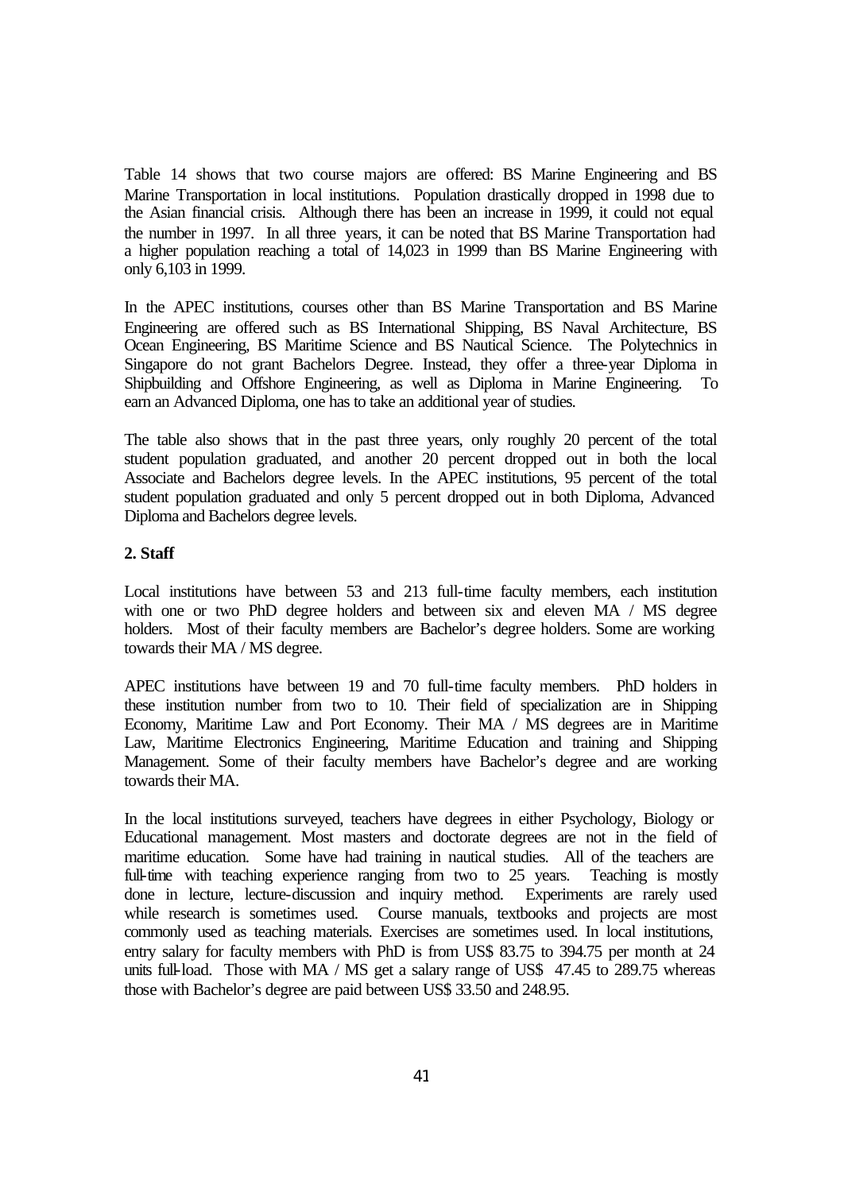Table 14 shows that two course majors are offered: BS Marine Engineering and BS Marine Transportation in local institutions. Population drastically dropped in 1998 due to the Asian financial crisis. Although there has been an increase in 1999, it could not equal the number in 1997. In all three years, it can be noted that BS Marine Transportation had a higher population reaching a total of 14,023 in 1999 than BS Marine Engineering with only 6,103 in 1999.

In the APEC institutions, courses other than BS Marine Transportation and BS Marine Engineering are offered such as BS International Shipping, BS Naval Architecture, BS Ocean Engineering, BS Maritime Science and BS Nautical Science. The Polytechnics in Singapore do not grant Bachelors Degree. Instead, they offer a three-year Diploma in Shipbuilding and Offshore Engineering, as well as Diploma in Marine Engineering. To earn an Advanced Diploma, one has to take an additional year of studies.

The table also shows that in the past three years, only roughly 20 percent of the total student population graduated, and another 20 percent dropped out in both the local Associate and Bachelors degree levels. In the APEC institutions, 95 percent of the total student population graduated and only 5 percent dropped out in both Diploma, Advanced Diploma and Bachelors degree levels.

**2. Staff**

Local institutions have between 53 and 213 full-time faculty members, each institution with one or two PhD degree holders and between six and eleven MA / MS degree holders. Most of their faculty members are Bachelor's degree holders. Some are working towards their MA / MS degree.

APEC institutions have between 19 and 70 full-time faculty members. PhD holders in these institution number from two to 10. Their field of specialization are in Shipping Economy, Maritime Law and Port Economy. Their MA / MS degrees are in Maritime Law, Maritime Electronics Engineering, Maritime Education and training and Shipping Management. Some of their faculty members have Bachelor's degree and are working towards their MA.

In the local institutions surveyed, teachers have degrees in either Psychology, Biology or Educational management. Most masters and doctorate degrees are not in the field of maritime education. Some have had training in nautical studies. All of the teachers are full-time with teaching experience ranging from two to 25 years. Teaching is mostly done in lecture, lecture-discussion and inquiry method. Experiments are rarely used while research is sometimes used. Course manuals, textbooks and projects are most commonly used as teaching materials. Exercises are sometimes used. In local institutions, entry salary for faculty members with PhD is from US$ 83.75 to 394.75 per month at 24 units full-load. Those with MA / MS get a salary range of US$ 47.45 to 289.75 whereas those with Bachelor's degree are paid between US$ 33.50 and 248.95.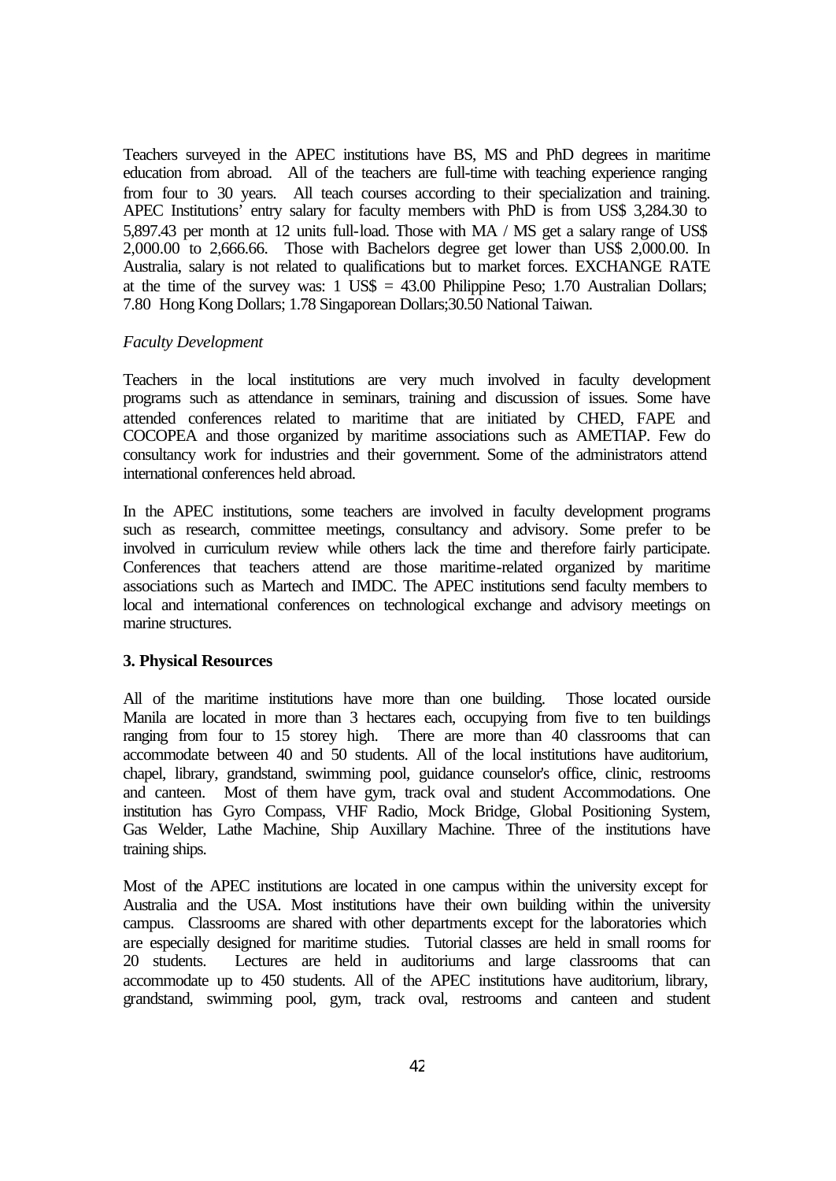Teachers surveyed in the APEC institutions have BS, MS and PhD degrees in maritime education from abroad. All of the teachers are full-time with teaching experience ranging from four to 30 years. All teach courses according to their specialization and training. APEC Institutions' entry salary for faculty members with PhD is from US$ 3,284.30 to 5,897.43 per month at 12 units full-load. Those with MA / MS get a salary range of US$ 2,000.00 to 2,666.66. Those with Bachelors degree get lower than US$ 2,000.00. In Australia, salary is not related to qualifications but to market forces. EXCHANGE RATE at the time of the survey was: 1 US$ = 43.00 Philippine Peso; 1.70 Australian Dollars; 7.80 Hong Kong Dollars; 1.78 Singaporean Dollars;30.50 National Taiwan.

*Faculty Development*

Teachers in the local institutions are very much involved in faculty development programs such as attendance in seminars, training and discussion of issues. Some have attended conferences related to maritime that are initiated by CHED, FAPE and COCOPEA and those organized by maritime associations such as AMETIAP. Few do consultancy work for industries and their government. Some of the administrators attend international conferences held abroad.

In the APEC institutions, some teachers are involved in faculty development programs such as research, committee meetings, consultancy and advisory. Some prefer to be involved in curriculum review while others lack the time and therefore fairly participate. Conferences that teachers attend are those maritime-related organized by maritime associations such as Martech and IMDC. The APEC institutions send faculty members to local and international conferences on technological exchange and advisory meetings on marine structures.

**3. Physical Resources**

All of the maritime institutions have more than one building. Those located ourside Manila are located in more than 3 hectares each, occupying from five to ten buildings ranging from four to 15 storey high. There are more than 40 classrooms that can accommodate between 40 and 50 students. All of the local institutions have auditorium, chapel, library, grandstand, swimming pool, guidance counselor's office, clinic, restrooms and canteen. Most of them have gym, track oval and student Accommodations. One institution has Gyro Compass, VHF Radio, Mock Bridge, Global Positioning System, Gas Welder, Lathe Machine, Ship Auxillary Machine. Three of the institutions have training ships.

Most of the APEC institutions are located in one campus within the university except for Australia and the USA. Most institutions have their own building within the university campus. Classrooms are shared with other departments except for the laboratories which are especially designed for maritime studies. Tutorial classes are held in small rooms for 20 students. Lectures are held in auditoriums and large classrooms that can accommodate up to 450 students. All of the APEC institutions have auditorium, library, grandstand, swimming pool, gym, track oval, restrooms and canteen and student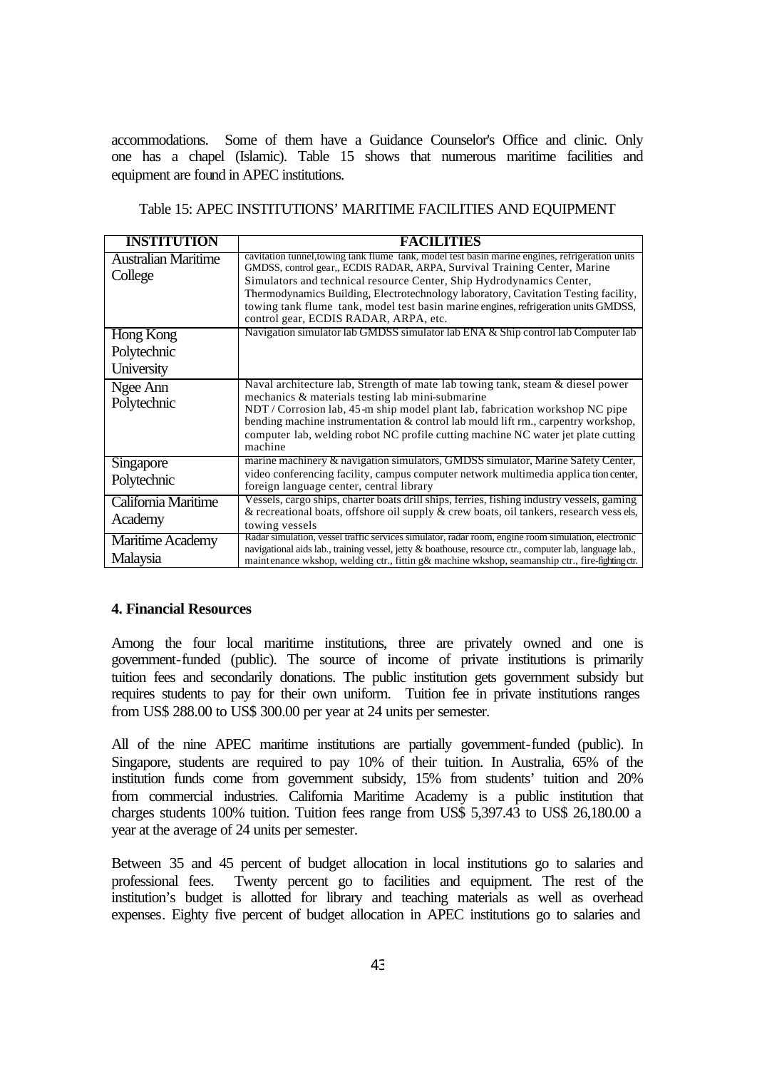accommodations. Some of them have a Guidance Counselor's Office and clinic. Only one has a chapel (Islamic). Table 15 shows that numerous maritime facilities and equipment are found in APEC institutions.

Table 15: APEC INSTITUTIONS' MARITIME FACILITIES AND EQUIPMENT

| INSTITUTION | FACILITIES |
|---|---|
| Australian Maritime College | cavitation tunnel,towing tank flume tank, model test basin marine engines, refrigeration units GMDSS, control gear,, ECDIS RADAR, ARPA, Survival Training Center, Marine Simulators and technical resource Center, Ship Hydrodynamics Center, Thermodynamics Building, Electrotechnology laboratory, Cavitation Testing facility, towing tank flume tank, model test basin marine engines, refrigeration units GMDSS, control gear, ECDIS RADAR, ARPA, etc. |
| Hong Kong Polytechnic University | Navigation simulator lab GMDSS simulator lab ENA & Ship control lab Computer lab |
| Ngee Ann Polytechnic | Naval architecture lab, Strength of mate lab towing tank, steam & diesel power mechanics & materials testing lab mini-submarine NDT / Corrosion lab, 45-m ship model plant lab, fabrication workshop NC pipe bending machine instrumentation & control lab mould lift rm., carpentry workshop, computer lab, welding robot NC profile cutting machine NC water jet plate cutting machine |
| Singapore Polytechnic | marine machinery & navigation simulators, GMDSS simulator, Marine Safety Center, video conferencing facility, campus computer network multimedia application center, foreign language center, central library |
| California Maritime Academy | Vessels, cargo ships, charter boats drill ships, ferries, fishing industry vessels, gaming & recreational boats, offshore oil supply & crew boats, oil tankers, research vessels, towing vessels |
| Maritime Academy Malaysia | Radar simulation, vessel traffic services simulator, radar room, engine room simulation, electronic navigational aids lab., training vessel, jetty & boathouse, resource ctr., computer lab, language lab., maintenance wkshop, welding ctr., fittin g& machine wkshop, seamanship ctr., fire-fighting ctr. |

### 4. Financial Resources

Among the four local maritime institutions, three are privately owned and one is government-funded (public). The source of income of private institutions is primarily tuition fees and secondarily donations. The public institution gets government subsidy but requires students to pay for their own uniform. Tuition fee in private institutions ranges from US$ 288.00 to US$ 300.00 per year at 24 units per semester.

All of the nine APEC maritime institutions are partially government-funded (public). In Singapore, students are required to pay 10% of their tuition. In Australia, 65% of the institution funds come from government subsidy, 15% from students' tuition and 20% from commercial industries. California Maritime Academy is a public institution that charges students 100% tuition. Tuition fees range from US$ 5,397.43 to US$ 26,180.00 a year at the average of 24 units per semester.

Between 35 and 45 percent of budget allocation in local institutions go to salaries and professional fees. Twenty percent go to facilities and equipment. The rest of the institution's budget is allotted for library and teaching materials as well as overhead expenses. Eighty five percent of budget allocation in APEC institutions go to salaries and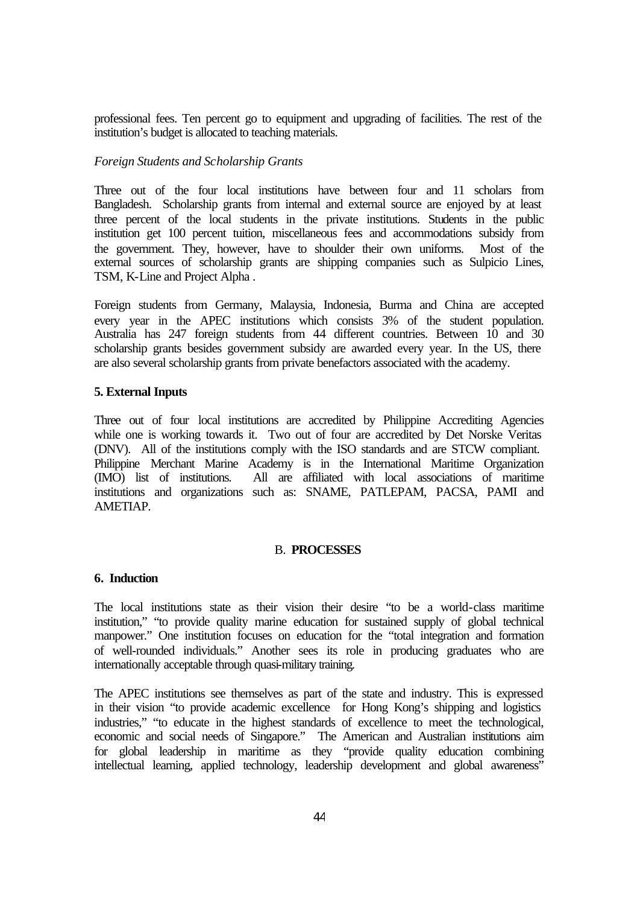professional fees. Ten percent go to equipment and upgrading of facilities. The rest of the institution's budget is allocated to teaching materials.

*Foreign Students and Scholarship Grants*

Three out of the four local institutions have between four and 11 scholars from Bangladesh. Scholarship grants from internal and external source are enjoyed by at least three percent of the local students in the private institutions. Students in the public institution get 100 percent tuition, miscellaneous fees and accommodations subsidy from the government. They, however, have to shoulder their own uniforms. Most of the external sources of scholarship grants are shipping companies such as Sulpicio Lines, TSM, K-Line and Project Alpha .

Foreign students from Germany, Malaysia, Indonesia, Burma and China are accepted every year in the APEC institutions which consists 3% of the student population. Australia has 247 foreign students from 44 different countries. Between 10 and 30 scholarship grants besides government subsidy are awarded every year. In the US, there are also several scholarship grants from private benefactors associated with the academy.

**5. External Inputs**

Three out of four local institutions are accredited by Philippine Accrediting Agencies while one is working towards it. Two out of four are accredited by Det Norske Veritas (DNV). All of the institutions comply with the ISO standards and are STCW compliant. Philippine Merchant Marine Academy is in the International Maritime Organization (IMO) list of institutions. All are affiliated with local associations of maritime institutions and organizations such as: SNAME, PATLEPAM, PACSA, PAMI and AMETIAP.

## B. **PROCESSES**

**6. Induction**

The local institutions state as their vision their desire "to be a world-class maritime institution," "to provide quality marine education for sustained supply of global technical manpower." One institution focuses on education for the "total integration and formation of well-rounded individuals." Another sees its role in producing graduates who are internationally acceptable through quasi-military training.

The APEC institutions see themselves as part of the state and industry. This is expressed in their vision "to provide academic excellence for Hong Kong's shipping and logistics industries," "to educate in the highest standards of excellence to meet the technological, economic and social needs of Singapore." The American and Australian institutions aim for global leadership in maritime as they "provide quality education combining intellectual learning, applied technology, leadership development and global awareness"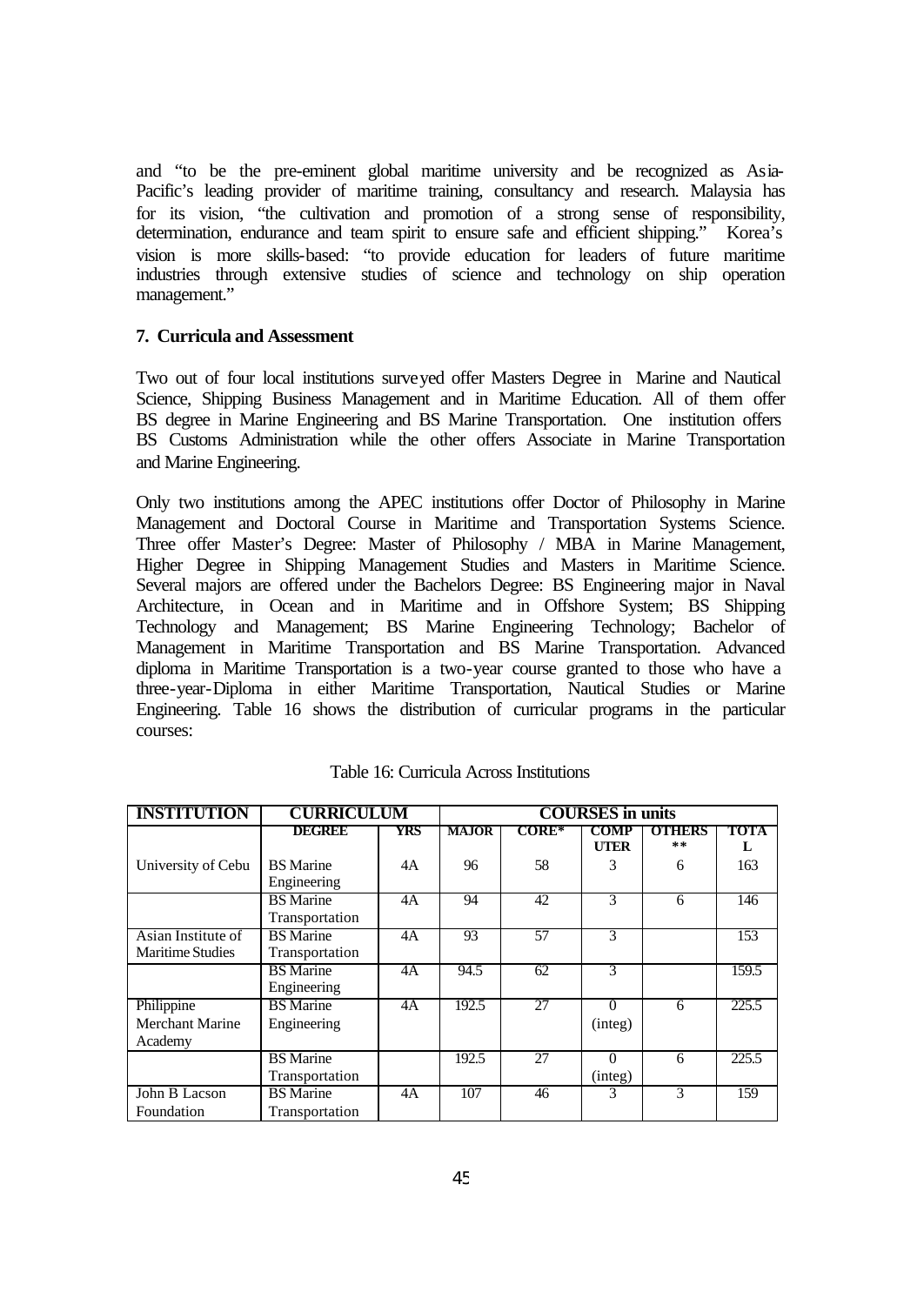and "to be the pre-eminent global maritime university and be recognized as Asia-Pacific's leading provider of maritime training, consultancy and research. Malaysia has for its vision, "the cultivation and promotion of a strong sense of responsibility, determination, endurance and team spirit to ensure safe and efficient shipping." Korea's vision is more skills-based: "to provide education for leaders of future maritime industries through extensive studies of science and technology on ship operation management."

**7. Curricula and Assessment**

Two out of four local institutions surveyed offer Masters Degree in Marine and Nautical Science, Shipping Business Management and in Maritime Education. All of them offer BS degree in Marine Engineering and BS Marine Transportation. One institution offers BS Customs Administration while the other offers Associate in Marine Transportation and Marine Engineering.

Only two institutions among the APEC institutions offer Doctor of Philosophy in Marine Management and Doctoral Course in Maritime and Transportation Systems Science. Three offer Master's Degree: Master of Philosophy / MBA in Marine Management, Higher Degree in Shipping Management Studies and Masters in Maritime Science. Several majors are offered under the Bachelors Degree: BS Engineering major in Naval Architecture, in Ocean and in Maritime and in Offshore System; BS Shipping Technology and Management; BS Marine Engineering Technology; Bachelor of Management in Maritime Transportation and BS Marine Transportation. Advanced diploma in Maritime Transportation is a two-year course granted to those who have a three-year-Diploma in either Maritime Transportation, Nautical Studies or Marine Engineering. Table 16 shows the distribution of curricular programs in the particular courses:

Table 16: Curricula Across Institutions

| INSTITUTION | CURRICULUM | | COURSES in units | | | | |
|---|---|---|---|---|---|---|---|
| | DEGREE | YRS | MAJOR | CORE* | COMPUTER | OTHERS ** | TOTAL |
| University of Cebu | BS Marine Engineering | 4A | 96 | 58 | 3 | 6 | 163 |
| | BS Marine Transportation | 4A | 94 | 42 | 3 | 6 | 146 |
| Asian Institute of Maritime Studies | BS Marine Transportation | 4A | 93 | 57 | 3 | | 153 |
| | BS Marine Engineering | 4A | 94.5 | 62 | 3 | | 159.5 |
| Philippine Merchant Marine Academy | BS Marine Engineering | 4A | 192.5 | 27 | 0 (integ) | 6 | 225.5 |
| | BS Marine Transportation | | 192.5 | 27 | 0 (integ) | 6 | 225.5 |
| John B Lacson Foundation | BS Marine Transportation | 4A | 107 | 46 | 3 | 3 | 159 |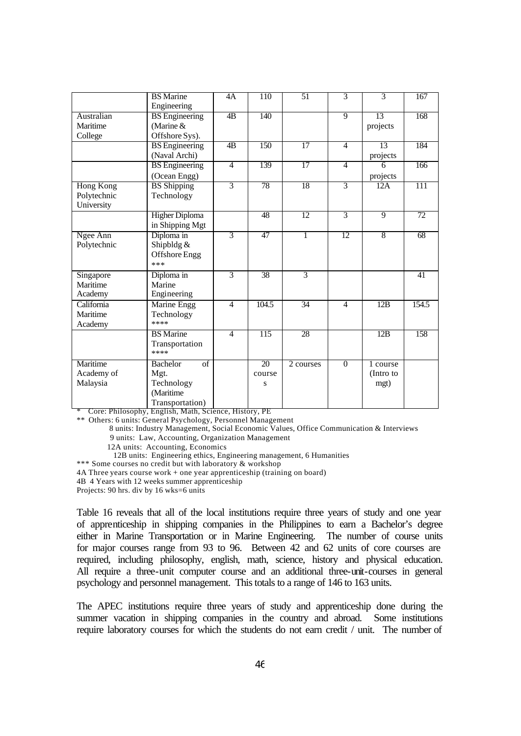|  | BS Marine Engineering | 4A | 110 | 51 | 3 | 3 | 167 |
|---|---|---|---|---|---|---|---|
| Australian Maritime College | BS Engineering (Marine & Offshore Sys). | 4B | 140 |  | 9 | 13 projects | 168 |
|  | BS Engineering (Naval Archi) | 4B | 150 | 17 | 4 | 13 projects | 184 |
|  | BS Engineering (Ocean Engg) | 4 | 139 | 17 | 4 | 6 projects | 166 |
| Hong Kong Polytechnic University | BS Shipping Technology | 3 | 78 | 18 | 3 | 12A | 111 |
|  | Higher Diploma in Shipping Mgt |  | 48 | 12 | 3 | 9 | 72 |
| Ngee Ann Polytechnic | Diploma in Shipbldg & Offshore Engg *** | 3 | 47 | 1 | 12 | 8 | 68 |
| Singapore Maritime Academy | Diploma in Marine Engineering | 3 | 38 | 3 |  |  | 41 |
| California Maritime Academy | Marine Engg Technology **** | 4 | 104.5 | 34 | 4 | 12B | 154.5 |
|  | BS Marine Transportation **** | 4 | 115 | 28 |  | 12B | 158 |
| Maritime Academy of Malaysia | Bachelor of Mgt. Technology (Maritime Transportation) |  | 20 courses | 2 courses | 0 | 1 course (Intro to mgt) |  |

\* Core: Philosophy, English, Math, Science, History, PE

\*\* Others: 6 units: General Psychology, Personnel Management

8 units: Industry Management, Social Economic Values, Office Communication & Interviews

9 units: Law, Accounting, Organization Management

12A units: Accounting, Economics

12B units: Engineering ethics, Engineering management, 6 Humanities

\*\*\* Some courses no credit but with laboratory & workshop

4A Three years course work + one year apprenticeship (training on board)

4B 4 Years with 12 weeks summer apprenticeship

Projects: 90 hrs. div by 16 wks=6 units

Table 16 reveals that all of the local institutions require three years of study and one year of apprenticeship in shipping companies in the Philippines to earn a Bachelor's degree either in Marine Transportation or in Marine Engineering. The number of course units for major courses range from 93 to 96. Between 42 and 62 units of core courses are required, including philosophy, english, math, science, history and physical education. All require a three-unit computer course and an additional three-unit-courses in general psychology and personnel management. This totals to a range of 146 to 163 units.

The APEC institutions require three years of study and apprenticeship done during the summer vacation in shipping companies in the country and abroad. Some institutions require laboratory courses for which the students do not earn credit / unit. The number of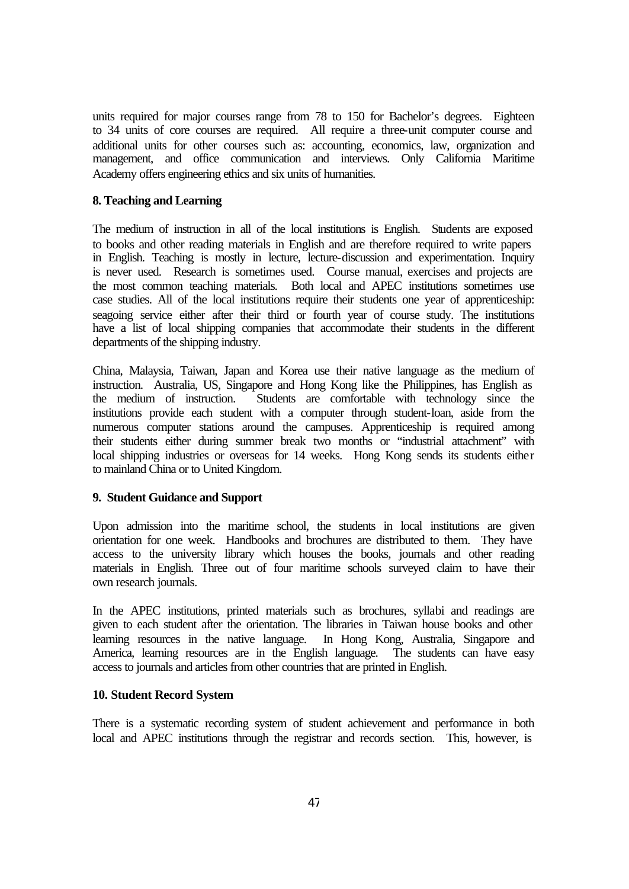units required for major courses range from 78 to 150 for Bachelor's degrees. Eighteen to 34 units of core courses are required. All require a three-unit computer course and additional units for other courses such as: accounting, economics, law, organization and management, and office communication and interviews. Only California Maritime Academy offers engineering ethics and six units of humanities.

**8. Teaching and Learning**

The medium of instruction in all of the local institutions is English. Students are exposed to books and other reading materials in English and are therefore required to write papers in English. Teaching is mostly in lecture, lecture-discussion and experimentation. Inquiry is never used. Research is sometimes used. Course manual, exercises and projects are the most common teaching materials. Both local and APEC institutions sometimes use case studies. All of the local institutions require their students one year of apprenticeship: seagoing service either after their third or fourth year of course study. The institutions have a list of local shipping companies that accommodate their students in the different departments of the shipping industry.

China, Malaysia, Taiwan, Japan and Korea use their native language as the medium of instruction. Australia, US, Singapore and Hong Kong like the Philippines, has English as the medium of instruction. Students are comfortable with technology since the institutions provide each student with a computer through student-loan, aside from the numerous computer stations around the campuses. Apprenticeship is required among their students either during summer break two months or "industrial attachment" with local shipping industries or overseas for 14 weeks. Hong Kong sends its students either to mainland China or to United Kingdom.

**9. Student Guidance and Support**

Upon admission into the maritime school, the students in local institutions are given orientation for one week. Handbooks and brochures are distributed to them. They have access to the university library which houses the books, journals and other reading materials in English. Three out of four maritime schools surveyed claim to have their own research journals.

In the APEC institutions, printed materials such as brochures, syllabi and readings are given to each student after the orientation. The libraries in Taiwan house books and other learning resources in the native language. In Hong Kong, Australia, Singapore and America, learning resources are in the English language. The students can have easy access to journals and articles from other countries that are printed in English.

**10. Student Record System**

There is a systematic recording system of student achievement and performance in both local and APEC institutions through the registrar and records section. This, however, is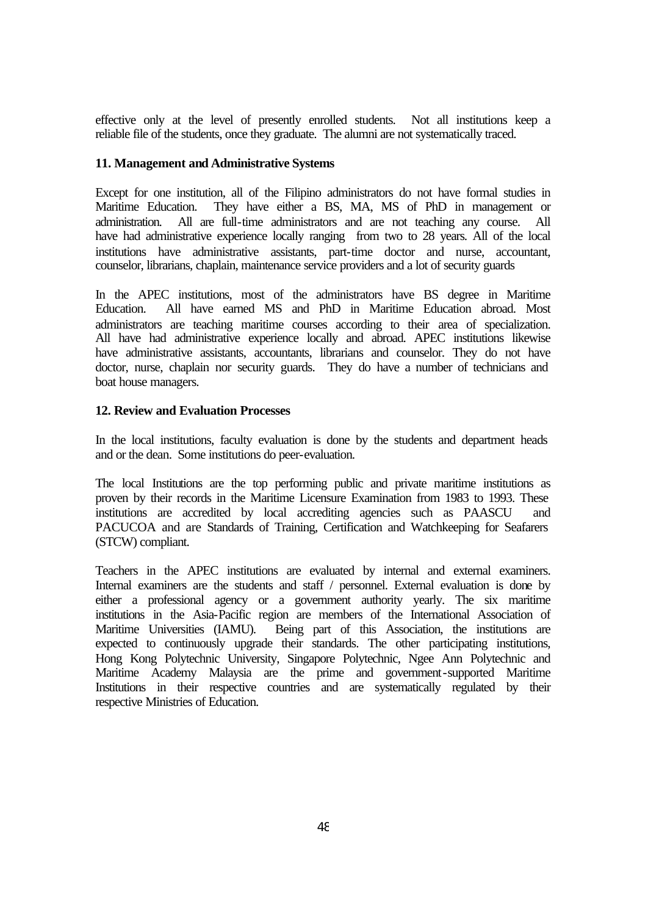effective only at the level of presently enrolled students. Not all institutions keep a reliable file of the students, once they graduate. The alumni are not systematically traced.

**11. Management and Administrative Systems**

Except for one institution, all of the Filipino administrators do not have formal studies in Maritime Education. They have either a BS, MA, MS of PhD in management or administration. All are full-time administrators and are not teaching any course. All have had administrative experience locally ranging from two to 28 years. All of the local institutions have administrative assistants, part-time doctor and nurse, accountant, counselor, librarians, chaplain, maintenance service providers and a lot of security guards

In the APEC institutions, most of the administrators have BS degree in Maritime Education. All have earned MS and PhD in Maritime Education abroad. Most administrators are teaching maritime courses according to their area of specialization. All have had administrative experience locally and abroad. APEC institutions likewise have administrative assistants, accountants, librarians and counselor. They do not have doctor, nurse, chaplain nor security guards. They do have a number of technicians and boat house managers.

**12. Review and Evaluation Processes**

In the local institutions, faculty evaluation is done by the students and department heads and or the dean. Some institutions do peer-evaluation.

The local Institutions are the top performing public and private maritime institutions as proven by their records in the Maritime Licensure Examination from 1983 to 1993. These institutions are accredited by local accrediting agencies such as PAASCU and PACUCOA and are Standards of Training, Certification and Watchkeeping for Seafarers (STCW) compliant.

Teachers in the APEC institutions are evaluated by internal and external examiners. Internal examiners are the students and staff / personnel. External evaluation is done by either a professional agency or a government authority yearly. The six maritime institutions in the Asia-Pacific region are members of the International Association of Maritime Universities (IAMU). Being part of this Association, the institutions are expected to continuously upgrade their standards. The other participating institutions, Hong Kong Polytechnic University, Singapore Polytechnic, Ngee Ann Polytechnic and Maritime Academy Malaysia are the prime and government-supported Maritime Institutions in their respective countries and are systematically regulated by their respective Ministries of Education.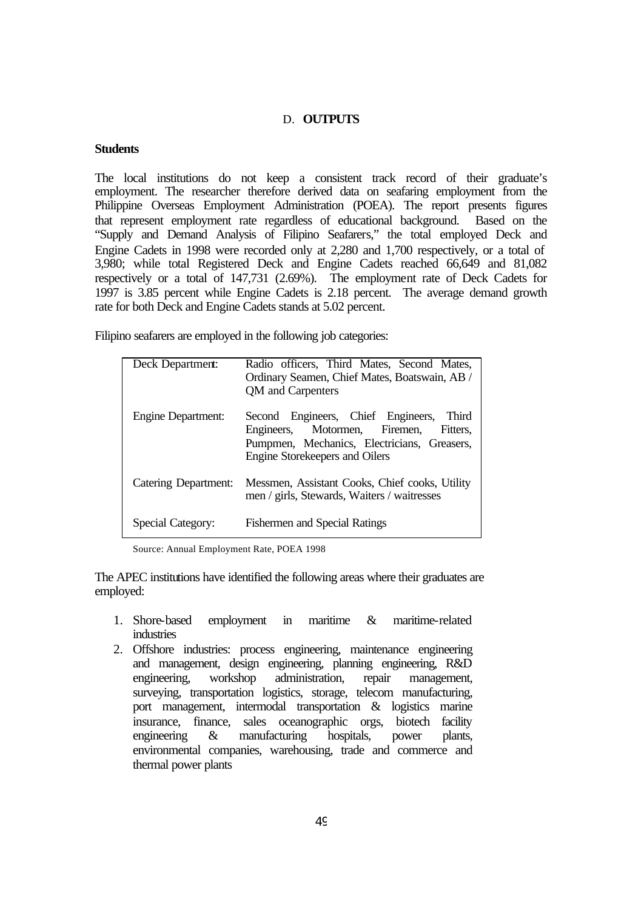## D. **OUTPUTS**

**Students**

The local institutions do not keep a consistent track record of their graduate's employment. The researcher therefore derived data on seafaring employment from the Philippine Overseas Employment Administration (POEA). The report presents figures that represent employment rate regardless of educational background. Based on the "Supply and Demand Analysis of Filipino Seafarers," the total employed Deck and Engine Cadets in 1998 were recorded only at 2,280 and 1,700 respectively, or a total of 3,980; while total Registered Deck and Engine Cadets reached 66,649 and 81,082 respectively or a total of 147,731 (2.69%). The employment rate of Deck Cadets for 1997 is 3.85 percent while Engine Cadets is 2.18 percent. The average demand growth rate for both Deck and Engine Cadets stands at 5.02 percent.

Filipino seafarers are employed in the following job categories:

| | |
|---|---|
| Deck Department: | Radio officers, Third Mates, Second Mates, Ordinary Seamen, Chief Mates, Boatswain, AB / QM and Carpenters |
| Engine Department: | Second Engineers, Chief Engineers, Third Engineers, Motormen, Firemen, Fitters, Pumpmen, Mechanics, Electricians, Greasers, Engine Storekeepers and Oilers |
| Catering Department: | Messmen, Assistant Cooks, Chief cooks, Utility men / girls, Stewards, Waiters / waitresses |
| Special Category: | Fishermen and Special Ratings |

Source: Annual Employment Rate, POEA 1998

The APEC institutions have identified the following areas where their graduates are employed:

1. Shore-based employment in maritime & maritime-related industries
2. Offshore industries: process engineering, maintenance engineering and management, design engineering, planning engineering, R&D engineering, workshop administration, repair management, surveying, transportation logistics, storage, telecom manufacturing, port management, intermodal transportation & logistics marine insurance, finance, sales oceanographic orgs, biotech facility engineering & manufacturing hospitals, power plants, environmental companies, warehousing, trade and commerce and thermal power plants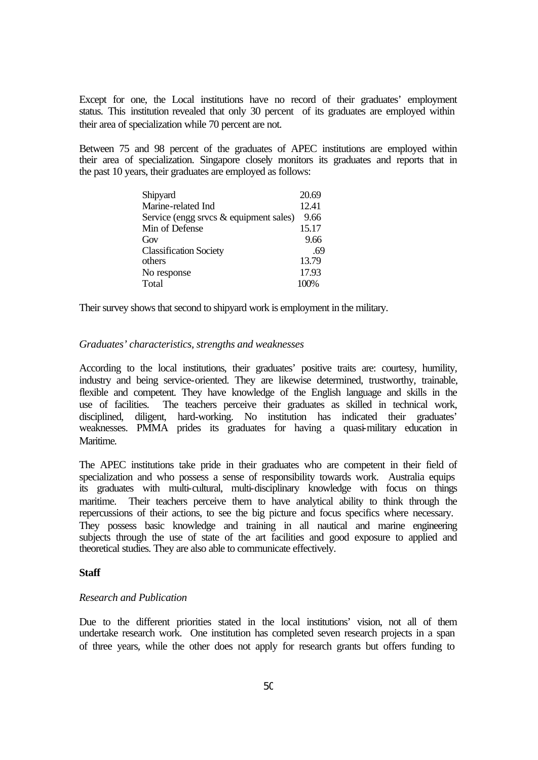Except for one, the Local institutions have no record of their graduates' employment status. This institution revealed that only 30 percent of its graduates are employed within their area of specialization while 70 percent are not.

Between 75 and 98 percent of the graduates of APEC institutions are employed within their area of specialization. Singapore closely monitors its graduates and reports that in the past 10 years, their graduates are employed as follows:

| | |
|---|---|
| Shipyard | 20.69 |
| Marine-related Ind | 12.41 |
| Service (engg srvcs & equipment sales) | 9.66 |
| Min of Defense | 15.17 |
| Gov | 9.66 |
| Classification Society | .69 |
| others | 13.79 |
| No response | 17.93 |
| Total | 100% |

Their survey shows that second to shipyard work is employment in the military.

*Graduates' characteristics, strengths and weaknesses*

According to the local institutions, their graduates' positive traits are: courtesy, humility, industry and being service-oriented. They are likewise determined, trustworthy, trainable, flexible and competent. They have knowledge of the English language and skills in the use of facilities. The teachers perceive their graduates as skilled in technical work, disciplined, diligent, hard-working. No institution has indicated their graduates' weaknesses. PMMA prides its graduates for having a quasi-military education in Maritime.

The APEC institutions take pride in their graduates who are competent in their field of specialization and who possess a sense of responsibility towards work. Australia equips its graduates with multi-cultural, multi-disciplinary knowledge with focus on things maritime. Their teachers perceive them to have analytical ability to think through the repercussions of their actions, to see the big picture and focus specifics where necessary. They possess basic knowledge and training in all nautical and marine engineering subjects through the use of state of the art facilities and good exposure to applied and theoretical studies. They are also able to communicate effectively.

**Staff**

*Research and Publication*

Due to the different priorities stated in the local institutions' vision, not all of them undertake research work. One institution has completed seven research projects in a span of three years, while the other does not apply for research grants but offers funding to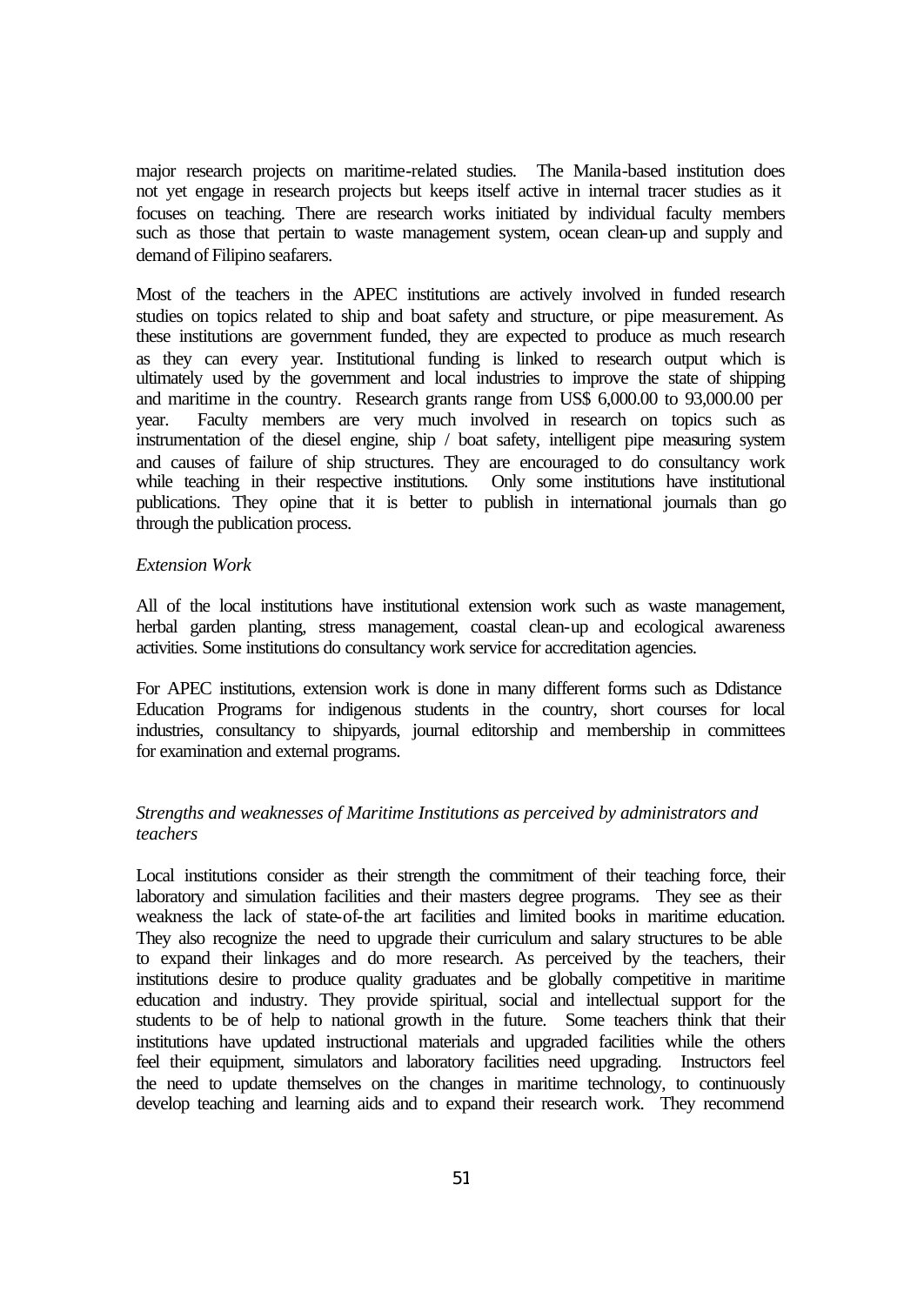major research projects on maritime-related studies. The Manila-based institution does not yet engage in research projects but keeps itself active in internal tracer studies as it focuses on teaching. There are research works initiated by individual faculty members such as those that pertain to waste management system, ocean clean-up and supply and demand of Filipino seafarers.

Most of the teachers in the APEC institutions are actively involved in funded research studies on topics related to ship and boat safety and structure, or pipe measurement. As these institutions are government funded, they are expected to produce as much research as they can every year. Institutional funding is linked to research output which is ultimately used by the government and local industries to improve the state of shipping and maritime in the country. Research grants range from US$ 6,000.00 to 93,000.00 per year. Faculty members are very much involved in research on topics such as instrumentation of the diesel engine, ship / boat safety, intelligent pipe measuring system and causes of failure of ship structures. They are encouraged to do consultancy work while teaching in their respective institutions. Only some institutions have institutional publications. They opine that it is better to publish in international journals than go through the publication process.

*Extension Work*

All of the local institutions have institutional extension work such as waste management, herbal garden planting, stress management, coastal clean-up and ecological awareness activities. Some institutions do consultancy work service for accreditation agencies.

For APEC institutions, extension work is done in many different forms such as Ddistance Education Programs for indigenous students in the country, short courses for local industries, consultancy to shipyards, journal editorship and membership in committees for examination and external programs.

*Strengths and weaknesses of Maritime Institutions as perceived by administrators and teachers*

Local institutions consider as their strength the commitment of their teaching force, their laboratory and simulation facilities and their masters degree programs. They see as their weakness the lack of state-of-the art facilities and limited books in maritime education. They also recognize the need to upgrade their curriculum and salary structures to be able to expand their linkages and do more research. As perceived by the teachers, their institutions desire to produce quality graduates and be globally competitive in maritime education and industry. They provide spiritual, social and intellectual support for the students to be of help to national growth in the future. Some teachers think that their institutions have updated instructional materials and upgraded facilities while the others feel their equipment, simulators and laboratory facilities need upgrading. Instructors feel the need to update themselves on the changes in maritime technology, to continuously develop teaching and learning aids and to expand their research work. They recommend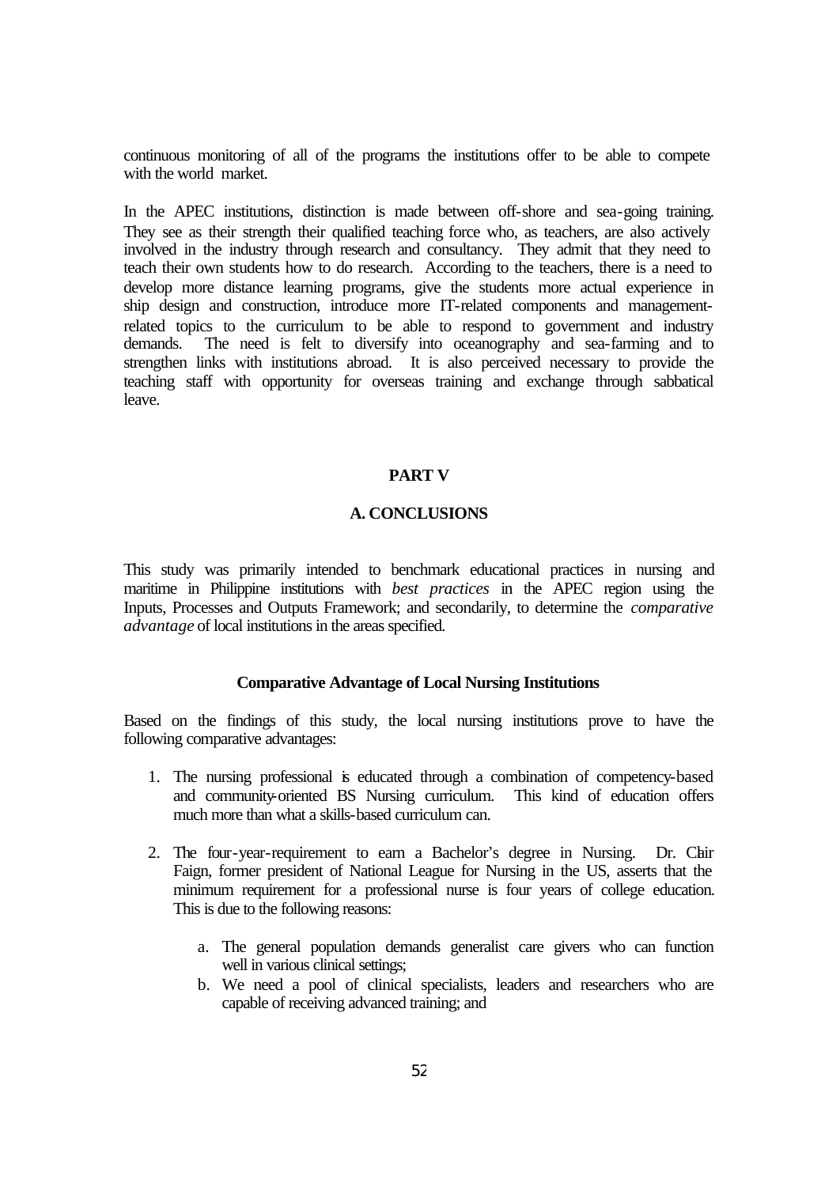continuous monitoring of all of the programs the institutions offer to be able to compete with the world market.

In the APEC institutions, distinction is made between off-shore and sea-going training. They see as their strength their qualified teaching force who, as teachers, are also actively involved in the industry through research and consultancy. They admit that they need to teach their own students how to do research. According to the teachers, there is a need to develop more distance learning programs, give the students more actual experience in ship design and construction, introduce more IT-related components and management-related topics to the curriculum to be able to respond to government and industry demands. The need is felt to diversify into oceanography and sea-farming and to strengthen links with institutions abroad. It is also perceived necessary to provide the teaching staff with opportunity for overseas training and exchange through sabbatical leave.

# PART V

## A. CONCLUSIONS

This study was primarily intended to benchmark educational practices in nursing and maritime in Philippine institutions with *best practices* in the APEC region using the Inputs, Processes and Outputs Framework; and secondarily, to determine the *comparative advantage* of local institutions in the areas specified.

### Comparative Advantage of Local Nursing Institutions

Based on the findings of this study, the local nursing institutions prove to have the following comparative advantages:

1. The nursing professional is educated through a combination of competency-based and community-oriented BS Nursing curriculum. This kind of education offers much more than what a skills-based curriculum can.

2. The four-year-requirement to earn a Bachelor's degree in Nursing. Dr. Clair Faign, former president of National League for Nursing in the US, asserts that the minimum requirement for a professional nurse is four years of college education. This is due to the following reasons:

    a. The general population demands generalist care givers who can function well in various clinical settings;
    b. We need a pool of clinical specialists, leaders and researchers who are capable of receiving advanced training; and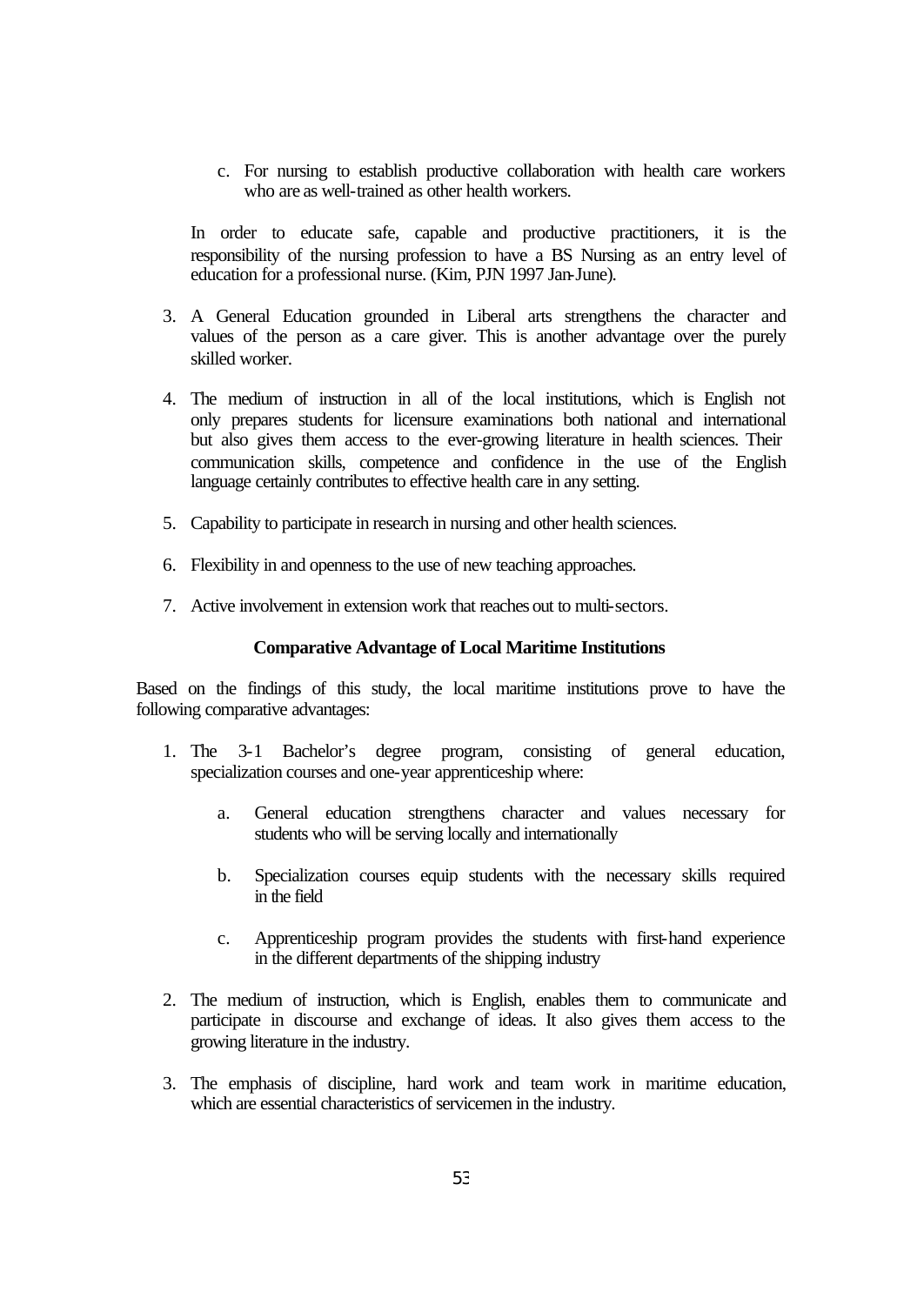c. For nursing to establish productive collaboration with health care workers who are as well-trained as other health workers.

   In order to educate safe, capable and productive practitioners, it is the responsibility of the nursing profession to have a BS Nursing as an entry level of education for a professional nurse. (Kim, PJN 1997 Jan-June).

3. A General Education grounded in Liberal arts strengthens the character and values of the person as a care giver. This is another advantage over the purely skilled worker.

4. The medium of instruction in all of the local institutions, which is English not only prepares students for licensure examinations both national and international but also gives them access to the ever-growing literature in health sciences. Their communication skills, competence and confidence in the use of the English language certainly contributes to effective health care in any setting.

5. Capability to participate in research in nursing and other health sciences.

6. Flexibility in and openness to the use of new teaching approaches.

7. Active involvement in extension work that reaches out to multi-sectors.

**Comparative Advantage of Local Maritime Institutions**

Based on the findings of this study, the local maritime institutions prove to have the following comparative advantages:

1. The 3-1 Bachelor's degree program, consisting of general education, specialization courses and one-year apprenticeship where:

   a. General education strengthens character and values necessary for students who will be serving locally and internationally

   b. Specialization courses equip students with the necessary skills required in the field

   c. Apprenticeship program provides the students with first-hand experience in the different departments of the shipping industry

2. The medium of instruction, which is English, enables them to communicate and participate in discourse and exchange of ideas. It also gives them access to the growing literature in the industry.

3. The emphasis of discipline, hard work and team work in maritime education, which are essential characteristics of servicemen in the industry.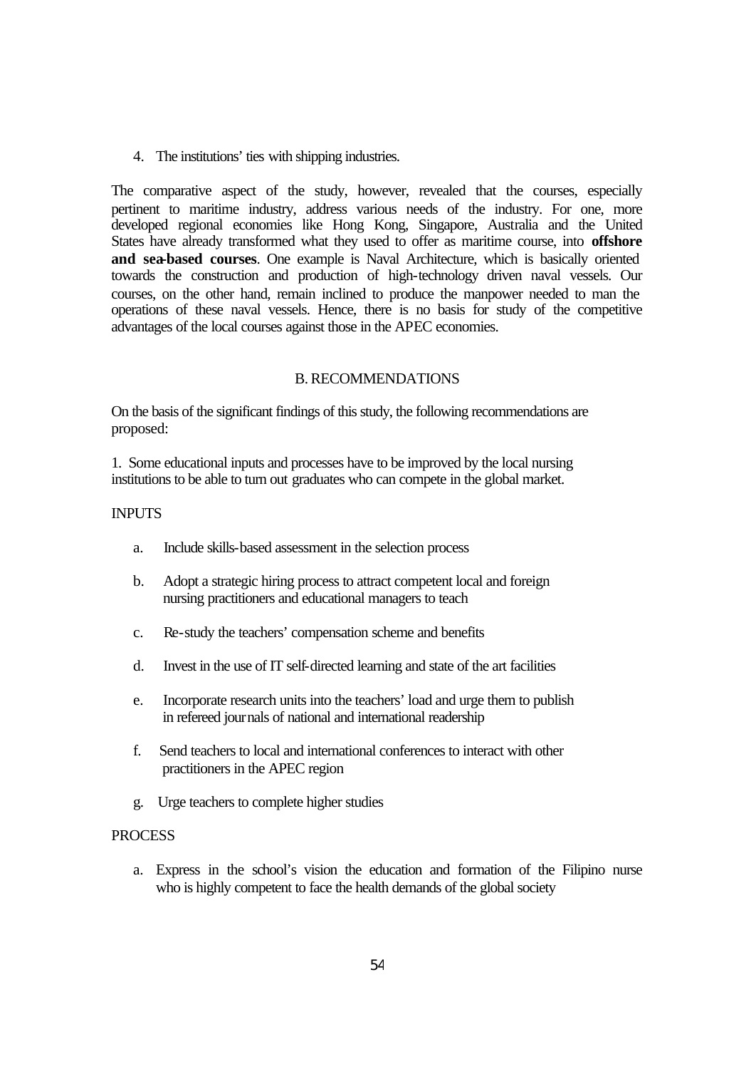4. The institutions' ties with shipping industries.

The comparative aspect of the study, however, revealed that the courses, especially pertinent to maritime industry, address various needs of the industry. For one, more developed regional economies like Hong Kong, Singapore, Australia and the United States have already transformed what they used to offer as maritime course, into **offshore and sea-based courses**. One example is Naval Architecture, which is basically oriented towards the construction and production of high-technology driven naval vessels. Our courses, on the other hand, remain inclined to produce the manpower needed to man the operations of these naval vessels. Hence, there is no basis for study of the competitive advantages of the local courses against those in the APEC economies.

## B. RECOMMENDATIONS

On the basis of the significant findings of this study, the following recommendations are proposed:

1. Some educational inputs and processes have to be improved by the local nursing institutions to be able to turn out graduates who can compete in the global market.

INPUTS

a. Include skills-based assessment in the selection process

b. Adopt a strategic hiring process to attract competent local and foreign nursing practitioners and educational managers to teach

c. Re-study the teachers' compensation scheme and benefits

d. Invest in the use of IT self-directed learning and state of the art facilities

e. Incorporate research units into the teachers' load and urge them to publish in refereed journals of national and international readership

f. Send teachers to local and international conferences to interact with other practitioners in the APEC region

g. Urge teachers to complete higher studies

PROCESS

a. Express in the school's vision the education and formation of the Filipino nurse who is highly competent to face the health demands of the global society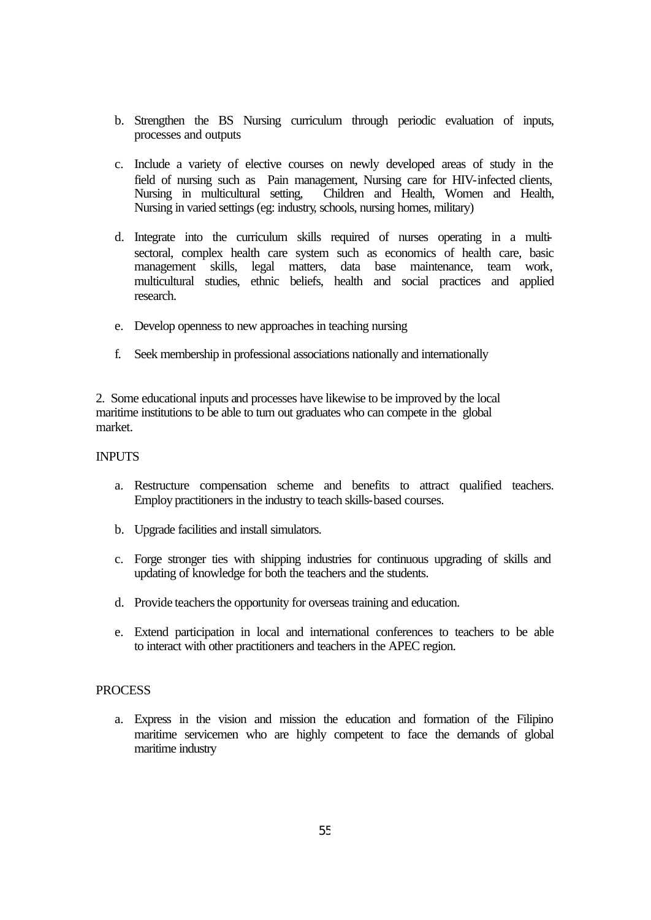b. Strengthen the BS Nursing curriculum through periodic evaluation of inputs, processes and outputs

c. Include a variety of elective courses on newly developed areas of study in the field of nursing such as Pain management, Nursing care for HIV-infected clients, Nursing in multicultural setting, Children and Health, Women and Health, Nursing in varied settings (eg: industry, schools, nursing homes, military)

d. Integrate into the curriculum skills required of nurses operating in a multi-sectoral, complex health care system such as economics of health care, basic management skills, legal matters, data base maintenance, team work, multicultural studies, ethnic beliefs, health and social practices and applied research.

e. Develop openness to new approaches in teaching nursing

f. Seek membership in professional associations nationally and internationally

2. Some educational inputs and processes have likewise to be improved by the local maritime institutions to be able to turn out graduates who can compete in the global market.

INPUTS

a. Restructure compensation scheme and benefits to attract qualified teachers. Employ practitioners in the industry to teach skills-based courses.

b. Upgrade facilities and install simulators.

c. Forge stronger ties with shipping industries for continuous upgrading of skills and updating of knowledge for both the teachers and the students.

d. Provide teachers the opportunity for overseas training and education.

e. Extend participation in local and international conferences to teachers to be able to interact with other practitioners and teachers in the APEC region.

PROCESS

a. Express in the vision and mission the education and formation of the Filipino maritime servicemen who are highly competent to face the demands of global maritime industry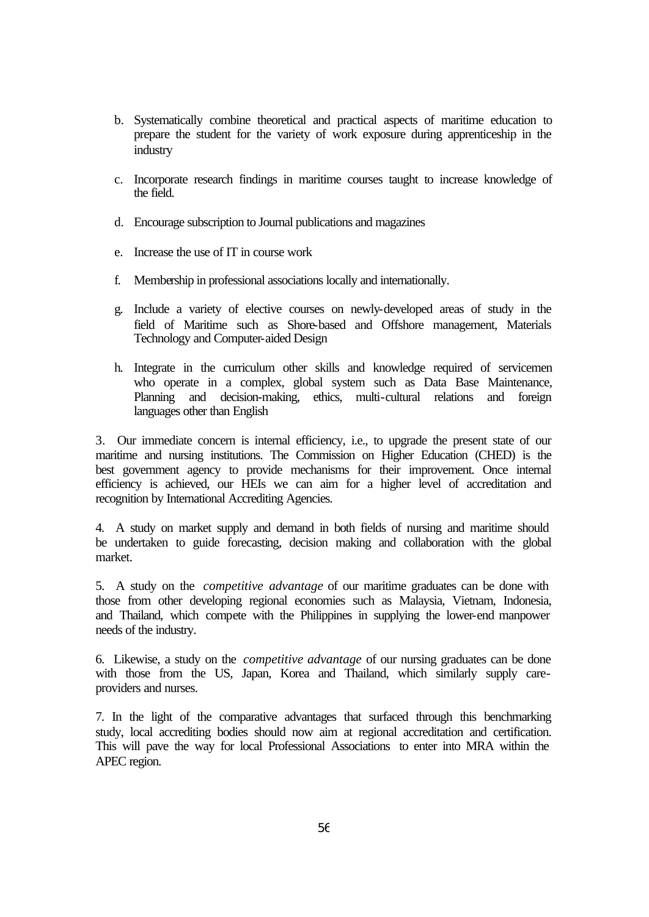b. Systematically combine theoretical and practical aspects of maritime education to prepare the student for the variety of work exposure during apprenticeship in the industry

c. Incorporate research findings in maritime courses taught to increase knowledge of the field.

d. Encourage subscription to Journal publications and magazines

e. Increase the use of IT in course work

f. Membership in professional associations locally and internationally.

g. Include a variety of elective courses on newly-developed areas of study in the field of Maritime such as Shore-based and Offshore management, Materials Technology and Computer-aided Design

h. Integrate in the curriculum other skills and knowledge required of servicemen who operate in a complex, global system such as Data Base Maintenance, Planning and decision-making, ethics, multi-cultural relations and foreign languages other than English

3. Our immediate concern is internal efficiency, i.e., to upgrade the present state of our maritime and nursing institutions. The Commission on Higher Education (CHED) is the best government agency to provide mechanisms for their improvement. Once internal efficiency is achieved, our HEIs we can aim for a higher level of accreditation and recognition by International Accrediting Agencies.

4. A study on market supply and demand in both fields of nursing and maritime should be undertaken to guide forecasting, decision making and collaboration with the global market.

5. A study on the *competitive advantage* of our maritime graduates can be done with those from other developing regional economies such as Malaysia, Vietnam, Indonesia, and Thailand, which compete with the Philippines in supplying the lower-end manpower needs of the industry.

6. Likewise, a study on the *competitive advantage* of our nursing graduates can be done with those from the US, Japan, Korea and Thailand, which similarly supply care-providers and nurses.

7. In the light of the comparative advantages that surfaced through this benchmarking study, local accrediting bodies should now aim at regional accreditation and certification. This will pave the way for local Professional Associations to enter into MRA within the APEC region.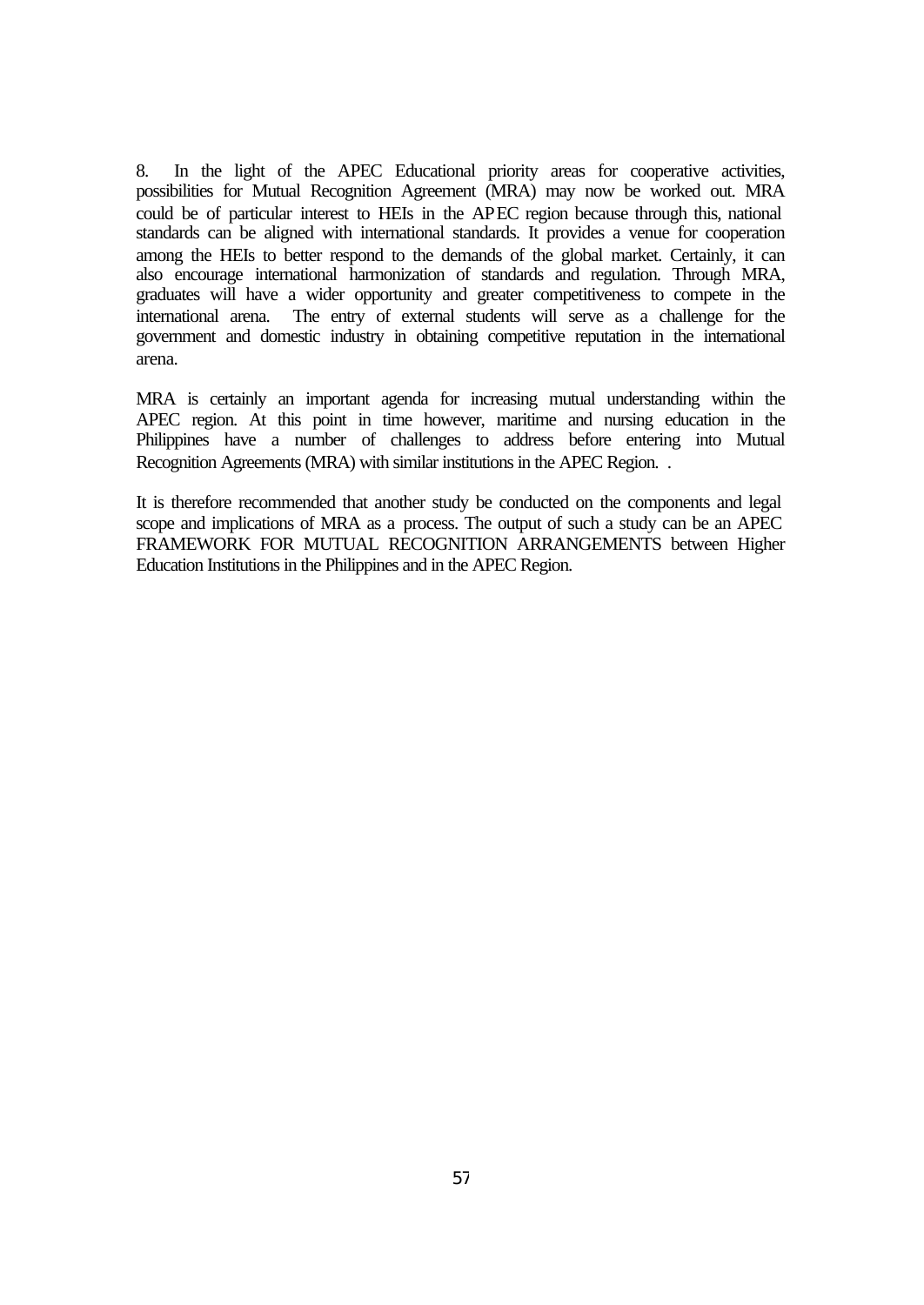8. In the light of the APEC Educational priority areas for cooperative activities, possibilities for Mutual Recognition Agreement (MRA) may now be worked out. MRA could be of particular interest to HEIs in the APEC region because through this, national standards can be aligned with international standards. It provides a venue for cooperation among the HEIs to better respond to the demands of the global market. Certainly, it can also encourage international harmonization of standards and regulation. Through MRA, graduates will have a wider opportunity and greater competitiveness to compete in the international arena. The entry of external students will serve as a challenge for the government and domestic industry in obtaining competitive reputation in the international arena.

MRA is certainly an important agenda for increasing mutual understanding within the APEC region. At this point in time however, maritime and nursing education in the Philippines have a number of challenges to address before entering into Mutual Recognition Agreements (MRA) with similar institutions in the APEC Region. .

It is therefore recommended that another study be conducted on the components and legal scope and implications of MRA as a process. The output of such a study can be an APEC FRAMEWORK FOR MUTUAL RECOGNITION ARRANGEMENTS between Higher Education Institutions in the Philippines and in the APEC Region.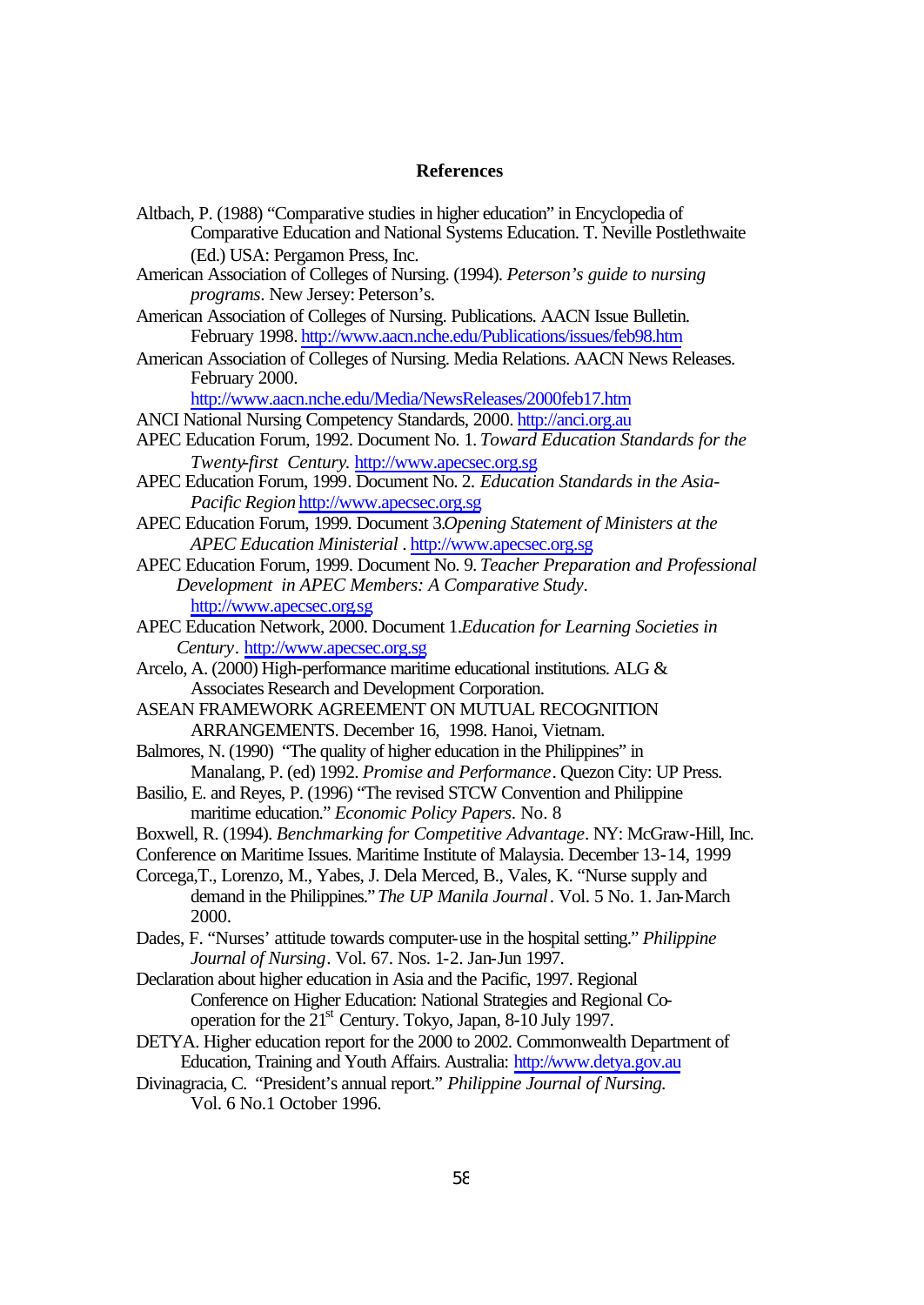## References

Altbach, P. (1988) "Comparative studies in higher education" in Encyclopedia of Comparative Education and National Systems Education. T. Neville Postlethwaite (Ed.) USA: Pergamon Press, Inc.

American Association of Colleges of Nursing. (1994). *Peterson's guide to nursing programs*. New Jersey: Peterson's.

American Association of Colleges of Nursing. Publications. AACN Issue Bulletin. February 1998. http://www.aacn.nche.edu/Publications/issues/feb98.htm

American Association of Colleges of Nursing. Media Relations. AACN News Releases. February 2000. http://www.aacn.nche.edu/Media/NewsReleases/2000feb17.htm

ANCI National Nursing Competency Standards, 2000. http://anci.org.au

APEC Education Forum, 1992. Document No. 1. *Toward Education Standards for the Twenty-first Century.* http://www.apecsec.org.sg

APEC Education Forum, 1999. Document No. 2. *Education Standards in the Asia-Pacific Region* http://www.apecsec.org.sg

APEC Education Forum, 1999. Document 3.*Opening Statement of Ministers at the APEC Education Ministerial* . http://www.apecsec.org.sg

APEC Education Forum, 1999. Document No. 9. *Teacher Preparation and Professional Development in APEC Members: A Comparative Study*. http://www.apecsec.org.sg

APEC Education Network, 2000. Document 1.*Education for Learning Societies in Century*. http://www.apecsec.org.sg

Arcelo, A. (2000) High-performance maritime educational institutions. ALG & Associates Research and Development Corporation.

ASEAN FRAMEWORK AGREEMENT ON MUTUAL RECOGNITION ARRANGEMENTS. December 16, 1998. Hanoi, Vietnam.

Balmores, N. (1990) "The quality of higher education in the Philippines" in Manalang, P. (ed) 1992. *Promise and Performance*. Quezon City: UP Press.

Basilio, E. and Reyes, P. (1996) "The revised STCW Convention and Philippine maritime education." *Economic Policy Papers*. No. 8

Boxwell, R. (1994). *Benchmarking for Competitive Advantage*. NY: McGraw-Hill, Inc.

Conference on Maritime Issues. Maritime Institute of Malaysia. December 13-14, 1999

Corcega,T., Lorenzo, M., Yabes, J. Dela Merced, B., Vales, K. "Nurse supply and demand in the Philippines." *The UP Manila Journal*. Vol. 5 No. 1. Jan-March 2000.

Dades, F. "Nurses' attitude towards computer-use in the hospital setting." *Philippine Journal of Nursing*. Vol. 67. Nos. 1-2. Jan-Jun 1997.

Declaration about higher education in Asia and the Pacific, 1997. Regional Conference on Higher Education: National Strategies and Regional Co-operation for the 21st Century. Tokyo, Japan, 8-10 July 1997.

DETYA. Higher education report for the 2000 to 2002. Commonwealth Department of Education, Training and Youth Affairs. Australia: http://www.detya.gov.au

Divinagracia, C. "President's annual report." *Philippine Journal of Nursing.* Vol. 6 No.1 October 1996.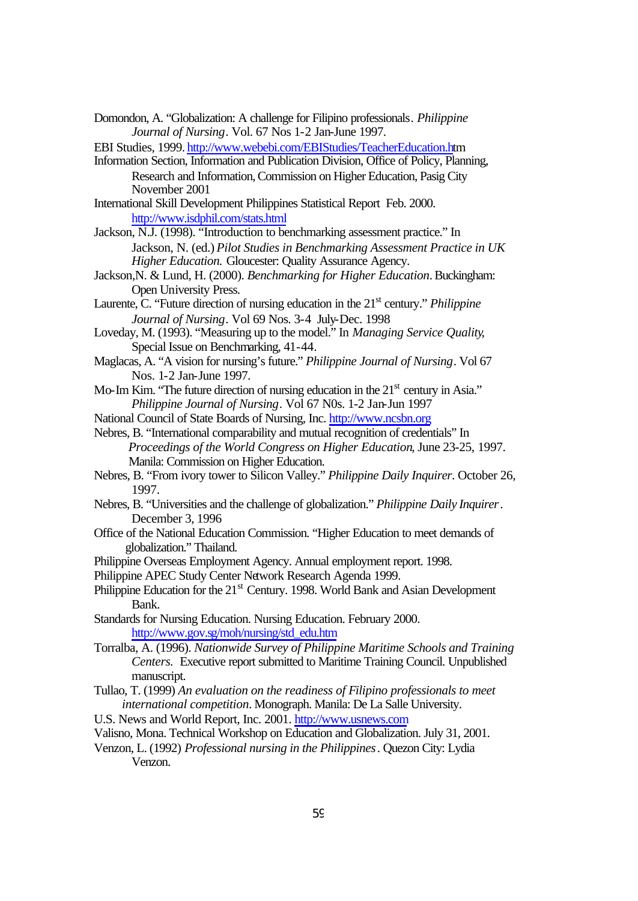Domondon, A. "Globalization: A challenge for Filipino professionals. *Philippine Journal of Nursing*. Vol. 67 Nos 1-2 Jan-June 1997.

EBI Studies, 1999. http://www.webebi.com/EBIStudies/TeacherEducation.htm

Information Section, Information and Publication Division, Office of Policy, Planning, Research and Information, Commission on Higher Education, Pasig City November 2001

International Skill Development Philippines Statistical Report Feb. 2000. http://www.isdphil.com/stats.html

Jackson, N.J. (1998). "Introduction to benchmarking assessment practice." In Jackson, N. (ed.) *Pilot Studies in Benchmarking Assessment Practice in UK Higher Education.* Gloucester: Quality Assurance Agency.

Jackson,N. & Lund, H. (2000). *Benchmarking for Higher Education*. Buckingham: Open University Press.

Laurente, C. "Future direction of nursing education in the 21st century." *Philippine Journal of Nursing*. Vol 69 Nos. 3-4 July-Dec. 1998

Loveday, M. (1993). "Measuring up to the model." In *Managing Service Quality,* Special Issue on Benchmarking, 41-44.

Maglacas, A. "A vision for nursing's future." *Philippine Journal of Nursing*. Vol 67 Nos. 1-2 Jan-June 1997.

Mo-Im Kim. "The future direction of nursing education in the 21st century in Asia." *Philippine Journal of Nursing*. Vol 67 N0s. 1-2 Jan-Jun 1997

National Council of State Boards of Nursing, Inc. http://www.ncsbn.org

Nebres, B. "International comparability and mutual recognition of credentials" In *Proceedings of the World Congress on Higher Education,* June 23-25, 1997. Manila: Commission on Higher Education.

Nebres, B. "From ivory tower to Silicon Valley." *Philippine Daily Inquirer*. October 26, 1997.

Nebres, B. "Universities and the challenge of globalization." *Philippine Daily Inquirer*. December 3, 1996

Office of the National Education Commission. "Higher Education to meet demands of globalization." Thailand.

Philippine Overseas Employment Agency. Annual employment report. 1998.

Philippine APEC Study Center Network Research Agenda 1999.

Philippine Education for the 21st Century. 1998. World Bank and Asian Development Bank.

Standards for Nursing Education. Nursing Education. February 2000. http://www.gov.sg/moh/nursing/std_edu.htm

Torralba, A. (1996). *Nationwide Survey of Philippine Maritime Schools and Training Centers.* Executive report submitted to Maritime Training Council. Unpublished manuscript.

Tullao, T. (1999) *An evaluation on the readiness of Filipino professionals to meet international competition*. Monograph. Manila: De La Salle University.

U.S. News and World Report, Inc. 2001. http://www.usnews.com

Valisno, Mona. Technical Workshop on Education and Globalization. July 31, 2001.

Venzon, L. (1992) *Professional nursing in the Philippines*. Quezon City: Lydia Venzon.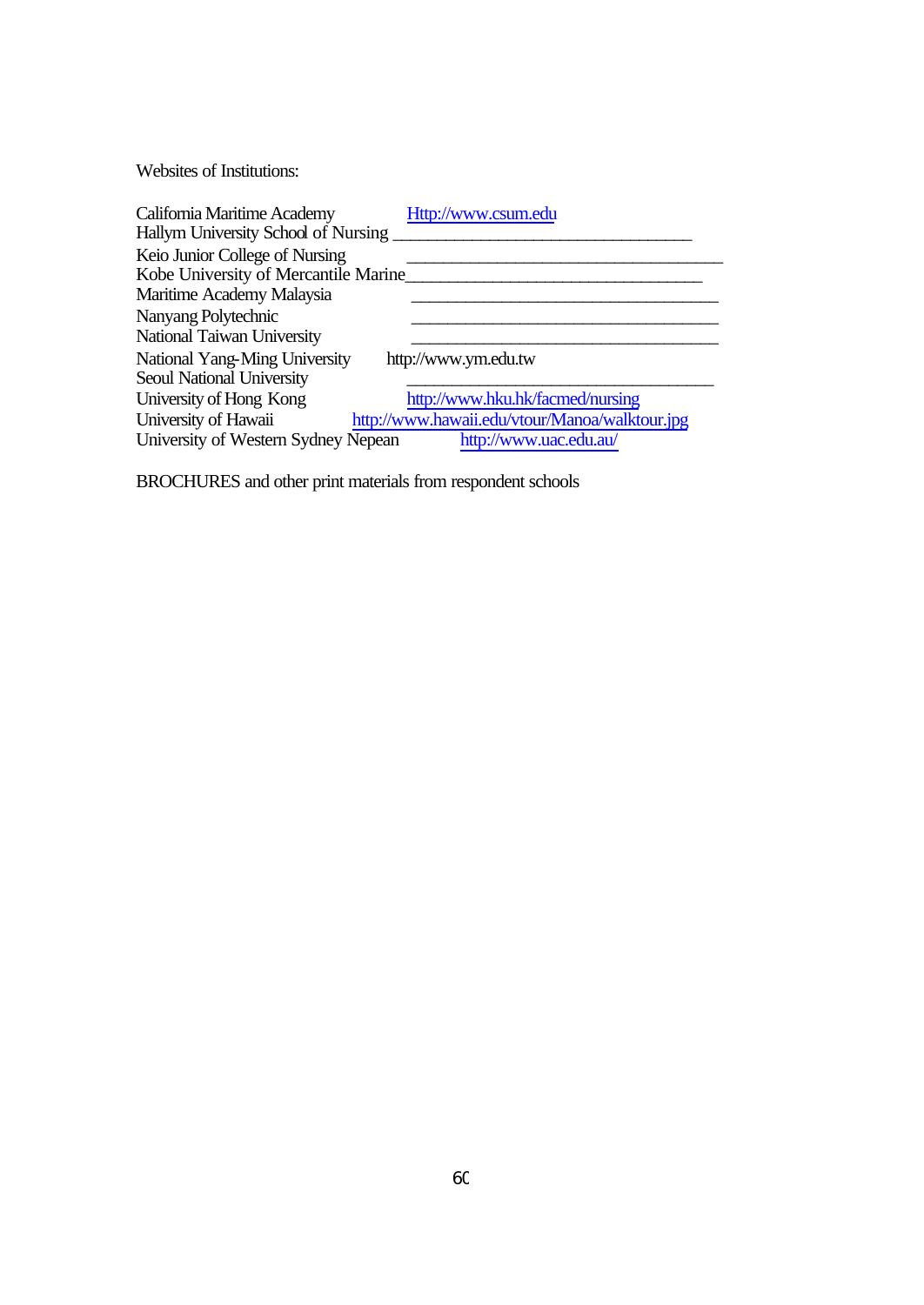Websites of Institutions:

California Maritime Academy Http://www.csum.edu
Hallym University School of Nursing ________________________________
Keio Junior College of Nursing ________________________________
Kobe University of Mercantile Marine________________________________
Maritime Academy Malaysia ________________________________
Nanyang Polytechnic ________________________________
National Taiwan University ________________________________
National Yang-Ming University http://www.ym.edu.tw
Seoul National University ________________________________
University of Hong Kong http://www.hku.hk/facmed/nursing
University of Hawaii http://www.hawaii.edu/vtour/Manoa/walktour.jpg
University of Western Sydney Nepean http://www.uac.edu.au/

BROCHURES and other print materials from respondent schools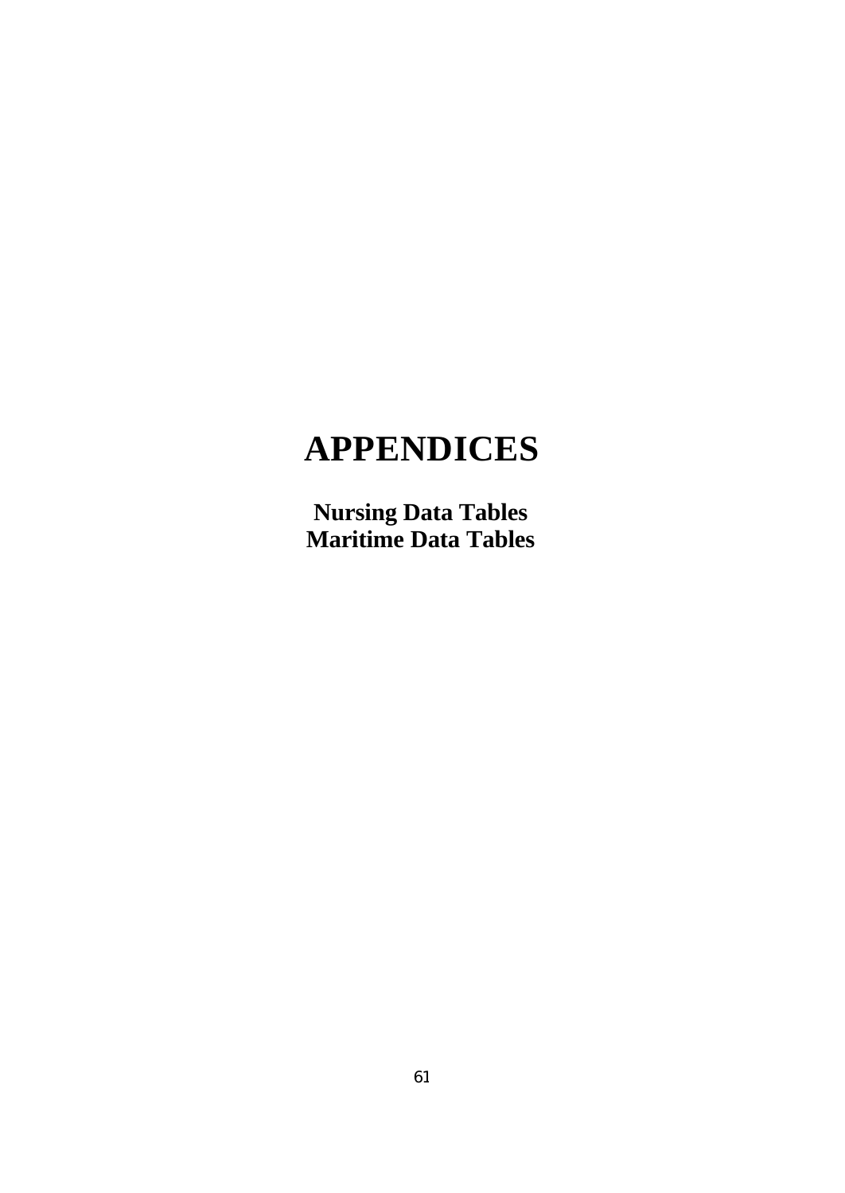# APPENDICES

**Nursing Data Tables**
**Maritime Data Tables**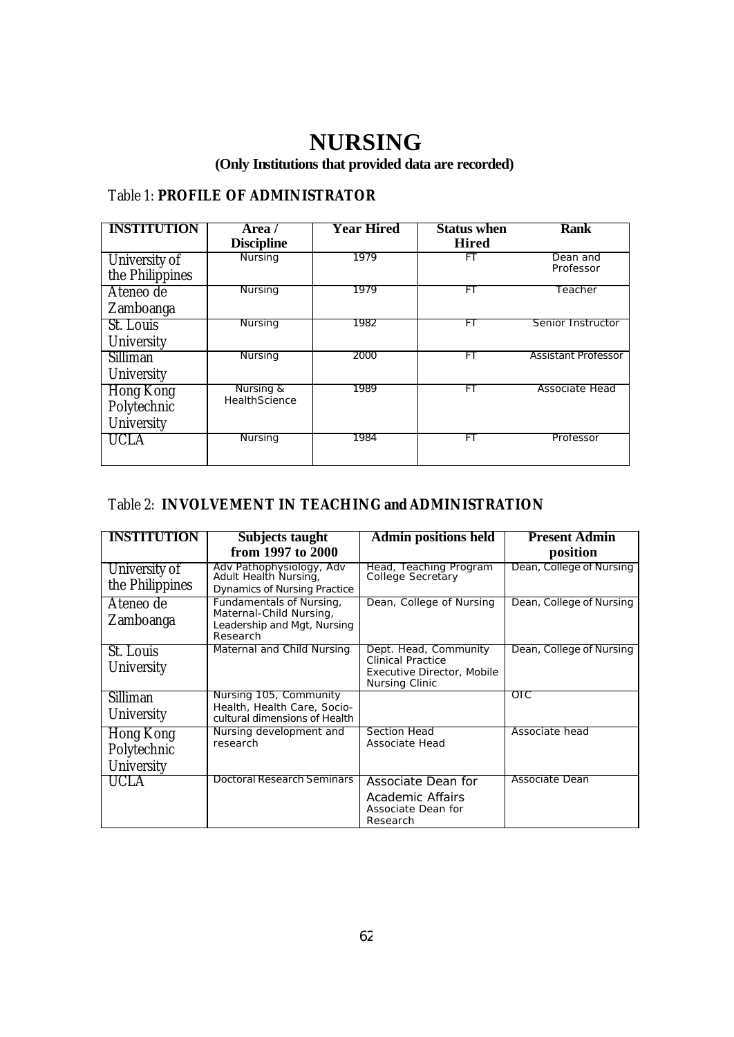# NURSING

**(Only Institutions that provided data are recorded)**

Table 1: **PROFILE OF ADMINISTRATOR**

| INSTITUTION | Area / Discipline | Year Hired | Status when Hired | Rank |
|---|---|---|---|---|
| University of the Philippines | Nursing | 1979 | FT | Dean and Professor |
| Ateneo de Zamboanga | Nursing | 1979 | FT | Teacher |
| St. Louis University | Nursing | 1982 | FT | Senior Instructor |
| Silliman University | Nursing | 2000 | FT | Assistant Professor |
| Hong Kong Polytechnic University | Nursing & HealthScience | 1989 | FT | Associate Head |
| UCLA | Nursing | 1984 | FT | Professor |

Table 2: **INVOLVEMENT IN TEACHING and ADMINISTRATION**

| INSTITUTION | Subjects taught from 1997 to 2000 | Admin positions held | Present Admin position |
|---|---|---|---|
| University of the Philippines | Adv Pathophysiology, Adv Adult Health Nursing, Dynamics of Nursing Practice | Head, Teaching Program College Secretary | Dean, College of Nursing |
| Ateneo de Zamboanga | Fundamentals of Nursing, Maternal-Child Nursing, Leadership and Mgt, Nursing Research | Dean, College of Nursing | Dean, College of Nursing |
| St. Louis University | Maternal and Child Nursing | Dept. Head, Community Clinical Practice Executive Director, Mobile Nursing Clinic | Dean, College of Nursing |
| Silliman University | Nursing 105, Community Health, Health Care, Socio-cultural dimensions of Health | | OIC |
| Hong Kong Polytechnic University | Nursing development and research | Section Head Associate Head | Associate head |
| UCLA | Doctoral Research Seminars | Associate Dean for Academic Affairs Associate Dean for Research | Associate Dean |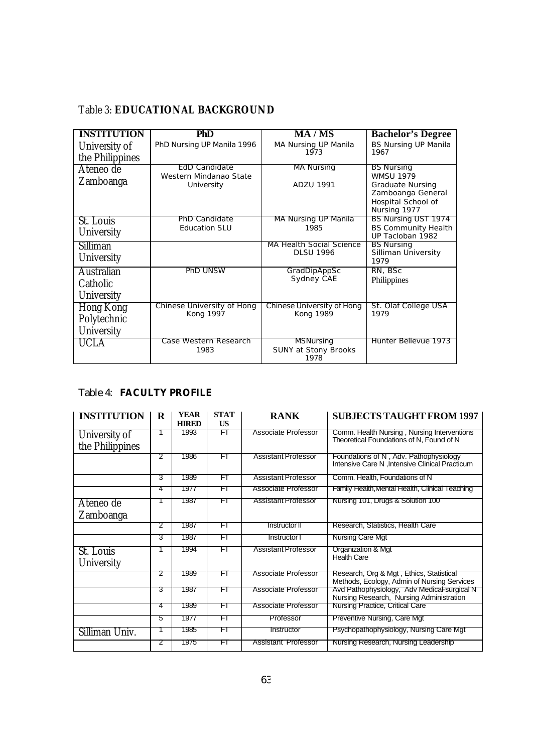Table 3: **EDUCATIONAL BACKGROUND**

| INSTITUTION | PhD | MA / MS | Bachelor's Degree |
|---|---|---|---|
| University of the Philippines | PhD Nursing UP Manila 1996 | MA Nursing UP Manila 1973 | BS Nursing UP Manila 1967 |
| Ateneo de Zamboanga | EdD Candidate Western Mindanao State University | MA Nursing ADZU 1991 | BS Nursing WMSU 1979 Graduate Nursing Zamboanga General Hospital School of Nursing 1977 |
| St. Louis University | PhD Candidate Education SLU | MA Nursing UP Manila 1985 | BS Nursing UST 1974 BS Community Health UP Tacloban 1982 |
| Silliman University | | MA Health Social Science DLSU 1996 | BS Nursing Silliman University 1979 |
| Australian Catholic University | PhD UNSW | GradDipAppSc Sydney CAE | RN, BSc Philippines |
| Hong Kong Polytechnic University | Chinese University of Hong Kong 1997 | Chinese University of Hong Kong 1989 | St. Olaf College USA 1979 |
| UCLA | Case Western Research 1983 | MSNursing SUNY at Stony Brooks 1978 | Hunter Bellevue 1973 |

Table 4: **FACULTY PROFILE**

| INSTITUTION | R | YEAR HIRED | STAT US | RANK | SUBJECTS TAUGHT FROM 1997 |
|---|---|---|---|---|---|
| University of the Philippines | 1 | 1993 | FT | Associate Professor | Comm. Health Nursing , Nursing Interventions Theoretical Foundations of N, Found of N |
| | 2 | 1986 | FT | Assistant Professor | Foundations of N , Adv. Pathophysiology Intensive Care N ,Intensive Clinical Practicum |
| | 3 | 1989 | FT | Assistant Professor | Comm. Health, Foundations of N |
| | 4 | 1977 | FT | Associate Professor | Family Health,Mental Health, Clinical Teaching |
| Ateneo de Zamboanga | 1 | 1987 | FT | Assistant Professor | Nursing 101, Drugs & Solution 100 |
| | 2 | 1987 | FT | Instructor II | Research, Statistics, Health Care |
| | 3 | 1987 | FT | Instructor I | Nursing Care Mgt |
| St. Louis University | 1 | 1994 | FT | Assistant Professor | Organization & Mgt Health Care |
| | 2 | 1989 | FT | Associate Professor | Research, Org & Mgt , Ethics, Statistical Methods, Ecology, Admin of Nursing Services |
| | 3 | 1987 | FT | Associate Professor | Avd Pathophysiology, Adv Medical-surgical N Nursing Research, Nursing Administration |
| | 4 | 1989 | FT | Associate Professor | Nursing Practice, Critical Care |
| | 5 | 1977 | FT | Professor | Preventive Nursing, Care Mgt |
| Silliman Univ. | 1 | 1985 | FT | Instructor | Psychopathophysiology, Nursing Care Mgt |
| | 2 | 1975 | FT | Assistant Professor | Nursing Research, Nursing Leadership |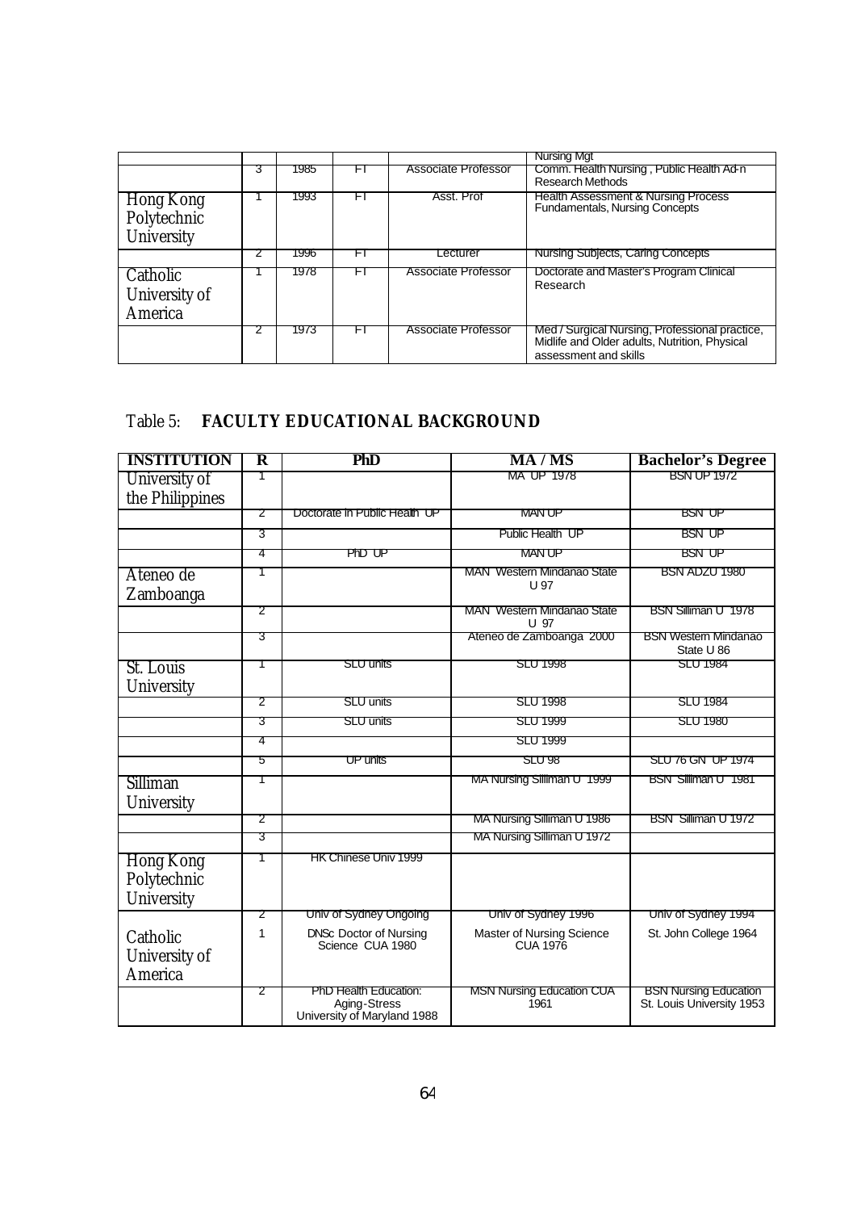| | | | | | |
|---|---|---|---|---|---|
| | | | | | Nursing Mgt |
| | 3 | 1985 | FT | Associate Professor | Comm. Health Nursing , Public Health Ad-n Research Methods |
| Hong Kong Polytechnic University | 1 | 1993 | FT | Asst. Prof | Health Assessment & Nursing Process Fundamentals, Nursing Concepts |
| | 2 | 1996 | FT | Lecturer | Nursing Subjects, Caring Concepts |
| Catholic University of America | 1 | 1978 | FT | Associate Professor | Doctorate and Master's Program Clinical Research |
| | 2 | 1973 | FT | Associate Professor | Med / Surgical Nursing, Professional practice, Midlife and Older adults, Nutrition, Physical assessment and skills |

Table 5: **FACULTY EDUCATIONAL BACKGROUND**

| INSTITUTION | R | PhD | MA / MS | Bachelor's Degree |
|---|---|---|---|---|
| University of the Philippines | 1 | | MA UP 1978 | BSN UP 1972 |
| | 2 | Doctorate in Public Health UP | MAN UP | BSN UP |
| | 3 | | Public Health UP | BSN UP |
| | 4 | PhD UP | MAN UP | BSN UP |
| Ateneo de Zamboanga | 1 | | MAN Western Mindanao State U 97 | BSN ADZU 1980 |
| | 2 | | MAN Western Mindanao State U 97 | BSN Silliman U 1978 |
| | 3 | | Ateneo de Zamboanga 2000 | BSN Western Mindanao State U 86 |
| St. Louis University | 1 | SLU units | SLU 1998 | SLU 1984 |
| | 2 | SLU units | SLU 1998 | SLU 1984 |
| | 3 | SLU units | SLU 1999 | SLU 1980 |
| | 4 | | SLU 1999 | |
| | 5 | UP units | SLU 98 | SLU 76 GN UP 1974 |
| Silliman University | 1 | | MA Nursing Silliman U 1999 | BSN Silliman U 1981 |
| | 2 | | MA Nursing Silliman U 1986 | BSN Silliman U 1972 |
| | 3 | | MA Nursing Silliman U 1972 | |
| Hong Kong Polytechnic University | 1 | HK Chinese Univ 1999 | | |
| | 2 | Univ of Sydney Ongoing | Univ of Sydney 1996 | Univ of Sydney 1994 |
| Catholic University of America | 1 | DNSc Doctor of Nursing Science CUA 1980 | Master of Nursing Science CUA 1976 | St. John College 1964 |
| | 2 | PhD Health Education: Aging-Stress University of Maryland 1988 | MSN Nursing Education CUA 1961 | BSN Nursing Education St. Louis University 1953 |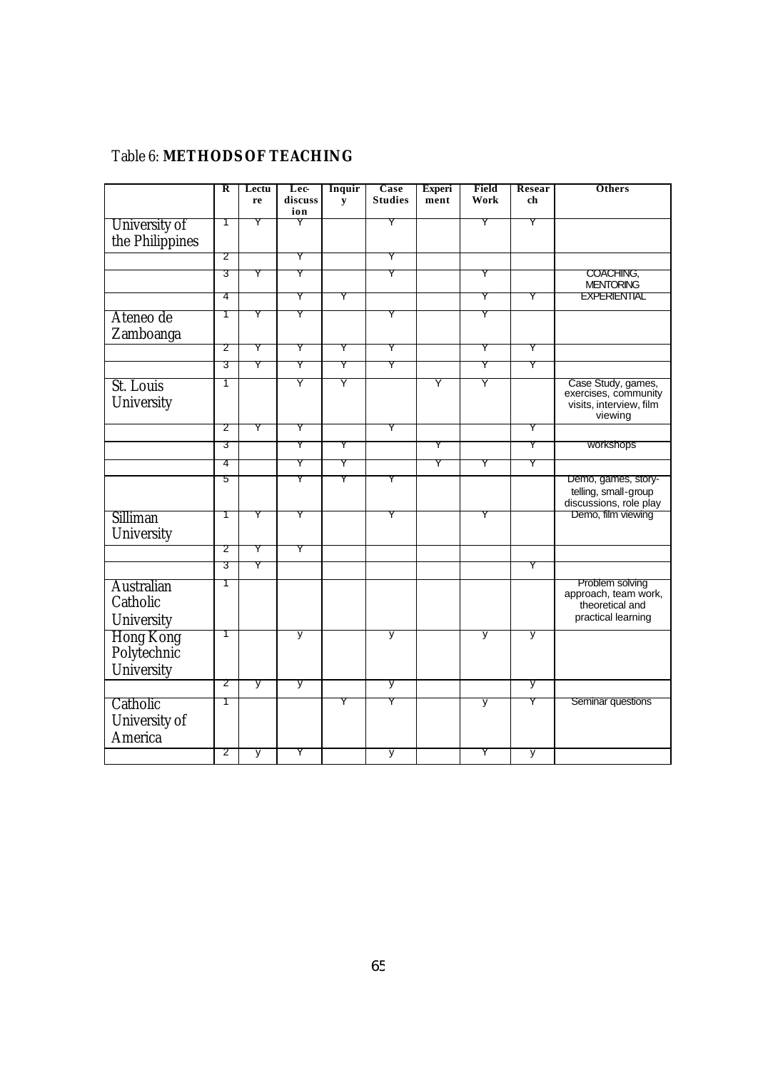Table 6: **METHODS OF TEACHING**

| | R | Lecture | Lec-discussion | Inquiry | Case Studies | Experiment | Field Work | Research | Others |
|---|---|---|---|---|---|---|---|---|---|
| University of the Philippines | 1 | Y | Y | | Y | | Y | Y | |
| | 2 | | Y | | Y | | | | |
| | 3 | Y | Y | | Y | | Y | | COACHING, MENTORING |
| | 4 | | Y | Y | | | Y | Y | EXPERIENTIAL |
| Ateneo de Zamboanga | 1 | Y | Y | | Y | | Y | | |
| | 2 | Y | Y | Y | Y | | Y | Y | |
| | 3 | Y | Y | Y | Y | | Y | Y | |
| St. Louis University | 1 | | Y | Y | | Y | Y | | Case Study, games, exercises, community visits, interview, film viewing |
| | 2 | Y | Y | | Y | | | Y | |
| | 3 | | Y | Y | | Y | | Y | workshops |
| | 4 | | Y | Y | | Y | Y | Y | |
| | 5 | | Y | Y | Y | | | | Demo, games, story-telling, small-group discussions, role play |
| Silliman University | 1 | Y | Y | | Y | | Y | | Demo, film viewing |
| | 2 | Y | Y | | | | | | |
| | 3 | Y | | | | | | Y | |
| Australian Catholic University | 1 | | | | | | | | Problem solving approach, team work, theoretical and practical learning |
| Hong Kong Polytechnic University | 1 | | y | | y | | y | y | |
| | 2 | y | y | | y | | | y | |
| Catholic University of America | 1 | | | Y | Y | | y | Y | Seminar questions |
| | 2 | y | Y | | y | | Y | y | |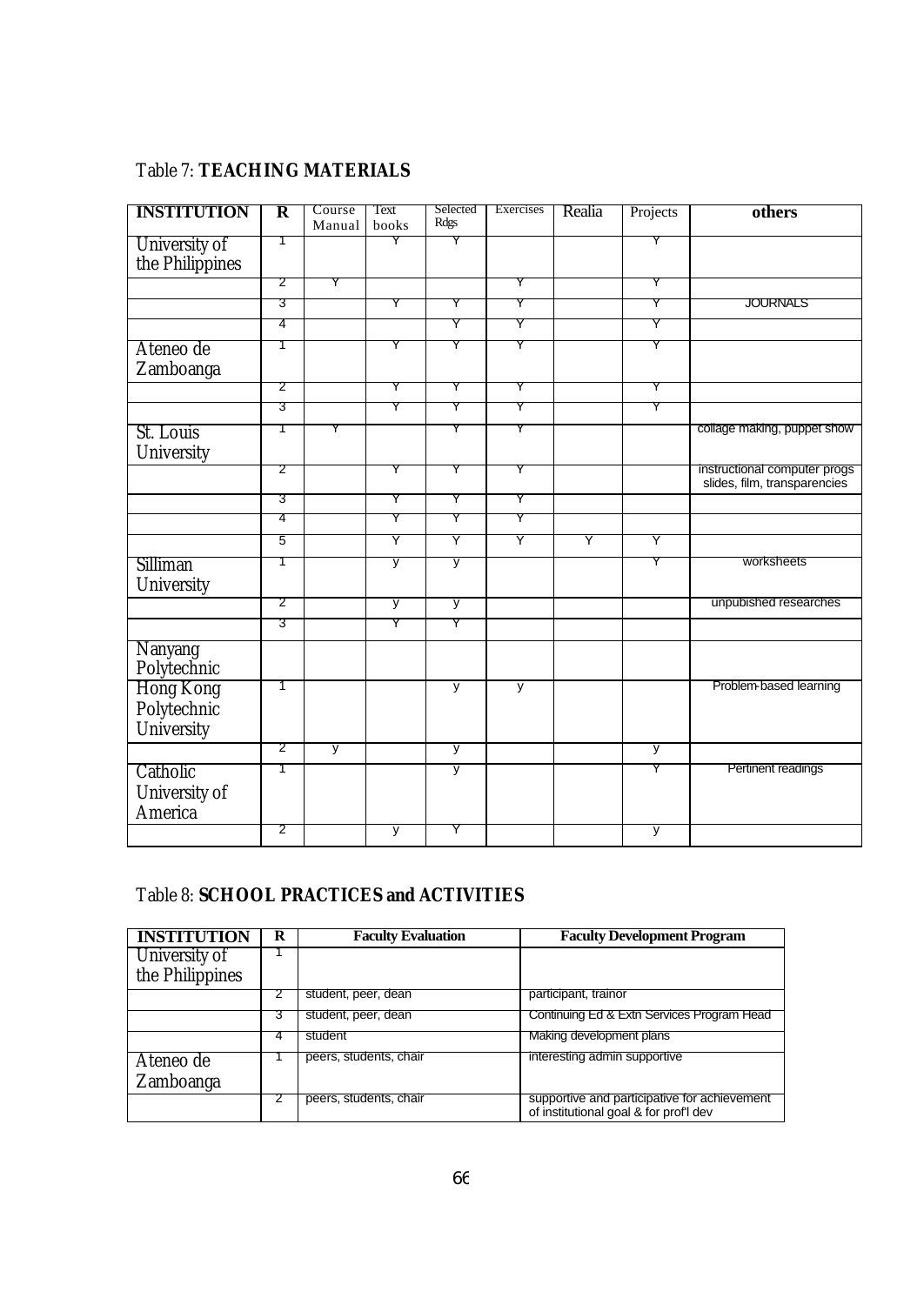Table 7: **TEACHING MATERIALS**

| INSTITUTION | R | Course Manual | Text books | Selected Rdgs | Exercises | Realia | Projects | others |
|---|---|---|---|---|---|---|---|---|
| University of the Philippines | 1 | | Y | Y | | | Y | |
| | 2 | Y | | | Y | | Y | |
| | 3 | | Y | Y | Y | | Y | JOURNALS |
| | 4 | | | Y | Y | | Y | |
| Ateneo de Zamboanga | 1 | | Y | Y | Y | | Y | |
| | 2 | | Y | Y | Y | | Y | |
| | 3 | | Y | Y | Y | | Y | |
| St. Louis University | 1 | Y | | Y | Y | | | collage making, puppet show |
| | 2 | | Y | Y | Y | | | instructional computer progs slides, film, transparencies |
| | 3 | | Y | Y | Y | | | |
| | 4 | | Y | Y | Y | | | |
| | 5 | | Y | Y | Y | Y | Y | |
| Silliman University | 1 | | y | y | | | Y | worksheets |
| | 2 | | y | y | | | | unpubished researches |
| | 3 | | Y | Y | | | | |
| Nanyang Polytechnic | | | | | | | | |
| Hong Kong Polytechnic University | 1 | | | y | y | | | Problem-based learning |
| | 2 | y | | y | | | y | |
| Catholic University of America | 1 | | | y | | | Y | Pertinent readings |
| | 2 | | y | Y | | | y | |

Table 8: **SCHOOL PRACTICES and ACTIVITIES**

| INSTITUTION | R | Faculty Evaluation | Faculty Development Program |
|---|---|---|---|
| University of the Philippines | 1 | | |
| | 2 | student, peer, dean | participant, trainor |
| | 3 | student, peer, dean | Continuing Ed & Extn Services Program Head |
| | 4 | student | Making development plans |
| Ateneo de Zamboanga | 1 | peers, students, chair | interesting admin supportive |
| | 2 | peers, students, chair | supportive and participative for achievement of institutional goal & for prof'l dev |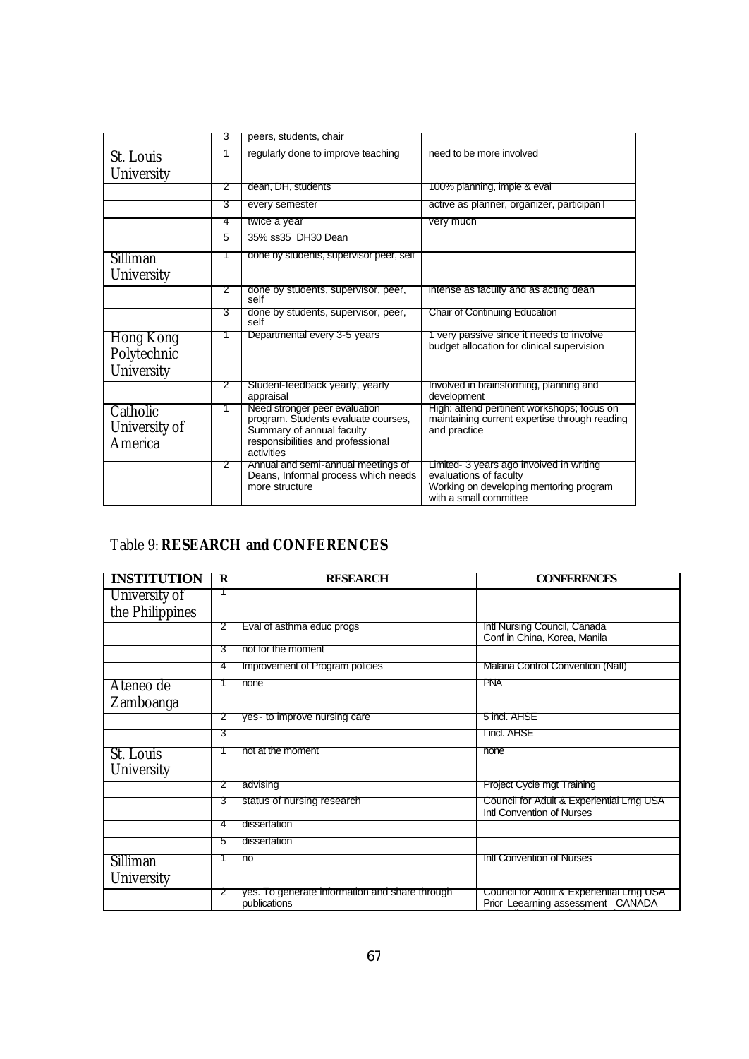| | 3 | peers, students, chair | |
|---|---|---|---|
| St. Louis University | 1 | regularly done to improve teaching | need to be more involved |
| | 2 | dean, DH, students | 100% planning, imple & eval |
| | 3 | every semester | active as planner, organizer, participanT |
| | 4 | twice a year | very much |
| | 5 | 35% ss35 DH30 Dean | |
| Silliman University | 1 | done by students, supervisor peer, self | |
| | 2 | done by students, supervisor, peer, self | intense as faculty and as acting dean |
| | 3 | done by students, supervisor, peer, self | Chair of Continuing Education |
| Hong Kong Polytechnic University | 1 | Departmental every 3-5 years | 1 very passive since it needs to involve budget allocation for clinical supervision |
| | 2 | Student-feedback yearly, yearly appraisal | Involved in brainstorming, planning and development |
| Catholic University of America | 1 | Need stronger peer evaluation program. Students evaluate courses, Summary of annual faculty responsibilities and professional activities | High: attend pertinent workshops; focus on maintaining current expertise through reading and practice |
| | 2 | Annual and semi-annual meetings of Deans, Informal process which needs more structure | Limited- 3 years ago involved in writing evaluations of faculty Working on developing mentoring program with a small committee |

## Table 9: **RESEARCH and CONFERENCES**

| INSTITUTION | R | RESEARCH | CONFERENCES |
|---|---|---|---|
| University of the Philippines | 1 | | |
| | 2 | Eval of asthma educ progs | Intl Nursing Council, Canada Conf in China, Korea, Manila |
| | 3 | not for the moment | |
| | 4 | Improvement of Program policies | Malaria Control Convention (Natl) |
| Ateneo de Zamboanga | 1 | none | PNA |
| | 2 | yes - to improve nursing care | 5 incl. AHSE |
| | 3 | | 1 incl. AHSE |
| St. Louis University | 1 | not at the moment | none |
| | 2 | advising | Project Cycle mgt Training |
| | 3 | status of nursing research | Council for Adult & Experiential Lrng USA Intl Convention of Nurses |
| | 4 | dissertation | |
| | 5 | dissertation | |
| Silliman University | 1 | no | Intl Convention of Nurses |
| | 2 | yes. To generate information and share through publications | Council for Adult & Experiential Lrng USA Prior Leearning assessment CANADA |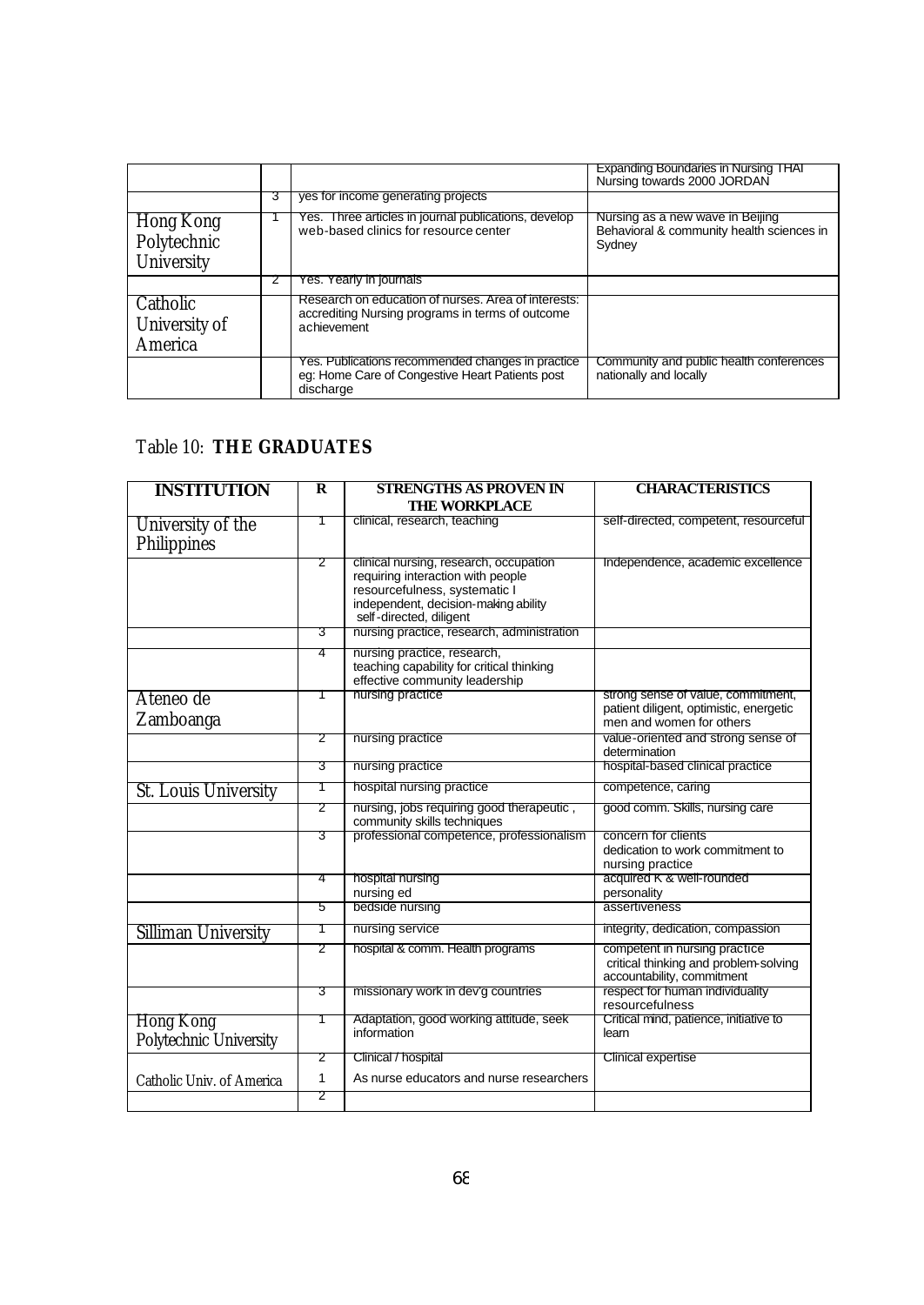| | | | |
|---|---|---|---|
| | | | Expanding Boundaries in Nursing THAI Nursing towards 2000 JORDAN |
| | 3 | yes for income generating projects | |
| Hong Kong Polytechnic University | 1 | Yes. Three articles in journal publications, develop web-based clinics for resource center | Nursing as a new wave in Beijing Behavioral & community health sciences in Sydney |
| | 2 | Yes. Yearly in journals | |
| Catholic University of America | | Research on education of nurses. Area of interests: accrediting Nursing programs in terms of outcome achievement | |
| | | Yes. Publications recommended changes in practice eg: Home Care of Congestive Heart Patients post discharge | Community and public health conferences nationally and locally |

## Table 10: **THE GRADUATES**

| INSTITUTION | R | STRENGTHS AS PROVEN IN THE WORKPLACE | CHARACTERISTICS |
|---|---|---|---|
| University of the Philippines | 1 | clinical, research, teaching | self-directed, competent, resourceful |
| | 2 | clinical nursing, research, occupation requiring interaction with people resourcefulness, systematic I independent, decision-making ability self-directed, diligent | Independence, academic excellence |
| | 3 | nursing practice, research, administration | |
| | 4 | nursing practice, research, teaching capability for critical thinking effective community leadership | |
| Ateneo de Zamboanga | 1 | nursing practice | strong sense of value, commitment, patient diligent, optimistic, energetic men and women for others |
| | 2 | nursing practice | value-oriented and strong sense of determination |
| | 3 | nursing practice | hospital-based clinical practice |
| St. Louis University | 1 | hospital nursing practice | competence, caring |
| | 2 | nursing, jobs requiring good therapeutic , community skills techniques | good comm. Skills, nursing care |
| | 3 | professional competence, professionalism | concern for clients dedication to work commitment to nursing practice |
| | 4 | hospital nursing nursing ed | acquired K & well-rounded personality |
| | 5 | bedside nursing | assertiveness |
| Silliman University | 1 | nursing service | integrity, dedication, compassion |
| | 2 | hospital & comm. Health programs | competent in nursing practice critical thinking and problem-solving accountability, commitment |
| | 3 | missionary work in dev'g countries | respect for human individuality resourcefulness |
| Hong Kong Polytechnic University | 1 | Adaptation, good working attitude, seek information | Critical mind, patience, initiative to learn |
| | 2 | Clinical / hospital | Clinical expertise |
| Catholic Univ. of America | 1 | As nurse educators and nurse researchers | |
| | 2 | | |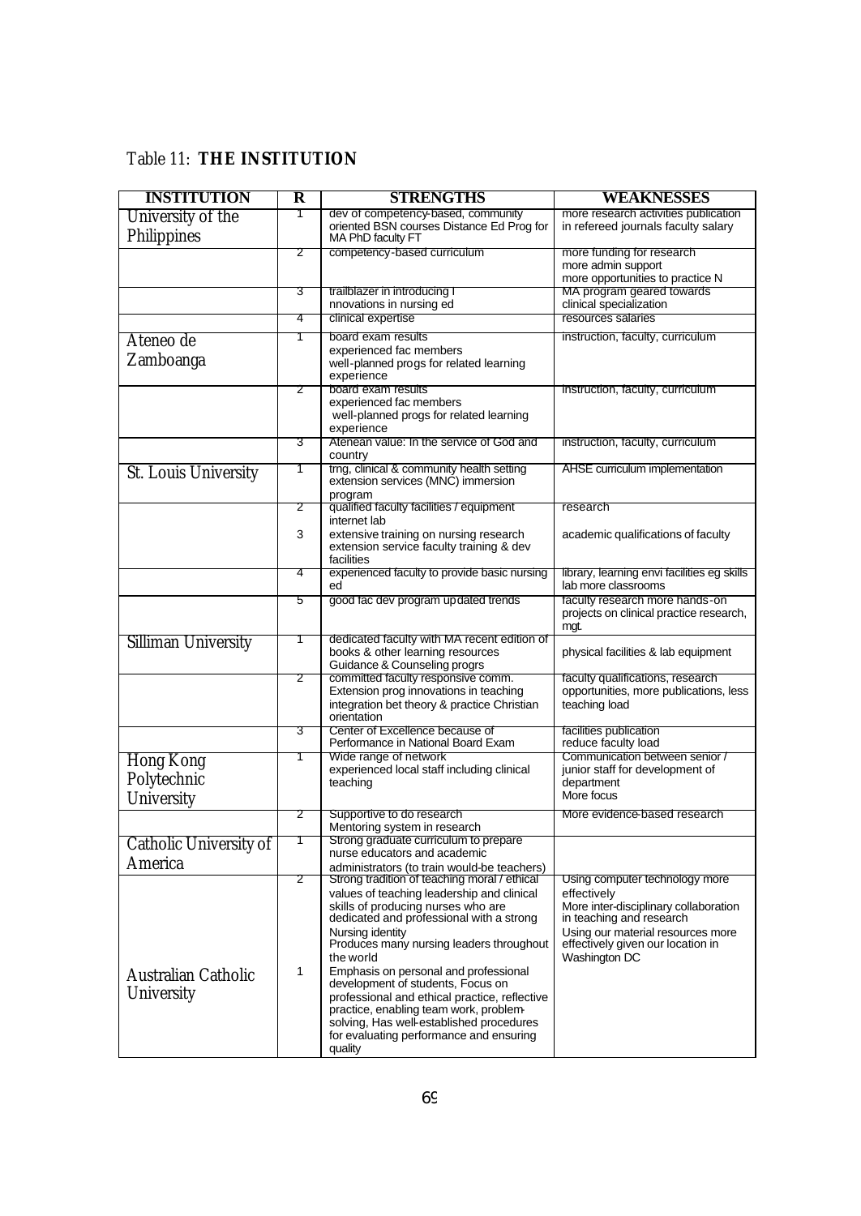Table 11: **THE INSTITUTION**

| INSTITUTION | R | STRENGTHS | WEAKNESSES |
|---|---|---|---|
| University of the Philippines | 1 | dev of competency-based, community oriented BSN courses Distance Ed Prog for MA PhD faculty FT | more research activities publication in refereed journals faculty salary |
| | 2 | competency-based curriculum | more funding for research more admin support more opportunities to practice N |
| | 3 | trailblazer in introducing i nnovations in nursing ed | MA program geared towards clinical specialization |
| | 4 | clinical expertise | resources salaries |
| Ateneo de Zamboanga | 1 | board exam results experienced fac members well-planned progs for related learning experience | instruction, faculty, curriculum |
| | 2 | board exam results experienced fac members well-planned progs for related learning experience | instruction, faculty, curriculum |
| | 3 | Atenean value: In the service of God and country | instruction, faculty, curriculum |
| St. Louis University | 1 | trng, clinical & community health setting extension services (MNC) immersion program | AHSE curriculum implementation |
| | 2 | qualified faculty facilities / equipment internet lab | research |
| | 3 | extensive training on nursing research extension service faculty training & dev facilities | academic qualifications of faculty |
| | 4 | experienced faculty to provide basic nursing ed | library, learning envi facilities eg skills lab more classrooms |
| | 5 | good fac dev program updated trends | faculty research more hands-on projects on clinical practice research, mgt. |
| Silliman University | 1 | dedicated faculty with MA recent edition of books & other learning resources Guidance & Counseling progrs | physical facilities & lab equipment |
| | 2 | committed faculty responsive comm. Extension prog innovations in teaching integration bet theory & practice Christian orientation | faculty qualifications, research opportunities, more publications, less teaching load |
| | 3 | Center of Excellence because of Performance in National Board Exam | facilities publication reduce faculty load |
| Hong Kong Polytechnic University | 1 | Wide range of network experienced local staff including clinical teaching | Communication between senior / junior staff for development of department More focus |
| | 2 | Supportive to do research Mentoring system in research | More evidence-based research |
| Catholic University of America | 1 | Strong graduate curriculum to prepare nurse educators and academic administrators (to train would-be teachers) | |
| | 2 | Strong tradition of teaching moral / ethical values of teaching leadership and clinical skills of producing nurses who are dedicated and professional with a strong Nursing identity Produces many nursing leaders throughout the world | Using computer technology more effectively More inter-disciplinary collaboration in teaching and research Using our material resources more effectively given our location in Washington DC |
| Australian Catholic University | 1 | Emphasis on personal and professional development of students, Focus on professional and ethical practice, reflective practice, enabling team work, problem-solving, Has well-established procedures for evaluating performance and ensuring quality | |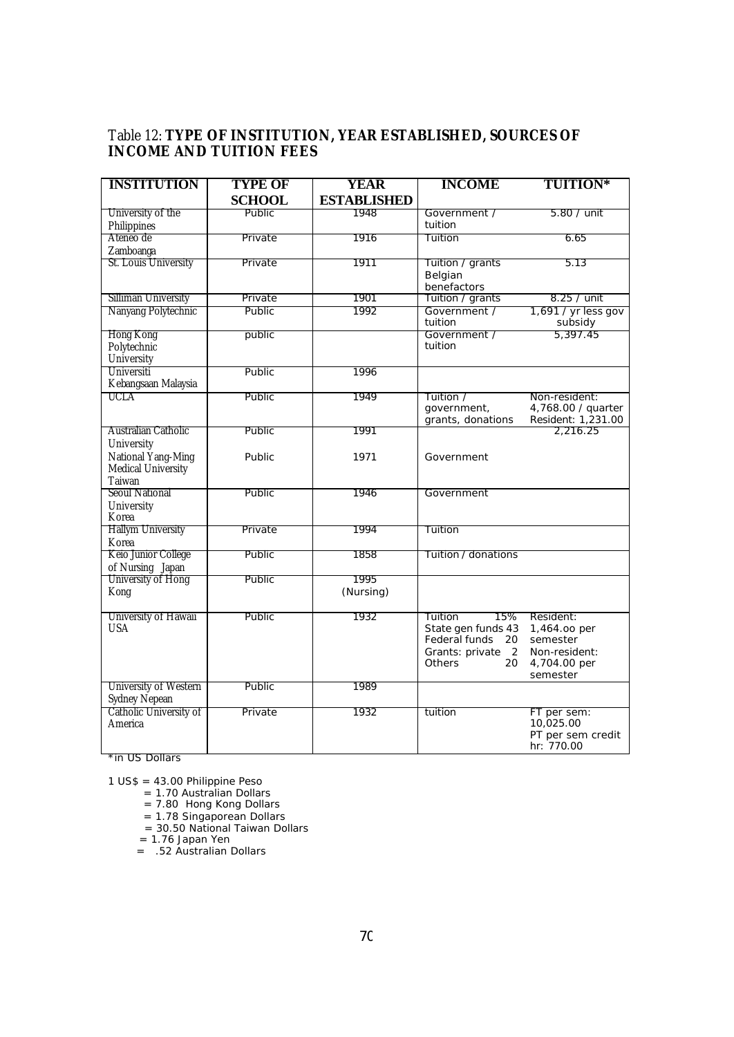Table 12: **TYPE OF INSTITUTION, YEAR ESTABLISHED, SOURCES OF INCOME AND TUITION FEES**

| INSTITUTION | TYPE OF SCHOOL | YEAR ESTABLISHED | INCOME | TUITION* |
|---|---|---|---|---|
| University of the Philippines | Public | 1948 | Government / tuition | 5.80 / unit |
| Ateneo de Zamboanga | Private | 1916 | Tuition | 6.65 |
| St. Louis University | Private | 1911 | Tuition / grants Belgian benefactors | 5.13 |
| Silliman University | Private | 1901 | Tuition / grants | 8.25 / unit |
| Nanyang Polytechnic | Public | 1992 | Government / tuition | 1,691 / yr less gov subsidy |
| Hong Kong Polytechnic University | public | | Government / tuition | 5,397.45 |
| Universiti Kebangsaan Malaysia | Public | 1996 | | |
| UCLA | Public | 1949 | Tuition / government, grants, donations | Non-resident: 4,768.00 / quarter Resident: 1,231.00 |
| Australian Catholic University | Public | 1991 | | 2,216.25 |
| National Yang-Ming Medical University Taiwan | Public | 1971 | Government | |
| Seoul National University Korea | Public | 1946 | Government | |
| Hallym University Korea | Private | 1994 | Tuition | |
| Keio Junior College of Nursing Japan | Public | 1858 | Tuition / donations | |
| University of Hong Kong | Public | 1995 (Nursing) | | |
| University of Hawaii USA | Public | 1932 | Tuition 15% State gen funds 43 Federal funds 20 Grants: private 2 Others 20 | Resident: 1,464.oo per semester Non-resident: 4,704.00 per semester |
| University of Western Sydney Nepean | Public | 1989 | | |
| Catholic University of America | Private | 1932 | tuition | FT per sem: 10,025.00 PT per sem credit hr: 770.00 |

*in US Dollars

1 US$ = 43.00 Philippine Peso
= 1.70 Australian Dollars
= 7.80 Hong Kong Dollars
= 1.78 Singaporean Dollars
= 30.50 National Taiwan Dollars
= 1.76 Japan Yen
= .52 Australian Dollars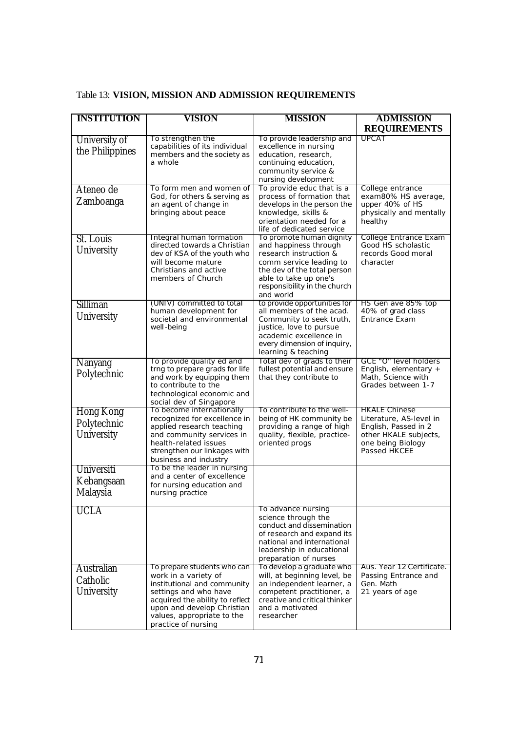Table 13: **VISION, MISSION AND ADMISSION REQUIREMENTS**

| INSTITUTION | VISION | MISSION | ADMISSION REQUIREMENTS |
|---|---|---|---|
| University of the Philippines | To strengthen the capabilities of its individual members and the society as a whole | To provide leadership and excellence in nursing education, research, continuing education, community service & nursing development | UPCAT |
| Ateneo de Zamboanga | To form men and women of God, for others & serving as an agent of change in bringing about peace | To provide educ that is a process of formation that develops in the person the knowledge, skills & orientation needed for a life of dedicated service | College entrance exam80% HS average, upper 40% of HS physically and mentally healthy |
| St. Louis University | Integral human formation directed towards a Christian dev of KSA of the youth who will become mature Christians and active members of Church | To promote human dignity and happiness through research instruction & comm service leading to the dev of the total person able to take up one's responsibility in the church and world | College Entrance Exam Good HS scholastic records Good moral character |
| Silliman University | (UNIV) committed to total human development for societal and environmental well-being | to provide opportunities for all members of the acad. Community to seek truth, justice, love to pursue academic excellence in every dimension of inquiry, learning & teaching | HS Gen ave 85% top 40% of grad class Entrance Exam |
| Nanyang Polytechnic | To provide quality ed and trng to prepare grads for life and work by equipping them to contribute to the technological economic and social dev of Singapore | Total dev of grads to their fullest potential and ensure that they contribute to | GCE "O" level holders English, elementary + Math, Science with Grades between 1-7 |
| Hong Kong Polytechnic University | To become internationally recognized for excellence in applied research teaching and community services in health-related issues strengthen our linkages with business and industry | To contribute to the well-being of HK community be providing a range of high quality, flexible, practice-oriented progs | HKALE Chinese Literature, AS-level in English, Passed in 2 other HKALE subjects, one being Biology Passed HKCEE |
| Universiti Kebangsaan Malaysia | To be the leader in nursing and a center of excellence for nursing education and nursing practice | | |
| UCLA | | To advance nursing science through the conduct and dissemination of research and expand its national and international leadership in educational preparation of nurses | |
| Australian Catholic University | To prepare students who can work in a variety of institutional and community settings and who have acquired the ability to reflect upon and develop Christian values, appropriate to the practice of nursing | To develop a graduate who will, at beginning level, be an independent learner, a competent practitioner, a creative and critical thinker and a motivated researcher | Aus. Year 12 Certificate. Passing Entrance and Gen. Math 21 years of age |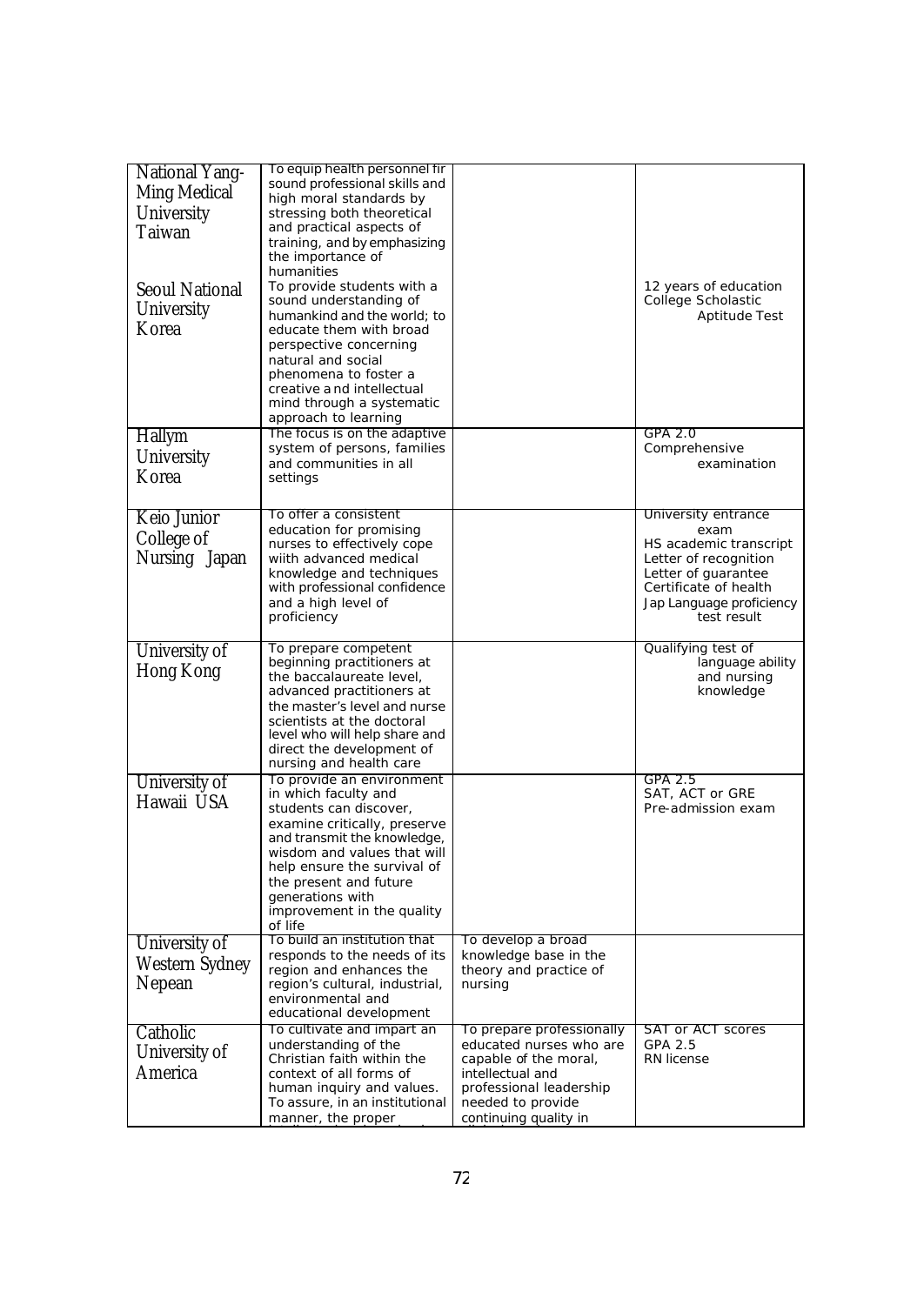| | | | |
|---|---|---|---|
| National Yang-Ming Medical University Taiwan | To equip health personnel fir sound professional skills and high moral standards by stressing both theoretical and practical aspects of training, and by emphasizing the importance of humanities | | |
| Seoul National University Korea | To provide students with a sound understanding of humankind and the world; to educate them with broad perspective concerning natural and social phenomena to foster a creative a nd intellectual mind through a systematic approach to learning | | 12 years of education<br>College Scholastic Aptitude Test |
| Hallym University Korea | The focus is on the adaptive system of persons, families and communities in all settings | | GPA 2.0<br>Comprehensive examination |
| Keio Junior College of Nursing Japan | To offer a consistent education for promising nurses to effectively cope wiith advanced medical knowledge and techniques with professional confidence and a high level of proficiency | | University entrance exam<br>HS academic transcript<br>Letter of recognition<br>Letter of guarantee<br>Certificate of health<br>Jap Language proficiency test result |
| University of Hong Kong | To prepare competent beginning practitioners at the baccalaureate level, advanced practitioners at the master's level and nurse scientists at the doctoral level who will help share and direct the development of nursing and health care | | Qualifying test of language ability and nursing knowledge |
| University of Hawaii USA | To provide an environment in which faculty and students can discover, examine critically, preserve and transmit the knowledge, wisdom and values that will help ensure the survival of the present and future generations with improvement in the quality of life | | GPA 2.5<br>SAT, ACT or GRE<br>Pre-admission exam |
| University of Western Sydney Nepean | To build an institution that responds to the needs of its region and enhances the region's cultural, industrial, environmental and educational development | To develop a broad knowledge base in the theory and practice of nursing | |
| Catholic University of America | To cultivate and impart an understanding of the Christian faith within the context of all forms of human inquiry and values. To assure, in an institutional manner, the proper | To prepare professionally educated nurses who are capable of the moral, intellectual and professional leadership needed to provide continuing quality in | SAT or ACT scores<br>GPA 2.5<br>RN license |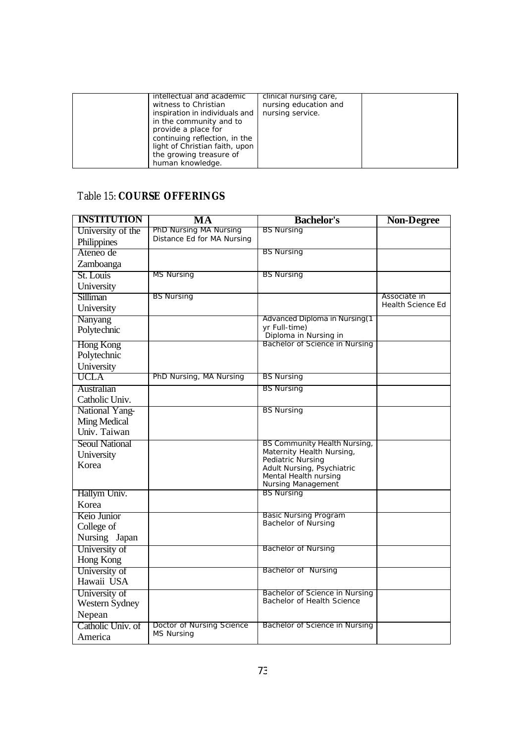|  | intellectual and academic witness to Christian inspiration in individuals and in the community and to provide a place for continuing reflection, in the light of Christian faith, upon the growing treasure of human knowledge. | clinical nursing care, nursing education and nursing service. |  |
|---|---|---|---|

Table 15: **COURSE OFFERINGS**

| INSTITUTION | MA | Bachelor's | Non-Degree |
|---|---|---|---|
| University of the Philippines | PhD Nursing MA Nursing Distance Ed for MA Nursing | BS Nursing |  |
| Ateneo de Zamboanga |  | BS Nursing |  |
| St. Louis University | MS Nursing | BS Nursing |  |
| Silliman University | BS Nursing |  | Associate in Health Science Ed |
| Nanyang Polytechnic |  | Advanced Diploma in Nursing(1 yr Full-time) Diploma in Nursing in |  |
| Hong Kong Polytechnic University |  | Bachelor of Science in Nursing |  |
| UCLA | PhD Nursing, MA Nursing | BS Nursing |  |
| Australian Catholic Univ. |  | BS Nursing |  |
| National Yang-Ming Medical Univ. Taiwan |  | BS Nursing |  |
| Seoul National University Korea |  | BS Community Health Nursing, Maternity Health Nursing, Pediatric Nursing Adult Nursing, Psychiatric Mental Health nursing Nursing Management |  |
| Hallym Univ. Korea |  | BS Nursing |  |
| Keio Junior College of Nursing Japan |  | Basic Nursing Program Bachelor of Nursing |  |
| University of Hong Kong |  | Bachelor of Nursing |  |
| University of Hawaii USA |  | Bachelor of Nursing |  |
| University of Western Sydney Nepean |  | Bachelor of Science in Nursing Bachelor of Health Science |  |
| Catholic Univ. of America | Doctor of Nursing Science MS Nursing | Bachelor of Science in Nursing |  |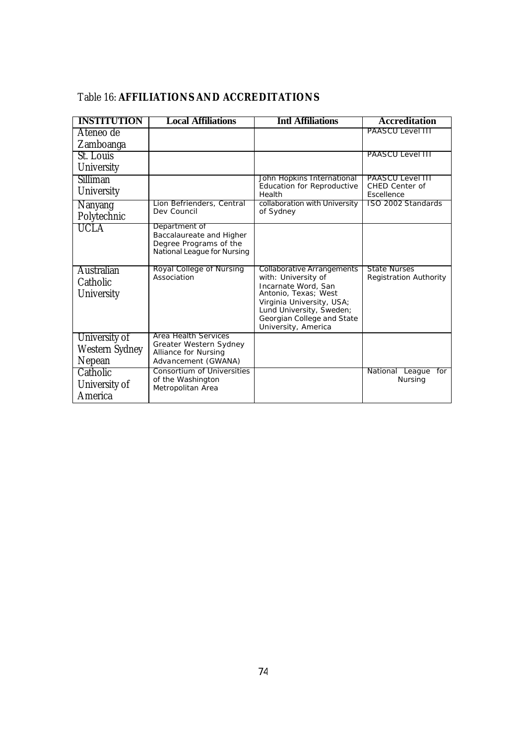Table 16: **AFFILIATIONS AND ACCREDITATIONS**

| INSTITUTION | Local Affiliations | Intl Affiliations | Accreditation |
|---|---|---|---|
| Ateneo de Zamboanga | | | PAASCU Level III |
| St. Louis University | | | PAASCU Level III |
| Silliman University | | John Hopkins International Education for Reproductive Health | PAASCU Level III CHED Center of Escellence |
| Nanyang Polytechnic | Lion Befrienders, Central Dev Council | collaboration with University of Sydney | ISO 2002 Standards |
| UCLA | Department of Baccalaureate and Higher Degree Programs of the National League for Nursing | | |
| Australian Catholic University | Royal College of Nursing Association | Collaborative Arrangements with: University of Incarnate Word, San Antonio, Texas; West Virginia University, USA; Lund University, Sweden; Georgian College and State University, America | State Nurses Registration Authority |
| University of Western Sydney Nepean | Area Health Services Greater Western Sydney Alliance for Nursing Advancement (GWANA) | | |
| Catholic University of America | Consortium of Universities of the Washington Metropolitan Area | | National League for Nursing |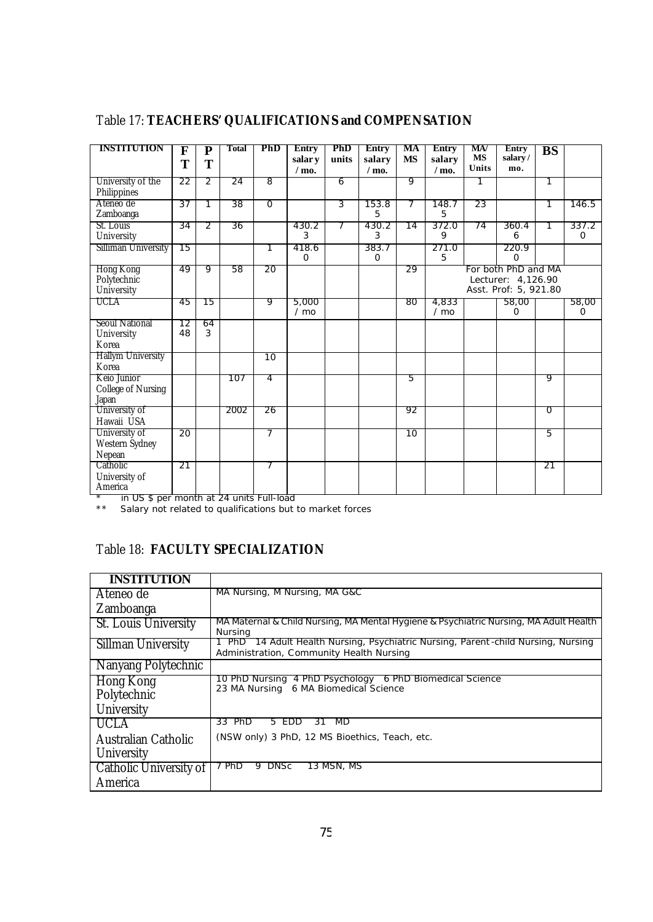## Table 17: **TEACHERS' QUALIFICATIONS and COMPENSATION**

| INSTITUTION | FT | PT | Total | PhD | Entry salary / mo. | PhD units | Entry salary / mo. | MA MS | Entry salary / mo. | MA/ MS Units | Entry salary / mo. | BS | |
|---|---|---|---|---|---|---|---|---|---|---|---|---|---|
| University of the Philippines | 22 | 2 | 24 | 8 | | 6 | | 9 | | 1 | | 1 | |
| Ateneo de Zamboanga | 37 | 1 | 38 | 0 | | 3 | 153.85 | 7 | 148.75 | 23 | | 1 | 146.5 |
| St. Louis University | 34 | 2 | 36 | | 430.23 | 7 | 430.23 | 14 | 372.09 | 74 | 360.46 | 1 | 337.20 |
| Silliman University | 15 | | | 1 | 418.60 | | 383.70 | | 271.05 | | 220.90 | | |
| Hong Kong Polytechnic University | 49 | 9 | 58 | 20 | | | | 29 | For both PhD and MA Lecturer: 4,126.90 Asst. Prof: 5, 921.80 | | | | |
| UCLA | 45 | 15 | | 9 | 5,000 / mo | | | 80 | 4,833 / mo | | 58,000 | | 58,000 |
| Seoul National University Korea | 1248 | 643 | | | | | | | | | | | |
| Hallym University Korea | | | | 10 | | | | | | | | | |
| Keio Junior College of Nursing Japan | | | 107 | 4 | | | | 5 | | | | 9 | |
| University of Hawaii USA | | | 2002 | 26 | | | | 92 | | | | 0 | |
| University of Western Sydney Nepean | 20 | | | 7 | | | | 10 | | | | 5 | |
| Catholic University of America | 21 | | | 7 | | | | | | | | 21 | |

\* in US $ per month at 24 units Full-load

\*\* Salary not related to qualifications but to market forces

## Table 18: **FACULTY SPECIALIZATION**

| INSTITUTION | |
|---|---|
| Ateneo de Zamboanga | MA Nursing, M Nursing, MA G&C |
| St. Louis University | MA Maternal & Child Nursing, MA Mental Hygiene & Psychiatric Nursing, MA Adult Health Nursing |
| Sillman University | 1 PhD 14 Adult Health Nursing, Psychiatric Nursing, Parent-child Nursing, Nursing Administration, Community Health Nursing |
| Nanyang Polytechnic | |
| Hong Kong Polytechnic University | 10 PhD Nursing 4 PhD Psychology 6 PhD Biomedical Science 23 MA Nursing 6 MA Biomedical Science |
| UCLA | 33 PhD 5 EDD 31 MD |
| Australian Catholic University | (NSW only) 3 PhD, 12 MS Bioethics, Teach, etc. |
| Catholic University of America | 7 PhD 9 DNSc 13 MSN, MS |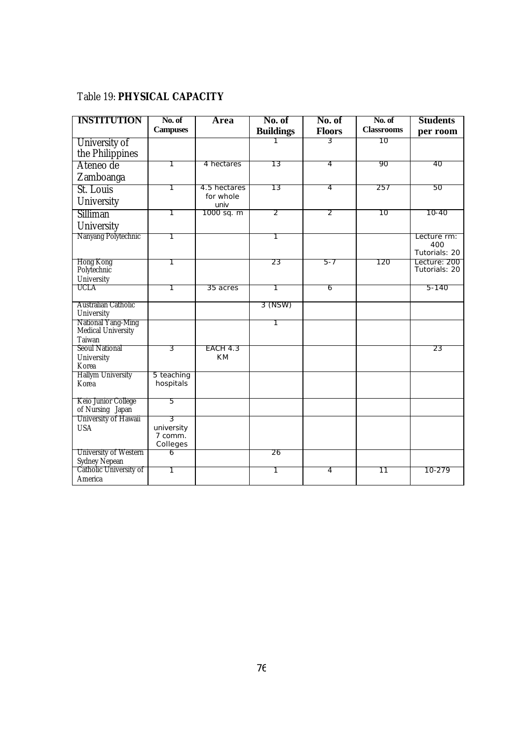Table 19: **PHYSICAL CAPACITY**

| INSTITUTION | No. of Campuses | Area | No. of Buildings | No. of Floors | No. of Classrooms | Students per room |
|---|---|---|---|---|---|---|
| University of the Philippines | | | 1 | 3 | 10 | |
| Ateneo de Zamboanga | 1 | 4 hectares | 13 | 4 | 90 | 40 |
| St. Louis University | 1 | 4.5 hectares for whole univ | 13 | 4 | 257 | 50 |
| Silliman University | 1 | 1000 sq. m | 2 | 2 | 10 | 10-40 |
| Nanyang Polytechnic | 1 | | 1 | | | Lecture rm: 400 Tutorials: 20 |
| Hong Kong Polytechnic University | 1 | | 23 | 5-7 | 120 | Lecture: 200 Tutorials: 20 |
| UCLA | 1 | 35 acres | 1 | 6 | | 5-140 |
| Australian Catholic University | | | 3 (NSW) | | | |
| National Yang-Ming Medical University Taiwan | | | 1 | | | |
| Seoul National University Korea | 3 | EACH 4.3 KM | | | | 23 |
| Hallym University Korea | 5 teaching hospitals | | | | | |
| Keio Junior College of Nursing Japan | 5 | | | | | |
| University of Hawaii USA | 3 university 7 comm. Colleges | | | | | |
| University of Western Sydney Nepean | 6 | | 26 | | | |
| Catholic University of America | 1 | | 1 | 4 | 11 | 10-279 |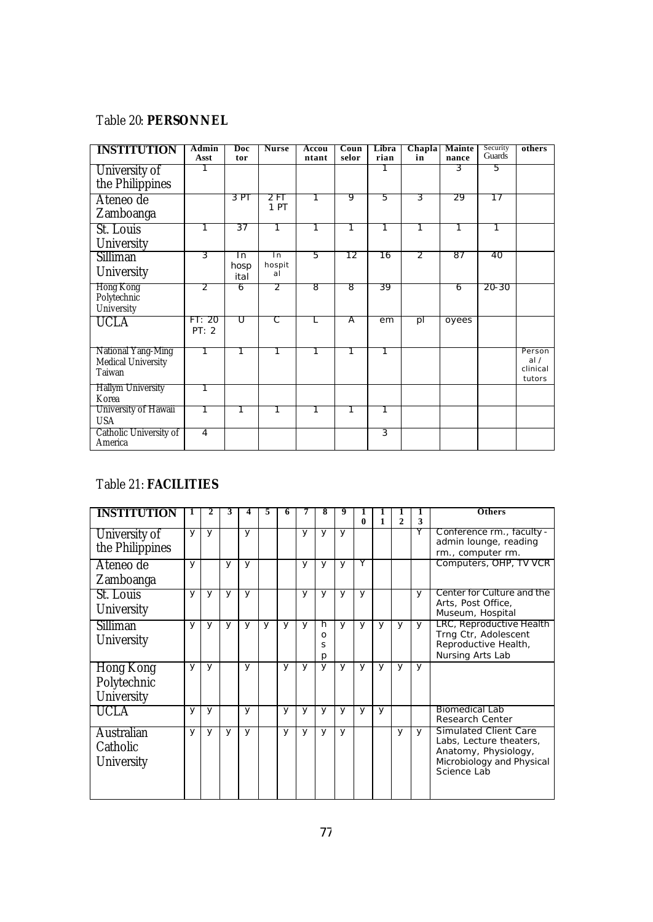Table 20: **PERSONNEL**

| INSTITUTION | Admin Asst | Doctor | Nurse | Accountant | Counselor | Librarian | Chaplain | Maintenance | Security Guards | others |
|---|---|---|---|---|---|---|---|---|---|---|
| University of the Philippines | 1 | | | | | 1 | | 3 | 5 | |
| Ateneo de Zamboanga | | 3 PT | 2 FT 1 PT | 1 | 9 | 5 | 3 | 29 | 17 | |
| St. Louis University | 1 | 37 | 1 | 1 | 1 | 1 | 1 | 1 | 1 | |
| Silliman University | 3 | In hospital | In hospital | 5 | 12 | 16 | 2 | 87 | 40 | |
| Hong Kong Polytechnic University | 2 | 6 | 2 | 8 | 8 | 39 | | 6 | 20-30 | |
| UCLA | FT: 20 PT: 2 | U | C | L | A | em | pl | oyees | | |
| National Yang-Ming Medical University Taiwan | 1 | 1 | 1 | 1 | 1 | 1 | | | | Personal / clinical tutors |
| Hallym University Korea | 1 | | | | | | | | | |
| University of Hawaii USA | 1 | 1 | 1 | 1 | 1 | 1 | | | | |
| Catholic University of America | 4 | | | | | 3 | | | | |

Table 21: **FACILITIES**

| INSTITUTION | 1 | 2 | 3 | 4 | 5 | 6 | 7 | 8 | 9 | 10 | 11 | 12 | 13 | Others |
|---|---|---|---|---|---|---|---|---|---|---|---|---|---|---|
| University of the Philippines | y | y | | y | | | y | y | y | | | | Y | Conference rm., faculty-admin lounge, reading rm., computer rm. |
| Ateneo de Zamboanga | y | | y | y | | | y | y | y | Y | | | | Computers, OHP, TV VCR |
| St. Louis University | y | y | y | y | | | y | y | y | y | | | y | Center for Culture and the Arts, Post Office, Museum, Hospital |
| Silliman University | y | y | y | y | y | y | y | hosp | y | y | y | y | y | LRC, Reproductive Health Trng Ctr, Adolescent Reproductive Health, Nursing Arts Lab |
| Hong Kong Polytechnic University | y | y | | y | | y | y | y | y | y | y | y | y | |
| UCLA | y | y | | y | | y | y | y | y | y | y | | | Biomedical Lab Research Center |
| Australian Catholic University | y | y | y | y | | y | y | y | y | | | y | y | Simulated Client Care Labs, Lecture theaters, Anatomy, Physiology, Microbiology and Physical Science Lab |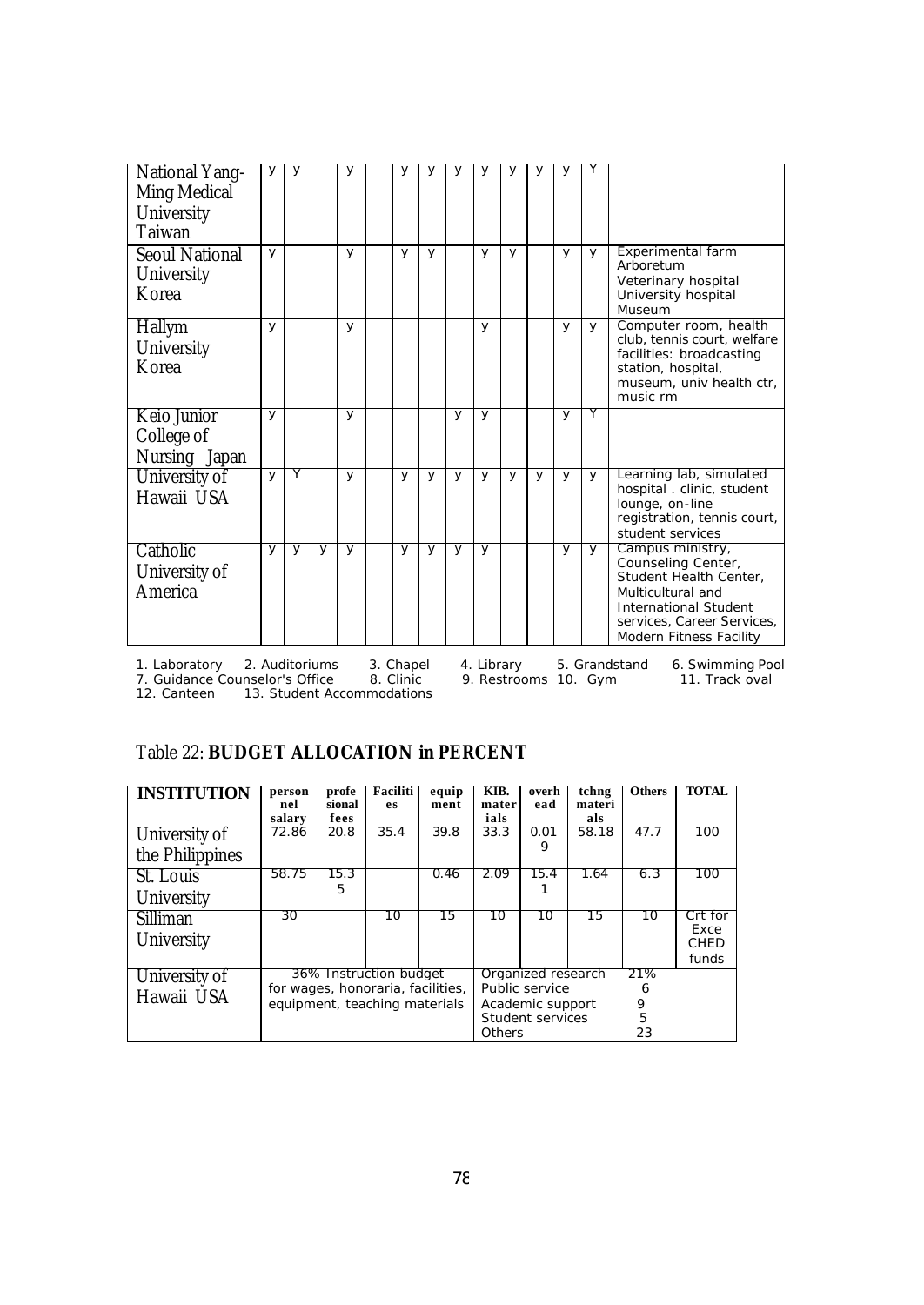| Institution | 1 | 2 | 3 | 4 | 5 | 6 | 7 | 8 | 9 | 10 | 11 | 12 | 13 | Others |
|---|---|---|---|---|---|---|---|---|---|---|---|---|---|---|
| National Yang-Ming Medical University Taiwan | y | y | | y | | y | y | y | y | y | y | y | Y | |
| Seoul National University Korea | y | | | y | | y | y | | y | y | | y | y | Experimental farm Arboretum Veterinary hospital University hospital Museum |
| Hallym University Korea | y | | | y | | | | | y | | | y | y | Computer room, health club, tennis court, welfare facilities: broadcasting station, hospital, museum, univ health ctr, music rm |
| Keio Junior College of Nursing Japan | y | | | y | | | | y | y | | | y | Y | |
| University of Hawaii USA | y | Y | | y | | y | y | y | y | y | y | y | y | Learning lab, simulated hospital . clinic, student lounge, on-line registration, tennis court, student services |
| Catholic University of America | y | y | y | y | | y | y | y | y | | | y | y | Campus ministry, Counseling Center, Student Health Center, Multicultural and International Student services, Career Services, Modern Fitness Facility |

1. Laboratory 2. Auditoriums 3. Chapel 4. Library 5. Grandstand 6. Swimming Pool
7. Guidance Counselor's Office 8. Clinic 9. Restrooms 10. Gym 11. Track oval
12. Canteen 13. Student Accommodations

## Table 22: BUDGET ALLOCATION in PERCENT

| INSTITUTION | personnel salary | professional fees | Facilities | equipment | KIB. materials | overhead | tchng materials | Others | TOTAL |
|---|---|---|---|---|---|---|---|---|---|
| University of the Philippines | 72.86 | 20.8 | 35.4 | 39.8 | 33.3 | 0.019 | 58.18 | 47.7 | 100 |
| St. Louis University | 58.75 | 15.35 | | 0.46 | 2.09 | 15.41 | 1.64 | 6.3 | 100 |
| Silliman University | 30 | | 10 | 15 | 10 | 10 | 15 | 10 | Crt for Exce CHED funds |
| University of Hawaii USA | 36% Instruction budget for wages, honoraria, facilities, equipment, teaching materials | | | | Organized research 21%<br>Public service 6<br>Academic support 9<br>Student services 5<br>Others 23 | | | | |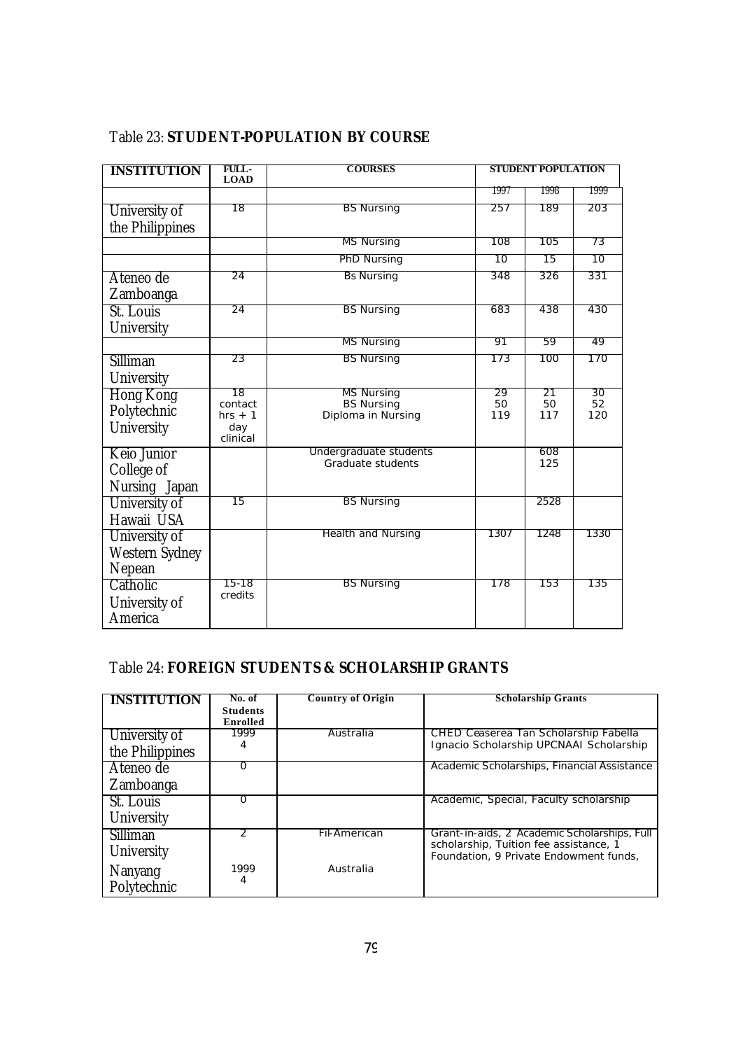Table 23: **STUDENT-POPULATION BY COURSE**

| INSTITUTION | FULL-LOAD | COURSES | STUDENT POPULATION | | |
|---|---|---|---|---|---|
| | | | 1997 | 1998 | 1999 |
| University of the Philippines | 18 | BS Nursing | 257 | 189 | 203 |
| | | MS Nursing | 108 | 105 | 73 |
| | | PhD Nursing | 10 | 15 | 10 |
| Ateneo de Zamboanga | 24 | Bs Nursing | 348 | 326 | 331 |
| St. Louis University | 24 | BS Nursing | 683 | 438 | 430 |
| | | MS Nursing | 91 | 59 | 49 |
| Silliman University | 23 | BS Nursing | 173 | 100 | 170 |
| Hong Kong Polytechnic University | 18 contact hrs + 1 day clinical | MS Nursing<br>BS Nursing<br>Diploma in Nursing | 29<br>50<br>119 | 21<br>50<br>117 | 30<br>52<br>120 |
| Keio Junior College of Nursing Japan | | Undergraduate students<br>Graduate students | | 608<br>125 | |
| University of Hawaii USA | 15 | BS Nursing | | 2528 | |
| University of Western Sydney Nepean | | Health and Nursing | 1307 | 1248 | 1330 |
| Catholic University of America | 15-18 credits | BS Nursing | 178 | 153 | 135 |

Table 24: **FOREIGN STUDENTS & SCHOLARSHIP GRANTS**

| INSTITUTION | No. of Students Enrolled | Country of Origin | Scholarship Grants |
|---|---|---|---|
| University of the Philippines | 1999<br>4 | Australia | CHED Ceaserea Tan Scholarship Fabella Ignacio Scholarship UPCNAAI Scholarship |
| Ateneo de Zamboanga | 0 | | Academic Scholarships, Financial Assistance |
| St. Louis University | 0 | | Academic, Special, Faculty scholarship |
| Silliman University | 2 | Fil-American | Grant-in-aids, 2 Academic Scholarships, Full scholarship, Tuition fee assistance, 1 Foundation, 9 Private Endowment funds, |
| Nanyang Polytechnic | 1999<br>4 | Australia | |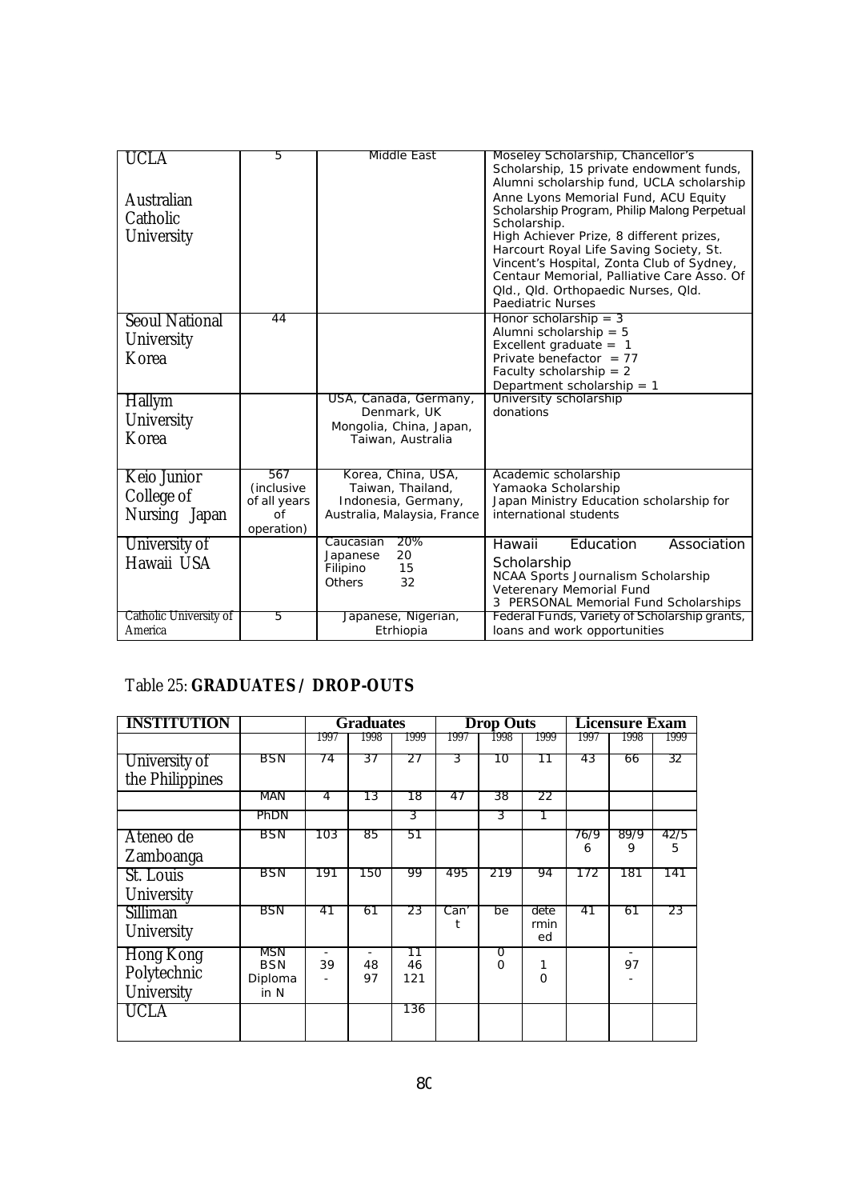| | | | |
|---|---|---|---|
| UCLA<br><br>Australian Catholic University | 5 | Middle East | Moseley Scholarship, Chancellor's Scholarship, 15 private endowment funds, Alumni scholarship fund, UCLA scholarship<br>Anne Lyons Memorial Fund, ACU Equity Scholarship Program, Philip Malong Perpetual Scholarship.<br>High Achiever Prize, 8 different prizes, Harcourt Royal Life Saving Society, St. Vincent's Hospital, Zonta Club of Sydney, Centaur Memorial, Palliative Care Asso. Of Qld., Qld. Orthopaedic Nurses, Qld. Paediatric Nurses |
| Seoul National University Korea | 44 | | Honor scholarship = 3<br>Alumni scholarship = 5<br>Excellent graduate = 1<br>Private benefactor = 77<br>Faculty scholarship = 2<br>Department scholarship = 1 |
| Hallym University Korea | | USA, Canada, Germany, Denmark, UK<br>Mongolia, China, Japan, Taiwan, Australia | University scholarship donations |
| Keio Junior College of Nursing Japan | 567 (inclusive of all years of operation) | Korea, China, USA, Taiwan, Thailand, Indonesia, Germany, Australia, Malaysia, France | Academic scholarship<br>Yamaoka Scholarship<br>Japan Ministry Education scholarship for international students |
| University of Hawaii USA | | Caucasian 20%<br>Japanese 20<br>Filipino 15<br>Others 32 | Hawaii Education Association Scholarship<br>NCAA Sports Journalism Scholarship<br>Veterenary Memorial Fund<br>3 PERSONAL Memorial Fund Scholarships |
| Catholic University of America | 5 | Japanese, Nigerian, Etrhiopia | Federal Funds, Variety of Scholarship grants, loans and work opportunities |

Table 25: **GRADUATES / DROP-OUTS**

| INSTITUTION | | Graduates | | | Drop Outs | | | Licensure Exam | | |
|---|---|---|---|---|---|---|---|---|---|---|
| | | 1997 | 1998 | 1999 | 1997 | 1998 | 1999 | 1997 | 1998 | 1999 |
| University of the Philippines | BSN | 74 | 37 | 27 | 3 | 10 | 11 | 43 | 66 | 32 |
| | MAN | 4 | 13 | 18 | 47 | 38 | 22 | | | |
| | PhDN | | | 3 | | 3 | 1 | | | |
| Ateneo de Zamboanga | BSN | 103 | 85 | 51 | | | | 76/96 | 89/99 | 42/55 |
| St. Louis University | BSN | 191 | 150 | 99 | 495 | 219 | 94 | 172 | 181 | 141 |
| Silliman University | BSN | 41 | 61 | 23 | Can't | be | determined | 41 | 61 | 23 |
| Hong Kong Polytechnic University | MSN<br>BSN<br>Diploma in N | -<br>39<br>- | -<br>48<br>97 | 11<br>46<br>121 | | 0<br>0 | <br>1<br>0 | | -<br>97<br>- | |
| UCLA | | | | 136 | | | | | | |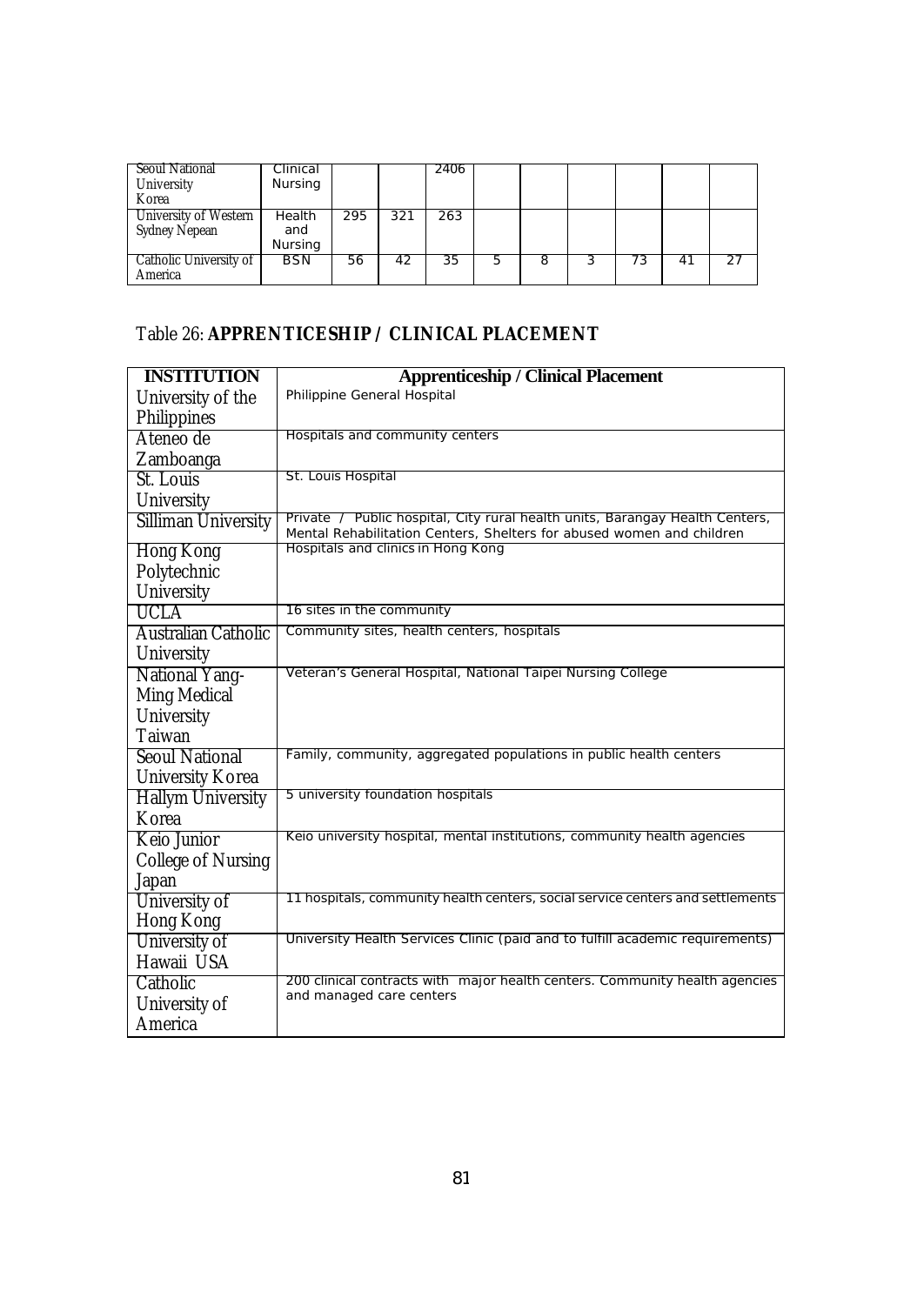| Seoul National University Korea | Clinical Nursing | | | 2406 | | | | | | |
|---|---|---|---|---|---|---|---|---|---|---|
| University of Western Sydney Nepean | Health and Nursing | 295 | 321 | 263 | | | | | | |
| Catholic University of America | BSN | 56 | 42 | 35 | 5 | 8 | 3 | 73 | 41 | 27 |

Table 26: **APPRENTICESHIP / CLINICAL PLACEMENT**

| INSTITUTION | Apprenticeship / Clinical Placement |
|---|---|
| University of the Philippines | Philippine General Hospital |
| Ateneo de Zamboanga | Hospitals and community centers |
| St. Louis University | St. Louis Hospital |
| Silliman University | Private / Public hospital, City rural health units, Barangay Health Centers, Mental Rehabilitation Centers, Shelters for abused women and children |
| Hong Kong Polytechnic University | Hospitals and clinics in Hong Kong |
| UCLA | 16 sites in the community |
| Australian Catholic University | Community sites, health centers, hospitals |
| National Yang-Ming Medical University Taiwan | Veteran's General Hospital, National Taipei Nursing College |
| Seoul National University Korea | Family, community, aggregated populations in public health centers |
| Hallym University Korea | 5 university foundation hospitals |
| Keio Junior College of Nursing Japan | Keio university hospital, mental institutions, community health agencies |
| University of Hong Kong | 11 hospitals, community health centers, social service centers and settlements |
| University of Hawaii USA | University Health Services Clinic (paid and to fulfill academic requirements) |
| Catholic University of America | 200 clinical contracts with major health centers. Community health agencies and managed care centers |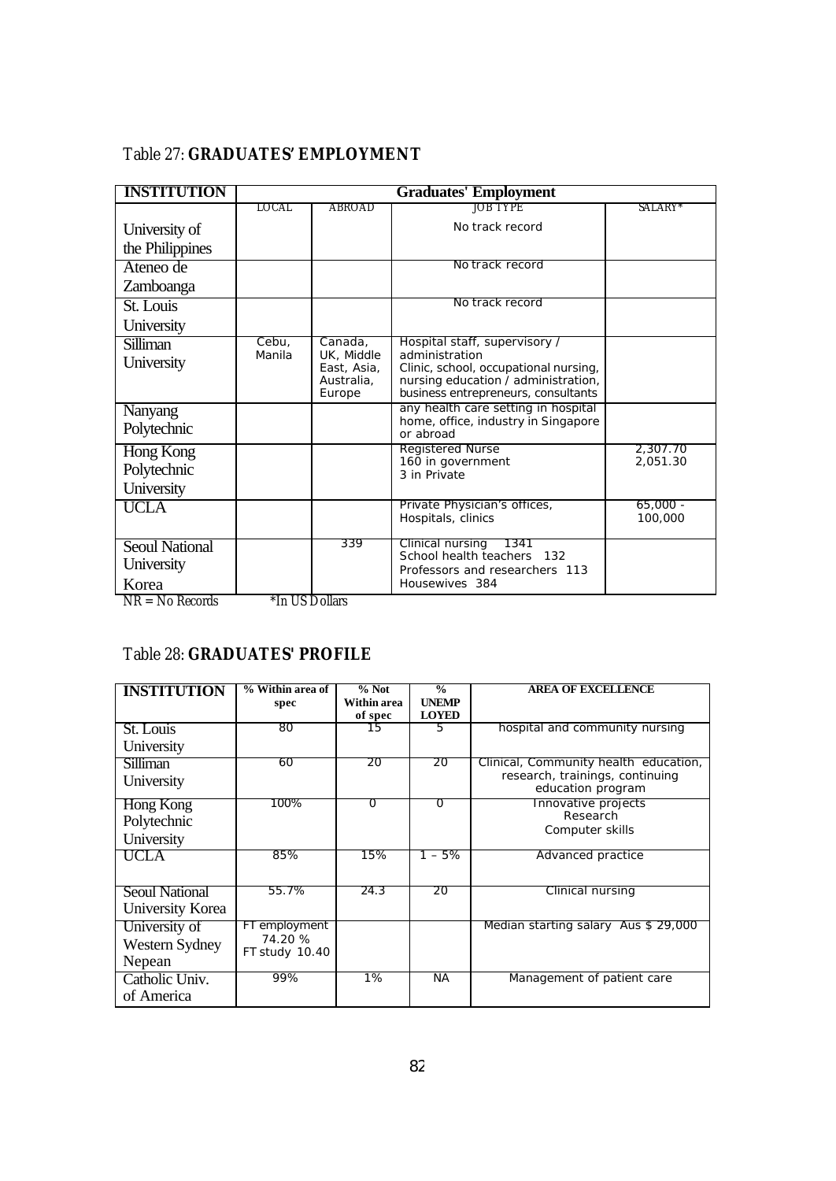Table 27: **GRADUATES' EMPLOYMENT**

| INSTITUTION | Graduates' Employment | | | |
|---|---|---|---|---|
| | LOCAL | ABROAD | JOB TYPE | SALARY* |
| University of the Philippines | | | No track record | |
| Ateneo de Zamboanga | | | No track record | |
| St. Louis University | | | No track record | |
| Silliman University | Cebu, Manila | Canada, UK, Middle East, Asia, Australia, Europe | Hospital staff, supervisory / administration<br>Clinic, school, occupational nursing, nursing education / administration, business entrepreneurs, consultants | |
| Nanyang Polytechnic | | | any health care setting in hospital home, office, industry in Singapore or abroad | |
| Hong Kong Polytechnic University | | | Registered Nurse<br>160 in government<br>3 in Private | 2,307.70<br>2,051.30 |
| UCLA | | | Private Physician's offices, Hospitals, clinics | 65,000 - 100,000 |
| Seoul National University Korea | | 339 | Clinical nursing 1341<br>School health teachers 132<br>Professors and researchers 113<br>Housewives 384 | |

NR = No Records *In US Dollars

Table 28: **GRADUATES' PROFILE**

| INSTITUTION | % Within area of spec | % Not Within area of spec | % UNEMPLOYED | AREA OF EXCELLENCE |
|---|---|---|---|---|
| St. Louis University | 80 | 15 | 5 | hospital and community nursing |
| Silliman University | 60 | 20 | 20 | Clinical, Community health education, research, trainings, continuing education program |
| Hong Kong Polytechnic University | 100% | 0 | 0 | Innovative projects<br>Research<br>Computer skills |
| UCLA | 85% | 15% | 1 – 5% | Advanced practice |
| Seoul National University Korea | 55.7% | 24.3 | 20 | Clinical nursing |
| University of Western Sydney Nepean | FT employment 74.20 %<br>FT study 10.40 | | | Median starting salary Aus $ 29,000 |
| Catholic Univ. of America | 99% | 1% | NA | Management of patient care |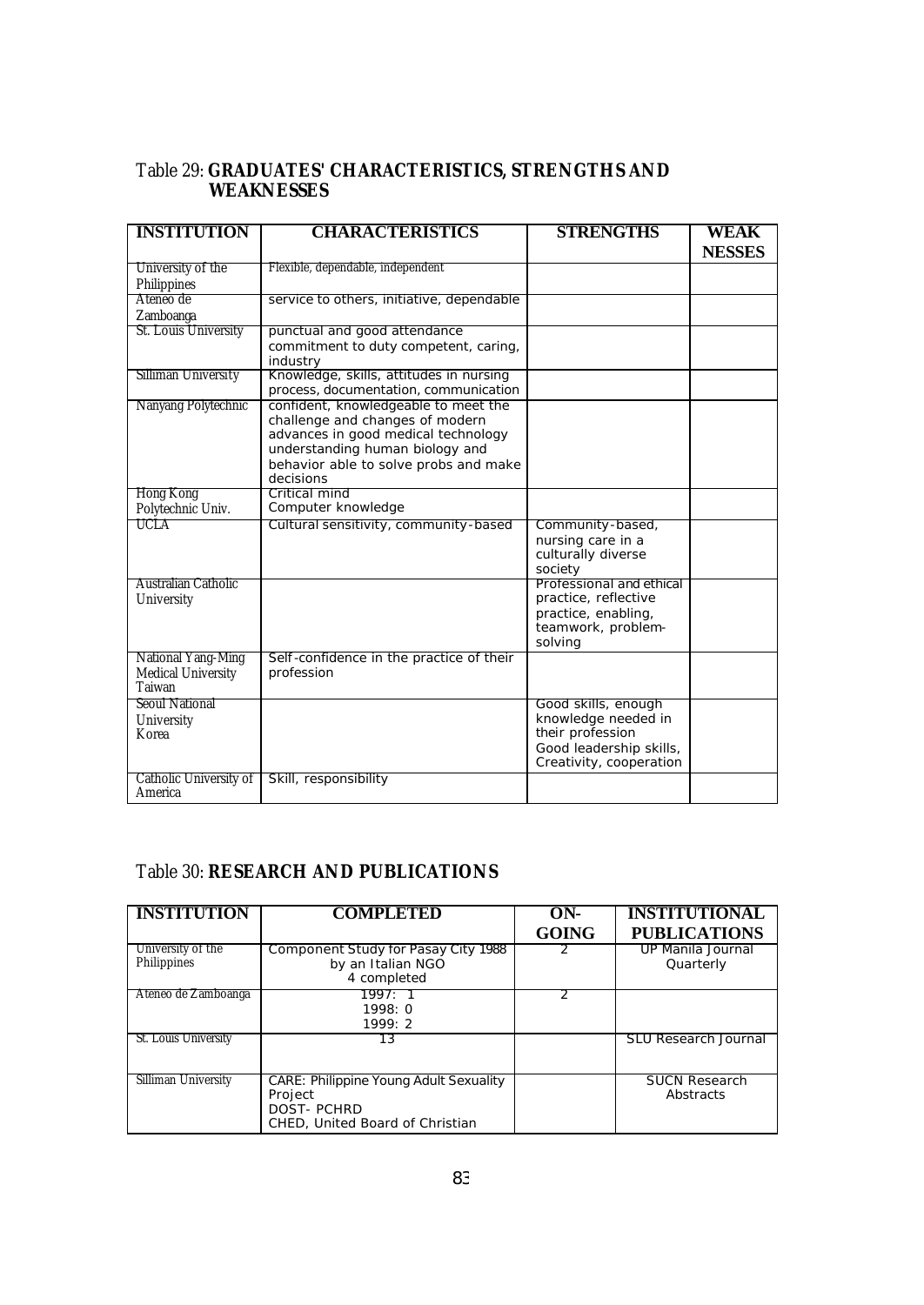Table 29: **GRADUATES' CHARACTERISTICS, STRENGTHS AND WEAKNESSES**

| INSTITUTION | CHARACTERISTICS | STRENGTHS | WEAKNESSES |
|---|---|---|---|
| University of the Philippines | Flexible, dependable, independent | | |
| Ateneo de Zamboanga | service to others, initiative, dependable | | |
| St. Louis University | punctual and good attendance commitment to duty competent, caring, industry | | |
| Silliman University | Knowledge, skills, attitudes in nursing process, documentation, communication | | |
| Nanyang Polytechnic | confident, knowledgeable to meet the challenge and changes of modern advances in good medical technology understanding human biology and behavior able to solve probs and make decisions | | |
| Hong Kong Polytechnic Univ. | Critical mind Computer knowledge | | |
| UCLA | Cultural sensitivity, community-based | Community-based, nursing care in a culturally diverse society | |
| Australian Catholic University | | Professional and ethical practice, reflective practice, enabling, teamwork, problem-solving | |
| National Yang-Ming Medical University Taiwan | Self-confidence in the practice of their profession | | |
| Seoul National University Korea | | Good skills, enough knowledge needed in their profession Good leadership skills, Creativity, cooperation | |
| Catholic University of America | Skill, responsibility | | |

Table 30: **RESEARCH AND PUBLICATIONS**

| INSTITUTION | COMPLETED | ON-GOING | INSTITUTIONAL PUBLICATIONS |
|---|---|---|---|
| University of the Philippines | Component Study for Pasay City 1988 by an Italian NGO 4 completed | 2 | UP Manila Journal Quarterly |
| Ateneo de Zamboanga | 1997: 1 1998: 0 1999: 2 | 2 | |
| St. Louis University | 13 | | SLU Research Journal |
| Silliman University | CARE: Philippine Young Adult Sexuality Project DOST- PCHRD CHED, United Board of Christian | | SUCN Research Abstracts |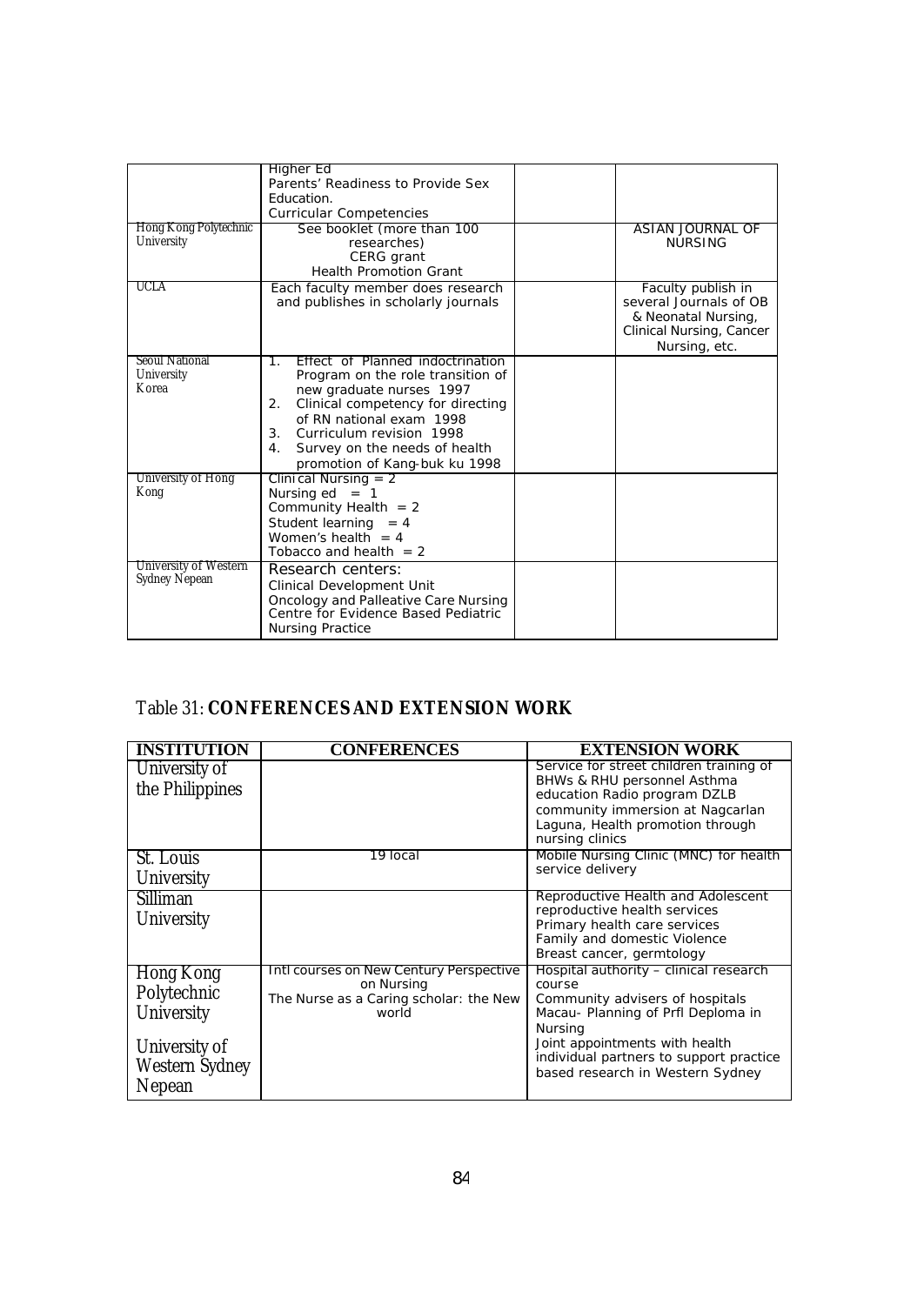| | Higher Ed<br>Parents' Readiness to Provide Sex Education.<br>Curricular Competencies | | |
|---|---|---|---|
| Hong Kong Polytechnic University | See booklet (more than 100 researches)<br>CERG grant<br>Health Promotion Grant | | ASIAN JOURNAL OF NURSING |
| UCLA | Each faculty member does research and publishes in scholarly journals | | Faculty publish in several Journals of OB & Neonatal Nursing, Clinical Nursing, Cancer Nursing, etc. |
| Seoul National University Korea | 1. Effect of Planned indoctrination Program on the role transition of new graduate nurses 1997<br>2. Clinical competency for directing of RN national exam 1998<br>3. Curriculum revision 1998<br>4. Survey on the needs of health promotion of Kang-buk ku 1998 | | |
| University of Hong Kong | Clinical Nursing = 2<br>Nursing ed = 1<br>Community Health = 2<br>Student learning = 4<br>Women's health = 4<br>Tobacco and health = 2 | | |
| University of Western Sydney Nepean | Research centers:<br>Clinical Development Unit<br>Oncology and Palleative Care Nursing<br>Centre for Evidence Based Pediatric Nursing Practice | | |

Table 31: **CONFERENCES AND EXTENSION WORK**

| INSTITUTION | CONFERENCES | EXTENSION WORK |
|---|---|---|
| University of the Philippines | | Service for street children training of BHWs & RHU personnel Asthma education Radio program DZLB community immersion at Nagcarlan Laguna, Health promotion through nursing clinics |
| St. Louis University | 19 local | Mobile Nursing Clinic (MNC) for health service delivery |
| Silliman University | | Reproductive Health and Adolescent reproductive health services<br>Primary health care services<br>Family and domestic Violence<br>Breast cancer, germtology |
| Hong Kong Polytechnic University | Intl courses on New Century Perspective on Nursing<br>The Nurse as a Caring scholar: the New world | Hospital authority – clinical research course<br>Community advisers of hospitals<br>Macau- Planning of Prfl Deploma in Nursing |
| University of Western Sydney Nepean | | Joint appointments with health individual partners to support practice based research in Western Sydney |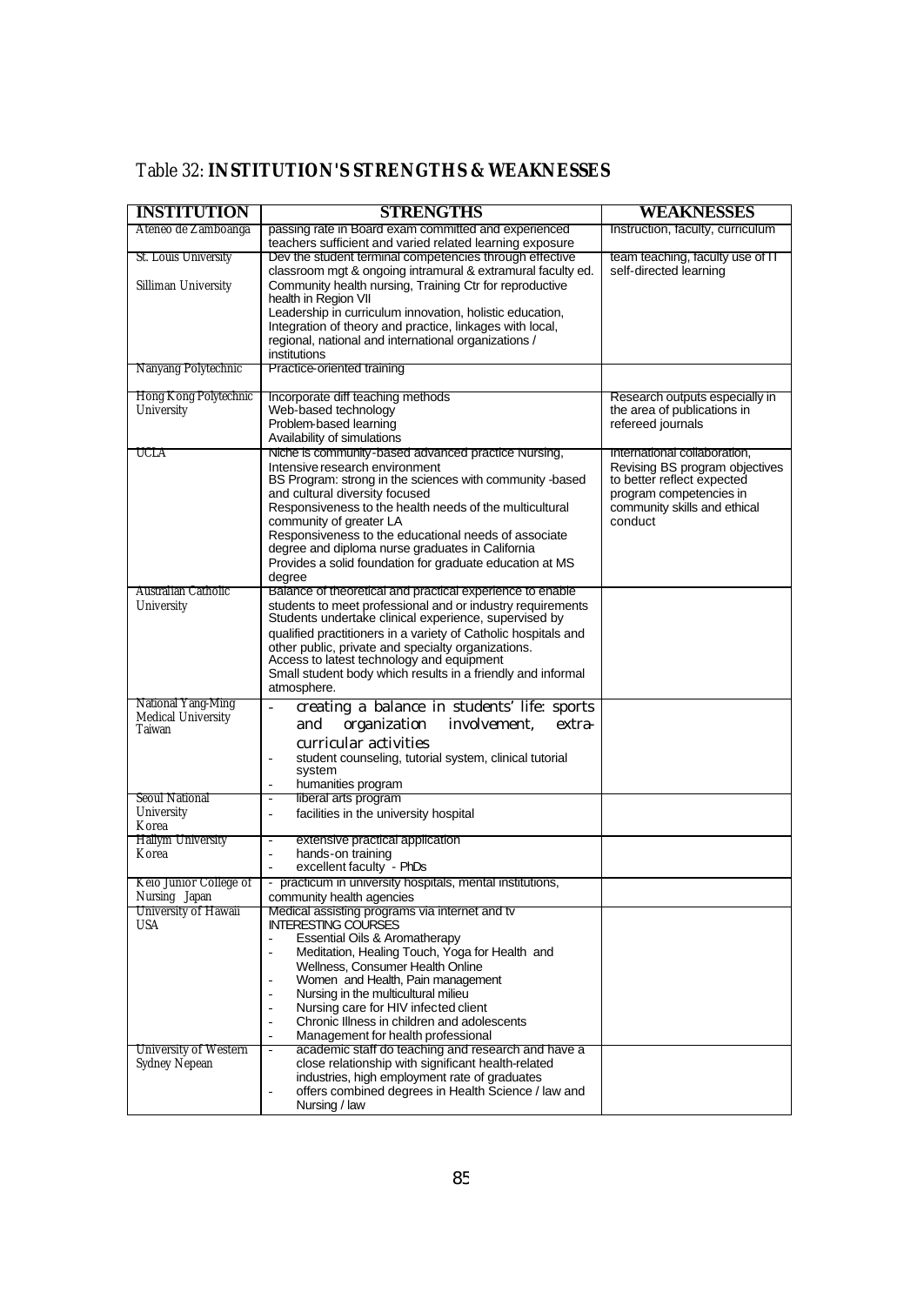Table 32: **INSTITUTION'S STRENGTHS & WEAKNESSES**

| INSTITUTION | STRENGTHS | WEAKNESSES |
|---|---|---|
| Ateneo de Zamboanga | passing rate in Board exam committed and experienced teachers sufficient and varied related learning exposure | Instruction, faculty, curriculum |
| St. Louis University | Dev the student terminal competencies through effective classroom mgt & ongoing intramural & extramural faculty ed. | team teaching, faculty use of IT self-directed learning |
| Silliman University | Community health nursing, Training Ctr for reproductive health in Region VII<br>Leadership in curriculum innovation, holistic education, Integration of theory and practice, linkages with local, regional, national and international organizations / institutions | |
| Nanyang Polytechnic | Practice-oriented training | |
| Hong Kong Polytechnic University | Incorporate diff teaching methods<br>Web-based technology<br>Problem-based learning<br>Availability of simulations | Research outputs especially in the area of publications in refereed journals |
| UCLA | Niche is community-based advanced practice Nursing, Intensive research environment<br>BS Program: strong in the sciences with community -based and cultural diversity focused<br>Responsiveness to the health needs of the multicultural community of greater LA<br>Responsiveness to the educational needs of associate degree and diploma nurse graduates in California<br>Provides a solid foundation for graduate education at MS degree | International collaboration, Revising BS program objectives to better reflect expected program competencies in community skills and ethical conduct |
| Australian Catholic University | Balance of theoretical and practical experience to enable students to meet professional and or industry requirements<br>Students undertake clinical experience, supervised by qualified practitioners in a variety of Catholic hospitals and other public, private and specialty organizations.<br>Access to latest technology and equipment<br>Small student body which results in a friendly and informal atmosphere. | |
| National Yang-Ming Medical University Taiwan | - creating a balance in students' life: sports and organization involvement, extra-curricular activities<br>- student counseling, tutorial system, clinical tutorial system<br>- humanities program | |
| Seoul National University Korea | - liberal arts program<br>- facilities in the university hospital | |
| Hallym University Korea | - extensive practical application<br>- hands-on training<br>- excellent faculty - PhDs | |
| Keio Junior College of Nursing Japan | - practicum in university hospitals, mental institutions, community health agencies | |
| University of Hawaii USA | Medical assisting programs via internet and tv<br>INTERESTING COURSES<br>- Essential Oils & Aromatherapy<br>- Meditation, Healing Touch, Yoga for Health and Wellness, Consumer Health Online<br>- Women and Health, Pain management<br>- Nursing in the multicultural milieu<br>- Nursing care for HIV infected client<br>- Chronic Illness in children and adolescents<br>- Management for health professional | |
| University of Western Sydney Nepean | - academic staff do teaching and research and have a close relationship with significant health-related industries, high employment rate of graduates<br>- offers combined degrees in Health Science / law and Nursing / law | |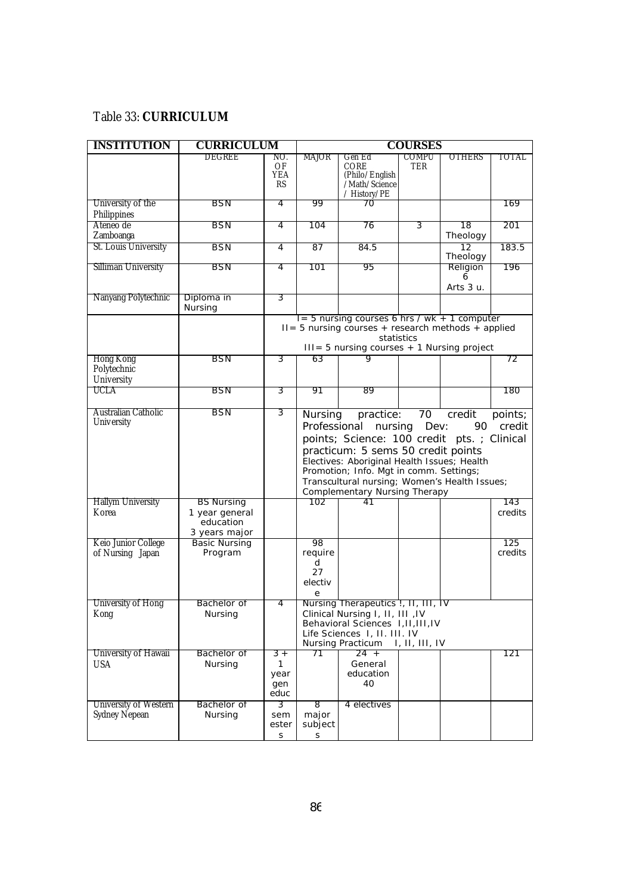Table 33: **CURRICULUM**

| INSTITUTION | CURRICULUM | | COURSES | | | | |
|---|---|---|---|---|---|---|---|
| | DEGREE | NO. OF YEARS | MAJOR | Gen Ed CORE (Philo/English /Math/Science / History/PE | COMPUTER | OTHERS | TOTAL |
| University of the Philippines | BSN | 4 | 99 | 70 | | | 169 |
| Ateneo de Zamboanga | BSN | 4 | 104 | 76 | 3 | 18 Theology | 201 |
| St. Louis University | BSN | 4 | 87 | 84.5 | | 12 Theology | 183.5 |
| Silliman University | BSN | 4 | 101 | 95 | | Religion 6 Arts 3 u. | 196 |
| Nanyang Polytechnic | Diploma in Nursing | 3 | | | | | |
| | | | I= 5 nursing courses 6 hrs / wk + 1 computer<br>II= 5 nursing courses + research methods + applied statistics<br>III= 5 nursing courses + 1 Nursing project | | | | |
| Hong Kong Polytechnic University | BSN | 3 | 63 | 9 | | | 72 |
| UCLA | BSN | 3 | 91 | 89 | | | 180 |
| Australian Catholic University | BSN | 3 | Nursing practice: 70 credit points; Professional nursing Dev: 90 credit points; Science: 100 credit pts. ; Clinical practicum: 5 sems 50 credit points<br>Electives: Aboriginal Health Issues; Health Promotion; Info. Mgt in comm. Settings; Transcultural nursing; Women's Health Issues; Complementary Nursing Therapy | | | | |
| Hallym University Korea | BS Nursing 1 year general education 3 years major | | 102 | 41 | | | 143 credits |
| Keio Junior College of Nursing Japan | Basic Nursing Program | | 98 required 27 elective | | | | 125 credits |
| University of Hong Kong | Bachelor of Nursing | 4 | Nursing Therapeutics !, II, III, IV<br>Clinical Nursing I, II, III ,IV<br>Behavioral Sciences I,II,III,IV<br>Life Sciences I, II. III. IV<br>Nursing Practicum I, II, III, IV | | | | |
| University of Hawaii USA | Bachelor of Nursing | 3 + 1 year gen educ | 71 | 24 + General education 40 | | | 121 |
| University of Western Sydney Nepean | Bachelor of Nursing | 3 semesters | 8 major subjects | 4 electives | | | |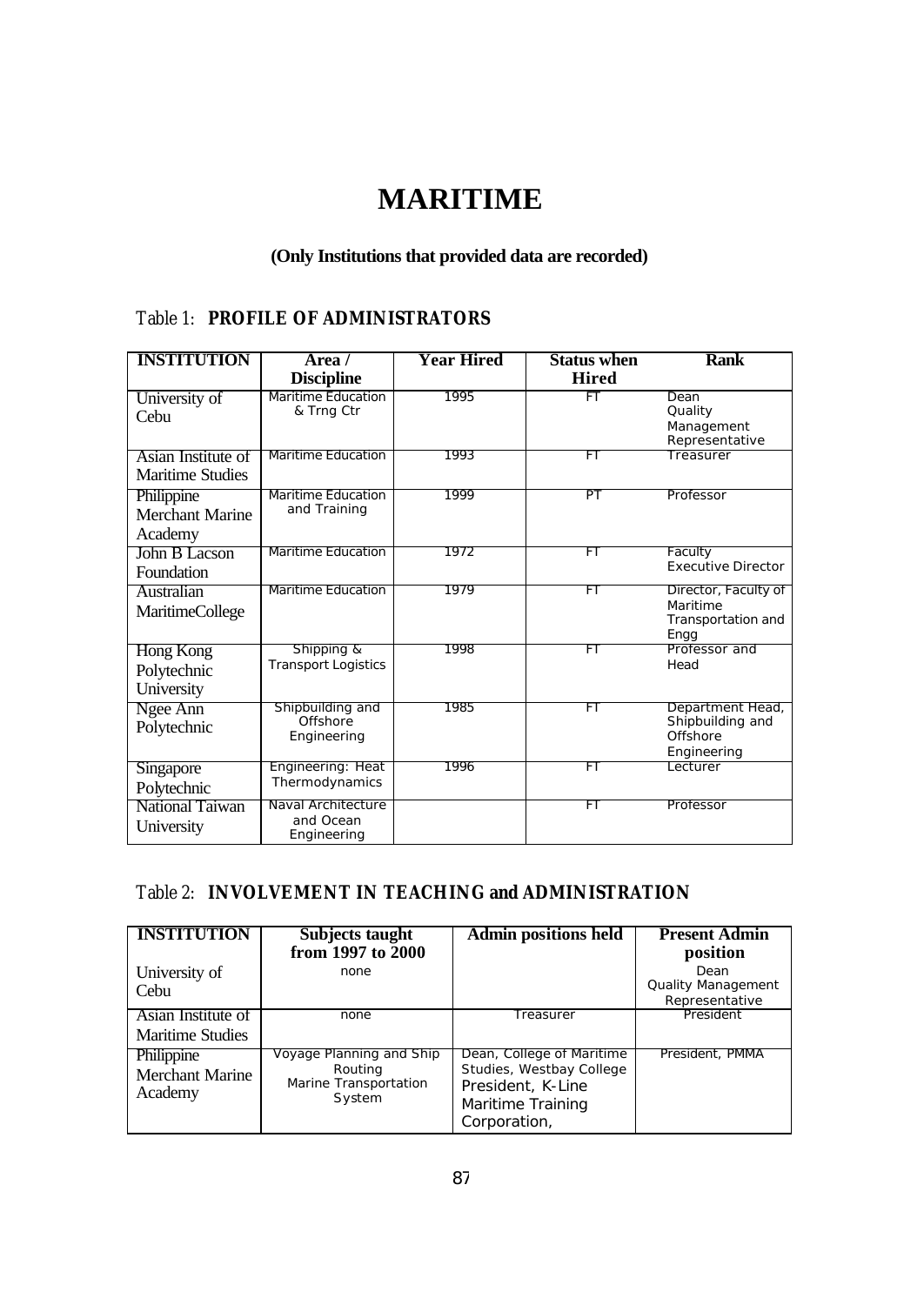# MARITIME

**(Only Institutions that provided data are recorded)**

## Table 1: PROFILE OF ADMINISTRATORS

| INSTITUTION | Area / Discipline | Year Hired | Status when Hired | Rank |
|---|---|---|---|---|
| University of Cebu | Maritime Education & Trng Ctr | 1995 | FT | Dean Quality Management Representative |
| Asian Institute of Maritime Studies | Maritime Education | 1993 | FT | Treasurer |
| Philippine Merchant Marine Academy | Maritime Education and Training | 1999 | PT | Professor |
| John B Lacson Foundation | Maritime Education | 1972 | FT | Faculty Executive Director |
| Australian MaritimeCollege | Maritime Education | 1979 | FT | Director, Faculty of Maritime Transportation and Engg |
| Hong Kong Polytechnic University | Shipping & Transport Logistics | 1998 | FT | Professor and Head |
| Ngee Ann Polytechnic | Shipbuilding and Offshore Engineering | 1985 | FT | Department Head, Shipbuilding and Offshore Engineering |
| Singapore Polytechnic | Engineering: Heat Thermodynamics | 1996 | FT | Lecturer |
| National Taiwan University | Naval Architecture and Ocean Engineering | | FT | Professor |

## Table 2: INVOLVEMENT IN TEACHING and ADMINISTRATION

| INSTITUTION | Subjects taught from 1997 to 2000 | Admin positions held | Present Admin position |
|---|---|---|---|
| University of Cebu | none | | Dean Quality Management Representative |
| Asian Institute of Maritime Studies | none | Treasurer | President |
| Philippine Merchant Marine Academy | Voyage Planning and Ship Routing Marine Transportation System | Dean, College of Maritime Studies, Westbay College President, K-Line Maritime Training Corporation, | President, PMMA |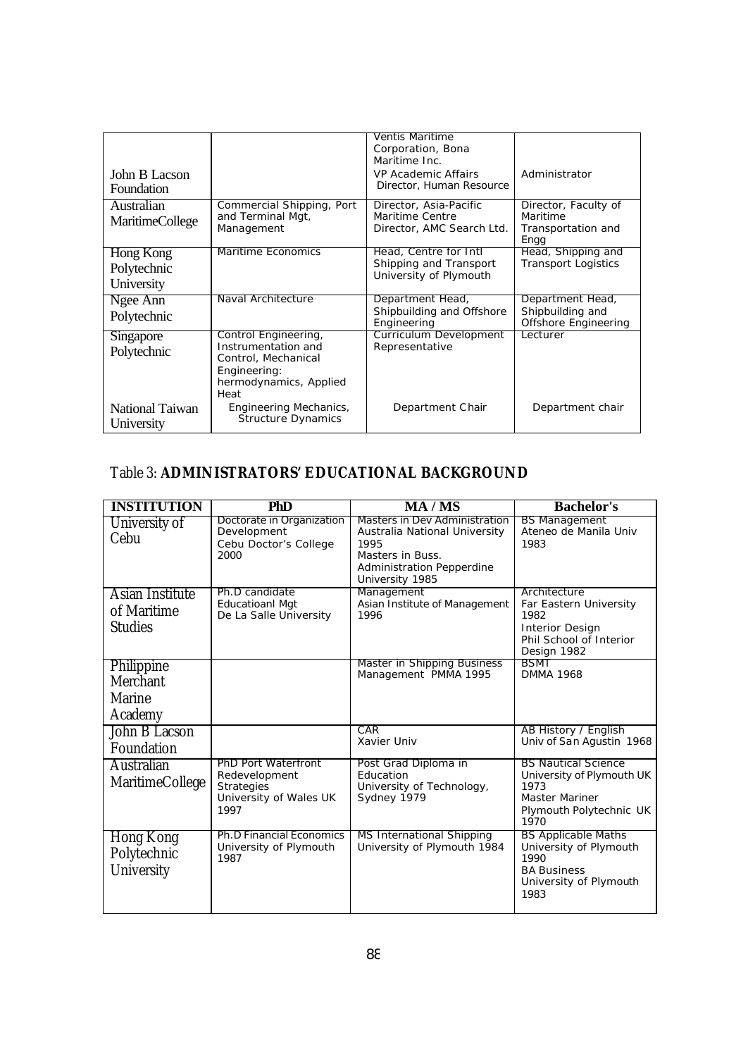| | | | |
|---|---|---|---|
| John B Lacson Foundation | | Ventis Maritime Corporation, Bona Maritime Inc.<br>VP Academic Affairs<br>Director, Human Resource | Administrator |
| Australian MaritimeCollege | Commercial Shipping, Port and Terminal Mgt, Management | Director, Asia-Pacific Maritime Centre<br>Director, AMC Search Ltd. | Director, Faculty of Maritime Transportation and Engg |
| Hong Kong Polytechnic University | Maritime Economics | Head, Centre for Intl Shipping and Transport University of Plymouth | Head, Shipping and Transport Logistics |
| Ngee Ann Polytechnic | Naval Architecture | Department Head, Shipbuilding and Offshore Engineering | Department Head, Shipbuilding and Offshore Engineering |
| Singapore Polytechnic | Control Engineering, Instrumentation and Control, Mechanical Engineering: hermodynamics, Applied Heat | Curriculum Development Representative | Lecturer |
| National Taiwan University | Engineering Mechanics, Structure Dynamics | Department Chair | Department chair |

Table 3: **ADMINISTRATORS' EDUCATIONAL BACKGROUND**

| INSTITUTION | PhD | MA / MS | Bachelor's |
|---|---|---|---|
| University of Cebu | Doctorate in Organization Development<br>Cebu Doctor's College 2000 | Masters in Dev Administration Australia National University 1995<br>Masters in Buss. Administration Pepperdine University 1985 | BS Management<br>Ateneo de Manila Univ 1983 |
| Asian Institute of Maritime Studies | Ph.D candidate<br>Educatioanl Mgt<br>De La Salle University | Management<br>Asian Institute of Management 1996 | Architecture<br>Far Eastern University 1982<br>Interior Design<br>Phil School of Interior Design 1982 |
| Philippine Merchant Marine Academy | | Master in Shipping Business Management PMMA 1995 | BSMT<br>DMMA 1968 |
| John B Lacson Foundation | | CAR<br>Xavier Univ | AB History / English<br>Univ of San Agustin 1968 |
| Australian MaritimeCollege | PhD Port Waterfront Redevelopment Strategies<br>University of Wales UK 1997 | Post Grad Diploma in Education<br>University of Technology, Sydney 1979 | BS Nautical Science<br>University of Plymouth UK 1973<br>Master Mariner<br>Plymouth Polytechnic UK 1970 |
| Hong Kong Polytechnic University | Ph.D Financial Economics<br>University of Plymouth 1987 | MS International Shipping<br>University of Plymouth 1984 | BS Applicable Maths<br>University of Plymouth 1990<br>BA Business<br>University of Plymouth 1983 |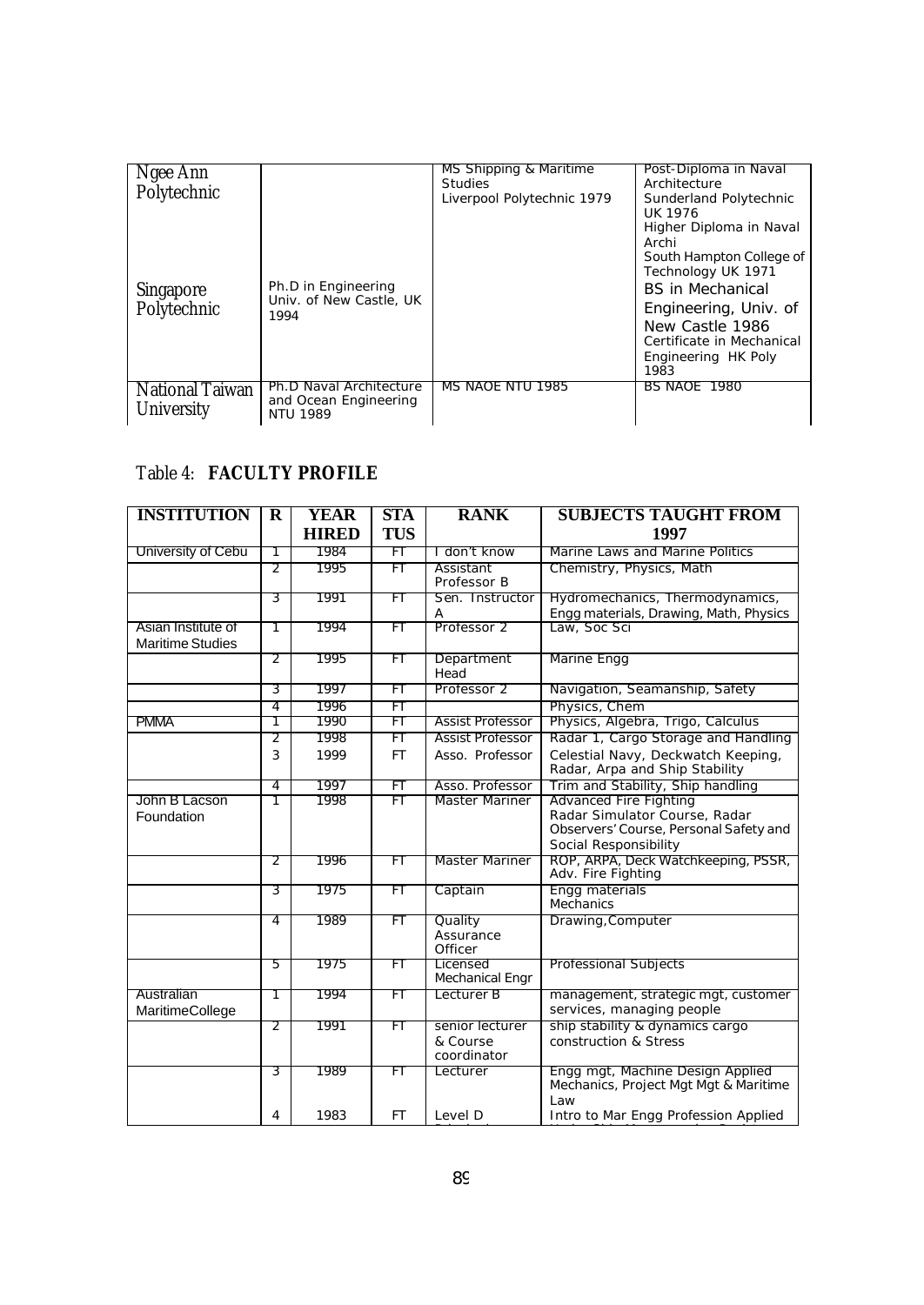| Ngee Ann Polytechnic | | MS Shipping & Maritime Studies Liverpool Polytechnic 1979 | Post-Diploma in Naval Architecture Sunderland Polytechnic UK 1976 Higher Diploma in Naval Archi South Hampton College of Technology UK 1971 |
|---|---|---|---|
| Singapore Polytechnic | Ph.D in Engineering Univ. of New Castle, UK 1994 | | BS in Mechanical Engineering, Univ. of New Castle 1986 Certificate in Mechanical Engineering HK Poly 1983 |
| National Taiwan University | Ph.D Naval Architecture and Ocean Engineering NTU 1989 | MS NAOE NTU 1985 | BS NAOE 1980 |

Table 4: **FACULTY PROFILE**

| INSTITUTION | R | YEAR HIRED | STATUS | RANK | SUBJECTS TAUGHT FROM 1997 |
|---|---|---|---|---|---|
| University of Cebu | 1 | 1984 | FT | I don't know | Marine Laws and Marine Politics |
| | 2 | 1995 | FT | Assistant Professor B | Chemistry, Physics, Math |
| | 3 | 1991 | FT | Sen. Instructor A | Hydromechanics, Thermodynamics, Engg materials, Drawing, Math, Physics |
| Asian Institute of Maritime Studies | 1 | 1994 | FT | Professor 2 | Law, Soc Sci |
| | 2 | 1995 | FT | Department Head | Marine Engg |
| | 3 | 1997 | FT | Professor 2 | Navigation, Seamanship, Safety |
| | 4 | 1996 | FT | | Physics, Chem |
| PMMA | 1 | 1990 | FT | Assist Professor | Physics, Algebra, Trigo, Calculus |
| | 2 | 1998 | FT | Assist Professor | Radar 1, Cargo Storage and Handling |
| | 3 | 1999 | FT | Asso. Professor | Celestial Navy, Deckwatch Keeping, Radar, Arpa and Ship Stability |
| | 4 | 1997 | FT | Asso. Professor | Trim and Stability, Ship handling |
| John B Lacson Foundation | 1 | 1998 | FT | Master Mariner | Advanced Fire Fighting Radar Simulator Course, Radar Observers' Course, Personal Safety and Social Responsibility |
| | 2 | 1996 | FT | Master Mariner | ROP, ARPA, Deck Watchkeeping, PSSR, Adv. Fire Fighting |
| | 3 | 1975 | FT | Captain | Engg materials Mechanics |
| | 4 | 1989 | FT | Quality Assurance Officer | Drawing,Computer |
| | 5 | 1975 | FT | Licensed Mechanical Engr | Professional Subjects |
| Australian MaritimeCollege | 1 | 1994 | FT | Lecturer B | management, strategic mgt, customer services, managing people |
| | 2 | 1991 | FT | senior lecturer & Course coordinator | ship stability & dynamics cargo construction & Stress |
| | 3 | 1989 | FT | Lecturer | Engg mgt, Machine Design Applied Mechanics, Project Mgt Mgt & Maritime Law |
| | 4 | 1983 | FT | Level D | Intro to Mar Engg Profession Applied |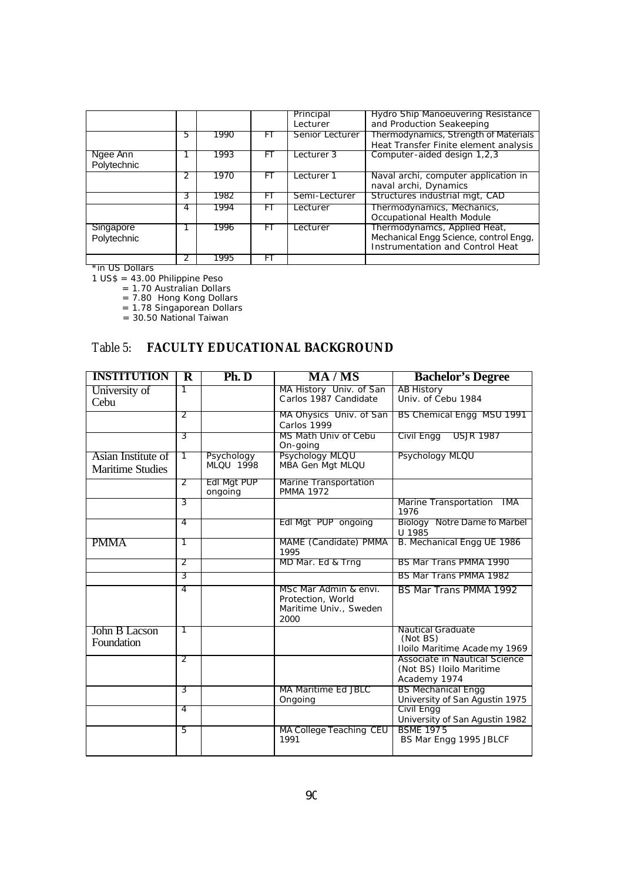|  |  |  |  | Principal Lecturer | Hydro Ship Manoeuvering Resistance and Production Seakeeping |
| --- | --- | --- | --- | --- | --- |
|  | 5 | 1990 | FT | Senior Lecturer | Thermodynamics, Strength of Materials Heat Transfer Finite element analysis |
| Ngee Ann Polytechnic | 1 | 1993 | FT | Lecturer 3 | Computer-aided design 1,2,3 |
|  | 2 | 1970 | FT | Lecturer 1 | Naval archi, computer application in naval archi, Dynamics |
|  | 3 | 1982 | FT | Semi-Lecturer | Structures industrial mgt, CAD |
|  | 4 | 1994 | FT | Lecturer | Thermodynamics, Mechanics, Occupational Health Module |
| Singapore Polytechnic | 1 | 1996 | FT | Lecturer | Thermodynamcs, Applied Heat, Mechanical Engg Science, control Engg, Instrumentation and Control Heat |
|  | 2 | 1995 | FT |  |  |

*in US Dollars

1 US$ = 43.00 Philippine Peso
= 1.70 Australian Dollars
= 7.80 Hong Kong Dollars
= 1.78 Singaporean Dollars
= 30.50 National Taiwan

## Table 5: **FACULTY EDUCATIONAL BACKGROUND**

| INSTITUTION | R | Ph. D | MA / MS | Bachelor's Degree |
| --- | --- | --- | --- | --- |
| University of Cebu | 1 |  | MA History Univ. of San Carlos 1987 Candidate | AB History Univ. of Cebu 1984 |
|  | 2 |  | MA Ohysics Univ. of San Carlos 1999 | BS Chemical Engg MSU 1991 |
|  | 3 |  | MS Math Univ of Cebu On-going | Civil Engg USJR 1987 |
| Asian Institute of Maritime Studies | 1 | Psychology MLQU 1998 | Psychology MLQU MBA Gen Mgt MLQU | Psychology MLQU |
|  | 2 | Edl Mgt PUP ongoing | Marine Transportation PMMA 1972 |  |
|  | 3 |  |  | Marine Transportation IMA 1976 |
|  | 4 |  | Edl Mgt PUP ongoing | Biology Notre Dame fo Marbel U 1985 |
| PMMA | 1 |  | MAME (Candidate) PMMA 1995 | B. Mechanical Engg UE 1986 |
|  | 2 |  | MD Mar. Ed & Trng | BS Mar Trans PMMA 1990 |
|  | 3 |  |  | BS Mar Trans PMMA 1982 |
|  | 4 |  | MSc Mar Admin & envi. Protection, World Maritime Univ., Sweden 2000 | BS Mar Trans PMMA 1992 |
| John B Lacson Foundation | 1 |  |  | Nautical Graduate (Not BS) Iloilo Maritime Academy 1969 |
|  | 2 |  |  | Associate in Nautical Science (Not BS) Iloilo Maritime Academy 1974 |
|  | 3 |  | MA Maritime Ed JBLC Ongoing | BS Mechanical Engg University of San Agustin 1975 |
|  | 4 |  |  | Civil Engg University of San Agustin 1982 |
|  | 5 |  | MA College Teaching CEU 1991 | BSME 1975 BS Mar Engg 1995 JBLCF |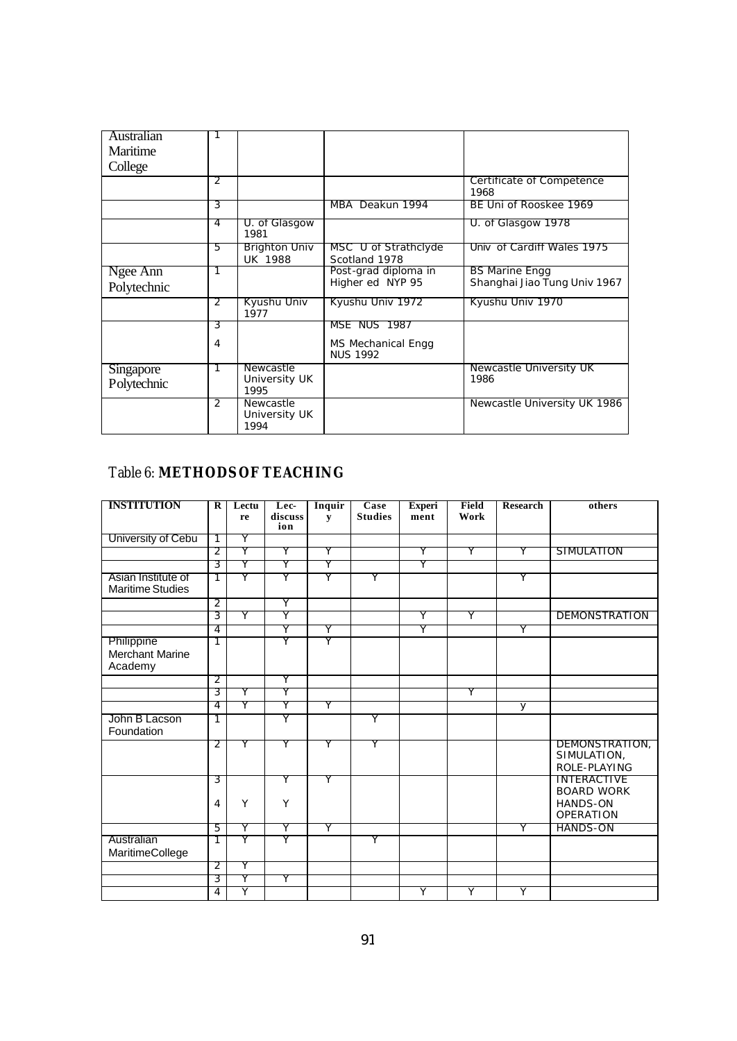| Australian Maritime College | 1 | | | |
|---|---|---|---|---|
| | 2 | | | Certificate of Competence 1968 |
| | 3 | | MBA Deakun 1994 | BE Uni of Rooskee 1969 |
| | 4 | U. of Glasgow 1981 | | U. of Glasgow 1978 |
| | 5 | Brighton Univ UK 1988 | MSC U of Strathclyde Scotland 1978 | Univ of Cardiff Wales 1975 |
| Ngee Ann Polytechnic | 1 | | Post-grad diploma in Higher ed NYP 95 | BS Marine Engg Shanghai Jiao Tung Univ 1967 |
| | 2 | Kyushu Univ 1977 | Kyushu Univ 1972 | Kyushu Univ 1970 |
| | 3 | | MSE NUS 1987 | |
| | 4 | | MS Mechanical Engg NUS 1992 | |
| Singapore Polytechnic | 1 | Newcastle University UK 1995 | | Newcastle University UK 1986 |
| | 2 | Newcastle University UK 1994 | | Newcastle University UK 1986 |

## Table 6: METHODS OF TEACHING

| INSTITUTION | R | Lecture | Lec-discussion | Inquiry | Case Studies | Experiment | Field Work | Research | others |
|---|---|---|---|---|---|---|---|---|---|
| University of Cebu | 1 | Y | | | | | | | |
| | 2 | Y | Y | Y | | Y | Y | Y | SIMULATION |
| | 3 | Y | Y | Y | | Y | | | |
| Asian Institute of Maritime Studies | 1 | Y | Y | Y | Y | | | Y | |
| | 2 | | Y | | | | | | |
| | 3 | Y | Y | | | Y | Y | | DEMONSTRATION |
| | 4 | | Y | Y | | Y | | Y | |
| Philippine Merchant Marine Academy | 1 | | Y | Y | | | | | |
| | 2 | | Y | | | | | | |
| | 3 | Y | Y | | | | Y | | |
| | 4 | Y | Y | Y | | | | y | |
| John B Lacson Foundation | 1 | | Y | | Y | | | | |
| | 2 | Y | Y | Y | Y | | | | DEMONSTRATION, SIMULATION, ROLE-PLAYING |
| | 3 | | Y | Y | | | | | INTERACTIVE BOARD WORK |
| | 4 | Y | Y | | | | | | HANDS-ON OPERATION |
| | 5 | Y | Y | Y | | | | Y | HANDS-ON |
| Australian MaritimeCollege | 1 | Y | Y | | Y | | | | |
| | 2 | Y | | | | | | | |
| | 3 | Y | Y | | | | | | |
| | 4 | Y | | | | Y | Y | Y | |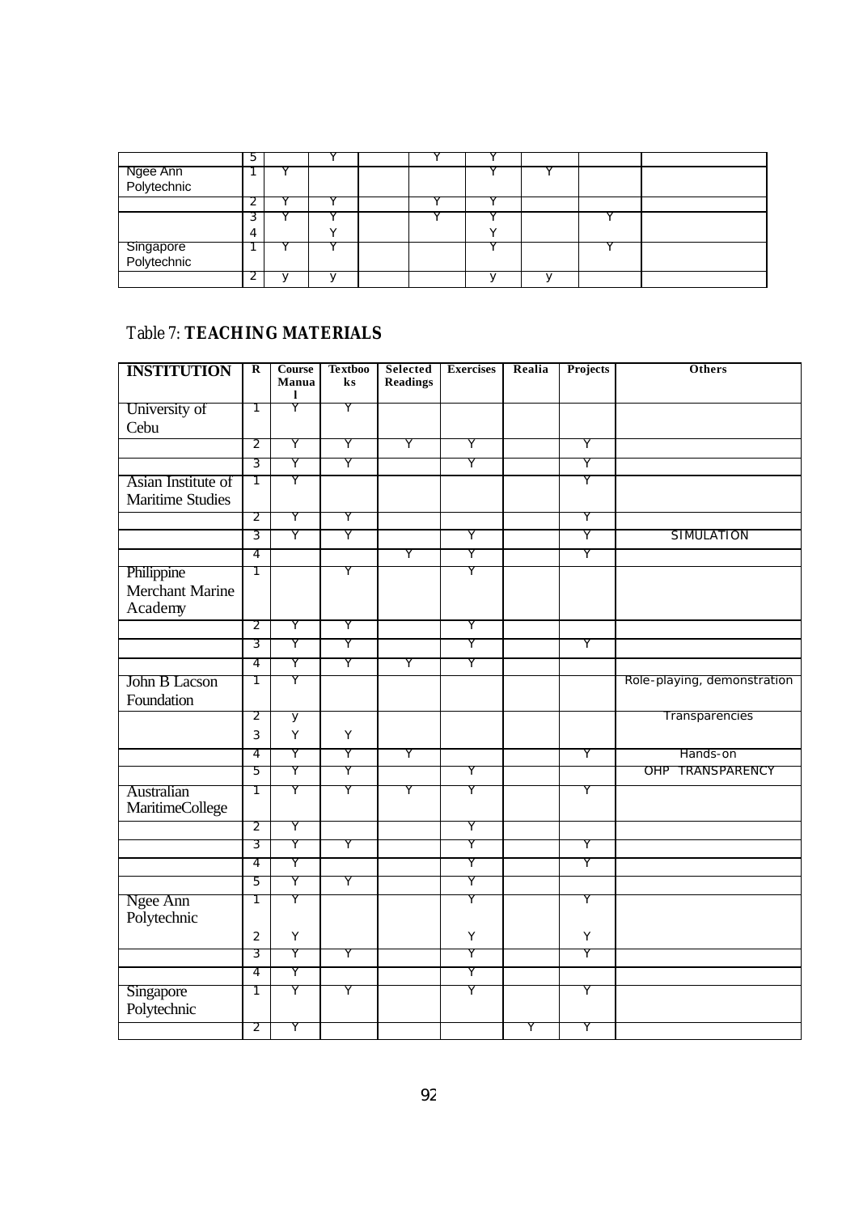| | | | | | | | | | |
|---|---|---|---|---|---|---|---|---|---|
| | 5 | | Y | | Y | Y | | | |
| Ngee Ann Polytechnic | 1 | Y | | | | Y | Y | | |
| | 2 | Y | Y | | Y | Y | | | |
| | 3 | Y | Y | | Y | Y | | Y | |
| | 4 | | Y | | | Y | | | |
| Singapore Polytechnic | 1 | Y | Y | | | Y | | Y | |
| | 2 | y | y | | | y | y | | |

Table 7: **TEACHING MATERIALS**

| INSTITUTION | R | Course Manual | Textbooks | Selected Readings | Exercises | Realia | Projects | Others |
|---|---|---|---|---|---|---|---|---|
| University of Cebu | 1 | Y | Y | | | | | |
| | 2 | Y | Y | Y | Y | | Y | |
| | 3 | Y | Y | | Y | | Y | |
| Asian Institute of Maritime Studies | 1 | Y | | | | | Y | |
| | 2 | Y | Y | | | | Y | |
| | 3 | Y | Y | | Y | | Y | SIMULATION |
| | 4 | | | Y | Y | | Y | |
| Philippine Merchant Marine Academy | 1 | | Y | | Y | | | |
| | 2 | Y | Y | | Y | | | |
| | 3 | Y | Y | | Y | | Y | |
| | 4 | Y | Y | Y | Y | | | |
| John B Lacson Foundation | 1 | Y | | | | | | Role-playing, demonstration |
| | 2 | y | | | | | | Transparencies |
| | 3 | Y | Y | | | | | |
| | 4 | Y | Y | Y | | | Y | Hands-on |
| | 5 | Y | Y | | Y | | | OHP TRANSPARENCY |
| Australian MaritimeCollege | 1 | Y | Y | Y | Y | | Y | |
| | 2 | Y | | | Y | | | |
| | 3 | Y | Y | | Y | | Y | |
| | 4 | Y | | | Y | | Y | |
| | 5 | Y | Y | | Y | | | |
| Ngee Ann Polytechnic | 1 | Y | | | Y | | Y | |
| | 2 | Y | | | Y | | Y | |
| | 3 | Y | Y | | Y | | Y | |
| | 4 | Y | | | Y | | | |
| Singapore Polytechnic | 1 | Y | Y | | Y | | Y | |
| | 2 | Y | | | | Y | Y | |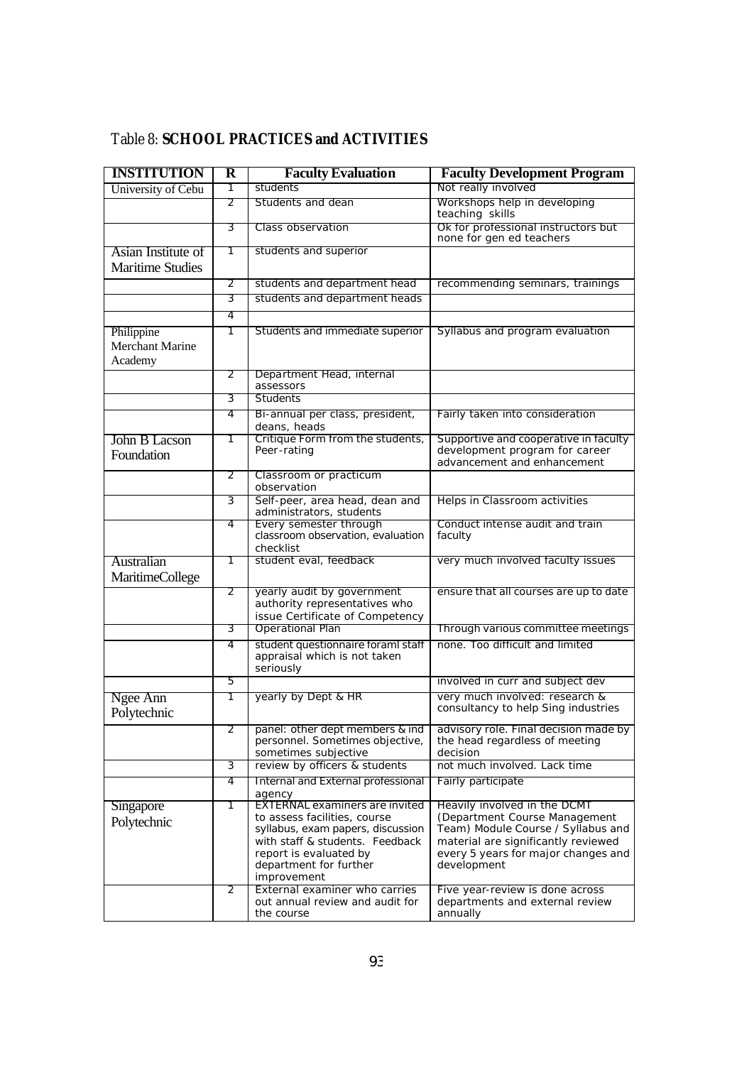Table 8: **SCHOOL PRACTICES and ACTIVITIES**

| INSTITUTION | R | Faculty Evaluation | Faculty Development Program |
|---|---|---|---|
| University of Cebu | 1 | students | Not really involved |
| | 2 | Students and dean | Workshops help in developing teaching skills |
| | 3 | Class observation | Ok for professional instructors but none for gen ed teachers |
| Asian Institute of Maritime Studies | 1 | students and superior | |
| | 2 | students and department head | recommending seminars, trainings |
| | 3 | students and department heads | |
| | 4 | | |
| Philippine Merchant Marine Academy | 1 | Students and immediate superior | Syllabus and program evaluation |
| | 2 | Department Head, internal assessors | |
| | 3 | Students | |
| | 4 | Bi-annual per class, president, deans, heads | Fairly taken into consideration |
| John B Lacson Foundation | 1 | Critique Form from the students, Peer-rating | Supportive and cooperative in faculty development program for career advancement and enhancement |
| | 2 | Classroom or practicum observation | |
| | 3 | Self-peer, area head, dean and administrators, students | Helps in Classroom activities |
| | 4 | Every semester through classroom observation, evaluation checklist | Conduct intense audit and train faculty |
| Australian MaritimeCollege | 1 | student eval, feedback | very much involved faculty issues |
| | 2 | yearly audit by government authority representatives who issue Certificate of Competency | ensure that all courses are up to date |
| | 3 | Operational Plan | Through various committee meetings |
| | 4 | student questionnaire foraml staff appraisal which is not taken seriously | none. Too difficult and limited |
| | 5 | | involved in curr and subject dev |
| Ngee Ann Polytechnic | 1 | yearly by Dept & HR | very much involved: research & consultancy to help Sing industries |
| | 2 | panel: other dept members & ind personnel. Sometimes objective, sometimes subjective | advisory role. Final decision made by the head regardless of meeting decision |
| | 3 | review by officers & students | not much involved. Lack time |
| | 4 | Internal and External professional agency | Fairly participate |
| Singapore Polytechnic | 1 | EXTERNAL examiners are invited to assess facilities, course syllabus, exam papers, discussion with staff & students. Feedback report is evaluated by department for further improvement | Heavily involved in the DCMT (Department Course Management Team) Module Course / Syllabus and material are significantly reviewed every 5 years for major changes and development |
| | 2 | External examiner who carries out annual review and audit for the course | Five year-review is done across departments and external review annually |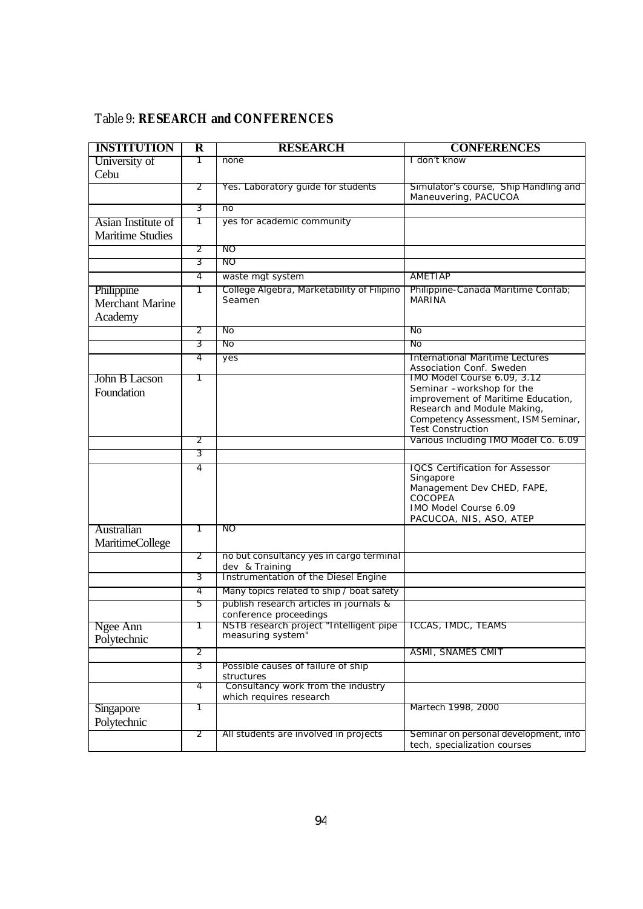Table 9: **RESEARCH and CONFERENCES**

| INSTITUTION | R | RESEARCH | CONFERENCES |
|---|---|---|---|
| University of Cebu | 1 | none | I don't know |
| | 2 | Yes. Laboratory guide for students | Simulator's course, Ship Handling and Maneuvering, PACUCOA |
| | 3 | no | |
| Asian Institute of Maritime Studies | 1 | yes for academic community | |
| | 2 | NO | |
| | 3 | NO | |
| | 4 | waste mgt system | AMETIAP |
| Philippine Merchant Marine Academy | 1 | College Algebra, Marketability of Filipino Seamen | Philippine-Canada Maritime Confab; MARINA |
| | 2 | No | No |
| | 3 | No | No |
| | 4 | yes | International Maritime Lectures Association Conf. Sweden |
| John B Lacson Foundation | 1 | | IMO Model Course 6.09, 3.12 Seminar –workshop for the improvement of Maritime Education, Research and Module Making, Competency Assessment, ISM Seminar, Test Construction |
| | 2 | | Various including IMO Model Co. 6.09 |
| | 3 | | |
| | 4 | | IQCS Certification for Assessor Singapore Management Dev CHED, FAPE, COCOPEA IMO Model Course 6.09 PACUCOA, NIS, ASO, ATEP |
| Australian MaritimeCollege | 1 | NO | |
| | 2 | no but consultancy yes in cargo terminal dev & Training | |
| | 3 | Instrumentation of the Diesel Engine | |
| | 4 | Many topics related to ship / boat safety | |
| | 5 | publish research articles in journals & conference proceedings | |
| Ngee Ann Polytechnic | 1 | NSTB research project "Intelligent pipe measuring system" | ICCAS, IMDC, TEAMS |
| | 2 | | ASMI, SNAMES CMIT |
| | 3 | Possible causes of failure of ship structures | |
| | 4 | Consultancy work from the industry which requires research | |
| Singapore Polytechnic | 1 | | Martech 1998, 2000 |
| | 2 | All students are involved in projects | Seminar on personal development, info tech, specialization courses |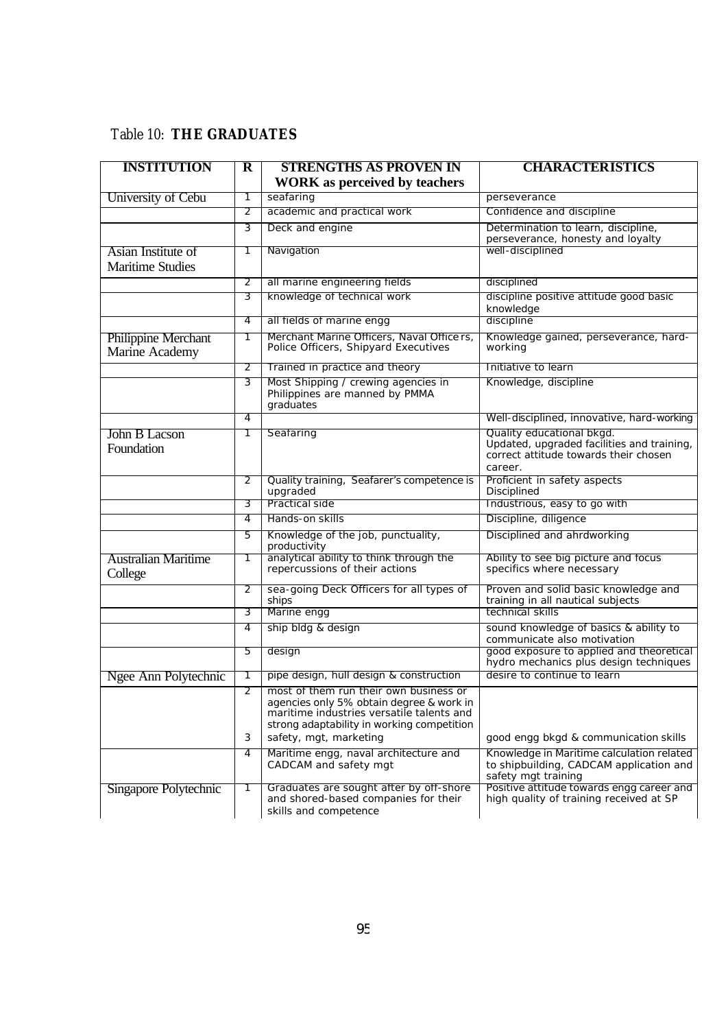Table 10: **THE GRADUATES**

| INSTITUTION | R | STRENGTHS AS PROVEN IN WORK as perceived by teachers | CHARACTERISTICS |
|---|---|---|---|
| University of Cebu | 1 | seafaring | perseverance |
| | 2 | academic and practical work | Confidence and discipline |
| | 3 | Deck and engine | Determination to learn, discipline, perseverance, honesty and loyalty |
| Asian Institute of Maritime Studies | 1 | Navigation | well-disciplined |
| | 2 | all marine engineering fields | disciplined |
| | 3 | knowledge of technical work | discipline positive attitude good basic knowledge |
| | 4 | all fields of marine engg | discipline |
| Philippine Merchant Marine Academy | 1 | Merchant Marine Officers, Naval Officers, Police Officers, Shipyard Executives | Knowledge gained, perseverance, hard-working |
| | 2 | Trained in practice and theory | Initiative to learn |
| | 3 | Most Shipping / crewing agencies in Philippines are manned by PMMA graduates | Knowledge, discipline |
| | 4 | | Well-disciplined, innovative, hard-working |
| John B Lacson Foundation | 1 | Seafaring | Quality educational bkgd. Updated, upgraded facilities and training, correct attitude towards their chosen career. |
| | 2 | Quality training, Seafarer's competence is upgraded | Proficient in safety aspects Disciplined |
| | 3 | Practical side | Industrious, easy to go with |
| | 4 | Hands-on skills | Discipline, diligence |
| | 5 | Knowledge of the job, punctuality, productivity | Disciplined and ahrdworking |
| Australian Maritime College | 1 | analytical ability to think through the repercussions of their actions | Ability to see big picture and focus specifics where necessary |
| | 2 | sea-going Deck Officers for all types of ships | Proven and solid basic knowledge and training in all nautical subjects |
| | 3 | Marine engg | technical skills |
| | 4 | ship bldg & design | sound knowledge of basics & ability to communicate also motivation |
| | 5 | design | good exposure to applied and theoretical hydro mechanics plus design techniques |
| Ngee Ann Polytechnic | 1 | pipe design, hull design & construction | desire to continue to learn |
| | 2 | most of them run their own business or agencies only 5% obtain degree & work in maritime industries versatile talents and strong adaptability in working competition | |
| | 3 | safety, mgt, marketing | good engg bkgd & communication skills |
| | 4 | Maritime engg, naval architecture and CADCAM and safety mgt | Knowledge in Maritime calculation related to shipbuilding, CADCAM application and safety mgt training |
| Singapore Polytechnic | 1 | Graduates are sought after by off-shore and shored-based companies for their skills and competence | Positive attitude towards engg career and high quality of training received at SP |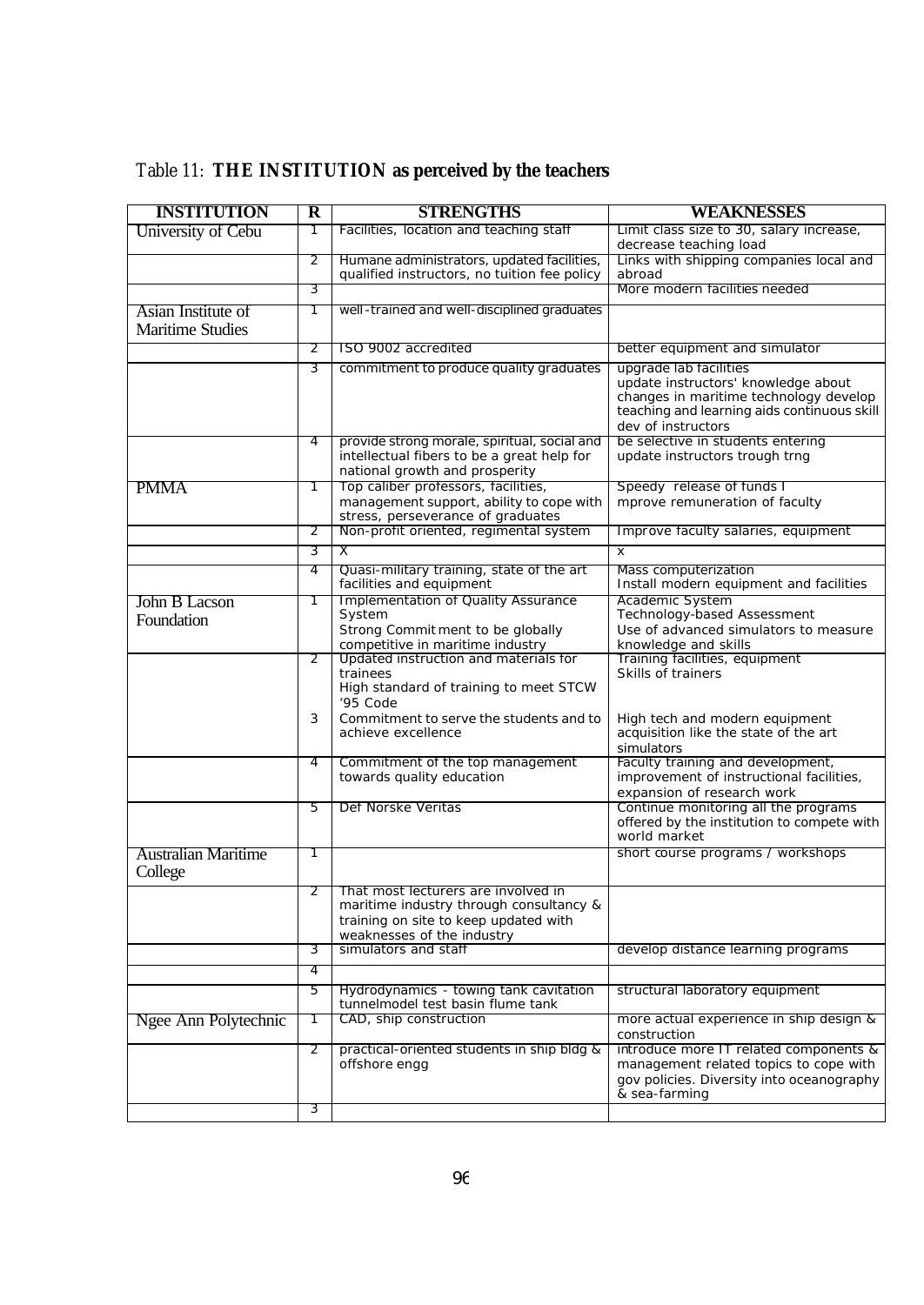Table 11: **THE INSTITUTION as perceived by the teachers**

| INSTITUTION | R | STRENGTHS | WEAKNESSES |
|---|---|---|---|
| University of Cebu | 1 | Facilities, location and teaching staff | Limit class size to 30, salary increase, decrease teaching load |
| | 2 | Humane administrators, updated facilities, qualified instructors, no tuition fee policy | Links with shipping companies local and abroad |
| | 3 | | More modern facilities needed |
| Asian Institute of Maritime Studies | 1 | well-trained and well-disciplined graduates | |
| | 2 | ISO 9002 accredited | better equipment and simulator |
| | 3 | commitment to produce quality graduates | upgrade lab facilities update instructors' knowledge about changes in maritime technology develop teaching and learning aids continuous skill dev of instructors |
| | 4 | provide strong morale, spiritual, social and intellectual fibers to be a great help for national growth and prosperity | be selective in students entering update instructors trough trng |
| PMMA | 1 | Top caliber professors, facilities, management support, ability to cope with stress, perseverance of graduates | Speedy release of funds I mprove remuneration of faculty |
| | 2 | Non-profit oriented, regimental system | Improve faculty salaries, equipment |
| | 3 | X | x |
| | 4 | Quasi-military training, state of the art facilities and equipment | Mass computerization Install modern equipment and facilities |
| John B Lacson Foundation | 1 | Implementation of Quality Assurance System Strong Commit ment to be globally competitive in maritime industry | Academic System Technology-based Assessment Use of advanced simulators to measure knowledge and skills |
| | 2 | Updated instruction and materials for trainees High standard of training to meet STCW '95 Code | Training facilities, equipment Skills of trainers |
| | 3 | Commitment to serve the students and to achieve excellence | High tech and modern equipment acquisition like the state of the art simulators |
| | 4 | Commitment of the top management towards quality education | Faculty training and development, improvement of instructional facilities, expansion of research work |
| | 5 | Det Norske Veritas | Continue monitoring all the programs offered by the institution to compete with world market |
| Australian Maritime College | 1 | | short course programs / workshops |
| | 2 | That most lecturers are involved in maritime industry through consultancy & training on site to keep updated with weaknesses of the industry | |
| | 3 | simulators and staff | develop distance learning programs |
| | 4 | | |
| | 5 | Hydrodynamics - towing tank cavitation tunnelmodel test basin flume tank | structural laboratory equipment |
| Ngee Ann Polytechnic | 1 | CAD, ship construction | more actual experience in ship design & construction |
| | 2 | practical-oriented students in ship bldg & offshore engg | introduce more IT related components & management related topics to cope with gov policies. Diversity into oceanography & sea-farming |
| | 3 | | |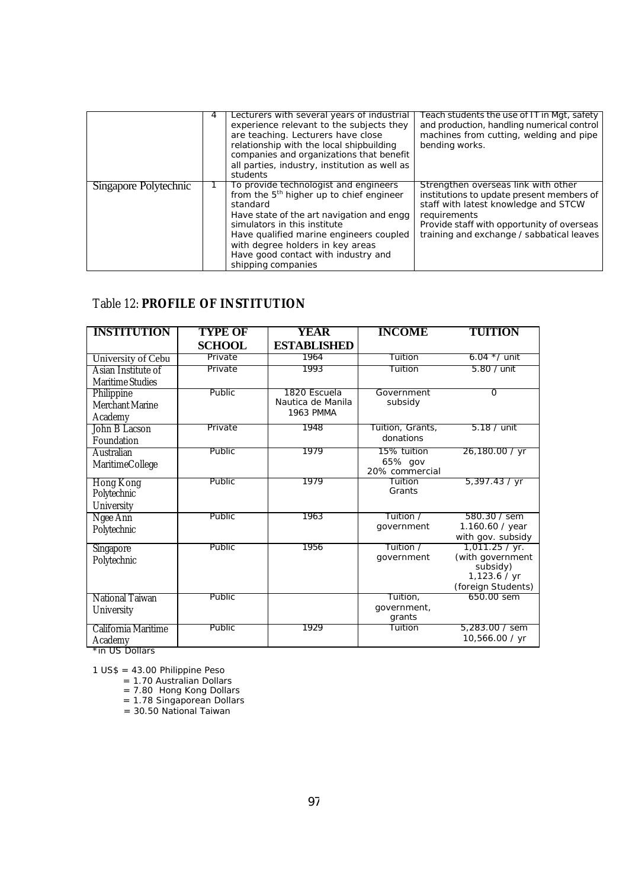|  | 4 | Lecturers with several years of industrial experience relevant to the subjects they are teaching. Lecturers have close relationship with the local shipbuilding companies and organizations that benefit all parties, industry, institution as well as students | Teach students the use of IT in Mgt, safety and production, handling numerical control machines from cutting, welding and pipe bending works. |
|---|---|---|---|
| Singapore Polytechnic | 1 | To provide technologist and engineers from the 5th higher up to chief engineer standard<br>Have state of the art navigation and engg simulators in this institute<br>Have qualified marine engineers coupled with degree holders in key areas<br>Have good contact with industry and shipping companies | Strengthen overseas link with other institutions to update present members of staff with latest knowledge and STCW requirements<br>Provide staff with opportunity of overseas training and exchange / sabbatical leaves |

## Table 12: **PROFILE OF INSTITUTION**

| INSTITUTION | TYPE OF SCHOOL | YEAR ESTABLISHED | INCOME | TUITION |
|---|---|---|---|---|
| University of Cebu | Private | 1964 | Tuition | 6.04 */ unit |
| Asian Institute of Maritime Studies | Private | 1993 | Tuition | 5.80 / unit |
| Philippine Merchant Marine Academy | Public | 1820 Escuela Nautica de Manila<br>1963 PMMA | Government subsidy | 0 |
| John B Lacson Foundation | Private | 1948 | Tuition, Grants, donations | 5.18 / unit |
| Australian MaritimeCollege | Public | 1979 | 15% tuition<br>65% gov<br>20% commercial | 26,180.00 / yr |
| Hong Kong Polytechnic University | Public | 1979 | Tuition<br>Grants | 5,397.43 / yr |
| Ngee Ann Polytechnic | Public | 1963 | Tuition / government | 580.30 / sem<br>1.160.60 / year with gov. subsidy |
| Singapore Polytechnic | Public | 1956 | Tuition / government | 1,011.25 / yr. (with government subsidy)<br>1,123.6 / yr (foreign Students) |
| National Taiwan University | Public |  | Tuition, government, grants | 650.00 sem |
| California Maritime Academy | Public | 1929 | Tuition | 5,283.00 / sem<br>10,566.00 / yr |

*in US Dollars

1 US$ = 43.00 Philippine Peso
= 1.70 Australian Dollars
= 7.80 Hong Kong Dollars
= 1.78 Singaporean Dollars
= 30.50 National Taiwan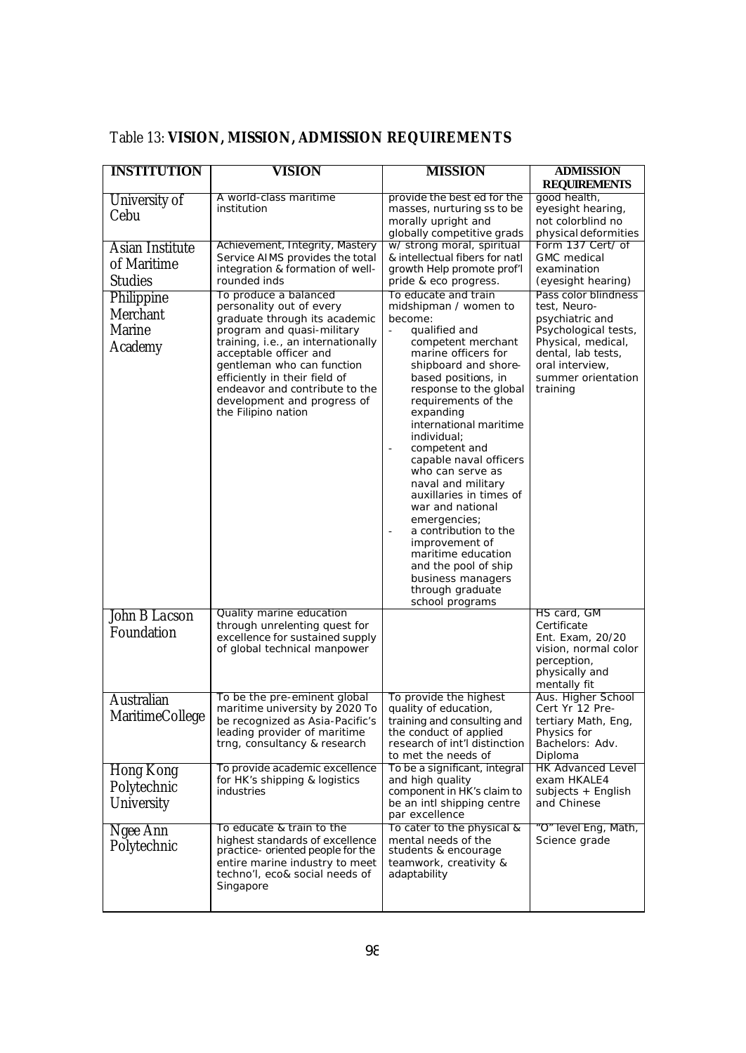Table 13: **VISION, MISSION, ADMISSION REQUIREMENTS**

| INSTITUTION | VISION | MISSION | ADMISSION REQUIREMENTS |
|---|---|---|---|
| University of Cebu | A world-class maritime institution | provide the best ed for the masses, nurturing ss to be morally upright and globally competitive grads | good health, eyesight hearing, not colorblind no physical deformities |
| Asian Institute of Maritime Studies | Achievement, Integrity, Mastery Service AIMS provides the total integration & formation of well-rounded inds | w/ strong moral, spiritual & intellectual fibers for natl growth Help promote prof'l pride & eco progress. | Form 137 Cert/ of GMC medical examination (eyesight hearing) |
| Philippine Merchant Marine Academy | To produce a balanced personality out of every graduate through its academic program and quasi-military training, i.e., an internationally acceptable officer and gentleman who can function efficiently in their field of endeavor and contribute to the development and progress of the Filipino nation | To educate and train midshipman / women to become: <br>- qualified and competent merchant marine officers for shipboard and shore-based positions, in response to the global requirements of the expanding international maritime individual; <br>- competent and capable naval officers who can serve as naval and military auxillaries in times of war and national emergencies; <br>- a contribution to the improvement of maritime education and the pool of ship business managers through graduate school programs | Pass color blindness test, Neuro-psychiatric and Psychological tests, Physical, medical, dental, lab tests, oral interview, summer orientation training |
| John B Lacson Foundation | Quality marine education through unrelenting quest for excellence for sustained supply of global technical manpower | | HS card, GM Certificate Ent. Exam, 20/20 vision, normal color perception, physically and mentally fit |
| Australian MaritimeCollege | To be the pre-eminent global maritime university by 2020 To be recognized as Asia-Pacific's leading provider of maritime trng, consultancy & research | To provide the highest quality of education, training and consulting and the conduct of applied research of int'l distinction to met the needs of | Aus. Higher School Cert Yr 12 Pre-tertiary Math, Eng, Physics for Bachelors: Adv. Diploma |
| Hong Kong Polytechnic University | To provide academic excellence for HK's shipping & logistics industries | To be a significant, integral and high quality component in HK's claim to be an intl shipping centre par excellence | HK Advanced Level exam HKALE4 subjects + English and Chinese |
| Ngee Ann Polytechnic | To educate & train to the highest standards of excellence practice- oriented people for the entire marine industry to meet techno'l, eco& social needs of Singapore | To cater to the physical & mental needs of the students & encourage teamwork, creativity & adaptability | "O" level Eng, Math, Science grade |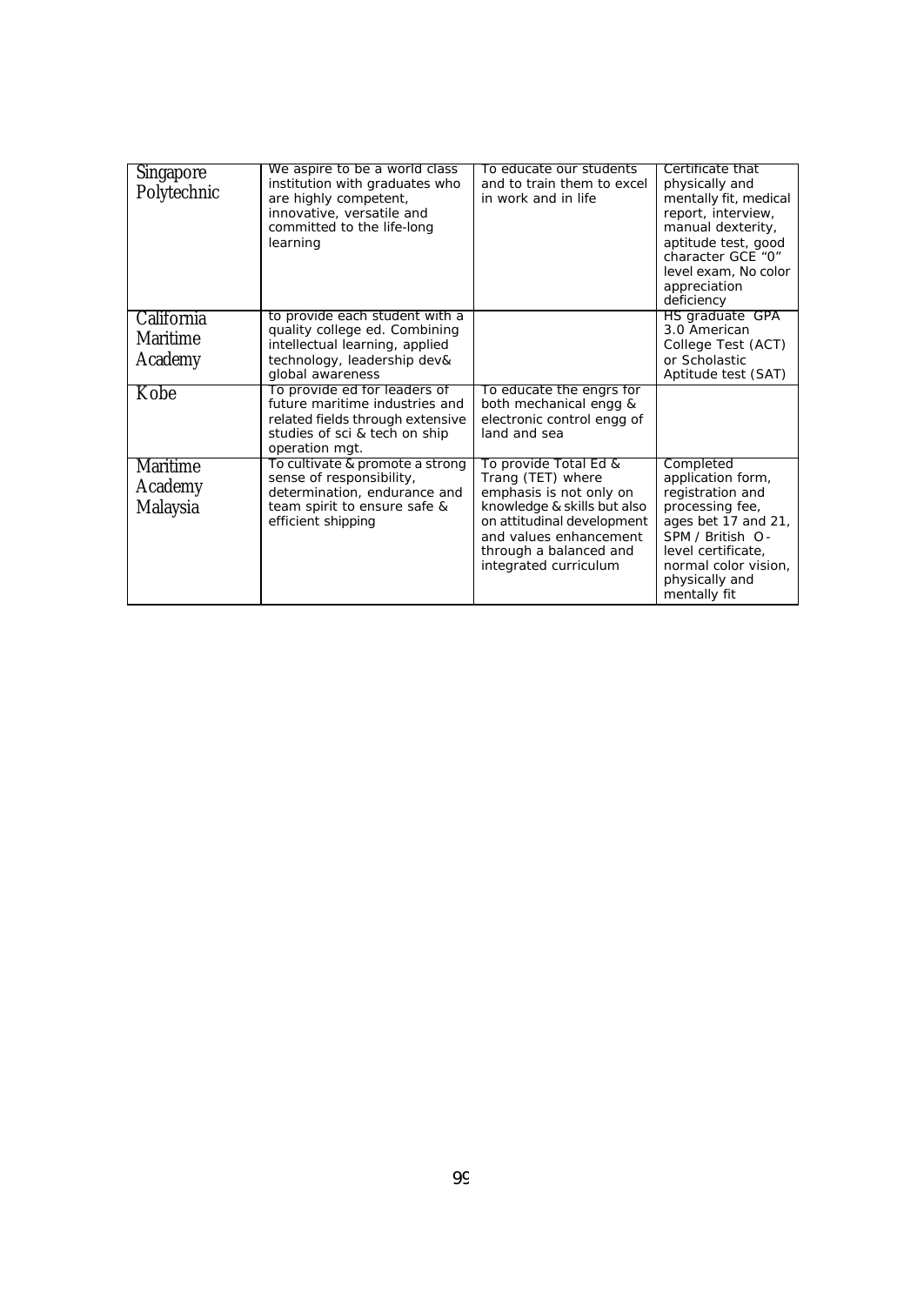| | | | |
|---|---|---|---|
| Singapore Polytechnic | We aspire to be a world class institution with graduates who are highly competent, innovative, versatile and committed to the life-long learning | To educate our students and to train them to excel in work and in life | Certificate that physically and mentally fit, medical report, interview, manual dexterity, aptitude test, good character GCE "0" level exam, No color appreciation deficiency |
| California Maritime Academy | to provide each student with a quality college ed. Combining intellectual learning, applied technology, leadership dev& global awareness | | HS graduate GPA 3.0 American College Test (ACT) or Scholastic Aptitude test (SAT) |
| Kobe | To provide ed for leaders of future maritime industries and related fields through extensive studies of sci & tech on ship operation mgt. | To educate the engrs for both mechanical engg & electronic control engg of land and sea | |
| Maritime Academy Malaysia | To cultivate & promote a strong sense of responsibility, determination, endurance and team spirit to ensure safe & efficient shipping | To provide Total Ed & Trang (TET) where emphasis is not only on knowledge & skills but also on attitudinal development and values enhancement through a balanced and integrated curriculum | Completed application form, registration and processing fee, ages bet 17 and 21, SPM / British O-level certificate, normal color vision, physically and mentally fit |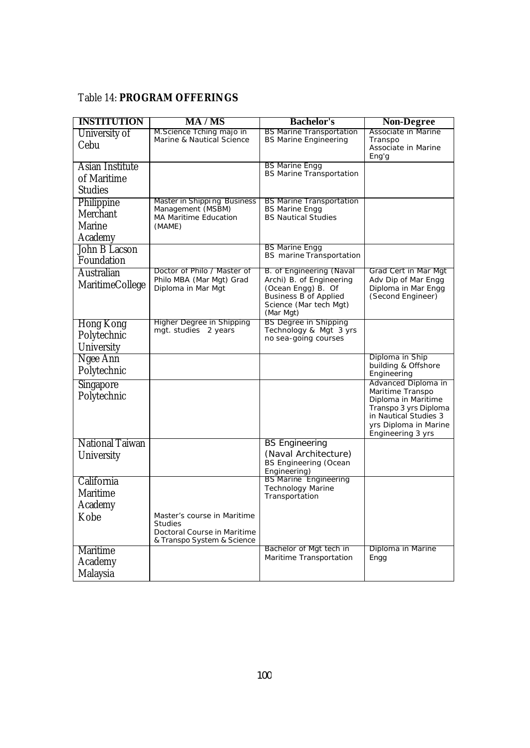Table 14: **PROGRAM OFFERINGS**

| INSTITUTION | MA / MS | Bachelor's | Non-Degree |
|---|---|---|---|
| University of Cebu | M.Science Tching majo in Marine & Nautical Science | BS Marine Transportation<br>BS Marine Engineering | Associate in Marine Transpo<br>Associate in Marine Eng'g |
| Asian Institute of Maritime Studies | | BS Marine Engg<br>BS Marine Transportation | |
| Philippine Merchant Marine Academy | Master in Shipping Business Management (MSBM)<br>MA Maritime Education (MAME) | BS Marine Transportation<br>BS Marine Engg<br>BS Nautical Studies | |
| John B Lacson Foundation | | BS Marine Engg<br>BS marine Transportation | |
| Australian MaritimeCollege | Doctor of Philo / Master of Philo MBA (Mar Mgt) Grad Diploma in Mar Mgt | B. of Engineering (Naval Archi) B. of Engineering (Ocean Engg) B. Of Business B of Applied Science (Mar tech Mgt) (Mar Mgt) | Grad Cert in Mar Mgt Adv Dip of Mar Engg Diploma in Mar Engg (Second Engineer) |
| Hong Kong Polytechnic University | Higher Degree in Shipping mgt. studies 2 years | BS Degree in Shipping Technology & Mgt 3 yrs no sea-going courses | |
| Ngee Ann Polytechnic | | | Diploma in Ship building & Offshore Engineering |
| Singapore Polytechnic | | | Advanced Diploma in Maritime Transpo Diploma in Maritime Transpo 3 yrs Diploma in Nautical Studies 3 yrs Diploma in Marine Engineering 3 yrs |
| National Taiwan University | | BS Engineering (Naval Architecture)<br>BS Engineering (Ocean Engineering) | |
| California Maritime Academy | | BS Marine Engineering Technology Marine Transportation | |
| Kobe | Master's course in Maritime Studies<br>Doctoral Course in Maritime & Transpo System & Science | | |
| Maritime Academy Malaysia | | Bachelor of Mgt tech in Maritime Transportation | Diploma in Marine Engg |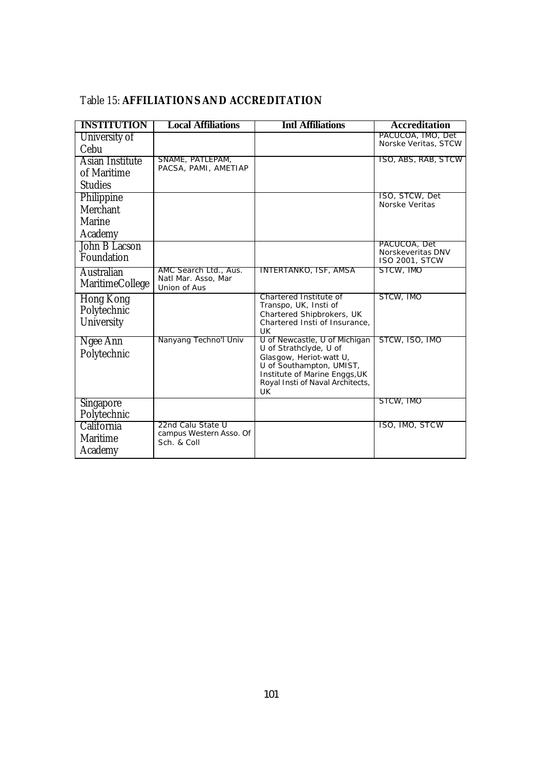Table 15: **AFFILIATIONS AND ACCREDITATION**

| INSTITUTION | Local Affiliations | Intl Affiliations | Accreditation |
|---|---|---|---|
| University of Cebu | | | PACUCOA, IMO, Det Norske Veritas, STCW |
| Asian Institute of Maritime Studies | SNAME, PATLEPAM, PACSA, PAMI, AMETIAP | | ISO, ABS, RAB, STCW |
| Philippine Merchant Marine Academy | | | ISO, STCW, Det Norske Veritas |
| John B Lacson Foundation | | | PACUCOA, Det Norskeveritas DNV ISO 2001, STCW |
| Australian MaritimeCollege | AMC Search Ltd., Aus. Natl Mar. Asso, Mar Union of Aus | INTERTANKO, ISF, AMSA | STCW, IMO |
| Hong Kong Polytechnic University | | Chartered Institute of Transpo, UK, Insti of Chartered Shipbrokers, UK Chartered Insti of Insurance, UK | STCW, IMO |
| Ngee Ann Polytechnic | Nanyang Techno'l Univ | U of Newcastle, U of Michigan U of Strathclyde, U of Glasgow, Heriot-watt U, U of Southampton, UMIST, Institute of Marine Enggs,UK Royal Insti of Naval Architects, UK | STCW, ISO, IMO |
| Singapore Polytechnic | | | STCW, IMO |
| California Maritime Academy | 22nd Calu State U campus Western Asso. Of Sch. & Coll | | ISO, IMO, STCW |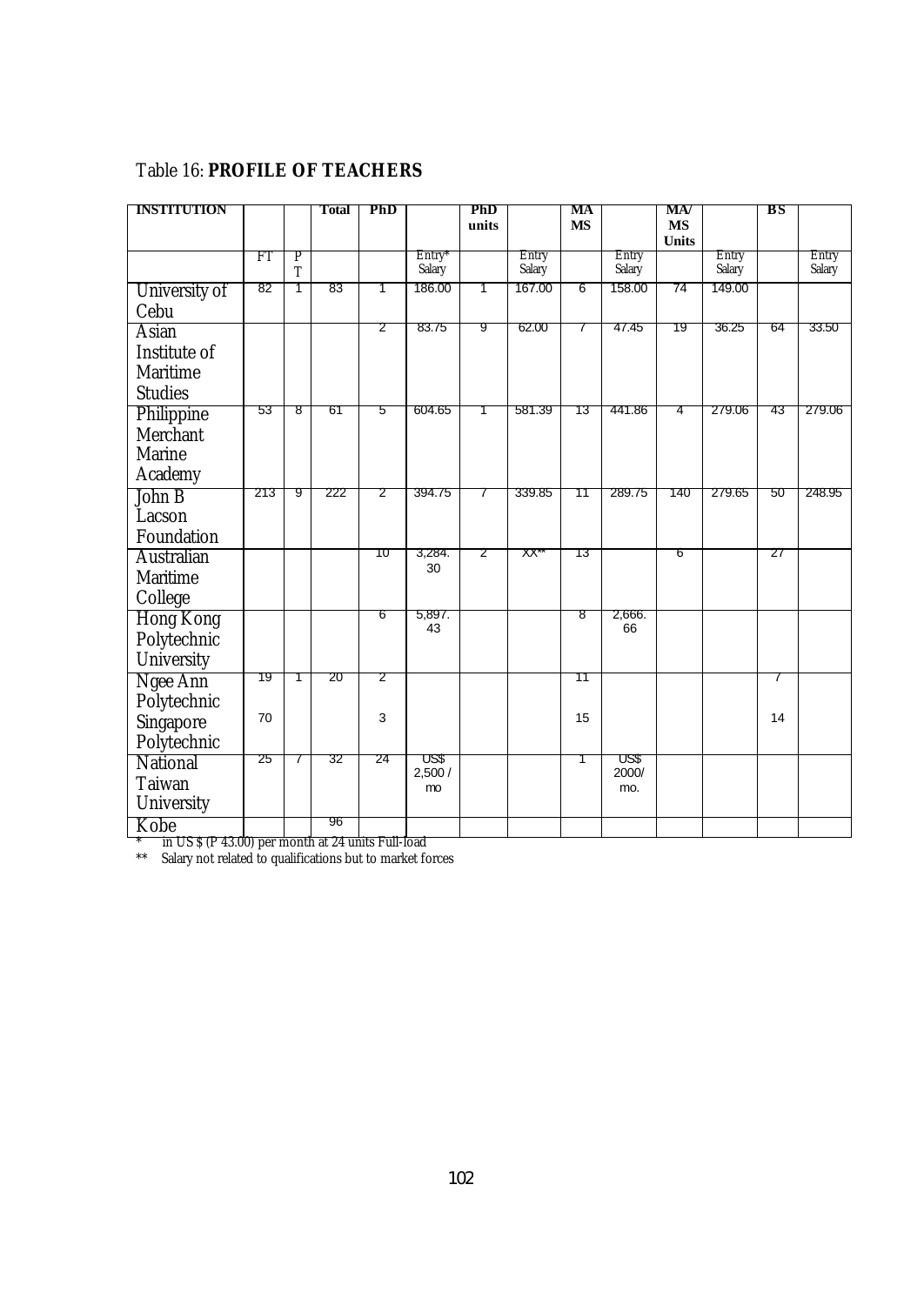Table 16: **PROFILE OF TEACHERS**

| INSTITUTION | | | Total | PhD | | PhD units | | MA MS | | MA/ MS Units | | BS | |
|---|---|---|---|---|---|---|---|---|---|---|---|---|---|
| | FT | PT | | | Entry* Salary | | Entry Salary | | Entry Salary | | Entry Salary | | Entry Salary |
| University of Cebu | 82 | 1 | 83 | 1 | 186.00 | 1 | 167.00 | 6 | 158.00 | 74 | 149.00 | | |
| Asian Institute of Maritime Studies | | | | 2 | 83.75 | 9 | 62.00 | 7 | 47.45 | 19 | 36.25 | 64 | 33.50 |
| Philippine Merchant Marine Academy | 53 | 8 | 61 | 5 | 604.65 | 1 | 581.39 | 13 | 441.86 | 4 | 279.06 | 43 | 279.06 |
| John B Lacson Foundation | 213 | 9 | 222 | 2 | 394.75 | 7 | 339.85 | 11 | 289.75 | 140 | 279.65 | 50 | 248.95 |
| Australian Maritime College | | | | 10 | 3,284.30 | 2 | XX** | 13 | | 6 | | 27 | |
| Hong Kong Polytechnic University | | | | 6 | 5,897.43 | | | 8 | 2,666.66 | | | | |
| Ngee Ann Polytechnic | 19 | 1 | 20 | 2 | | | | 11 | | | | 7 | |
| Singapore Polytechnic | 70 | | | 3 | | | | 15 | | | | 14 | |
| National Taiwan University | 25 | 7 | 32 | 24 | US$ 2,500 / mo | | | 1 | US$ 2000/ mo. | | | | |
| Kobe | | | 96 | | | | | | | | | | |

\* in US $ (P 43.00) per month at 24 units Full-load

\*\* Salary not related to qualifications but to market forces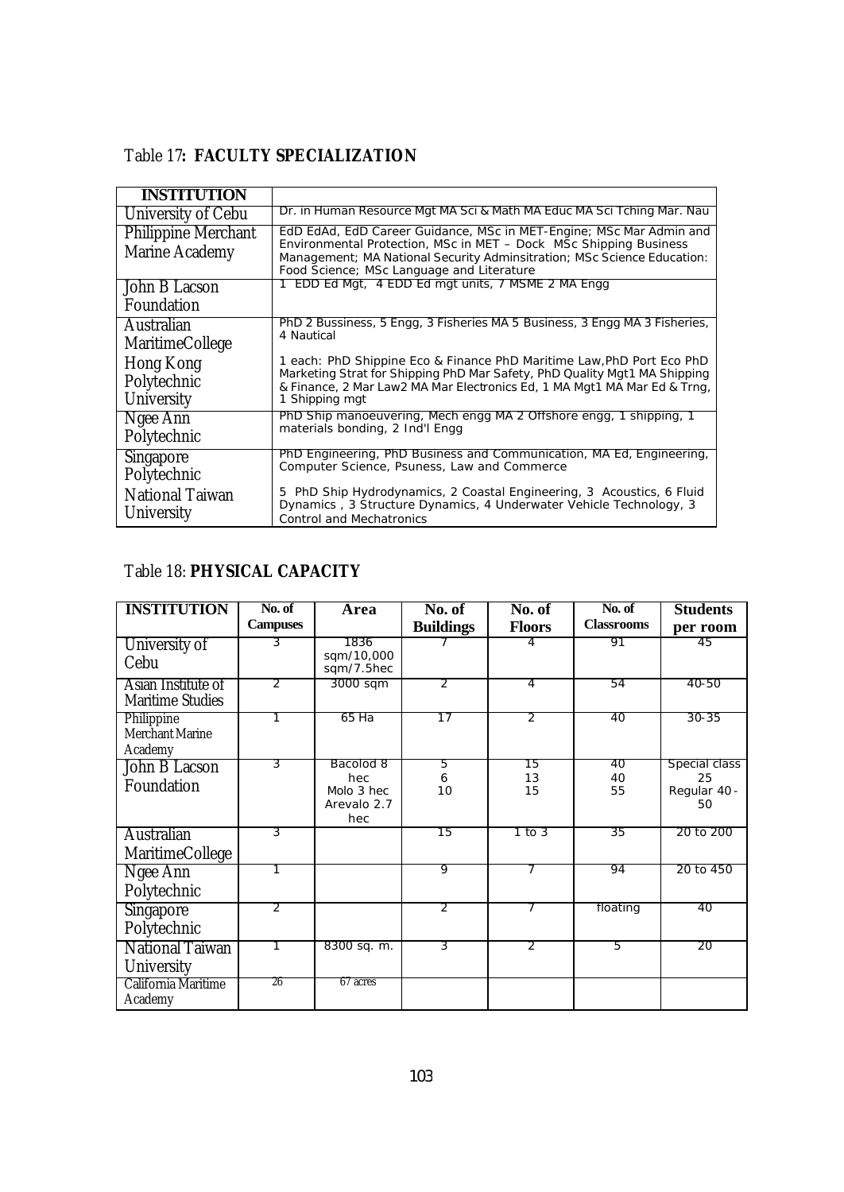Table 17**: FACULTY SPECIALIZATION**

| INSTITUTION | |
|---|---|
| University of Cebu | Dr. in Human Resource Mgt MA Sci & Math MA Educ MA Sci Tching Mar. Nau |
| Philippine Merchant Marine Academy | EdD EdAd, EdD Career Guidance, MSc in MET-Engine; MSc Mar Admin and Environmental Protection, MSc in MET – Dock MSc Shipping Business Management; MA National Security Adminsitration; MSc Science Education: Food Science; MSc Language and Literature |
| John B Lacson Foundation | 1 EDD Ed Mgt, 4 EDD Ed mgt units, 7 MSME 2 MA Engg |
| Australian MaritimeCollege | PhD 2 Bussiness, 5 Engg, 3 Fisheries MA 5 Business, 3 Engg MA 3 Fisheries, 4 Nautical |
| Hong Kong Polytechnic University | 1 each: PhD Shippine Eco & Finance PhD Maritime Law,PhD Port Eco PhD Marketing Strat for Shipping PhD Mar Safety, PhD Quality Mgt1 MA Shipping & Finance, 2 Mar Law2 MA Mar Electronics Ed, 1 MA Mgt1 MA Mar Ed & Trng, 1 Shipping mgt |
| Ngee Ann Polytechnic | PhD Ship manoeuvering, Mech engg MA 2 Offshore engg, 1 shipping, 1 materials bonding, 2 Ind'l Engg |
| Singapore Polytechnic | PhD Engineering, PhD Business and Communication, MA Ed, Engineering, Computer Science, Psuness, Law and Commerce |
| National Taiwan University | 5 PhD Ship Hydrodynamics, 2 Coastal Engineering, 3 Acoustics, 6 Fluid Dynamics , 3 Structure Dynamics, 4 Underwater Vehicle Technology, 3 Control and Mechatronics |

Table 18: **PHYSICAL CAPACITY**

| INSTITUTION | No. of Campuses | Area | No. of Buildings | No. of Floors | No. of Classrooms | Students per room |
|---|---|---|---|---|---|---|
| University of Cebu | 3 | 1836 sqm/10,000 sqm/7.5hec | 7 | 4 | 91 | 45 |
| Asian Institute of Maritime Studies | 2 | 3000 sqm | 2 | 4 | 54 | 40-50 |
| Philippine Merchant Marine Academy | 1 | 65 Ha | 17 | 2 | 40 | 30-35 |
| John B Lacson Foundation | 3 | Bacolod 8 hec Molo 3 hec Arevalo 2.7 hec | 5 6 10 | 15 13 15 | 40 40 55 | Special class 25 Regular 40-50 |
| Australian MaritimeCollege | 3 | | 15 | 1 to 3 | 35 | 20 to 200 |
| Ngee Ann Polytechnic | 1 | | 9 | 7 | 94 | 20 to 450 |
| Singapore Polytechnic | 2 | | 2 | 7 | floating | 40 |
| National Taiwan University | 1 | 8300 sq. m. | 3 | 2 | 5 | 20 |
| California Maritime Academy | 26 | 67 acres | | | | |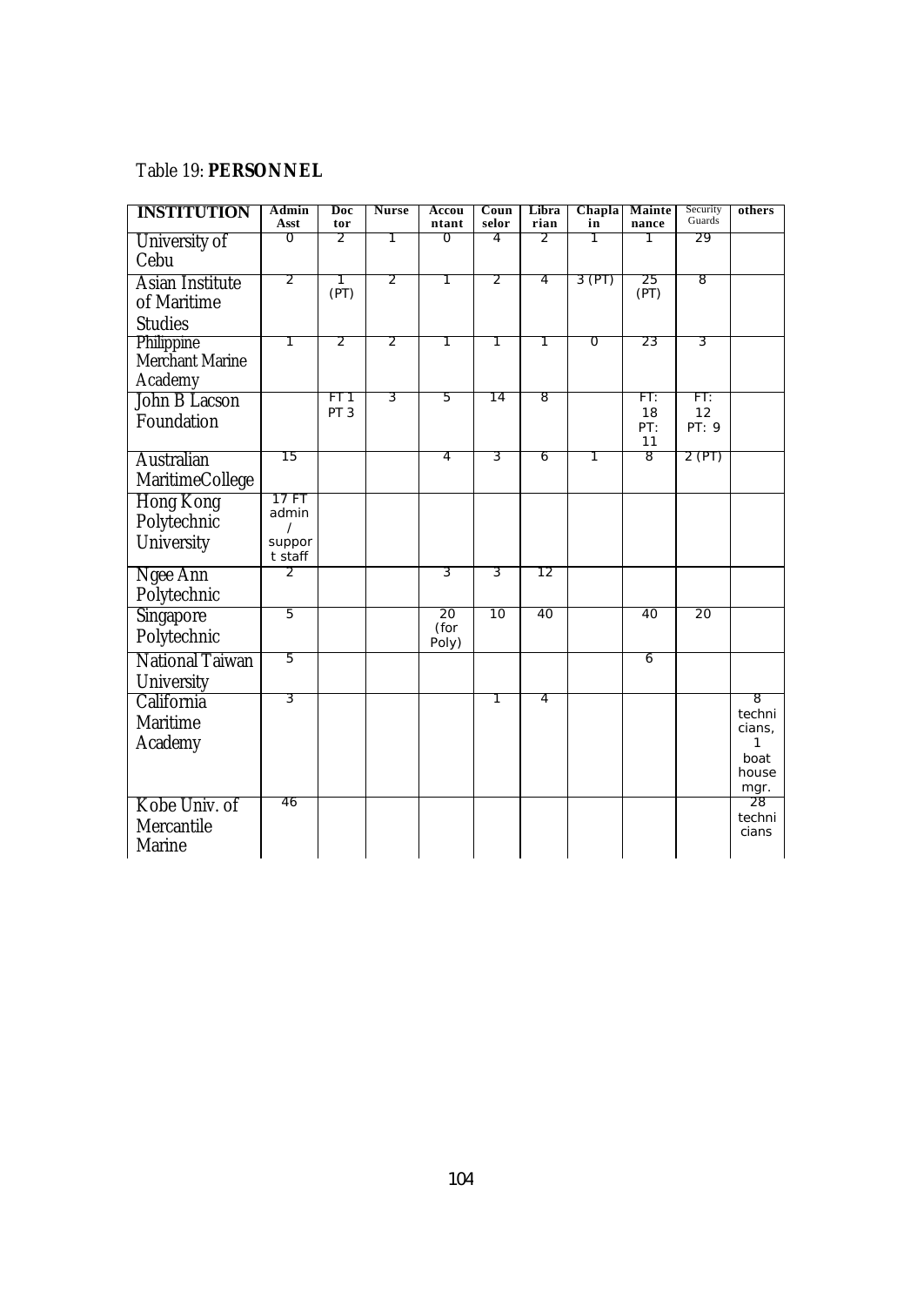Table 19: **PERSONNEL**

| INSTITUTION | Admin Asst | Doctor | Nurse | Accountant | Counselor | Librarian | Chaplain | Maintenance | Security Guards | others |
|---|---|---|---|---|---|---|---|---|---|---|
| University of Cebu | 0 | 2 | 1 | 0 | 4 | 2 | 1 | 1 | 29 | |
| Asian Institute of Maritime Studies | 2 | 1 (PT) | 2 | 1 | 2 | 4 | 3 (PT) | 25 (PT) | 8 | |
| Philippine Merchant Marine Academy | 1 | 2 | 2 | 1 | 1 | 1 | 0 | 23 | 3 | |
| John B Lacson Foundation | | FT 1 PT 3 | 3 | 5 | 14 | 8 | | FT: 18 PT: 11 | FT: 12 PT: 9 | |
| Australian MaritimeCollege | 15 | | | 4 | 3 | 6 | 1 | 8 | 2 (PT) | |
| Hong Kong Polytechnic University | 17 FT admin / support staff | | | | | | | | | |
| Ngee Ann Polytechnic | 2 | | | 3 | 3 | 12 | | | | |
| Singapore Polytechnic | 5 | | | 20 (for Poly) | 10 | 40 | | 40 | 20 | |
| National Taiwan University | 5 | | | | | | | 6 | | |
| California Maritime Academy | 3 | | | | 1 | 4 | | | | 8 technicians, 1 boat house mgr. |
| Kobe Univ. of Mercantile Marine | 46 | | | | | | | | | 28 technicians |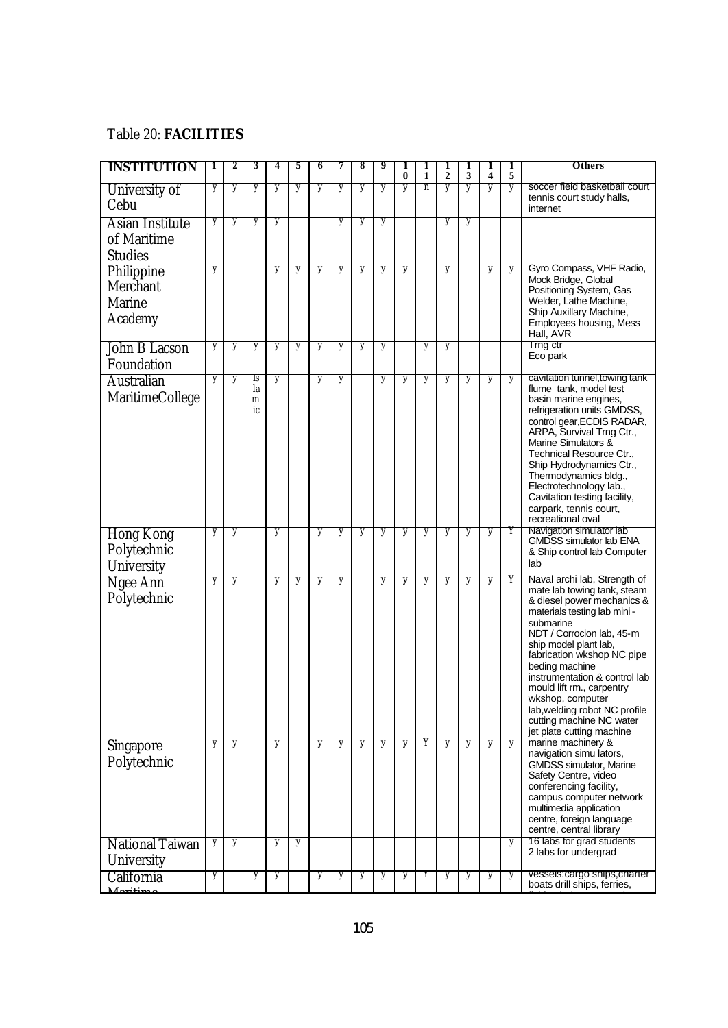Table 20: **FACILITIES**

| INSTITUTION | 1 | 2 | 3 | 4 | 5 | 6 | 7 | 8 | 9 | 10 | 11 | 12 | 13 | 14 | 15 | Others |
|---|---|---|---|---|---|---|---|---|---|---|---|---|---|---|---|---|
| University of Cebu | y | y | y | y | y | y | y | y | y | y | n | y | y | y | y | soccer field basketball court tennis court study halls, internet |
| Asian Institute of Maritime Studies | y | y | y | y | | | y | y | y | | | y | y | | | |
| Philippine Merchant Marine Academy | y | | | y | y | y | y | y | y | y | | y | | y | y | Gyro Compass, VHF Radio, Mock Bridge, Global Positioning System, Gas Welder, Lathe Machine, Ship Auxillary Machine, Employees housing, Mess Hall, AVR |
| John B Lacson Foundation | y | y | y | y | y | y | y | y | y | | y | y | | | | Trng ctr Eco park |
| Australian MaritimeCollege | y | y | Islamic | y | | y | y | | y | y | y | y | y | y | y | cavitation tunnel,towing tank flume tank, model test basin marine engines, refrigeration units GMDSS, control gear,ECDIS RADAR, ARPA, Survival Trng Ctr., Marine Simulators & Technical Resource Ctr., Ship Hydrodynamics Ctr., Thermodynamics bldg., Electrotechnology lab., Cavitation testing facility, carpark, tennis court, recreational oval |
| Hong Kong Polytechnic University | y | y | | y | | y | y | y | y | y | y | y | y | y | Y | Navigation simulator lab GMDSS simulator lab ENA & Ship control lab Computer lab |
| Ngee Ann Polytechnic | y | y | | y | y | y | y | | y | y | y | y | y | y | Y | Naval archi lab, Strength of mate lab towing tank, steam & diesel power mechanics & materials testing lab mini - submarine NDT / Corrocion lab, 45-m ship model plant lab, fabrication wkshop NC pipe beding machine instrumentation & control lab mould lift rm., carpentry wkshop, computer lab,welding robot NC profile cutting machine NC water jet plate cutting machine |
| Singapore Polytechnic | y | y | | y | | y | y | y | y | y | Y | y | y | y | y | marine machinery & navigation simu lators, GMDSS simulator, Marine Safety Centre, video conferencing facility, campus computer network multimedia application centre, foreign language centre, central library |
| National Taiwan University | y | y | | y | y | | | | | | | | | | y | 16 labs for grad students 2 labs for undergrad |
| California Maritime | y | | y | y | | y | y | y | y | y | Y | y | y | y | y | vessels:cargo ships,charter boats drill ships, ferries, |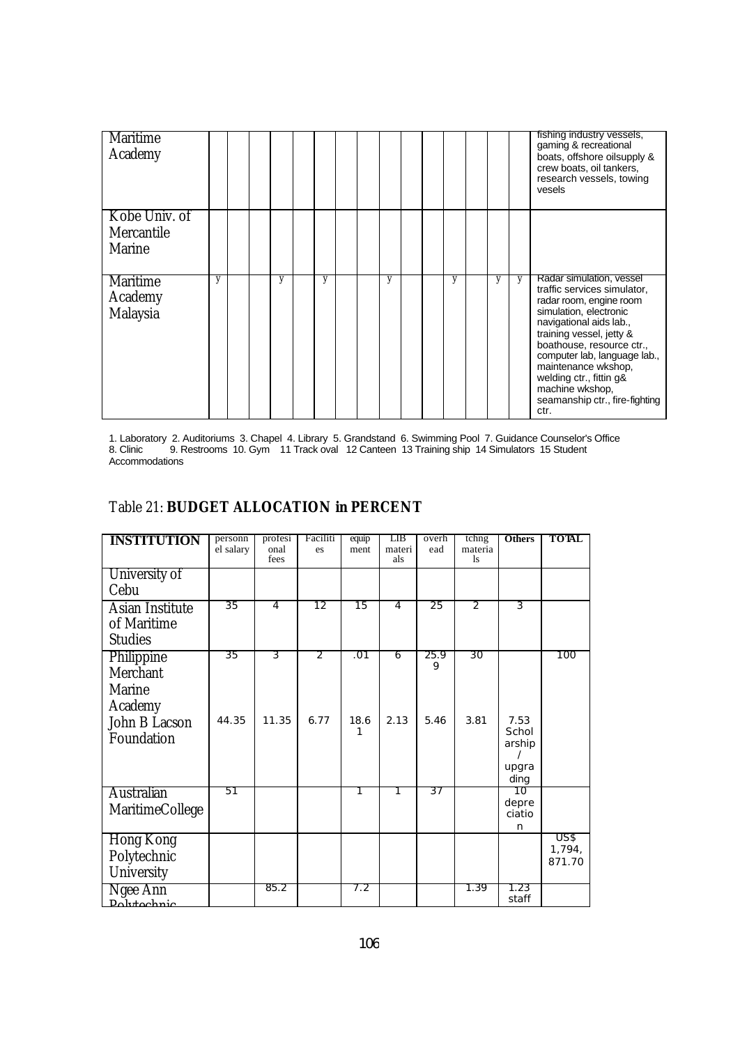| Institution | 1 | 2 | 3 | 4 | 5 | 6 | 7 | 8 | 9 | 10 | 11 | 12 | 13 | 14 | 15 | Others |
|---|---|---|---|---|---|---|---|---|---|---|---|---|---|---|---|---|
| Maritime Academy | | | | | | | | | | | | | | | | fishing industry vessels, gaming & recreational boats, offshore oilsupply & crew boats, oil tankers, research vessels, towing vesels |
| Kobe Univ. of Mercantile Marine | | | | | | | | | | | | | | | | |
| Maritime Academy Malaysia | y | | | y | | y | | | y | | | y | | y | y | Radar simulation, vessel traffic services simulator, radar room, engine room simulation, electronic navigational aids lab., training vessel, jetty & boathouse, resource ctr., computer lab, language lab., maintenance wkshop, welding ctr., fittin g& machine wkshop, seamanship ctr., fire-fighting ctr. |

1. Laboratory 2. Auditoriums 3. Chapel 4. Library 5. Grandstand 6. Swimming Pool 7. Guidance Counselor's Office 8. Clinic 9. Restrooms 10. Gym 11 Track oval 12 Canteen 13 Training ship 14 Simulators 15 Student Accommodations

## Table 21: **BUDGET ALLOCATION in PERCENT**

| **INSTITUTION** | personnel salary | profesional fees | Facilities | equipment | LIB materials | overhead | tchng materials | **Others** | **TOTAL** |
|---|---|---|---|---|---|---|---|---|---|
| University of Cebu | | | | | | | | | |
| Asian Institute of Maritime Studies | 35 | 4 | 12 | 15 | 4 | 25 | 2 | 3 | |
| Philippine Merchant Marine Academy | 35 | 3 | 2 | .01 | 6 | 25.99 | 30 | | 100 |
| John B Lacson Foundation | 44.35 | 11.35 | 6.77 | 18.61 | 2.13 | 5.46 | 3.81 | 7.53 Scholarship / upgrading | |
| Australian MaritimeCollege | 51 | | | 1 | 1 | 37 | | 10 depreciation | |
| Hong Kong Polytechnic University | | | | | | | | | US$ 1,794, 871.70 |
| Ngee Ann Polytechnic | | 85.2 | | 7.2 | | | 1.39 | 1.23 staff | |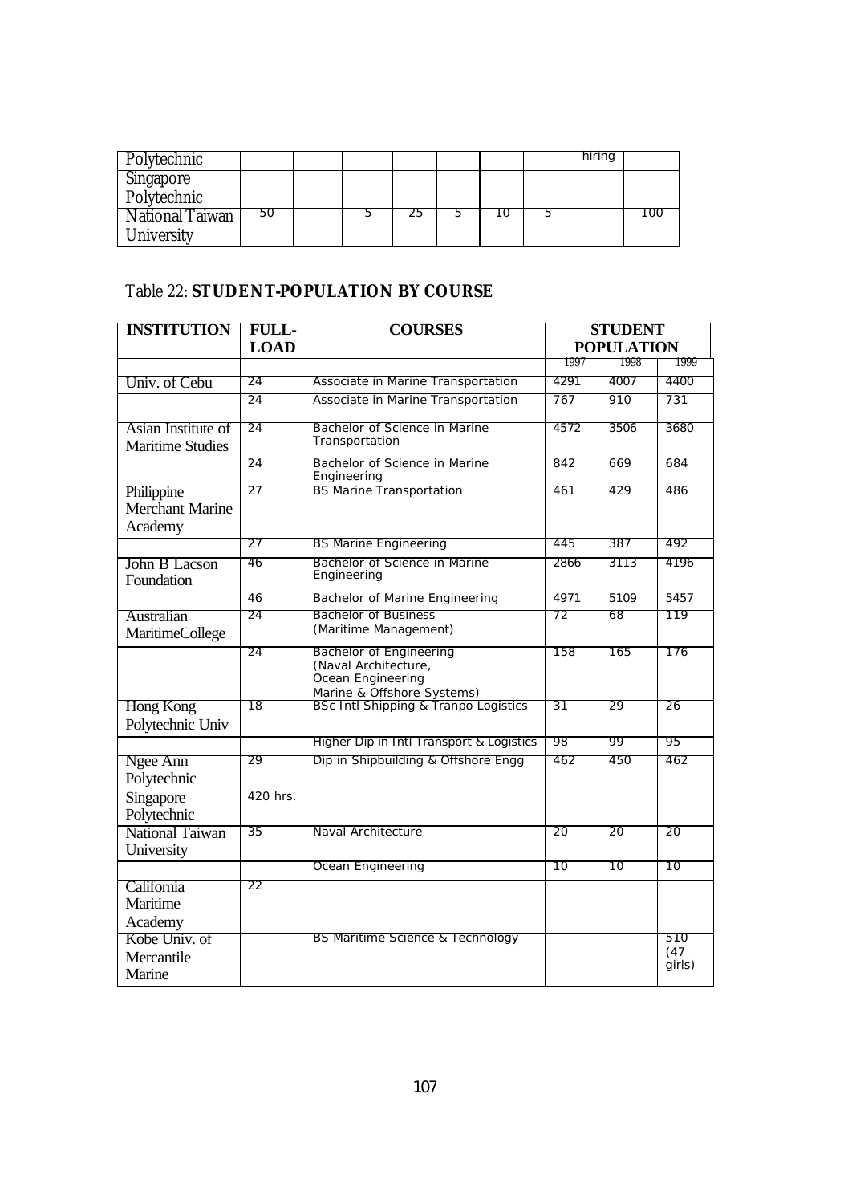| Polytechnic | | | | | | | | hiring | |
|---|---|---|---|---|---|---|---|---|---|
| Singapore Polytechnic | | | | | | | | | |
| National Taiwan University | 50 | | 5 | 25 | 5 | 10 | 5 | | 100 |

Table 22: **STUDENT-POPULATION BY COURSE**

| INSTITUTION | FULL-LOAD | COURSES | STUDENT POPULATION | | |
|---|---|---|---|---|---|
| | | | 1997 | 1998 | 1999 |
| Univ. of Cebu | 24 | Associate in Marine Transportation | 4291 | 4007 | 4400 |
| | 24 | Associate in Marine Transportation | 767 | 910 | 731 |
| Asian Institute of Maritime Studies | 24 | Bachelor of Science in Marine Transportation | 4572 | 3506 | 3680 |
| | 24 | Bachelor of Science in Marine Engineering | 842 | 669 | 684 |
| Philippine Merchant Marine Academy | 27 | BS Marine Transportation | 461 | 429 | 486 |
| | 27 | BS Marine Engineering | 445 | 387 | 492 |
| John B Lacson Foundation | 46 | Bachelor of Science in Marine Engineering | 2866 | 3113 | 4196 |
| | 46 | Bachelor of Marine Engineering | 4971 | 5109 | 5457 |
| Australian MaritimeCollege | 24 | Bachelor of Business (Maritime Management) | 72 | 68 | 119 |
| | 24 | Bachelor of Engineering (Naval Architecture, Ocean Engineering Marine & Offshore Systems) | 158 | 165 | 176 |
| Hong Kong Polytechnic Univ | 18 | BSc Intl Shipping & Tranpo Logistics | 31 | 29 | 26 |
| | | Higher Dip in Intl Transport & Logistics | 98 | 99 | 95 |
| Ngee Ann Polytechnic | 29 | Dip in Shipbuilding & Offshore Engg | 462 | 450 | 462 |
| Singapore Polytechnic | 420 hrs. | | | | |
| National Taiwan University | 35 | Naval Architecture | 20 | 20 | 20 |
| | | Ocean Engineering | 10 | 10 | 10 |
| California Maritime Academy | 22 | | | | |
| Kobe Univ. of Mercantile Marine | | BS Maritime Science & Technology | | | 510 (47 girls) |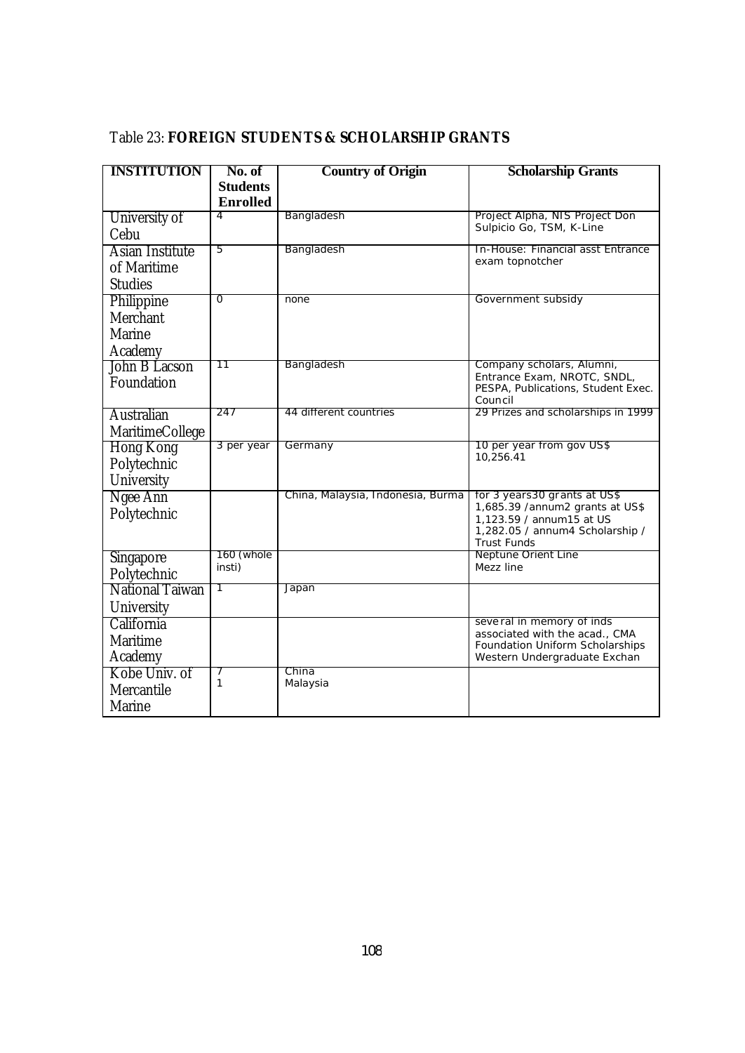Table 23: **FOREIGN STUDENTS & SCHOLARSHIP GRANTS**

| INSTITUTION | No. of Students Enrolled | Country of Origin | Scholarship Grants |
|---|---|---|---|
| University of Cebu | 4 | Bangladesh | Project Alpha, NIS Project Don Sulpicio Go, TSM, K-Line |
| Asian Institute of Maritime Studies | 5 | Bangladesh | In-House: Financial asst Entrance exam topnotcher |
| Philippine Merchant Marine Academy | 0 | none | Government subsidy |
| John B Lacson Foundation | 11 | Bangladesh | Company scholars, Alumni, Entrance Exam, NROTC, SNDL, PESPA, Publications, Student Exec. Council |
| Australian MaritimeCollege | 247 | 44 different countries | 29 Prizes and scholarships in 1999 |
| Hong Kong Polytechnic University | 3 per year | Germany | 10 per year from gov US$ 10,256.41 |
| Ngee Ann Polytechnic | | China, Malaysia, Indonesia, Burma | for 3 years30 grants at US$ 1,685.39 /annum2 grants at US$ 1,123.59 / annum15 at US 1,282.05 / annum4 Scholarship / Trust Funds |
| Singapore Polytechnic | 160 (whole insti) | | Neptune Orient Line Mezz line |
| National Taiwan University | 1 | Japan | |
| California Maritime Academy | | | several in memory of inds associated with the acad., CMA Foundation Uniform Scholarships Western Undergraduate Exchan |
| Kobe Univ. of Mercantile Marine | 7<br>1 | China<br>Malaysia | |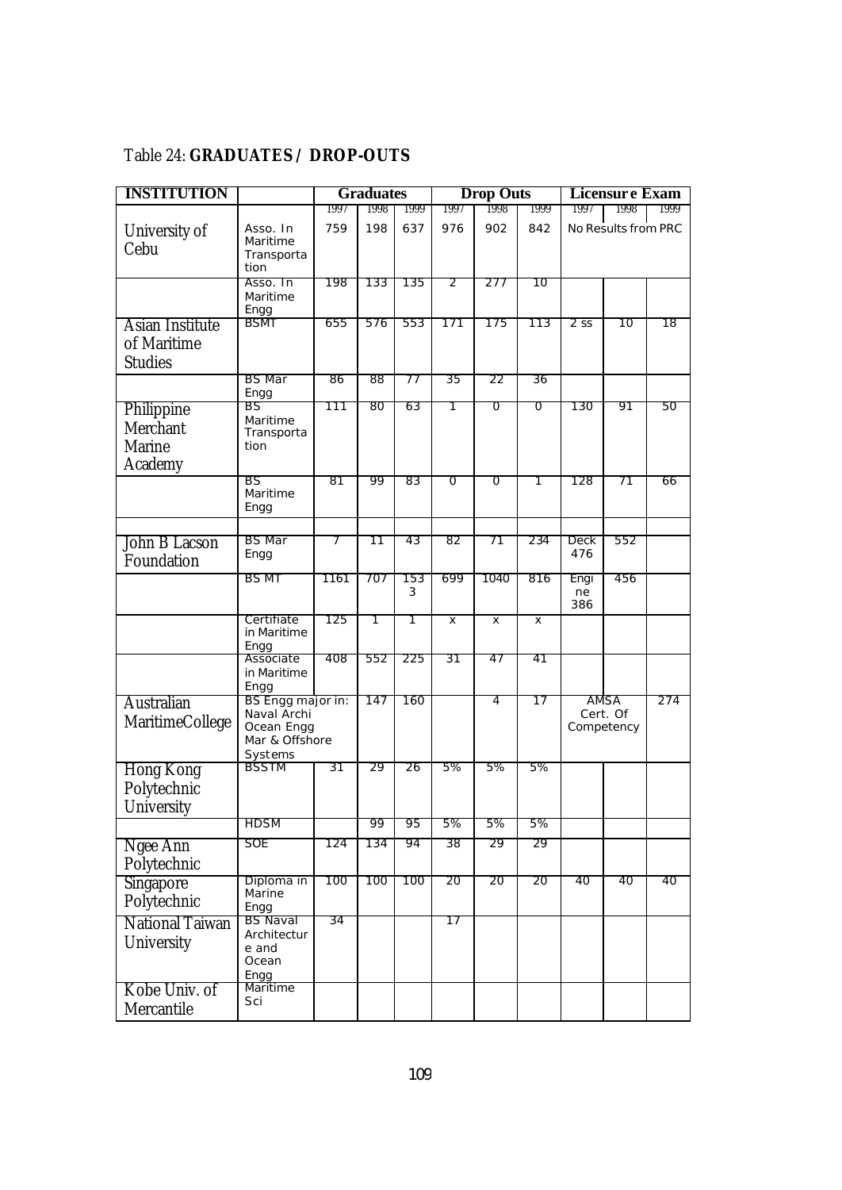Table 24: **GRADUATES / DROP-OUTS**

| INSTITUTION | | Graduates | | | Drop Outs | | | Licensure Exam | | |
|---|---|---|---|---|---|---|---|---|---|---|
| | | 1997 | 1998 | 1999 | 1997 | 1998 | 1999 | 1997 | 1998 | 1999 |
| University of Cebu | Asso. In Maritime Transportation | 759 | 198 | 637 | 976 | 902 | 842 | No Results from PRC | | |
| | Asso. In Maritime Engg | 198 | 133 | 135 | 2 | 277 | 10 | | | |
| Asian Institute of Maritime Studies | BSMT | 655 | 576 | 553 | 171 | 175 | 113 | 2 ss | 10 | 18 |
| | BS Mar Engg | 86 | 88 | 77 | 35 | 22 | 36 | | | |
| Philippine Merchant Marine Academy | BS Maritime Transportation | 111 | 80 | 63 | 1 | 0 | 0 | 130 | 91 | 50 |
| | BS Maritime Engg | 81 | 99 | 83 | 0 | 0 | 1 | 128 | 71 | 66 |
| | | | | | | | | | | |
| John B Lacson Foundation | BS Mar Engg | 7 | 11 | 43 | 82 | 71 | 234 | Deck 476 | 552 | |
| | BS MT | 1161 | 707 | 1533 | 699 | 1040 | 816 | Engine 386 | 456 | |
| | Certifiate in Maritime Engg | 125 | 1 | 1 | x | x | x | | | |
| | Associate in Maritime Engg | 408 | 552 | 225 | 31 | 47 | 41 | | | |
| Australian MaritimeCollege | BS Engg major in: Naval Archi Ocean Engg Mar & Offshore Systems | | 147 | 160 | | 4 | 17 | AMSA Cert. Of Competency | | 274 |
| Hong Kong Polytechnic University | BSSTM | 31 | 29 | 26 | 5% | 5% | 5% | | | |
| | HDSM | | 99 | 95 | 5% | 5% | 5% | | | |
| Ngee Ann Polytechnic | SOE | 124 | 134 | 94 | 38 | 29 | 29 | | | |
| Singapore Polytechnic | Diploma in Marine Engg | 100 | 100 | 100 | 20 | 20 | 20 | 40 | 40 | 40 |
| National Taiwan University | BS Naval Architecture and Ocean Engg | 34 | | | 17 | | | | | |
| Kobe Univ. of Mercantile | Maritime Sci | | | | | | | | | |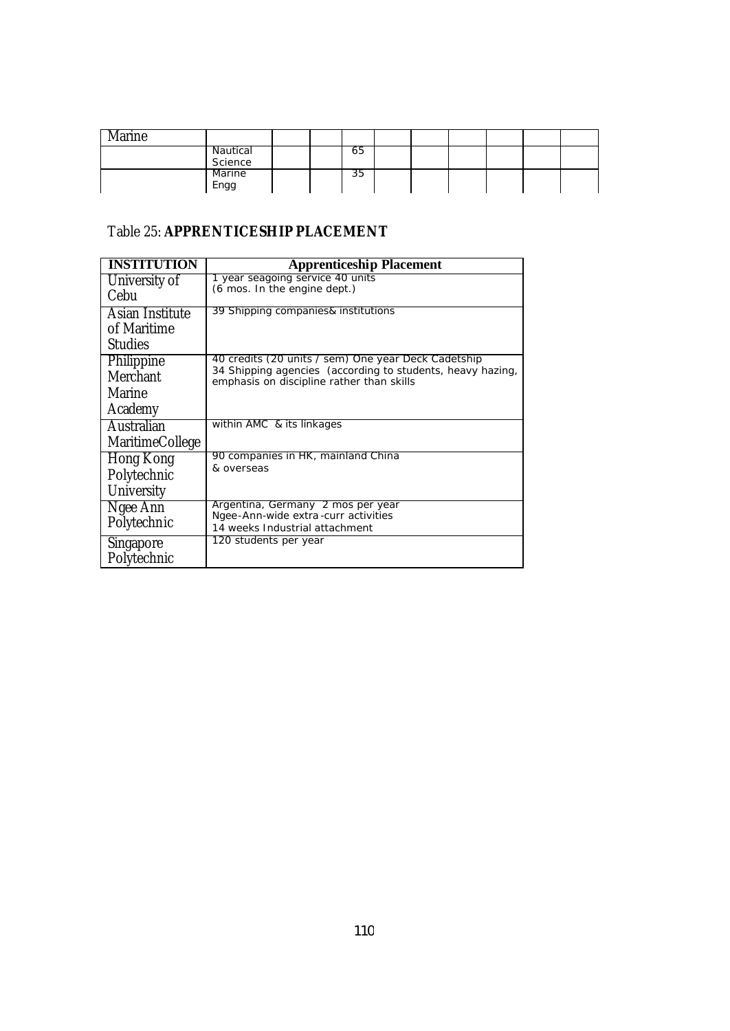| Marine | | | | | | | | | | |
|---|---|---|---|---|---|---|---|---|---|---|
| | Nautical Science | | | 65 | | | | | | |
| | Marine Engg | | | 35 | | | | | | |

Table 25: **APPRENTICESHIP PLACEMENT**

| INSTITUTION | Apprenticeship Placement |
|---|---|
| University of Cebu | 1 year seagoing service 40 units (6 mos. In the engine dept.) |
| Asian Institute of Maritime Studies | 39 Shipping companies& institutions |
| Philippine Merchant Marine Academy | 40 credits (20 units / sem) One year Deck Cadetship 34 Shipping agencies (according to students, heavy hazing, emphasis on discipline rather than skills |
| Australian MaritimeCollege | within AMC & its linkages |
| Hong Kong Polytechnic University | 90 companies in HK, mainland China & overseas |
| Ngee Ann Polytechnic | Argentina, Germany 2 mos per year Ngee-Ann-wide extra-curr activities 14 weeks Industrial attachment |
| Singapore Polytechnic | 120 students per year |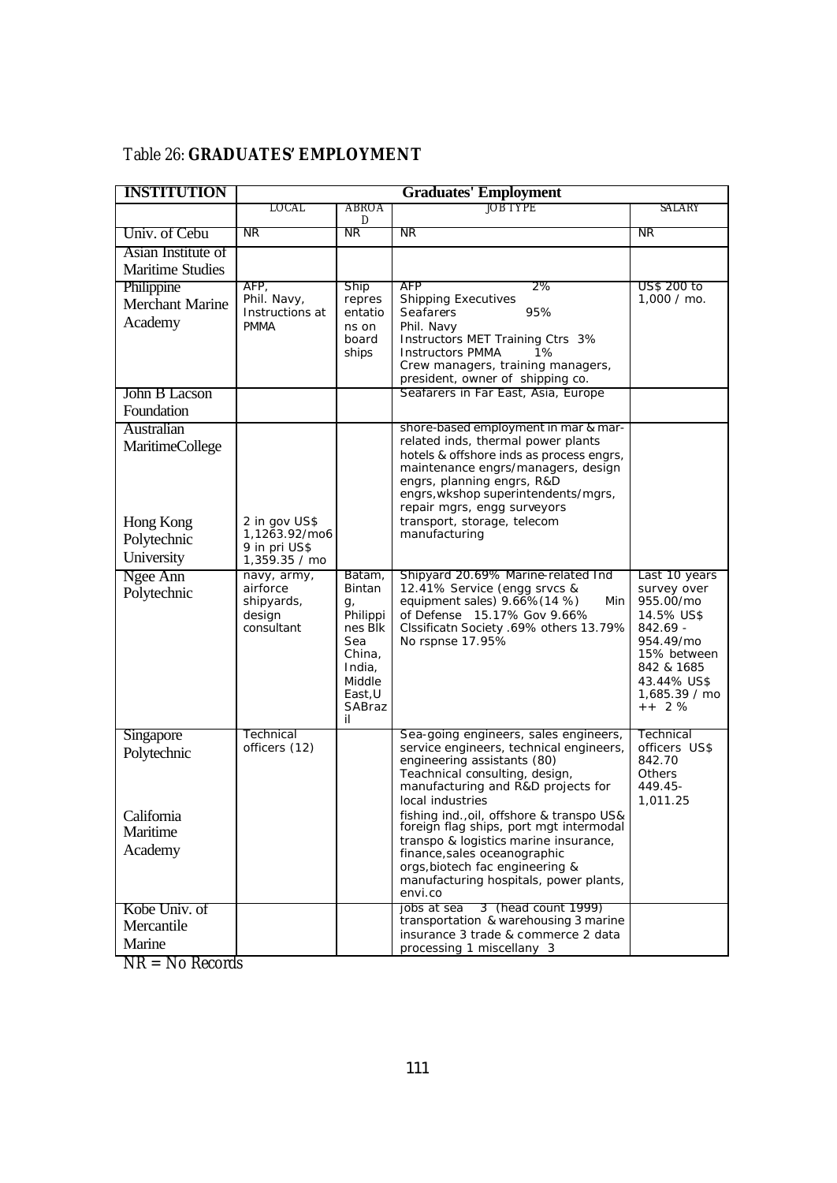Table 26: **GRADUATES' EMPLOYMENT**

| INSTITUTION | Graduates' Employment | | | |
|---|---|---|---|---|
| | LOCAL | ABROAD | JOB TYPE | SALARY |
| Univ. of Cebu | NR | NR | NR | NR |
| Asian Institute of Maritime Studies | | | | |
| Philippine Merchant Marine Academy | AFP, Phil. Navy, Instructions at PMMA | Ship representations on board ships | AFP 2% Shipping Executives Seafarers 95% Phil. Navy Instructors MET Training Ctrs 3% Instructors PMMA 1% Crew managers, training managers, president, owner of shipping co. | US$ 200 to 1,000 / mo. |
| John B Lacson Foundation | | | Seafarers in Far East, Asia, Europe | |
| Australian MaritimeCollege | | | shore-based employment in mar & mar-related inds, thermal power plants hotels & offshore inds as process engrs, maintenance engrs/managers, design engrs, planning engrs, R&D engrs,wkshop superintendents/mgrs, repair mgrs, engg surveyors | |
| Hong Kong Polytechnic University | 2 in gov US$ 1,1263.92/mo6 9 in pri US$ 1,359.35 / mo | | transport, storage, telecom manufacturing | |
| Ngee Ann Polytechnic | navy, army, airforce shipyards, design consultant | Batam, Bintang, Philippines Blk Sea China, India, Middle East,USABrazil | Shipyard 20.69% Marine-related Ind 12.41% Service (engg srvcs & equipment sales) 9.66%(14 %) Min of Defense 15.17% Gov 9.66% Clssificatn Society .69% others 13.79% No rspnse 17.95% | Last 10 years survey over 955.00/mo 14.5% US$ 842.69 - 954.49/mo 15% between 842 & 1685 43.44% US$ 1,685.39 / mo ++ 2 % |
| Singapore Polytechnic | Technical officers (12) | | Sea-going engineers, sales engineers, service engineers, technical engineers, engineering assistants (80) Teachnical consulting, design, manufacturing and R&D projects for local industries | Technical officers US$ 842.70 Others 449.45-1,011.25 |
| California Maritime Academy | | | fishing ind.,oil, offshore & transpo US& foreign flag ships, port mgt intermodal transpo & logistics marine insurance, finance,sales oceanographic orgs,biotech fac engineering & manufacturing hospitals, power plants, envi.co | |
| Kobe Univ. of Mercantile Marine | | | jobs at sea 3 (head count 1999) transportation & warehousing 3 marine insurance 3 trade & commerce 2 data processing 1 miscellany 3 | |

NR = No Records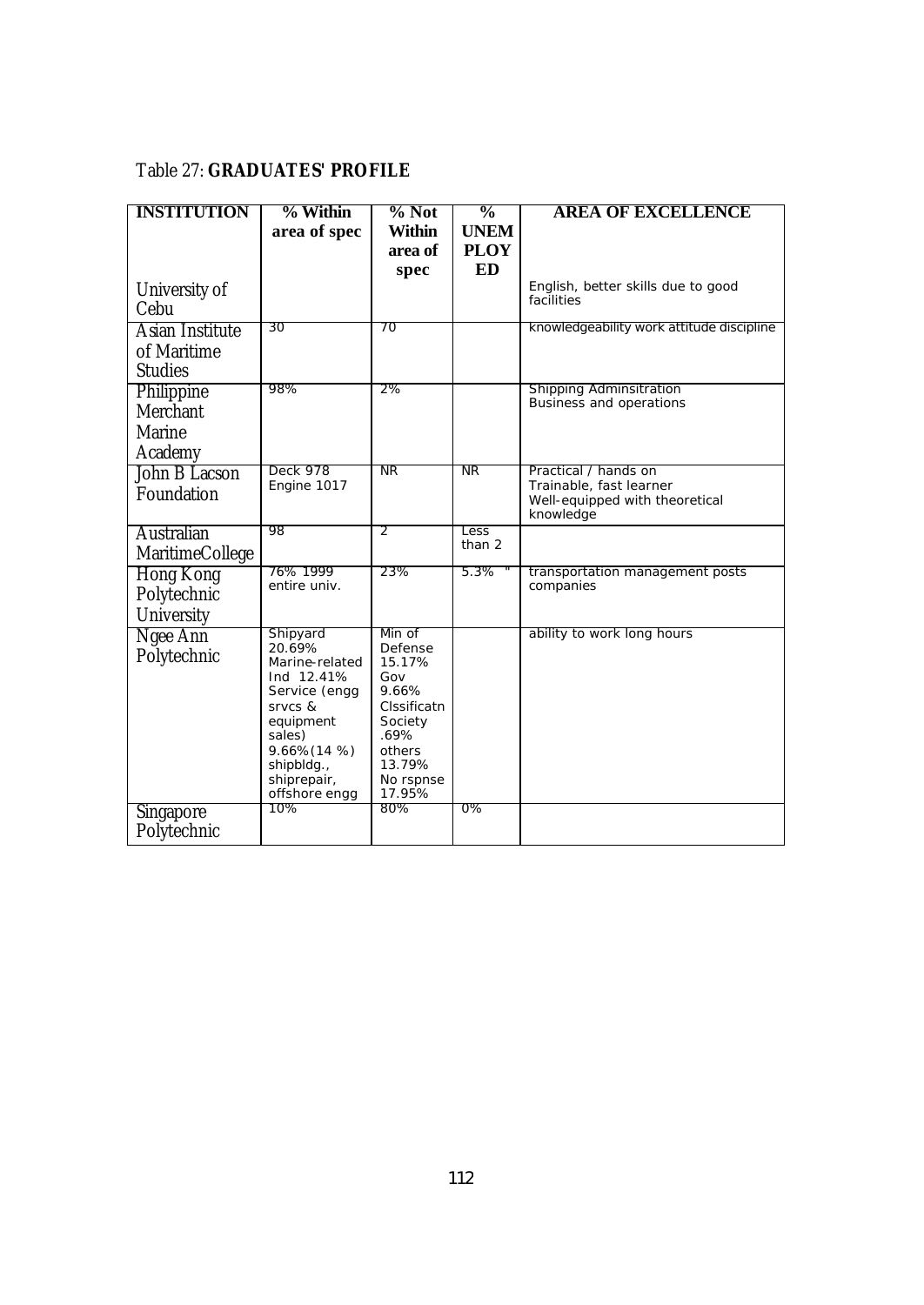Table 27: **GRADUATES' PROFILE**

| INSTITUTION | % Within area of spec | % Not Within area of spec | % UNEMPLOYED | AREA OF EXCELLENCE |
|---|---|---|---|---|
| University of Cebu | | | | English, better skills due to good facilities |
| Asian Institute of Maritime Studies | 30 | 70 | | knowledgeability work attitude discipline |
| Philippine Merchant Marine Academy | 98% | 2% | | Shipping Adminsitration Business and operations |
| John B Lacson Foundation | Deck 978 Engine 1017 | NR | NR | Practical / hands on Trainable, fast learner Well-equipped with theoretical knowledge |
| Australian MaritimeCollege | 98 | 2 | Less than 2 | |
| Hong Kong Polytechnic University | 76% 1999 entire univ. | 23% | 5.3% " | transportation management posts companies |
| Ngee Ann Polytechnic | Shipyard 20.69% Marine-related Ind 12.41% Service (engg srvcs & equipment sales) 9.66%(14 %) shipbldg., shiprepair, offshore engg | Min of Defense 15.17% Gov 9.66% Clssificatn Society .69% others 13.79% No rspnse 17.95% | | ability to work long hours |
| Singapore Polytechnic | 10% | 80% | 0% | |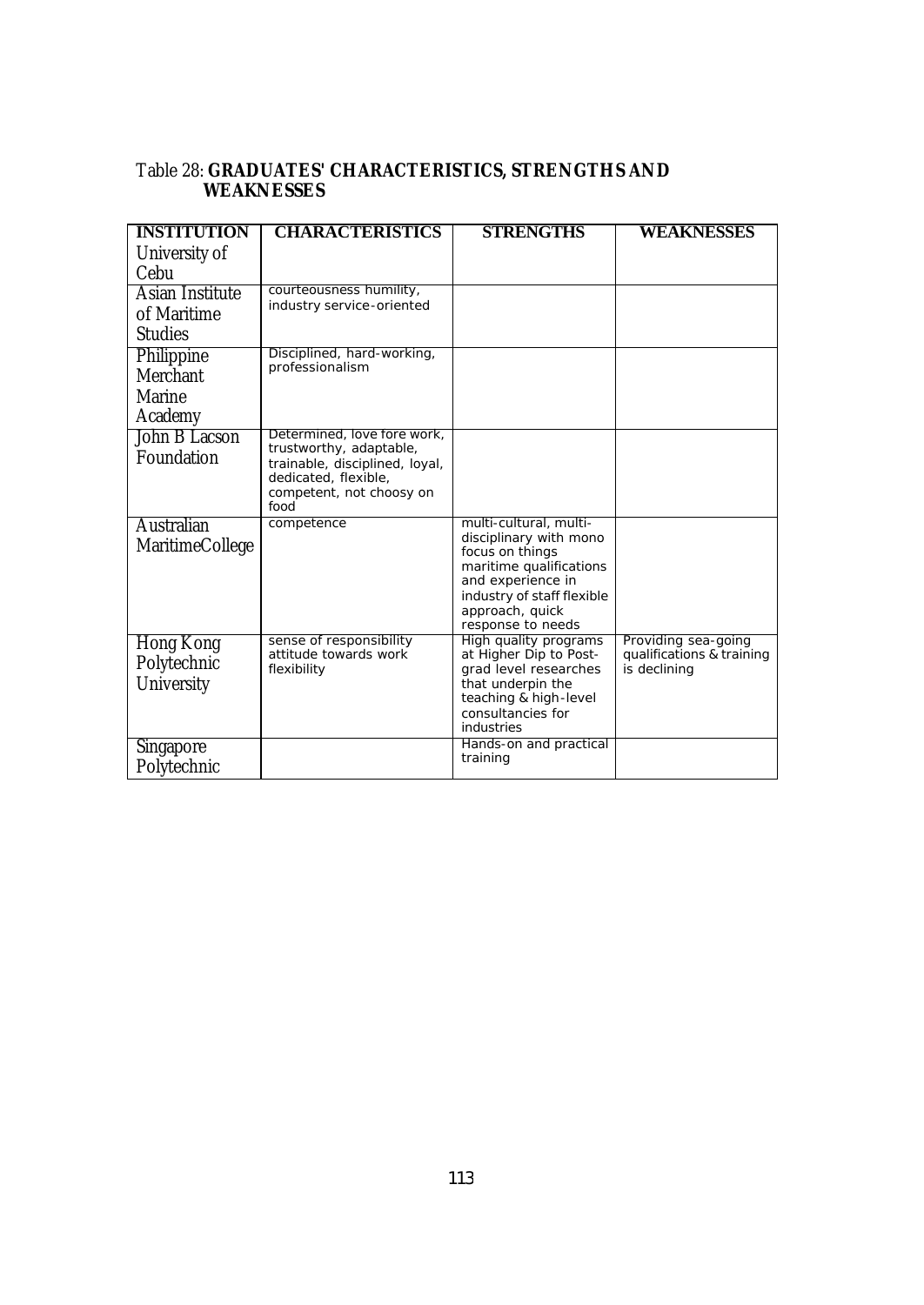Table 28: **GRADUATES' CHARACTERISTICS, STRENGTHS AND WEAKNESSES**

| INSTITUTION | CHARACTERISTICS | STRENGTHS | WEAKNESSES |
|---|---|---|---|
| University of Cebu | | | |
| Asian Institute of Maritime Studies | courteousness humility, industry service-oriented | | |
| Philippine Merchant Marine Academy | Disciplined, hard-working, professionalism | | |
| John B Lacson Foundation | Determined, love fore work, trustworthy, adaptable, trainable, disciplined, loyal, dedicated, flexible, competent, not choosy on food | | |
| Australian MaritimeCollege | competence | multi-cultural, multi-disciplinary with mono focus on things maritime qualifications and experience in industry of staff flexible approach, quick response to needs | |
| Hong Kong Polytechnic University | sense of responsibility attitude towards work flexibility | High quality programs at Higher Dip to Post-grad level researches that underpin the teaching & high-level consultancies for industries | Providing sea-going qualifications & training is declining |
| Singapore Polytechnic | | Hands-on and practical training | |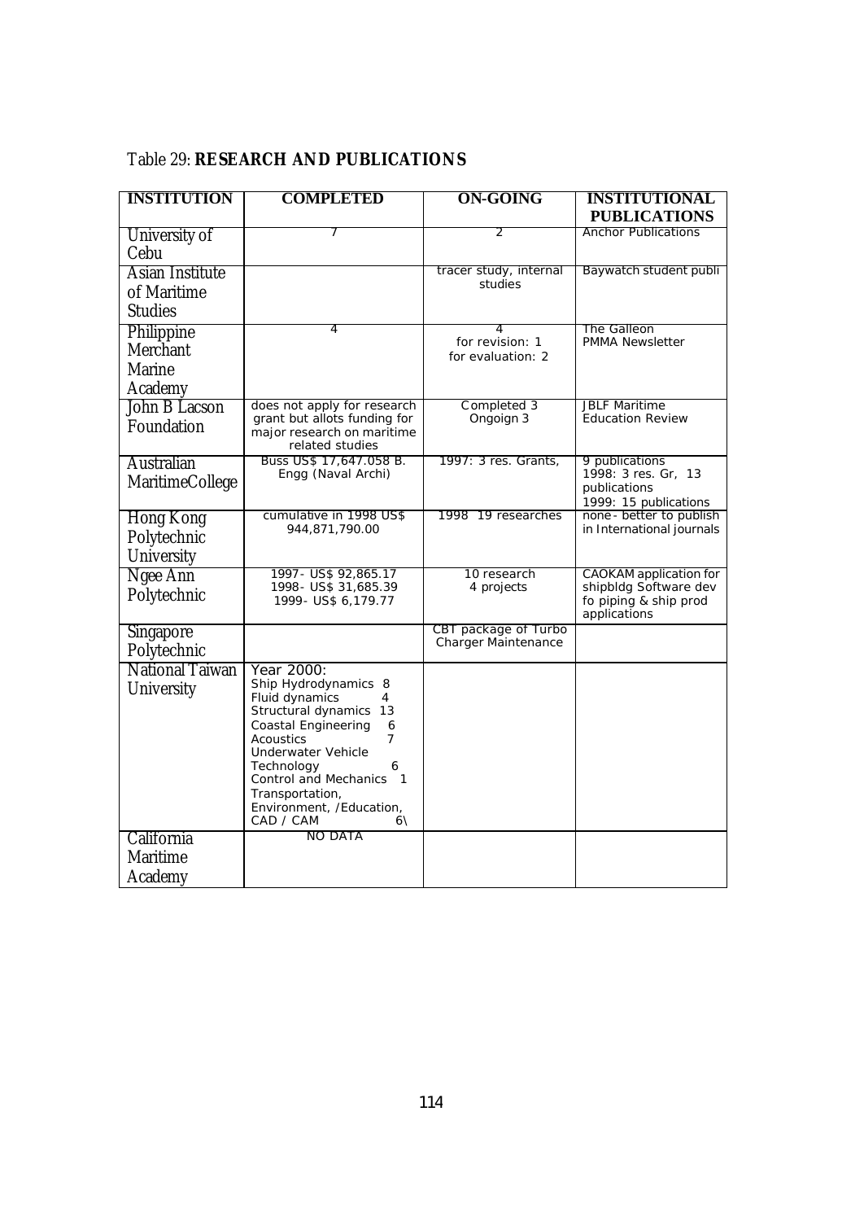Table 29: **RESEARCH AND PUBLICATIONS**

| INSTITUTION | COMPLETED | ON-GOING | INSTITUTIONAL PUBLICATIONS |
|---|---|---|---|
| University of Cebu | 7 | 2 | Anchor Publications |
| Asian Institute of Maritime Studies | | tracer study, internal studies | Baywatch student publi |
| Philippine Merchant Marine Academy | 4 | 4<br>for revision: 1<br>for evaluation: 2 | The Galleon<br>PMMA Newsletter |
| John B Lacson Foundation | does not apply for research grant but allots funding for major research on maritime related studies | Completed 3<br>Ongoign 3 | JBLF Maritime Education Review |
| Australian MaritimeCollege | Buss US$ 17,647.058 B. Engg (Naval Archi) | 1997: 3 res. Grants, | 9 publications<br>1998: 3 res. Gr, 13 publications<br>1999: 15 publications |
| Hong Kong Polytechnic University | cumulative in 1998 US$ 944,871,790.00 | 1998 19 researches | none - better to publish in International journals |
| Ngee Ann Polytechnic | 1997- US$ 92,865.17<br>1998- US$ 31,685.39<br>1999- US$ 6,179.77 | 10 research<br>4 projects | CAOKAM application for shipbldg Software dev fo piping & ship prod applications |
| Singapore Polytechnic | | CBT package of Turbo Charger Maintenance | |
| National Taiwan University | Year 2000:<br>Ship Hydrodynamics 8<br>Fluid dynamics 4<br>Structural dynamics 13<br>Coastal Engineering 6<br>Acoustics 7<br>Underwater Vehicle Technology 6<br>Control and Mechanics 1<br>Transportation, Environment, /Education, CAD / CAM 6\ | | |
| California Maritime Academy | NO DATA | | |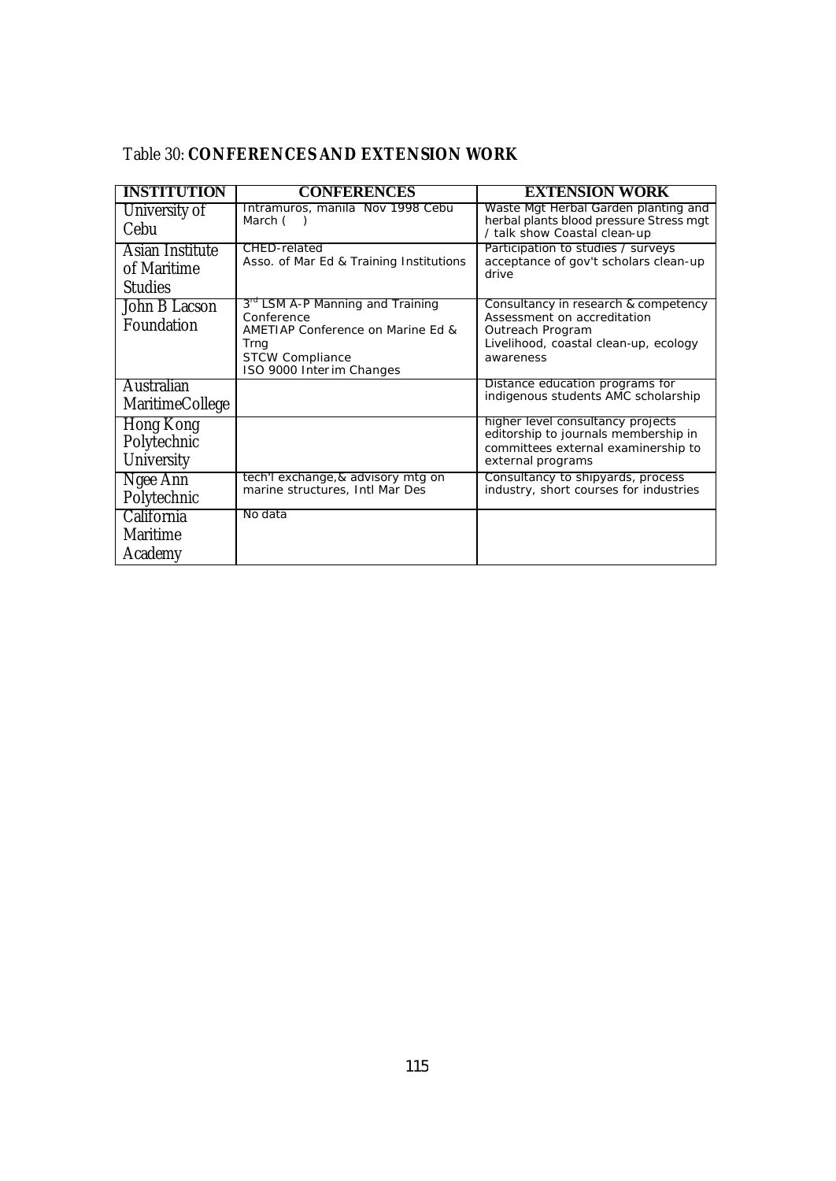Table 30: **CONFERENCES AND EXTENSION WORK**

| INSTITUTION | CONFERENCES | EXTENSION WORK |
|---|---|---|
| University of Cebu | Intramuros, manila Nov 1998 Cebu March ( ) | Waste Mgt Herbal Garden planting and herbal plants blood pressure Stress mgt / talk show Coastal clean-up |
| Asian Institute of Maritime Studies | CHED-related<br>Asso. of Mar Ed & Training Institutions | Participation to studies / surveys acceptance of gov't scholars clean-up drive |
| John B Lacson Foundation | 3rd LSM A-P Manning and Training Conference<br>AMETIAP Conference on Marine Ed & Trng<br>STCW Compliance<br>ISO 9000 Interim Changes | Consultancy in research & competency Assessment on accreditation<br>Outreach Program<br>Livelihood, coastal clean-up, ecology awareness |
| Australian MaritimeCollege | | Distance education programs for indigenous students AMC scholarship |
| Hong Kong Polytechnic University | | higher level consultancy projects editorship to journals membership in committees external examinership to external programs |
| Ngee Ann Polytechnic | tech'l exchange,& advisory mtg on marine structures, Intl Mar Des | Consultancy to shipyards, process industry, short courses for industries |
| California Maritime Academy | No data | |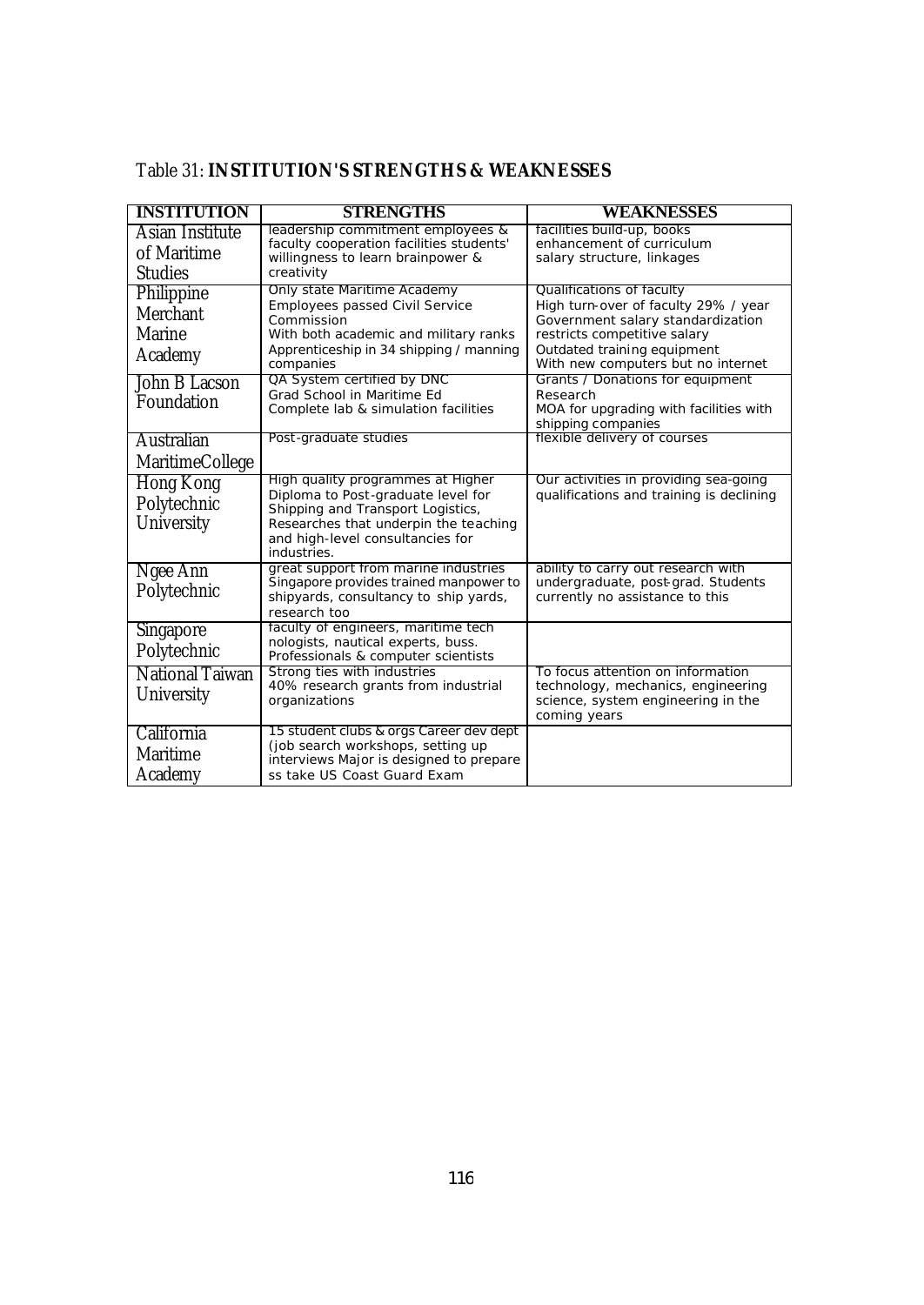Table 31: **INSTITUTION'S STRENGTHS & WEAKNESSES**

| INSTITUTION | STRENGTHS | WEAKNESSES |
|---|---|---|
| Asian Institute of Maritime Studies | leadership commitment employees & faculty cooperation facilities students' willingness to learn brainpower & creativity | facilities build-up, books enhancement of curriculum salary structure, linkages |
| Philippine Merchant Marine Academy | Only state Maritime Academy Employees passed Civil Service Commission With both academic and military ranks Apprenticeship in 34 shipping / manning companies | Qualifications of faculty High turn-over of faculty 29% / year Government salary standardization restricts competitive salary Outdated training equipment With new computers but no internet |
| John B Lacson Foundation | QA System certified by DNC Grad School in Maritime Ed Complete lab & simulation facilities | Grants / Donations for equipment Research MOA for upgrading with facilities with shipping companies |
| Australian MaritimeCollege | Post-graduate studies | flexible delivery of courses |
| Hong Kong Polytechnic University | High quality programmes at Higher Diploma to Post-graduate level for Shipping and Transport Logistics, Researches that underpin the teaching and high-level consultancies for industries. | Our activities in providing sea-going qualifications and training is declining |
| Ngee Ann Polytechnic | great support from marine industries Singapore provides trained manpower to shipyards, consultancy to ship yards, research too | ability to carry out research with undergraduate, post-grad. Students currently no assistance to this |
| Singapore Polytechnic | faculty of engineers, maritime tech nologists, nautical experts, buss. Professionals & computer scientists | |
| National Taiwan University | Strong ties with industries 40% research grants from industrial organizations | To focus attention on information technology, mechanics, engineering science, system engineering in the coming years |
| California Maritime Academy | 15 student clubs & orgs Career dev dept (job search workshops, setting up interviews Major is designed to prepare ss take US Coast Guard Exam | |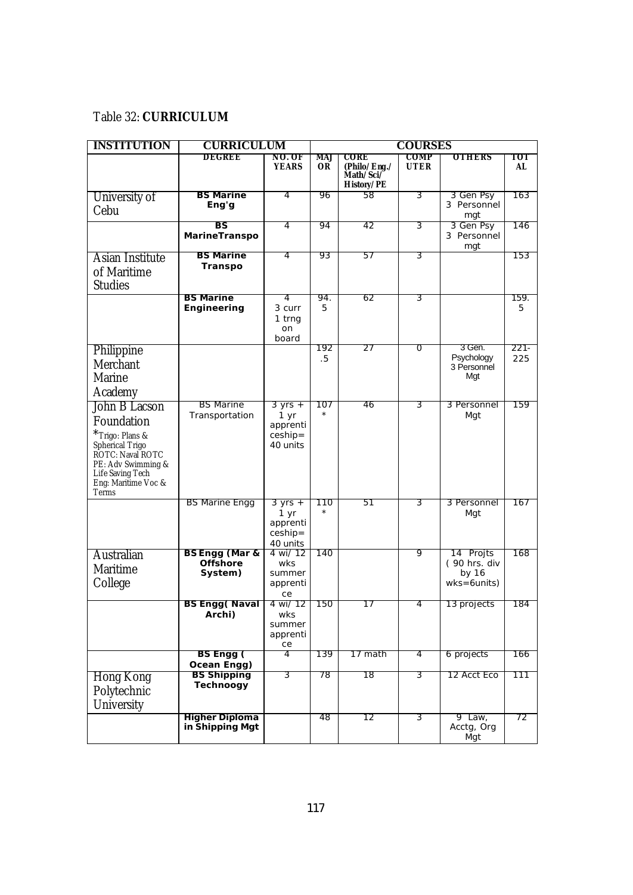Table 32: **CURRICULUM**

| INSTITUTION | CURRICULUM | | COURSES | | | | |
|---|---|---|---|---|---|---|---|
| | DEGREE | NO. OF YEARS | MAJOR | CORE (Philo/Eng./ Math/Sci/ History/PE | COMPUTER | OTHERS | TOTAL |
| University of Cebu | **BS Marine Eng'g** | 4 | 96 | 58 | 3 | 3 Gen Psy 3 Personnel mgt | 163 |
| | **BS MarineTranspo** | 4 | 94 | 42 | 3 | 3 Gen Psy 3 Personnel mgt | 146 |
| Asian Institute of Maritime Studies | **BS Marine Transpo** | 4 | 93 | 57 | 3 | | 153 |
| | **BS Marine Engineering** | 4 3 curr 1 trng on board | 94.5 | 62 | 3 | | 159.5 |
| Philippine Merchant Marine Academy | | | 192.5 | 27 | 0 | 3 Gen. Psychology 3 Personnel Mgt | 221-225 |
| John B Lacson Foundation *Trigo: Plans & Spherical Trigo ROTC: Naval ROTC PE: Adv Swimming & Life Saving Tech Eng: Maritime Voc & Terms | BS Marine Transportation | 3 yrs + 1 yr apprenticeship= 40 units | 107 * | 46 | 3 | 3 Personnel Mgt | 159 |
| | BS Marine Engg | 3 yrs + 1 yr apprenticeship= 40 units | 110 * | 51 | 3 | 3 Personnel Mgt | 167 |
| Australian Maritime College | **BS Engg (Mar & Offshore System)** | 4 wi/ 12 wks summer apprentice | 140 | | 9 | 14 Projts ( 90 hrs. div by 16 wks=6units) | 168 |
| | **BS Engg( Naval Archi)** | 4 wi/ 12 wks summer apprentice | 150 | 17 | 4 | 13 projects | 184 |
| | **BS Engg ( Ocean Engg)** | 4 | 139 | 17 math | 4 | 6 projects | 166 |
| Hong Kong Polytechnic University | **BS Shipping Technoogy** | 3 | 78 | 18 | 3 | 12 Acct Eco | 111 |
| | **Higher Diploma in Shipping Mgt** | | 48 | 12 | 3 | 9 Law, Acctg, Org Mgt | 72 |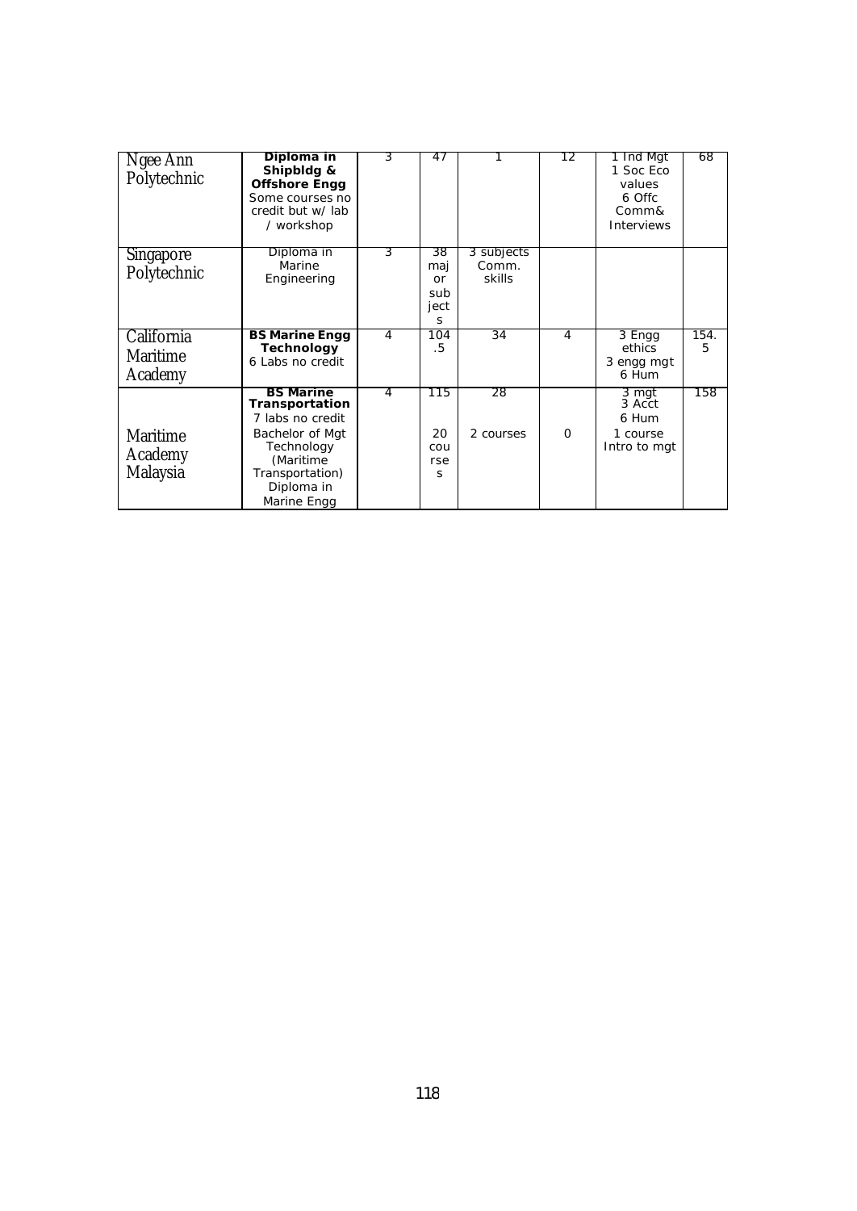| | | | | | | | |
|---|---|---|---|---|---|---|---|
| Ngee Ann Polytechnic | **Diploma in Shipbldg & Offshore Engg** Some courses no credit but w/ lab / workshop | 3 | 47 | 1 | 12 | 1 Ind Mgt 1 Soc Eco values 6 Offc Comm& Interviews | 68 |
| Singapore Polytechnic | Diploma in Marine Engineering | 3 | 38 major subjects | 3 subjects Comm. skills | | | |
| California Maritime Academy | **BS Marine Engg Technology** 6 Labs no credit | 4 | 104.5 | 34 | 4 | 3 Engg ethics 3 engg mgt 6 Hum | 154.5 |
| Maritime Academy Malaysia | **BS Marine Transportation** 7 labs no credit Bachelor of Mgt Technology (Maritime Transportation) Diploma in Marine Engg | 4 | 115 20 courses | 28 2 courses | 0 | 3 mgt 3 Acct 6 Hum 1 course Intro to mgt | 158 |